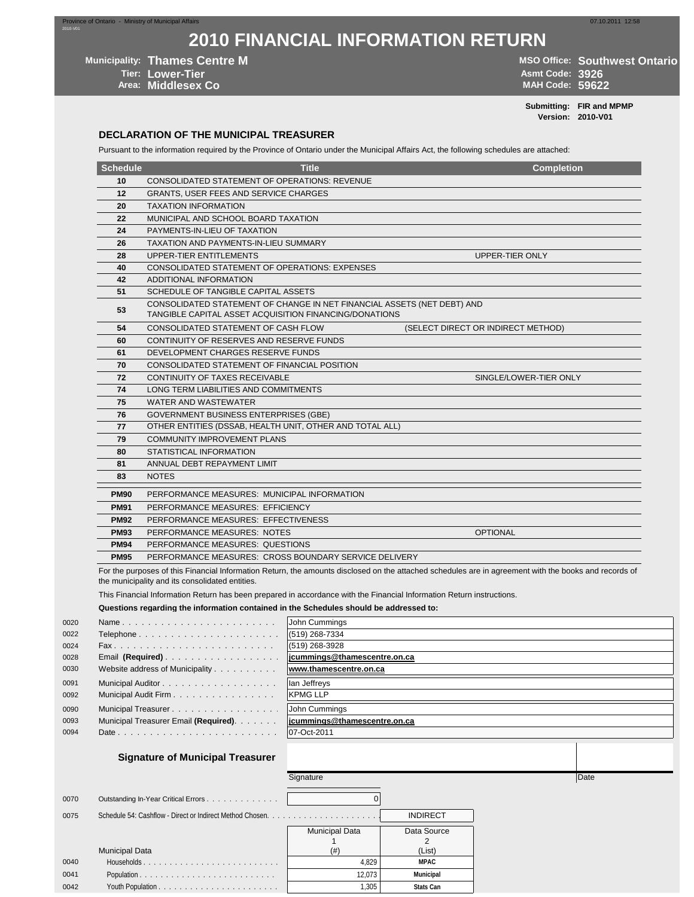Province of Ontario - Ministry of Municipal Affairs
2010-V01

07.10.2011 12:58

# 2010 FINANCIAL INFORMATION RETURN

**Municipality:** Thames Centre M
**Tier:** Lower-Tier
**Area:** Middlesex Co

**MSO Office:** Southwest Ontario
**Asmt Code:** 3926
**MAH Code:** 59622

**Submitting:** FIR and MPMP
**Version:** 2010-V01

## DECLARATION OF THE MUNICIPAL TREASURER

Pursuant to the information required by the Province of Ontario under the Municipal Affairs Act, the following schedules are attached:

| Schedule | Title | Completion |
|---|---|---|
| 10 | CONSOLIDATED STATEMENT OF OPERATIONS: REVENUE | |
| 12 | GRANTS, USER FEES AND SERVICE CHARGES | |
| 20 | TAXATION INFORMATION | |
| 22 | MUNICIPAL AND SCHOOL BOARD TAXATION | |
| 24 | PAYMENTS-IN-LIEU OF TAXATION | |
| 26 | TAXATION AND PAYMENTS-IN-LIEU SUMMARY | |
| 28 | UPPER-TIER ENTITLEMENTS | UPPER-TIER ONLY |
| 40 | CONSOLIDATED STATEMENT OF OPERATIONS: EXPENSES | |
| 42 | ADDITIONAL INFORMATION | |
| 51 | SCHEDULE OF TANGIBLE CAPITAL ASSETS | |
| 53 | CONSOLIDATED STATEMENT OF CHANGE IN NET FINANCIAL ASSETS (NET DEBT) AND TANGIBLE CAPITAL ASSET ACQUISITION FINANCING/DONATIONS | |
| 54 | CONSOLIDATED STATEMENT OF CASH FLOW (SELECT DIRECT OR INDIRECT METHOD) | |
| 60 | CONTINUITY OF RESERVES AND RESERVE FUNDS | |
| 61 | DEVELOPMENT CHARGES RESERVE FUNDS | |
| 70 | CONSOLIDATED STATEMENT OF FINANCIAL POSITION | |
| 72 | CONTINUITY OF TAXES RECEIVABLE | SINGLE/LOWER-TIER ONLY |
| 74 | LONG TERM LIABILITIES AND COMMITMENTS | |
| 75 | WATER AND WASTEWATER | |
| 76 | GOVERNMENT BUSINESS ENTERPRISES (GBE) | |
| 77 | OTHER ENTITIES (DSSAB, HEALTH UNIT, OTHER AND TOTAL ALL) | |
| 79 | COMMUNITY IMPROVEMENT PLANS | |
| 80 | STATISTICAL INFORMATION | |
| 81 | ANNUAL DEBT REPAYMENT LIMIT | |
| 83 | NOTES | |
| PM90 | PERFORMANCE MEASURES: MUNICIPAL INFORMATION | |
| PM91 | PERFORMANCE MEASURES: EFFICIENCY | |
| PM92 | PERFORMANCE MEASURES: EFFECTIVENESS | |
| PM93 | PERFORMANCE MEASURES: NOTES | OPTIONAL |
| PM94 | PERFORMANCE MEASURES: QUESTIONS | |
| PM95 | PERFORMANCE MEASURES: CROSS BOUNDARY SERVICE DELIVERY | |

For the purposes of this Financial Information Return, the amounts disclosed on the attached schedules are in agreement with the books and records of the municipality and its consolidated entities.

This Financial Information Return has been prepared in accordance with the Financial Information Return instructions.

**Questions regarding the information contained in the Schedules should be addressed to:**

| Line | Field | Value |
|---|---|---|
| 0020 | Name | John Cummings |
| 0022 | Telephone | (519) 268-7334 |
| 0024 | Fax | (519) 268-3928 |
| 0028 | Email **(Required)** | jcummings@thamescentre.on.ca |
| 0030 | Website address of Municipality | www.thamescentre.on.ca |
| 0091 | Municipal Auditor | Ian Jeffreys |
| 0092 | Municipal Audit Firm | KPMG LLP |
| 0090 | Municipal Treasurer | John Cummings |
| 0093 | Municipal Treasurer Email **(Required)** | jcummings@thamescentre.on.ca |
| 0094 | Date | 07-Oct-2011 |

**Signature of Municipal Treasurer**

Signature　　　　Date

| Line | Field | Value |
|---|---|---|
| 0070 | Outstanding In-Year Critical Errors | 0 |
| 0075 | Schedule 54: Cashflow - Direct or Indirect Method Chosen | INDIRECT |

| Line | Municipal Data | Municipal Data 1 (#) | Data Source 2 (List) |
|---|---|---|---|
| 0040 | Households | 4,829 | MPAC |
| 0041 | Population | 12,073 | Municipal |
| 0042 | Youth Population | 1,305 | Stats Can |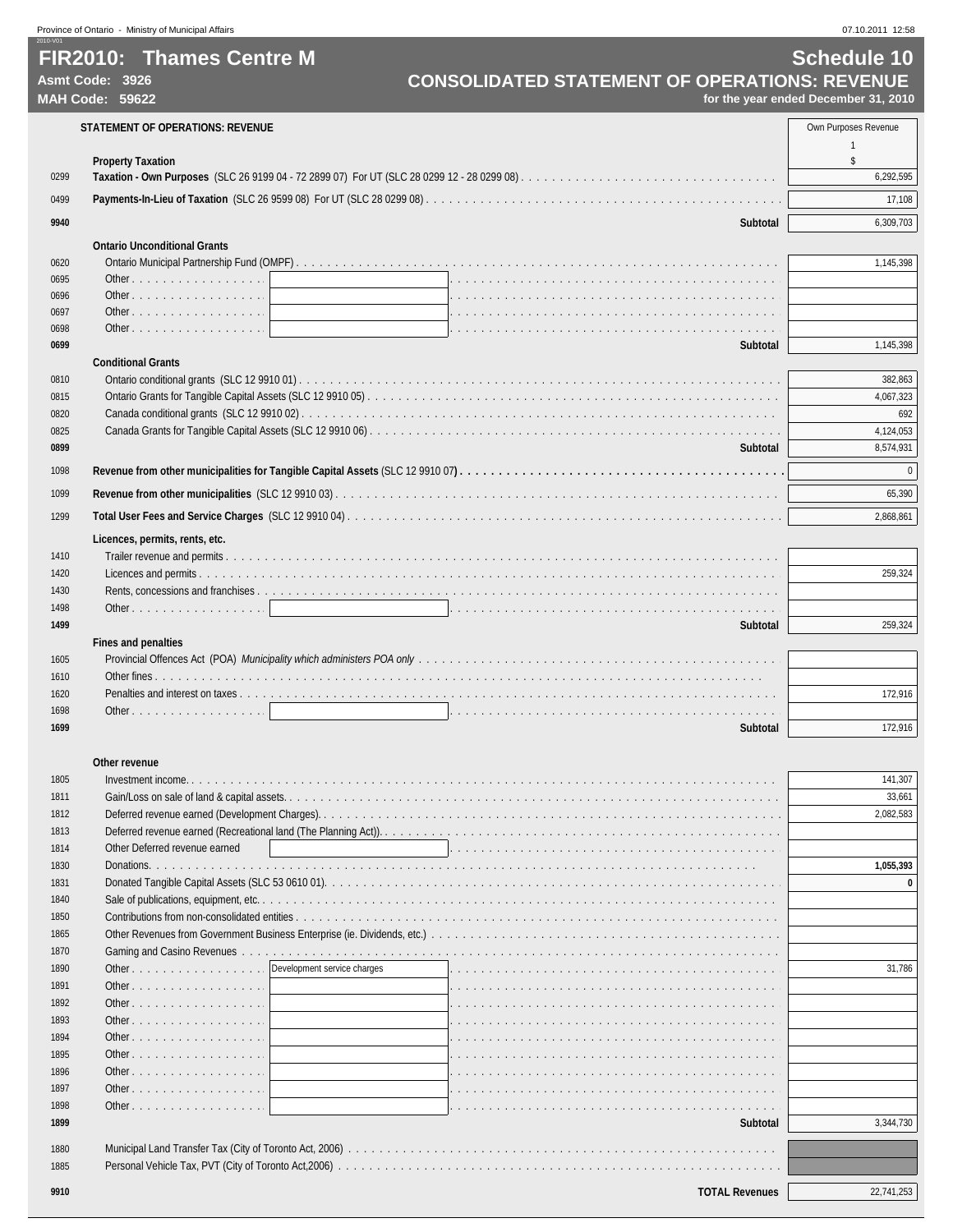# FIR2010: Thames Centre M

**Asmt Code: 3926**
**MAH Code: 59622**

## Schedule 10
## CONSOLIDATED STATEMENT OF OPERATIONS: REVENUE
**for the year ended December 31, 2010**

| Code | STATEMENT OF OPERATIONS: REVENUE | Own Purposes Revenue<br>1<br>$ |
|---|---|---|
| | **Property Taxation** | |
| 0299 | **Taxation - Own Purposes** (SLC 26 9199 04 - 72 2899 07) For UT (SLC 28 0299 12 - 28 0299 08) | 6,292,595 |
| 0499 | **Payments-In-Lieu of Taxation** (SLC 26 9599 08) For UT (SLC 28 0299 08) | 17,108 |
| **9940** | **Subtotal** | 6,309,703 |
| | **Ontario Unconditional Grants** | |
| 0620 | Ontario Municipal Partnership Fund (OMPF) | 1,145,398 |
| 0695 | Other | |
| 0696 | Other | |
| 0697 | Other | |
| 0698 | Other | |
| **0699** | **Subtotal** | 1,145,398 |
| | **Conditional Grants** | |
| 0810 | Ontario conditional grants (SLC 12 9910 01) | 382,863 |
| 0815 | Ontario Grants for Tangible Capital Assets (SLC 12 9910 05) | 4,067,323 |
| 0820 | Canada conditional grants (SLC 12 9910 02) | 692 |
| 0825 | Canada Grants for Tangible Capital Assets (SLC 12 9910 06) | 4,124,053 |
| **0899** | **Subtotal** | 8,574,931 |
| 1098 | **Revenue from other municipalities for Tangible Capital Assets** (SLC 12 9910 07**)** | 0 |
| 1099 | **Revenue from other municipalities** (SLC 12 9910 03) | 65,390 |
| 1299 | **Total User Fees and Service Charges** (SLC 12 9910 04) | 2,868,861 |
| | **Licences, permits, rents, etc.** | |
| 1410 | Trailer revenue and permits | |
| 1420 | Licences and permits | 259,324 |
| 1430 | Rents, concessions and franchises | |
| 1498 | Other | |
| **1499** | **Subtotal** | 259,324 |
| | **Fines and penalties** | |
| 1605 | Provincial Offences Act (POA) *Municipality which administers POA only* | |
| 1610 | Other fines | |
| 1620 | Penalties and interest on taxes | 172,916 |
| 1698 | Other | |
| **1699** | **Subtotal** | 172,916 |
| | **Other revenue** | |
| 1805 | Investment income | 141,307 |
| 1811 | Gain/Loss on sale of land & capital assets | 33,661 |
| 1812 | Deferred revenue earned (Development Charges) | 2,082,583 |
| 1813 | Deferred revenue earned (Recreational land (The Planning Act)) | |
| 1814 | Other Deferred revenue earned | |
| 1830 | Donations | **1,055,393** |
| 1831 | Donated Tangible Capital Assets (SLC 53 0610 01) | **0** |
| 1840 | Sale of publications, equipment, etc. | |
| 1850 | Contributions from non-consolidated entities | |
| 1865 | Other Revenues from Government Business Enterprise (ie. Dividends, etc.) | |
| 1870 | Gaming and Casino Revenues | |
| 1890 | Other: Development service charges | 31,786 |
| 1891 | Other | |
| 1892 | Other | |
| 1893 | Other | |
| 1894 | Other | |
| 1895 | Other | |
| 1896 | Other | |
| 1897 | Other | |
| 1898 | Other | |
| **1899** | **Subtotal** | 3,344,730 |
| 1880 | Municipal Land Transfer Tax (City of Toronto Act, 2006) | |
| 1885 | Personal Vehicle Tax, PVT (City of Toronto Act,2006) | |
| **9910** | **TOTAL Revenues** | 22,741,253 |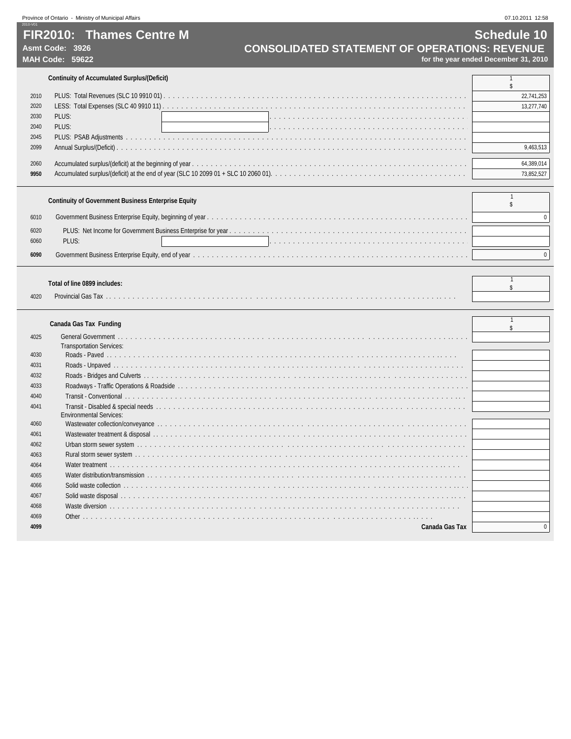# FIR2010: Thames Centre M

**Asmt Code: 3926**
**MAH Code: 59622**

## Schedule 10
## CONSOLIDATED STATEMENT OF OPERATIONS: REVENUE
**for the year ended December 31, 2010**

### Continuity of Accumulated Surplus/(Deficit)

| | | 1 $ |
|---|---|---|
| 2010 | PLUS: Total Revenues (SLC 10 9910 01) | 22,741,253 |
| 2020 | LESS: Total Expenses (SLC 40 9910 11) | 13,277,740 |
| 2030 | PLUS: | |
| 2040 | PLUS: | |
| 2045 | PLUS: PSAB Adjustments | |
| 2099 | Annual Surplus/(Deficit) | 9,463,513 |
| 2060 | Accumulated surplus/(deficit) at the beginning of year | 64,389,014 |
| **9950** | Accumulated surplus/(deficit) at the end of year (SLC 10 2099 01 + SLC 10 2060 01) | 73,852,527 |

### Continuity of Government Business Enterprise Equity

| | | 1 $ |
|---|---|---|
| 6010 | Government Business Enterprise Equity, beginning of year | 0 |
| 6020 | PLUS: Net Income for Government Business Enterprise for year | |
| 6060 | PLUS: | |
| **6090** | Government Business Enterprise Equity, end of year | 0 |

### Total of line 0899 includes:

| | | 1 $ |
|---|---|---|
| 4020 | Provincial Gas Tax | |

### Canada Gas Tax Funding

| | | 1 $ |
|---|---|---|
| 4025 | General Government | |
| | Transportation Services: | |
| 4030 | Roads - Paved | |
| 4031 | Roads - Unpaved | |
| 4032 | Roads - Bridges and Culverts | |
| 4033 | Roadways - Traffic Operations & Roadside | |
| 4040 | Transit - Conventional | |
| 4041 | Transit - Disabled & special needs | |
| | Environmental Services: | |
| 4060 | Wastewater collection/conveyance | |
| 4061 | Wastewater treatment & disposal | |
| 4062 | Urban storm sewer system | |
| 4063 | Rural storm sewer system | |
| 4064 | Water treatment | |
| 4065 | Water distribution/transmission | |
| 4066 | Solid waste collection | |
| 4067 | Solid waste disposal | |
| 4068 | Waste diversion | |
| 4069 | Other | |
| **4099** | **Canada Gas Tax** | 0 |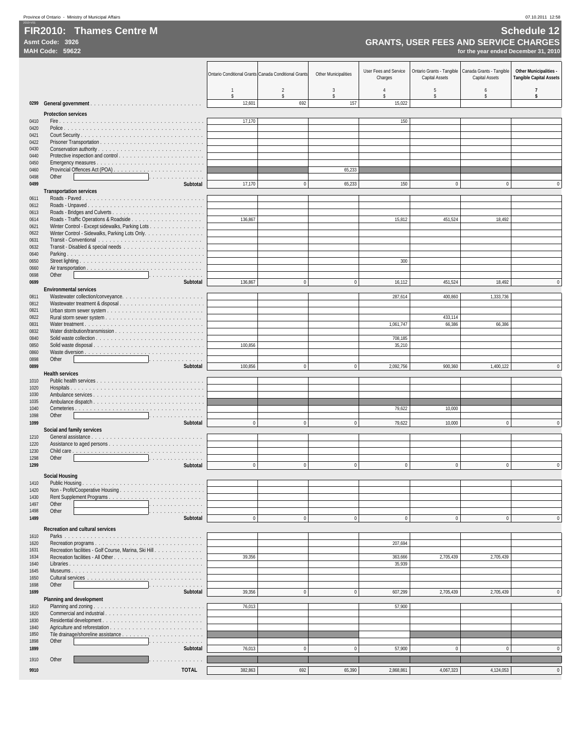# FIR2010: Thames Centre M

**Asmt Code: 3926**
**MAH Code: 59622**

## Schedule 12
## GRANTS, USER FEES AND SERVICE CHARGES
**for the year ended December 31, 2010**

| | | Ontario Conditional Grants | Canada Conditional Grants | Other Municipalities | User Fees and Service Charges | Ontario Grants - Tangible Capital Assets | Canada Grants - Tangible Capital Assets | Other Municipalities - Tangible Capital Assets |
|---|---|---|---|---|---|---|---|---|
| | | 1 | 2 | 3 | 4 | 5 | 6 | 7 |
| | | $ | $ | $ | $ | $ | $ | $ |
| 0299 | **General government** | 12,601 | 692 | 157 | 15,022 | | | |
| | **Protection services** | | | | | | | |
| 0410 | Fire | 17,170 | | | 150 | | | |
| 0420 | Police | | | | | | | |
| 0421 | Court Security | | | | | | | |
| 0422 | Prisoner Transportation | | | | | | | |
| 0430 | Conservation authority | | | | | | | |
| 0440 | Protective inspection and control | | | | | | | |
| 0450 | Emergency measures | | | | | | | |
| 0460 | Provincial Offences Act (POA) | | | 65,233 | | | | |
| 0498 | Other | | | | | | | |
| 0499 | **Subtotal** | 17,170 | 0 | 65,233 | 150 | 0 | 0 | 0 |
| | **Transportation services** | | | | | | | |
| 0611 | Roads - Paved | | | | | | | |
| 0612 | Roads - Unpaved | | | | | | | |
| 0613 | Roads - Bridges and Culverts | | | | | | | |
| 0614 | Roads - Traffic Operations & Roadside | 136,867 | | | 15,812 | 451,524 | 18,492 | |
| 0621 | Winter Control - Except sidewalks, Parking Lots | | | | | | | |
| 0622 | Winter Control - Sidewalks, Parking Lots Only | | | | | | | |
| 0631 | Transit - Conventional | | | | | | | |
| 0632 | Transit - Disabled & special needs | | | | | | | |
| 0640 | Parking | | | | | | | |
| 0650 | Street lighting | | | | 300 | | | |
| 0660 | Air transportation | | | | | | | |
| 0698 | Other | | | | | | | |
| 0699 | **Subtotal** | 136,867 | 0 | 0 | 16,112 | 451,524 | 18,492 | 0 |
| | **Environmental services** | | | | | | | |
| 0811 | Wastewater collection/conveyance | | | | 287,614 | 400,860 | 1,333,736 | |
| 0812 | Wastewater treatment & disposal | | | | | | | |
| 0821 | Urban storm sewer system | | | | | | | |
| 0822 | Rural storm sewer system | | | | | 433,114 | | |
| 0831 | Water treatment | | | | 1,061,747 | 66,386 | 66,386 | |
| 0832 | Water distribution/transmission | | | | | | | |
| 0840 | Solid waste collection | | | | 708,185 | | | |
| 0850 | Solid waste disposal | 100,856 | | | 35,210 | | | |
| 0860 | Waste diversion | | | | | | | |
| 0898 | Other | | | | | | | |
| 0899 | **Subtotal** | 100,856 | 0 | 0 | 2,092,756 | 900,360 | 1,400,122 | 0 |
| | **Health services** | | | | | | | |
| 1010 | Public health services | | | | | | | |
| 1020 | Hospitals | | | | | | | |
| 1030 | Ambulance services | | | | | | | |
| 1035 | Ambulance dispatch | | | | | | | |
| 1040 | Cemeteries | | | | 79,622 | 10,000 | | |
| 1098 | Other | | | | | | | |
| 1099 | **Subtotal** | 0 | 0 | 0 | 79,622 | 10,000 | 0 | 0 |
| | **Social and family services** | | | | | | | |
| 1210 | General assistance | | | | | | | |
| 1220 | Assistance to aged persons | | | | | | | |
| 1230 | Child care | | | | | | | |
| 1298 | Other | | | | | | | |
| 1299 | **Subtotal** | 0 | 0 | 0 | 0 | 0 | 0 | 0 |
| | **Social Housing** | | | | | | | |
| 1410 | Public Housing | | | | | | | |
| 1420 | Non - Profit/Cooperative Housing | | | | | | | |
| 1430 | Rent Supplement Programs | | | | | | | |
| 1497 | Other | | | | | | | |
| 1498 | Other | | | | | | | |
| 1499 | **Subtotal** | 0 | 0 | 0 | 0 | 0 | 0 | 0 |
| | **Recreation and cultural services** | | | | | | | |
| 1610 | Parks | | | | | | | |
| 1620 | Recreation programs | | | | 207,694 | | | |
| 1631 | Recreation facilities - Golf Course, Marina, Ski Hill | | | | | | | |
| 1634 | Recreation facilities - All Other | 39,356 | | | 363,666 | 2,705,439 | 2,705,439 | |
| 1640 | Libraries | | | | 35,939 | | | |
| 1645 | Museums | | | | | | | |
| 1650 | Cultural services | | | | | | | |
| 1698 | Other | | | | | | | |
| 1699 | **Subtotal** | 39,356 | 0 | 0 | 607,299 | 2,705,439 | 2,705,439 | 0 |
| | **Planning and development** | | | | | | | |
| 1810 | Planning and zoning | 76,013 | | | 57,900 | | | |
| 1820 | Commercial and industrial | | | | | | | |
| 1830 | Residential development | | | | | | | |
| 1840 | Agriculture and reforestation | | | | | | | |
| 1850 | Tile drainage/shoreline assistance | | | | | | | |
| 1898 | Other | | | | | | | |
| 1899 | **Subtotal** | 76,013 | 0 | 0 | 57,900 | 0 | 0 | 0 |
| 1910 | Other | | | | | | | |
| 9910 | **TOTAL** | 382,863 | 692 | 65,390 | 2,868,861 | 4,067,323 | 4,124,053 | 0 |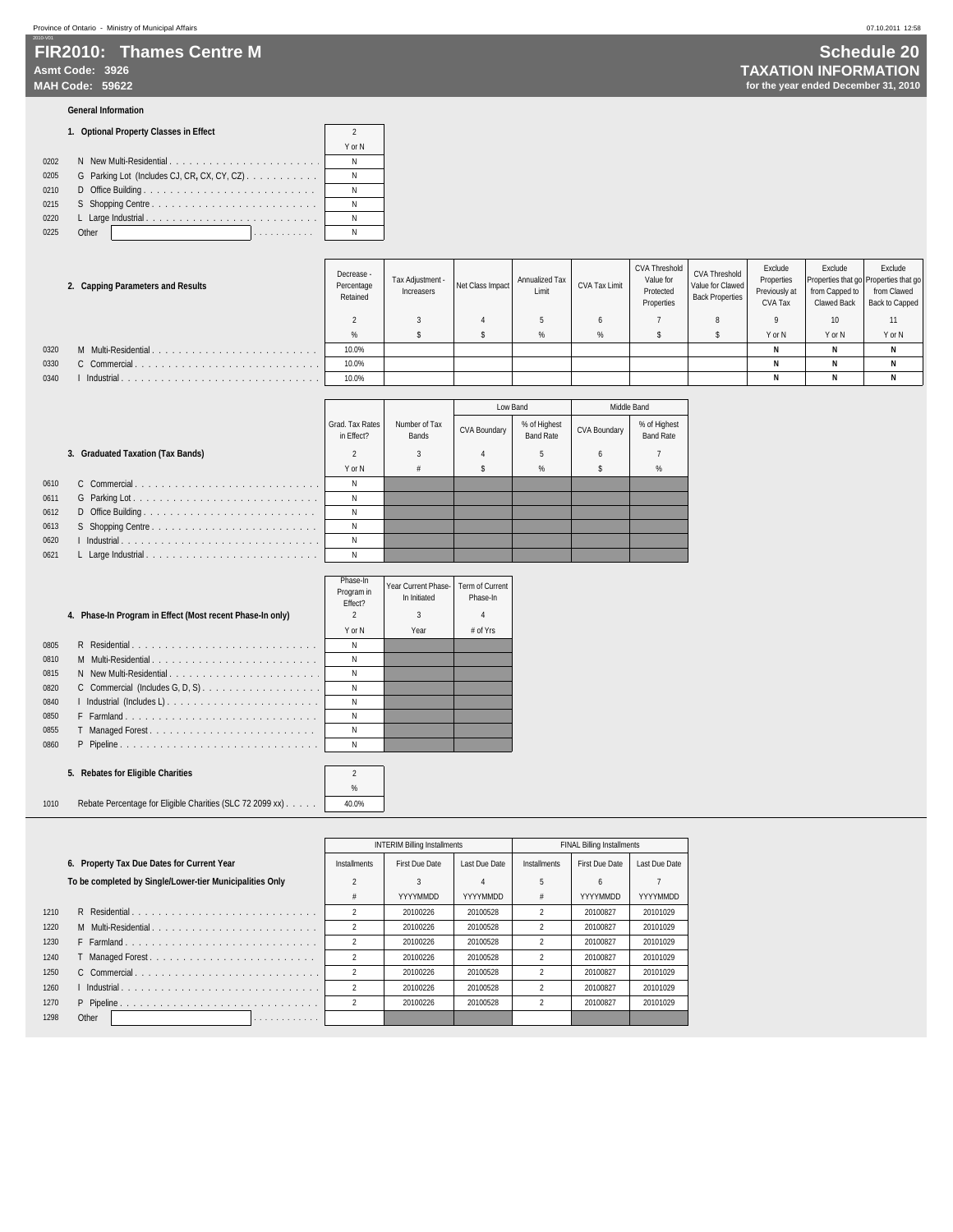# FIR2010: Thames Centre M

**Asmt Code: 3926**
**MAH Code: 59622**

## Schedule 20
## TAXATION INFORMATION
**for the year ended December 31, 2010**

### General Information

**1. Optional Property Classes in Effect**

| | | 2 |
|---|---|---|
| | | Y or N |
| 0202 | N New Multi-Residential | N |
| 0205 | G Parking Lot (Includes CJ, CR, CX, CY, CZ) | N |
| 0210 | D Office Building | N |
| 0215 | S Shopping Centre | N |
| 0220 | L Large Industrial | N |
| 0225 | Other | N |

**2. Capping Parameters and Results**

| | | Decrease - Percentage Retained | Tax Adjustment - Increasers | Net Class Impact | Annualized Tax Limit | CVA Tax Limit | CVA Threshold Value for Protected Properties | CVA Threshold Value for Clawed Back Properties | Exclude Properties Previously at CVA Tax | Exclude Properties that go from Capped to Clawed Back | Exclude Properties that go from Clawed Back to Capped |
|---|---|---|---|---|---|---|---|---|---|---|---|
| | | 2 | 3 | 4 | 5 | 6 | 7 | 8 | 9 | 10 | 11 |
| | | % | $ | $ | % | % | $ | $ | Y or N | Y or N | Y or N |
| 0320 | M Multi-Residential | 10.0% | | | | | | | N | N | N |
| 0330 | C Commercial | 10.0% | | | | | | | N | N | N |
| 0340 | I Industrial | 10.0% | | | | | | | N | N | N |

**3. Graduated Taxation (Tax Bands)**

| | | Grad. Tax Rates in Effect? | Number of Tax Bands | Low Band: CVA Boundary | Low Band: % of Highest Band Rate | Middle Band: CVA Boundary | Middle Band: % of Highest Band Rate |
|---|---|---|---|---|---|---|---|
| | | 2 | 3 | 4 | 5 | 6 | 7 |
| | | Y or N | # | $ | % | $ | % |
| 0610 | C Commercial | N | | | | | |
| 0611 | G Parking Lot | N | | | | | |
| 0612 | D Office Building | N | | | | | |
| 0613 | S Shopping Centre | N | | | | | |
| 0620 | I Industrial | N | | | | | |
| 0621 | L Large Industrial | N | | | | | |

**4. Phase-In Program in Effect (Most recent Phase-In only)**

| | | Phase-In Program in Effect? | Year Current Phase-In Initiated | Term of Current Phase-In |
|---|---|---|---|---|
| | | 2 | 3 | 4 |
| | | Y or N | Year | # of Yrs |
| 0805 | R Residential | N | | |
| 0810 | M Multi-Residential | N | | |
| 0815 | N New Multi-Residential | N | | |
| 0820 | C Commercial (Includes G, D, S) | N | | |
| 0840 | I Industrial (Includes L) | N | | |
| 0850 | F Farmland | N | | |
| 0855 | T Managed Forest | N | | |
| 0860 | P Pipeline | N | | |

**5. Rebates for Eligible Charities**

| | | 2 |
|---|---|---|
| | | % |
| 1010 | Rebate Percentage for Eligible Charities (SLC 72 2099 xx) | 40.0% |

**6. Property Tax Due Dates for Current Year**

**To be completed by Single/Lower-tier Municipalities Only**

| | | INTERIM Billing Installments: Installments | First Due Date | Last Due Date | FINAL Billing Installments: Installments | First Due Date | Last Due Date |
|---|---|---|---|---|---|---|---|
| | | 2 | 3 | 4 | 5 | 6 | 7 |
| | | # | YYYYMMDD | YYYYMMDD | # | YYYYMMDD | YYYYMMDD |
| 1210 | R Residential | 2 | 20100226 | 20100528 | 2 | 20100827 | 20101029 |
| 1220 | M Multi-Residential | 2 | 20100226 | 20100528 | 2 | 20100827 | 20101029 |
| 1230 | F Farmland | 2 | 20100226 | 20100528 | 2 | 20100827 | 20101029 |
| 1240 | T Managed Forest | 2 | 20100226 | 20100528 | 2 | 20100827 | 20101029 |
| 1250 | C Commercial | 2 | 20100226 | 20100528 | 2 | 20100827 | 20101029 |
| 1260 | I Industrial | 2 | 20100226 | 20100528 | 2 | 20100827 | 20101029 |
| 1270 | P Pipeline | 2 | 20100226 | 20100528 | 2 | 20100827 | 20101029 |
| 1298 | Other | | | | | | |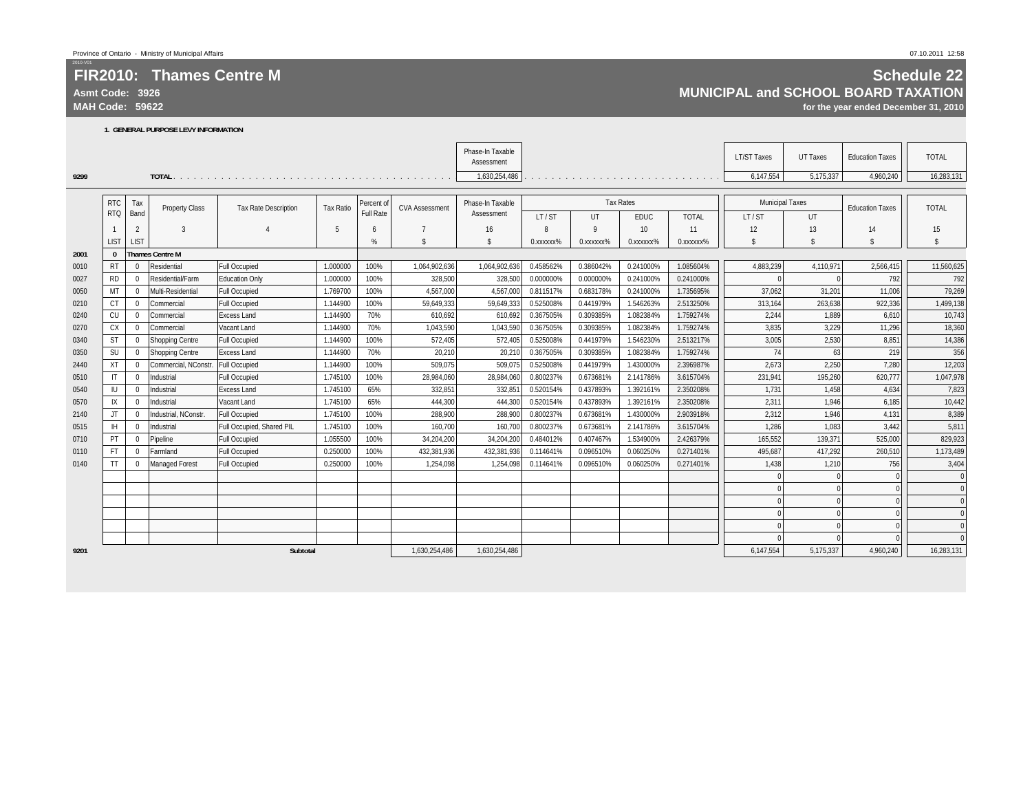Province of Ontario - Ministry of Municipal Affairs

2010-V01

# FIR2010: Thames Centre M

**Asmt Code: 3926**
**MAH Code: 59622**

## Schedule 22
## MUNICIPAL and SCHOOL BOARD TAXATION
**for the year ended December 31, 2010**

**1. GENERAL PURPOSE LEVY INFORMATION**

| | | Phase-In Taxable Assessment | LT/ST Taxes | UT Taxes | Education Taxes | TOTAL |
|---|---|---|---|---|---|---|
| 9299 | TOTAL | 1,630,254,486 | 6,147,554 | 5,175,337 | 4,960,240 | 16,283,131 |

| | RTC RTQ | Tax Band | Property Class | Tax Rate Description | Tax Ratio | Percent of Full Rate | CVA Assessment | Phase-In Taxable Assessment | Tax Rates | | | | Municipal Taxes | | Education Taxes | TOTAL |
|---|---|---|---|---|---|---|---|---|---|---|---|---|---|---|---|---|
| | | | | | | | | | LT / ST | UT | EDUC | TOTAL | LT / ST | UT | | |
| | 1 | 2 | 3 | 4 | 5 | 6 | 7 | 16 | 8 | 9 | 10 | 11 | 12 | 13 | 14 | 15 |
| | LIST | LIST | | | | % | $ | $ | 0.xxxxxx% | 0.xxxxxx% | 0.xxxxxx% | 0.xxxxxx% | $ | $ | $ | $ |
| 2001 | 0 | Thames Centre M | | | | | | | | | | | | | | |
| 0010 | RT | 0 | Residential | Full Occupied | 1.000000 | 100% | 1,064,902,636 | 1,064,902,636 | 0.458562% | 0.386042% | 0.241000% | 1.085604% | 4,883,239 | 4,110,971 | 2,566,415 | 11,560,625 |
| 0027 | RD | 0 | Residential/Farm | Education Only | 1.000000 | 100% | 328,500 | 328,500 | 0.000000% | 0.000000% | 0.241000% | 0.241000% | 0 | 0 | 792 | 792 |
| 0050 | MT | 0 | Multi-Residential | Full Occupied | 1.769700 | 100% | 4,567,000 | 4,567,000 | 0.811517% | 0.683178% | 0.241000% | 1.735695% | 37,062 | 31,201 | 11,006 | 79,269 |
| 0210 | CT | 0 | Commercial | Full Occupied | 1.144900 | 100% | 59,649,333 | 59,649,333 | 0.525008% | 0.441979% | 1.546263% | 2.513250% | 313,164 | 263,638 | 922,336 | 1,499,138 |
| 0240 | CU | 0 | Commercial | Excess Land | 1.144900 | 70% | 610,692 | 610,692 | 0.367505% | 0.309385% | 1.082384% | 1.759274% | 2,244 | 1,889 | 6,610 | 10,743 |
| 0270 | CX | 0 | Commercial | Vacant Land | 1.144900 | 70% | 1,043,590 | 1,043,590 | 0.367505% | 0.309385% | 1.082384% | 1.759274% | 3,835 | 3,229 | 11,296 | 18,360 |
| 0340 | ST | 0 | Shopping Centre | Full Occupied | 1.144900 | 100% | 572,405 | 572,405 | 0.525008% | 0.441979% | 1.546230% | 2.513217% | 3,005 | 2,530 | 8,851 | 14,386 |
| 0350 | SU | 0 | Shopping Centre | Excess Land | 1.144900 | 70% | 20,210 | 20,210 | 0.367505% | 0.309385% | 1.082384% | 1.759274% | 74 | 63 | 219 | 356 |
| 2440 | XT | 0 | Commercial, NConstr. | Full Occupied | 1.144900 | 100% | 509,075 | 509,075 | 0.525008% | 0.441979% | 1.430000% | 2.396987% | 2,673 | 2,250 | 7,280 | 12,203 |
| 0510 | IT | 0 | Industrial | Full Occupied | 1.745100 | 100% | 28,984,060 | 28,984,060 | 0.800237% | 0.673681% | 2.141786% | 3.615704% | 231,941 | 195,260 | 620,777 | 1,047,978 |
| 0540 | IU | 0 | Industrial | Excess Land | 1.745100 | 65% | 332,851 | 332,851 | 0.520154% | 0.437893% | 1.392161% | 2.350208% | 1,731 | 1,458 | 4,634 | 7,823 |
| 0570 | IX | 0 | Industrial | Vacant Land | 1.745100 | 65% | 444,300 | 444,300 | 0.520154% | 0.437893% | 1.392161% | 2.350208% | 2,311 | 1,946 | 6,185 | 10,442 |
| 2140 | JT | 0 | Industrial, NConstr. | Full Occupied | 1.745100 | 100% | 288,900 | 288,900 | 0.800237% | 0.673681% | 1.430000% | 2.903918% | 2,312 | 1,946 | 4,131 | 8,389 |
| 0515 | IH | 0 | Industrial | Full Occupied, Shared PIL | 1.745100 | 100% | 160,700 | 160,700 | 0.800237% | 0.673681% | 2.141786% | 3.615704% | 1,286 | 1,083 | 3,442 | 5,811 |
| 0710 | PT | 0 | Pipeline | Full Occupied | 1.055500 | 100% | 34,204,200 | 34,204,200 | 0.484012% | 0.407467% | 1.534900% | 2.426379% | 165,552 | 139,371 | 525,000 | 829,923 |
| 0110 | FT | 0 | Farmland | Full Occupied | 0.250000 | 100% | 432,381,936 | 432,381,936 | 0.114641% | 0.096510% | 0.060250% | 0.271401% | 495,687 | 417,292 | 260,510 | 1,173,489 |
| 0140 | TT | 0 | Managed Forest | Full Occupied | 0.250000 | 100% | 1,254,098 | 1,254,098 | 0.114641% | 0.096510% | 0.060250% | 0.271401% | 1,438 | 1,210 | 756 | 3,404 |
| | | | | | | | | | | | | | 0 | 0 | 0 | 0 |
| | | | | | | | | | | | | | 0 | 0 | 0 | 0 |
| | | | | | | | | | | | | | 0 | 0 | 0 | 0 |
| | | | | | | | | | | | | | 0 | 0 | 0 | 0 |
| | | | | | | | | | | | | | 0 | 0 | 0 | 0 |
| | | | | | | | | | | | | | 0 | 0 | 0 | 0 |
| 9201 | | | | Subtotal | | | 1,630,254,486 | 1,630,254,486 | | | | | 6,147,554 | 5,175,337 | 4,960,240 | 16,283,131 |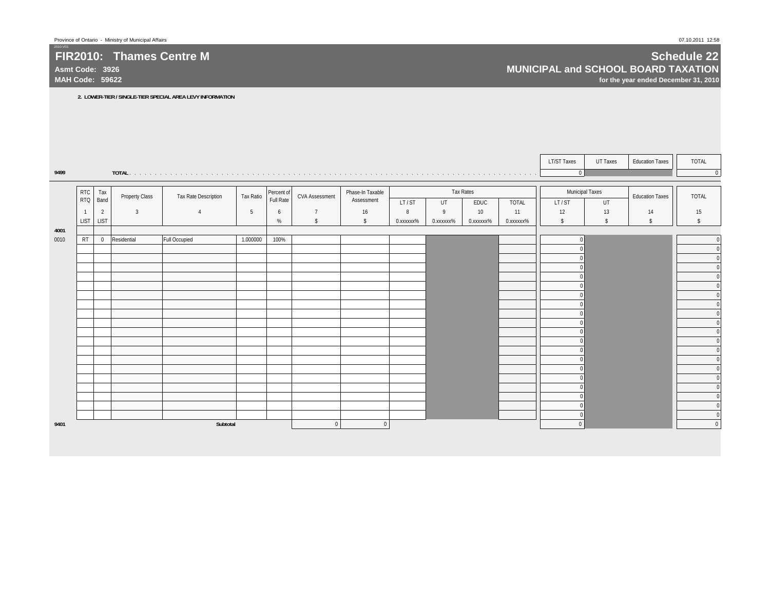# FIR2010: Thames Centre M

**Asmt Code: 3926**
**MAH Code: 59622**

## Schedule 22
## MUNICIPAL and SCHOOL BOARD TAXATION
**for the year ended December 31, 2010**

**2. LOWER-TIER / SINGLE-TIER SPECIAL AREA LEVY INFORMATION**

| | | LT/ST Taxes | UT Taxes | Education Taxes | TOTAL |
|---|---|---|---|---|---|
| 9499 | **TOTAL** | 0 | | | 0 |

| | RTC RTQ | Tax Band | Property Class | Tax Rate Description | Tax Ratio | Percent of Full Rate | CVA Assessment | Phase-In Taxable Assessment | Tax Rates | | | | Municipal Taxes | | Education Taxes | TOTAL |
|---|---|---|---|---|---|---|---|---|---|---|---|---|---|---|---|---|
| | | | | | | | | | LT / ST | UT | EDUC | TOTAL | LT / ST | UT | | |
| | 1 | 2 | 3 | 4 | 5 | 6 | 7 | 16 | 8 | 9 | 10 | 11 | 12 | 13 | 14 | 15 |
| | LIST | LIST | | | | % | $ | $ | 0.xxxxxx% | 0.xxxxxx% | 0.xxxxxx% | 0.xxxxxx% | $ | $ | $ | $ |
| 4001 | | | | | | | | | | | | | | | | |
| 0010 | RT | 0 | Residential | Full Occupied | 1.000000 | 100% | | | | | | | 0 | | | 0 |
| | | | | | | | | | | | | | 0 | | | 0 |
| | | | | | | | | | | | | | 0 | | | 0 |
| | | | | | | | | | | | | | 0 | | | 0 |
| | | | | | | | | | | | | | 0 | | | 0 |
| | | | | | | | | | | | | | 0 | | | 0 |
| | | | | | | | | | | | | | 0 | | | 0 |
| | | | | | | | | | | | | | 0 | | | 0 |
| | | | | | | | | | | | | | 0 | | | 0 |
| | | | | | | | | | | | | | 0 | | | 0 |
| | | | | | | | | | | | | | 0 | | | 0 |
| | | | | | | | | | | | | | 0 | | | 0 |
| | | | | | | | | | | | | | 0 | | | 0 |
| | | | | | | | | | | | | | 0 | | | 0 |
| | | | | | | | | | | | | | 0 | | | 0 |
| | | | | | | | | | | | | | 0 | | | 0 |
| | | | | | | | | | | | | | 0 | | | 0 |
| | | | | | | | | | | | | | 0 | | | 0 |
| | | | | | | | | | | | | | 0 | | | 0 |
| | | | | | | | | | | | | | 0 | | | 0 |
| 9401 | | | | **Subtotal** | | | 0 | 0 | | | | | 0 | | | 0 |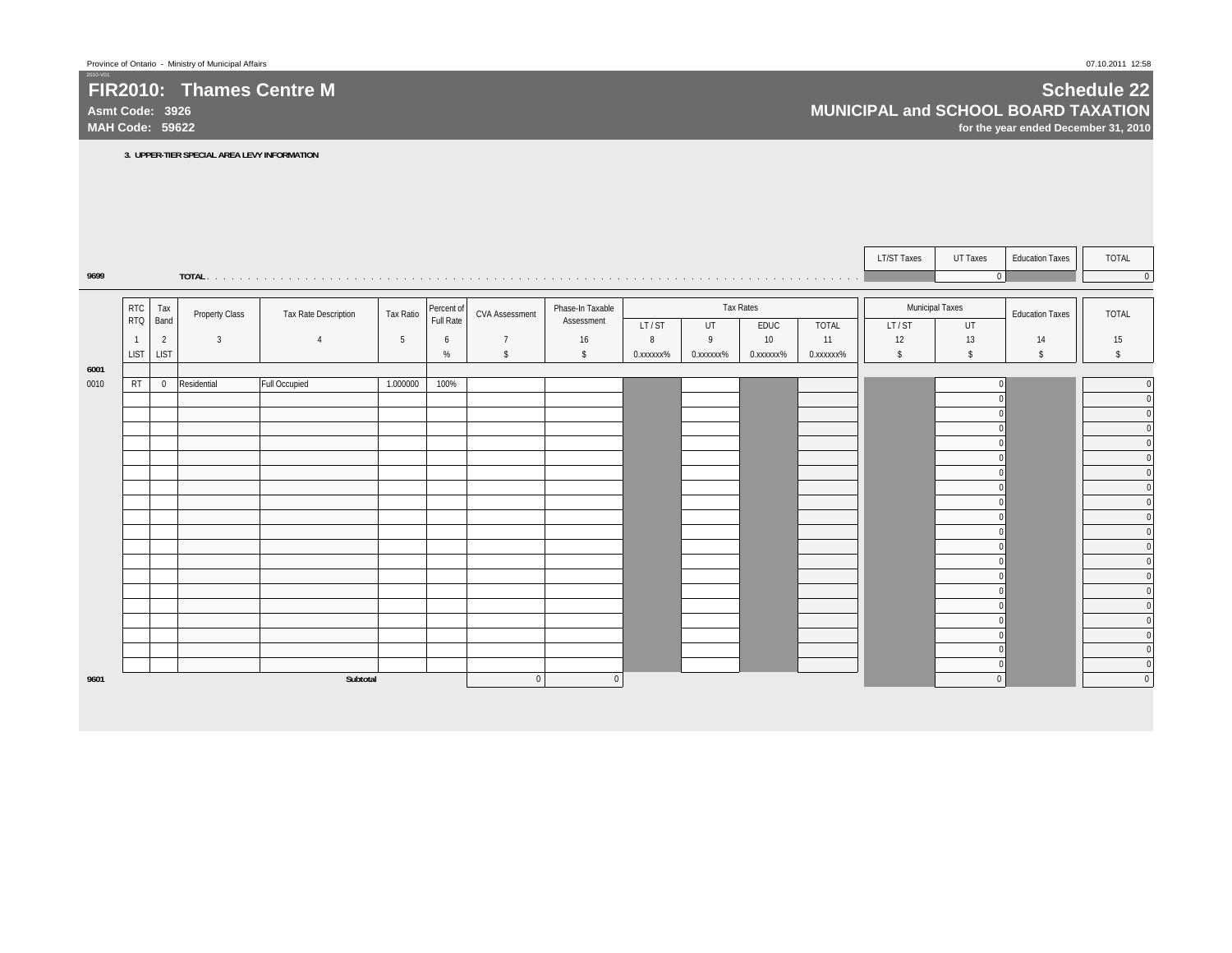# FIR2010: Thames Centre M

**Asmt Code: 3926**
**MAH Code: 59622**

## Schedule 22
## MUNICIPAL and SCHOOL BOARD TAXATION
**for the year ended December 31, 2010**

**3. UPPER-TIER SPECIAL AREA LEVY INFORMATION**

| | | LT/ST Taxes | UT Taxes | Education Taxes | TOTAL |
|---|---|---|---|---|---|
| 9699 | TOTAL | | 0 | | 0 |

| | RTC RTQ | Tax Band | Property Class | Tax Rate Description | Tax Ratio | Percent of Full Rate | CVA Assessment | Phase-In Taxable Assessment | Tax Rates LT / ST | Tax Rates UT | Tax Rates EDUC | Tax Rates TOTAL | Municipal Taxes LT / ST | Municipal Taxes UT | Education Taxes | TOTAL |
|---|---|---|---|---|---|---|---|---|---|---|---|---|---|---|---|---|
| | 1 | 2 | 3 | 4 | 5 | 6 | 7 | 16 | 8 | 9 | 10 | 11 | 12 | 13 | 14 | 15 |
| | LIST | LIST | | | | % | $ | $ | 0.xxxxxx% | 0.xxxxxx% | 0.xxxxxx% | 0.xxxxxx% | $ | $ | $ | $ |
| 6001 | | | | | | | | | | | | | | | | |
| 0010 | RT | 0 | Residential | Full Occupied | 1.000000 | 100% | | | | | | | | 0 | | 0 |
| | | | | | | | | | | | | | | 0 | | 0 |
| | | | | | | | | | | | | | | 0 | | 0 |
| | | | | | | | | | | | | | | 0 | | 0 |
| | | | | | | | | | | | | | | 0 | | 0 |
| | | | | | | | | | | | | | | 0 | | 0 |
| | | | | | | | | | | | | | | 0 | | 0 |
| | | | | | | | | | | | | | | 0 | | 0 |
| | | | | | | | | | | | | | | 0 | | 0 |
| | | | | | | | | | | | | | | 0 | | 0 |
| | | | | | | | | | | | | | | 0 | | 0 |
| | | | | | | | | | | | | | | 0 | | 0 |
| | | | | | | | | | | | | | | 0 | | 0 |
| | | | | | | | | | | | | | | 0 | | 0 |
| | | | | | | | | | | | | | | 0 | | 0 |
| | | | | | | | | | | | | | | 0 | | 0 |
| | | | | | | | | | | | | | | 0 | | 0 |
| | | | | | | | | | | | | | | 0 | | 0 |
| | | | | | | | | | | | | | | 0 | | 0 |
| | | | | | | | | | | | | | | 0 | | 0 |
| 9601 | | | | Subtotal | | | 0 | 0 | | | | | | 0 | | 0 |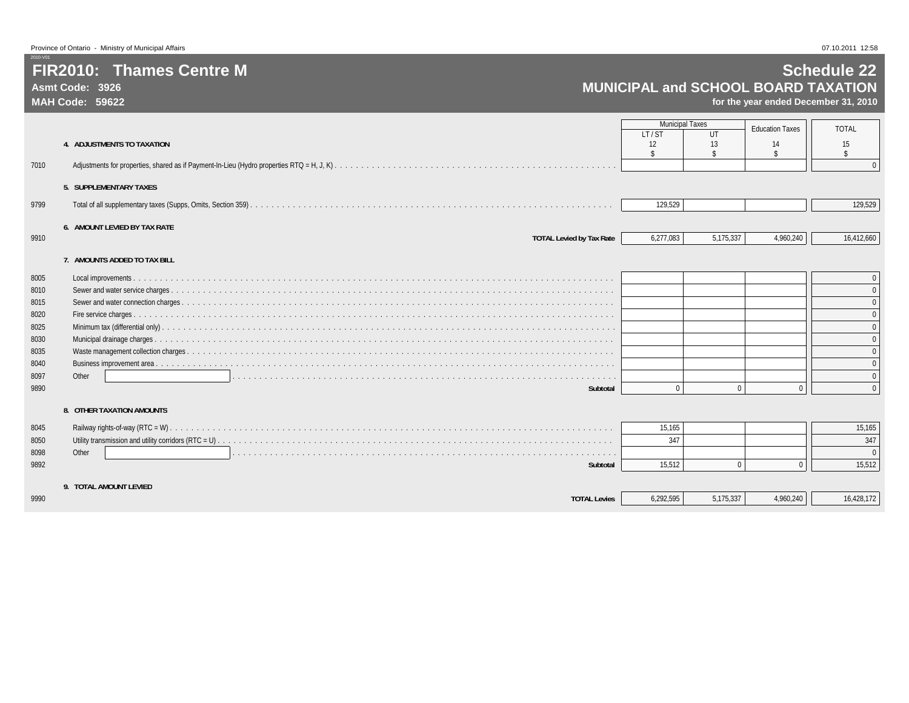Province of Ontario - Ministry of Municipal Affairs

07.10.2011 12:58

# FIR2010: Thames Centre M

**Asmt Code: 3926**

**MAH Code: 59622**

## Schedule 22

## MUNICIPAL and SCHOOL BOARD TAXATION

**for the year ended December 31, 2010**

| | | Municipal Taxes | | Education Taxes | TOTAL |
|---|---|---|---|---|---|
| | | LT / ST | UT | | |
| | | 12 | 13 | 14 | 15 |
| | | $ | $ | $ | $ |
| | **4. ADJUSTMENTS TO TAXATION** | | | | |
| 7010 | Adjustments for properties, shared as if Payment-In-Lieu (Hydro properties RTQ = H, J, K) | | | | 0 |
| | **5. SUPPLEMENTARY TAXES** | | | | |
| 9799 | Total of all supplementary taxes (Supps, Omits, Section 359) | 129,529 | | | 129,529 |
| | **6. AMOUNT LEVIED BY TAX RATE** | | | | |
| 9910 | **TOTAL Levied by Tax Rate** | 6,277,083 | 5,175,337 | 4,960,240 | 16,412,660 |
| | **7. AMOUNTS ADDED TO TAX BILL** | | | | |
| 8005 | Local improvements | | | | 0 |
| 8010 | Sewer and water service charges | | | | 0 |
| 8015 | Sewer and water connection charges | | | | 0 |
| 8020 | Fire service charges | | | | 0 |
| 8025 | Minimum tax (differential only) | | | | 0 |
| 8030 | Municipal drainage charges | | | | 0 |
| 8035 | Waste management collection charges | | | | 0 |
| 8040 | Business improvement area | | | | 0 |
| 8097 | Other | | | | 0 |
| 9890 | **Subtotal** | 0 | 0 | 0 | 0 |
| | **8. OTHER TAXATION AMOUNTS** | | | | |
| 8045 | Railway rights-of-way (RTC = W) | 15,165 | | | 15,165 |
| 8050 | Utility transmission and utility corridors (RTC = U) | 347 | | | 347 |
| 8098 | Other | | | | 0 |
| 9892 | **Subtotal** | 15,512 | 0 | 0 | 15,512 |
| | **9. TOTAL AMOUNT LEVIED** | | | | |
| 9990 | **TOTAL Levies** | 6,292,595 | 5,175,337 | 4,960,240 | 16,428,172 |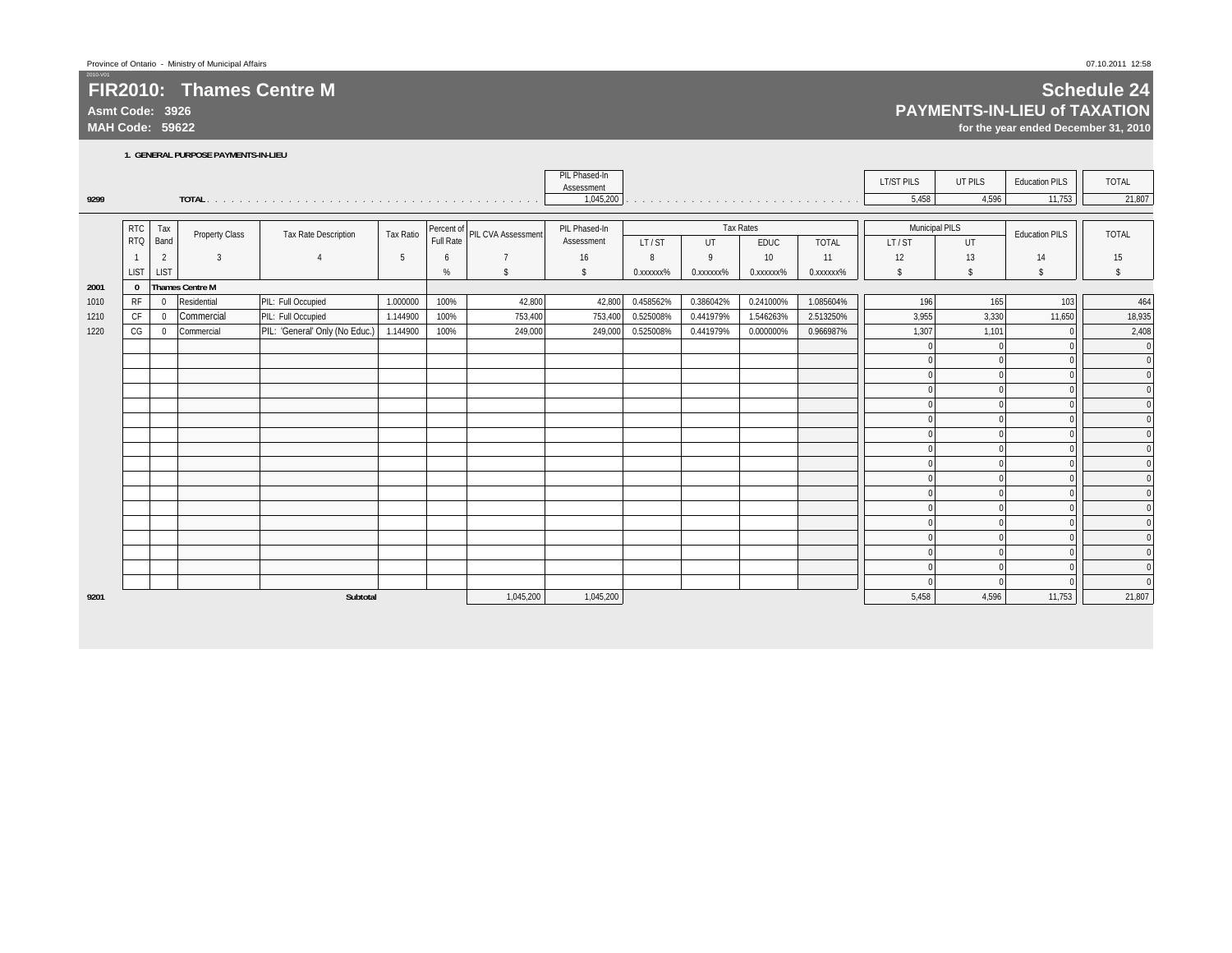Province of Ontario - Ministry of Municipal Affairs

2010-V01

# FIR2010: Thames Centre M

**Asmt Code: 3926**
**MAH Code: 59622**

## Schedule 24
## PAYMENTS-IN-LIEU of TAXATION
**for the year ended December 31, 2010**

**1. GENERAL PURPOSE PAYMENTS-IN-LIEU**

| | | PIL Phased-In Assessment | LT/ST PILS | UT PILS | Education PILS | TOTAL |
|---|---|---|---|---|---|---|
| 9299 | TOTAL | 1,045,200 | 5,458 | 4,596 | 11,753 | 21,807 |

| | RTC RTQ | Tax Band | Property Class | Tax Rate Description | Tax Ratio | Percent of Full Rate | PIL CVA Assessment | PIL Phased-In Assessment | Tax Rates LT / ST | UT | EDUC | TOTAL | Municipal PILS LT / ST | UT | Education PILS | TOTAL |
|---|---|---|---|---|---|---|---|---|---|---|---|---|---|---|---|---|
| | 1 | 2 | 3 | 4 | 5 | 6 | 7 | 16 | 8 | 9 | 10 | 11 | 12 | 13 | 14 | 15 |
| | LIST | LIST | | | | % | $ | $ | 0.xxxxxx% | 0.xxxxxx% | 0.xxxxxx% | 0.xxxxxx% | $ | $ | $ | $ |
| 2001 | 0 | Thames Centre M | | | | | | | | | | | | | | |
| 1010 | RF | 0 | Residential | PIL: Full Occupied | 1.000000 | 100% | 42,800 | 42,800 | 0.458562% | 0.386042% | 0.241000% | 1.085604% | 196 | 165 | 103 | 464 |
| 1210 | CF | 0 | Commercial | PIL: Full Occupied | 1.144900 | 100% | 753,400 | 753,400 | 0.525008% | 0.441979% | 1.546263% | 2.513250% | 3,955 | 3,330 | 11,650 | 18,935 |
| 1220 | CG | 0 | Commercial | PIL: 'General' Only (No Educ.) | 1.144900 | 100% | 249,000 | 249,000 | 0.525008% | 0.441979% | 0.000000% | 0.966987% | 1,307 | 1,101 | 0 | 2,408 |
| | | | | | | | | | | | | | 0 | 0 | 0 | 0 |
| | | | | | | | | | | | | | 0 | 0 | 0 | 0 |
| | | | | | | | | | | | | | 0 | 0 | 0 | 0 |
| | | | | | | | | | | | | | 0 | 0 | 0 | 0 |
| | | | | | | | | | | | | | 0 | 0 | 0 | 0 |
| | | | | | | | | | | | | | 0 | 0 | 0 | 0 |
| | | | | | | | | | | | | | 0 | 0 | 0 | 0 |
| | | | | | | | | | | | | | 0 | 0 | 0 | 0 |
| | | | | | | | | | | | | | 0 | 0 | 0 | 0 |
| | | | | | | | | | | | | | 0 | 0 | 0 | 0 |
| | | | | | | | | | | | | | 0 | 0 | 0 | 0 |
| | | | | | | | | | | | | | 0 | 0 | 0 | 0 |
| | | | | | | | | | | | | | 0 | 0 | 0 | 0 |
| | | | | | | | | | | | | | 0 | 0 | 0 | 0 |
| | | | | | | | | | | | | | 0 | 0 | 0 | 0 |
| | | | | | | | | | | | | | 0 | 0 | 0 | 0 |
| | | | | | | | | | | | | | 0 | 0 | 0 | 0 |
| 9201 | | | | Subtotal | | | 1,045,200 | 1,045,200 | | | | | 5,458 | 4,596 | 11,753 | 21,807 |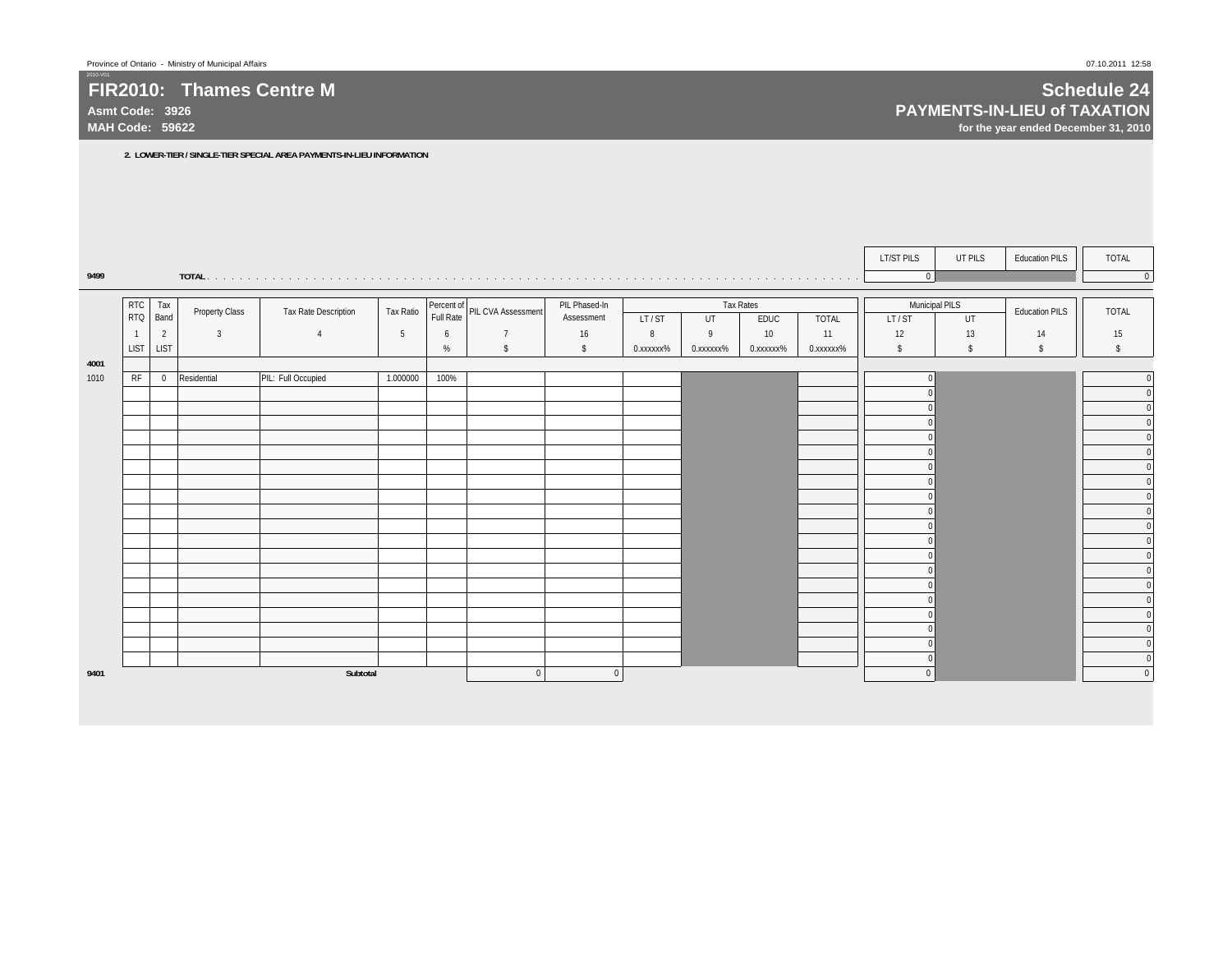# FIR2010: Thames Centre M

**Asmt Code: 3926**
**MAH Code: 59622**

## Schedule 24
## PAYMENTS-IN-LIEU of TAXATION
**for the year ended December 31, 2010**

**2. LOWER-TIER / SINGLE-TIER SPECIAL AREA PAYMENTS-IN-LIEU INFORMATION**

| | | LT/ST PILS | UT PILS | Education PILS | TOTAL |
|---|---|---|---|---|---|
| 9499 | TOTAL | 0 | | | 0 |

| | RTC RTQ | Tax Band | Property Class | Tax Rate Description | Tax Ratio | Percent of Full Rate | PIL CVA Assessment | PIL Phased-In Assessment | Tax Rates | | | | Municipal PILS | | Education PILS | TOTAL |
|---|---|---|---|---|---|---|---|---|---|---|---|---|---|---|---|---|
| | | | | | | | | | LT / ST | UT | EDUC | TOTAL | LT / ST | UT | | |
| | 1 | 2 | 3 | 4 | 5 | 6 | 7 | 16 | 8 | 9 | 10 | 11 | 12 | 13 | 14 | 15 |
| | LIST | LIST | | | | % | $ | $ | 0.xxxxxx% | 0.xxxxxx% | 0.xxxxxx% | 0.xxxxxx% | $ | $ | $ | $ |
| 4001 | | | | | | | | | | | | | | | | |
| 1010 | RF | 0 | Residential | PIL: Full Occupied | 1.000000 | 100% | | | | | | | 0 | | | 0 |
| | | | | | | | | | | | | | 0 | | | 0 |
| | | | | | | | | | | | | | 0 | | | 0 |
| | | | | | | | | | | | | | 0 | | | 0 |
| | | | | | | | | | | | | | 0 | | | 0 |
| | | | | | | | | | | | | | 0 | | | 0 |
| | | | | | | | | | | | | | 0 | | | 0 |
| | | | | | | | | | | | | | 0 | | | 0 |
| | | | | | | | | | | | | | 0 | | | 0 |
| | | | | | | | | | | | | | 0 | | | 0 |
| | | | | | | | | | | | | | 0 | | | 0 |
| | | | | | | | | | | | | | 0 | | | 0 |
| | | | | | | | | | | | | | 0 | | | 0 |
| | | | | | | | | | | | | | 0 | | | 0 |
| | | | | | | | | | | | | | 0 | | | 0 |
| | | | | | | | | | | | | | 0 | | | 0 |
| | | | | | | | | | | | | | 0 | | | 0 |
| | | | | | | | | | | | | | 0 | | | 0 |
| | | | | | | | | | | | | | 0 | | | 0 |
| | | | | | | | | | | | | | 0 | | | 0 |
| 9401 | | | | Subtotal | | | 0 | 0 | | | | | 0 | | | 0 |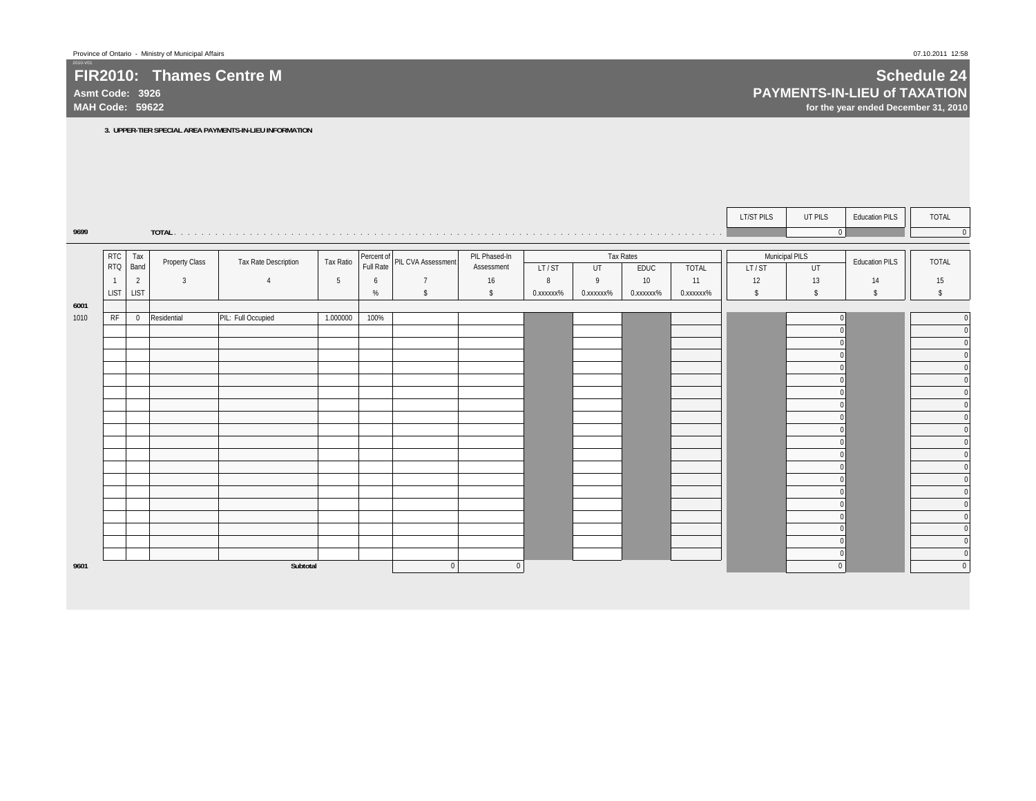# FIR2010: Thames Centre M

**Asmt Code: 3926**
**MAH Code: 59622**

## Schedule 24
## PAYMENTS-IN-LIEU of TAXATION
**for the year ended December 31, 2010**

**3. UPPER-TIER SPECIAL AREA PAYMENTS-IN-LIEU INFORMATION**

| | | LT/ST PILS | UT PILS | Education PILS | TOTAL |
|---|---|---|---|---|---|
| 9699 | TOTAL | | 0 | | 0 |

| | RTC RTQ | Tax Band | Property Class | Tax Rate Description | Tax Ratio | Percent of Full Rate | PIL CVA Assessment | PIL Phased-In Assessment | Tax Rates | | | | Municipal PILS | | Education PILS | TOTAL |
|---|---|---|---|---|---|---|---|---|---|---|---|---|---|---|---|---|
| | | | | | | | | | LT / ST | UT | EDUC | TOTAL | LT / ST | UT | | |
| | 1 | 2 | 3 | 4 | 5 | 6 | 7 | 16 | 8 | 9 | 10 | 11 | 12 | 13 | 14 | 15 |
| | LIST | LIST | | | | % | $ | $ | 0.xxxxxx% | 0.xxxxxx% | 0.xxxxxx% | 0.xxxxxx% | $ | $ | $ | $ |
| 6001 | | | | | | | | | | | | | | | | |
| 1010 | RF | 0 | Residential | PIL: Full Occupied | 1.000000 | 100% | | | | | | | | 0 | | 0 |
| | | | | | | | | | | | | | | 0 | | 0 |
| | | | | | | | | | | | | | | 0 | | 0 |
| | | | | | | | | | | | | | | 0 | | 0 |
| | | | | | | | | | | | | | | 0 | | 0 |
| | | | | | | | | | | | | | | 0 | | 0 |
| | | | | | | | | | | | | | | 0 | | 0 |
| | | | | | | | | | | | | | | 0 | | 0 |
| | | | | | | | | | | | | | | 0 | | 0 |
| | | | | | | | | | | | | | | 0 | | 0 |
| | | | | | | | | | | | | | | 0 | | 0 |
| | | | | | | | | | | | | | | 0 | | 0 |
| | | | | | | | | | | | | | | 0 | | 0 |
| | | | | | | | | | | | | | | 0 | | 0 |
| | | | | | | | | | | | | | | 0 | | 0 |
| | | | | | | | | | | | | | | 0 | | 0 |
| | | | | | | | | | | | | | | 0 | | 0 |
| | | | | | | | | | | | | | | 0 | | 0 |
| | | | | | | | | | | | | | | 0 | | 0 |
| | | | | | | | | | | | | | | 0 | | 0 |
| 9601 | | | | Subtotal | | | 0 | 0 | | | | | | 0 | | 0 |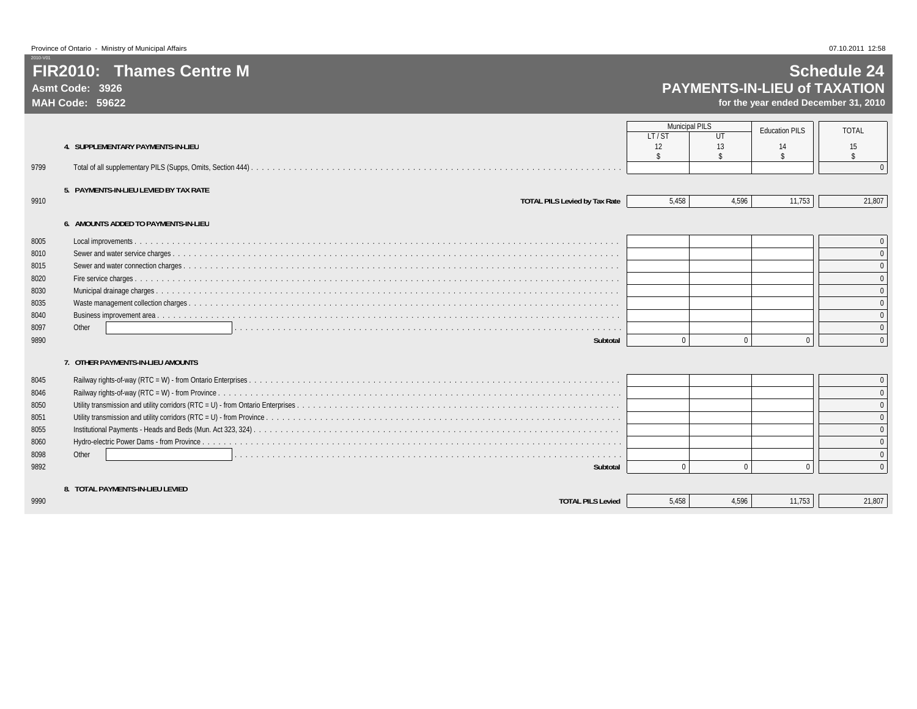# FIR2010: Thames Centre M

**Asmt Code: 3926**

**MAH Code: 59622**

## Schedule 24
## PAYMENTS-IN-LIEU of TAXATION
**for the year ended December 31, 2010**

| | | Municipal PILS | | Education PILS | TOTAL |
|---|---|---|---|---|---|
| | | LT / ST | UT | | |
| | | 12 | 13 | 14 | 15 |
| | | $ | $ | $ | $ |
| | **4. SUPPLEMENTARY PAYMENTS-IN-LIEU** | | | | |
| 9799 | Total of all supplementary PILS (Supps, Omits, Section 444) | | | | 0 |
| | **5. PAYMENTS-IN-LIEU LEVIED BY TAX RATE** | | | | |
| 9910 | **TOTAL PILS Levied by Tax Rate** | 5,458 | 4,596 | 11,753 | 21,807 |
| | **6. AMOUNTS ADDED TO PAYMENTS-IN-LIEU** | | | | |
| 8005 | Local improvements | | | | 0 |
| 8010 | Sewer and water service charges | | | | 0 |
| 8015 | Sewer and water connection charges | | | | 0 |
| 8020 | Fire service charges | | | | 0 |
| 8030 | Municipal drainage charges | | | | 0 |
| 8035 | Waste management collection charges | | | | 0 |
| 8040 | Business improvement area | | | | 0 |
| 8097 | Other | | | | 0 |
| 9890 | **Subtotal** | 0 | 0 | 0 | 0 |
| | **7. OTHER PAYMENTS-IN-LIEU AMOUNTS** | | | | |
| 8045 | Railway rights-of-way (RTC = W) - from Ontario Enterprises | | | | 0 |
| 8046 | Railway rights-of-way (RTC = W) - from Province | | | | 0 |
| 8050 | Utility transmission and utility corridors (RTC = U) - from Ontario Enterprises | | | | 0 |
| 8051 | Utility transmission and utility corridors (RTC = U) - from Province | | | | 0 |
| 8055 | Institutional Payments - Heads and Beds (Mun. Act 323, 324) | | | | 0 |
| 8060 | Hydro-electric Power Dams - from Province | | | | 0 |
| 8098 | Other | | | | 0 |
| 9892 | **Subtotal** | 0 | 0 | 0 | 0 |
| | **8. TOTAL PAYMENTS-IN-LIEU LEVIED** | | | | |
| 9990 | **TOTAL PILS Levied** | 5,458 | 4,596 | 11,753 | 21,807 |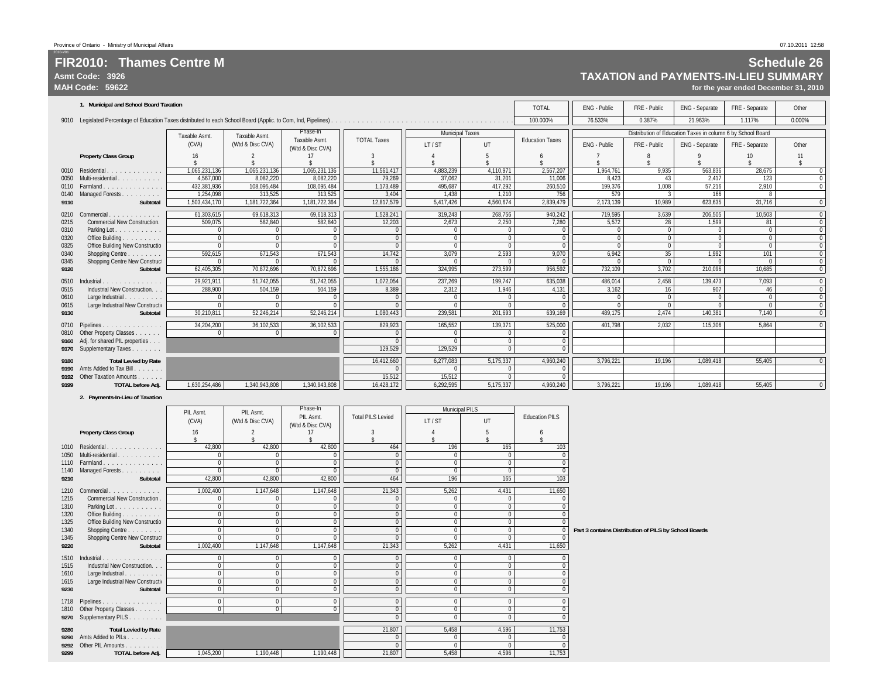Province of Ontario - Ministry of Municipal Affairs

# FIR2010: Thames Centre M

**Asmt Code: 3926**
**MAH Code: 59622**

## Schedule 26
### TAXATION and PAYMENTS-IN-LIEU SUMMARY
**for the year ended December 31, 2010**

### 1. Municipal and School Board Taxation

| | | TOTAL | ENG - Public | FRE - Public | ENG - Separate | FRE - Separate | Other |
|---|---|---|---|---|---|---|---|
| 9010 | Legislated Percentage of Education Taxes distributed to each School Board (Applic. to Com, Ind, Pipelines) | 100.000% | 76.533% | 0.387% | 21.963% | 1.117% | 0.000% |

| | Property Class Group | Taxable Asmt. (CVA) | Taxable Asmt. (Wtd & Disc CVA) | Phase-In Taxable Asmt. (Wtd & Disc CVA) | TOTAL Taxes | Municipal Taxes LT / ST | Municipal Taxes UT | Education Taxes | ENG - Public | FRE - Public | ENG - Separate | FRE - Separate | Other |
|---|---|---|---|---|---|---|---|---|---|---|---|---|---|
| | | 16 | 2 | 17 | 3 | 4 | 5 | 6 | 7 | 8 | 9 | 10 | 11 |
| | | $ | $ | $ | $ | $ | $ | $ | $ | $ | $ | $ | $ |
| 0010 | Residential | 1,065,231,136 | 1,065,231,136 | 1,065,231,136 | 11,561,417 | 4,883,239 | 4,110,971 | 2,567,207 | 1,964,761 | 9,935 | 563,836 | 28,675 | 0 |
| 0050 | Multi-residential | 4,567,000 | 8,082,220 | 8,082,220 | 79,269 | 37,062 | 31,201 | 11,006 | 8,423 | 43 | 2,417 | 123 | 0 |
| 0110 | Farmland | 432,381,936 | 108,095,484 | 108,095,484 | 1,173,489 | 495,687 | 417,292 | 260,510 | 199,376 | 1,008 | 57,216 | 2,910 | 0 |
| 0140 | Managed Forests | 1,254,098 | 313,525 | 313,525 | 3,404 | 1,438 | 1,210 | 756 | 579 | 3 | 166 | 8 | |
| 9110 | **Subtotal** | 1,503,434,170 | 1,181,722,364 | 1,181,722,364 | 12,817,579 | 5,417,426 | 4,560,674 | 2,839,479 | 2,173,139 | 10,989 | 623,635 | 31,716 | 0 |
| 0210 | Commercial | 61,303,615 | 69,618,313 | 69,618,313 | 1,528,241 | 319,243 | 268,756 | 940,242 | 719,595 | 3,639 | 206,505 | 10,503 | 0 |
| 0215 | Commercial New Construction. | 509,075 | 582,840 | 582,840 | 12,203 | 2,673 | 2,250 | 7,280 | 5,572 | 28 | 1,599 | 81 | 0 |
| 0310 | Parking Lot | 0 | 0 | 0 | 0 | 0 | 0 | 0 | 0 | 0 | 0 | 0 | 0 |
| 0320 | Office Building | 0 | 0 | 0 | 0 | 0 | 0 | 0 | 0 | 0 | 0 | 0 | 0 |
| 0325 | Office Building New Constructio | 0 | 0 | 0 | 0 | 0 | 0 | 0 | 0 | 0 | 0 | 0 | 0 |
| 0340 | Shopping Centre | 592,615 | 671,543 | 671,543 | 14,742 | 3,079 | 2,593 | 9,070 | 6,942 | 35 | 1,992 | 101 | 0 |
| 0345 | Shopping Centre New Construct | 0 | 0 | 0 | 0 | 0 | 0 | 0 | 0 | 0 | 0 | 0 | 0 |
| 9120 | **Subtotal** | 62,405,305 | 70,872,696 | 70,872,696 | 1,555,186 | 324,995 | 273,599 | 956,592 | 732,109 | 3,702 | 210,096 | 10,685 | 0 |
| 0510 | Industrial | 29,921,911 | 51,742,055 | 51,742,055 | 1,072,054 | 237,269 | 199,747 | 635,038 | 486,014 | 2,458 | 139,473 | 7,093 | 0 |
| 0515 | Industrial New Construction. | 288,900 | 504,159 | 504,159 | 8,389 | 2,312 | 1,946 | 4,131 | 3,162 | 16 | 907 | 46 | 0 |
| 0610 | Large Industrial | 0 | 0 | 0 | 0 | 0 | 0 | 0 | 0 | 0 | 0 | 0 | 0 |
| 0615 | Large Industrial New Constructi | 0 | 0 | 0 | 0 | 0 | 0 | 0 | 0 | 0 | 0 | 0 | 0 |
| 9130 | **Subtotal** | 30,210,811 | 52,246,214 | 52,246,214 | 1,080,443 | 239,581 | 201,693 | 639,169 | 489,175 | 2,474 | 140,381 | 7,140 | 0 |
| 0710 | Pipelines | 34,204,200 | 36,102,533 | 36,102,533 | 829,923 | 165,552 | 139,371 | 525,000 | 401,798 | 2,032 | 115,306 | 5,864 | 0 |
| 0810 | Other Property Classes | 0 | 0 | 0 | 0 | 0 | 0 | 0 | | | | | |
| 9160 | Adj. for shared PIL properties | | | | 0 | 0 | 0 | 0 | | | | | |
| 9170 | Supplementary Taxes | | | | 129,529 | 129,529 | 0 | 0 | | | | | |
| 9180 | **Total Levied by Rate** | | | | 16,412,660 | 6,277,083 | 5,175,337 | 4,960,240 | 3,796,221 | 19,196 | 1,089,418 | 55,405 | 0 |
| 9190 | Amts Added to Tax Bill | | | | 0 | 0 | 0 | 0 | | | | | |
| 9192 | Other Taxation Amounts | | | | 15,512 | 15,512 | 0 | 0 | | | | | |
| 9199 | **TOTAL before Adj.** | 1,630,254,486 | 1,340,943,808 | 1,340,943,808 | 16,428,172 | 6,292,595 | 5,175,337 | 4,960,240 | 3,796,221 | 19,196 | 1,089,418 | 55,405 | 0 |

Distribution of Education Taxes in column 6 by School Board (columns 7–11)

### 2. Payments-In-Lieu of Taxation

| | Property Class Group | PIL Asmt. (CVA) | PIL Asmt. (Wtd & Disc CVA) | Phase-In PIL Asmt. (Wtd & Disc CVA) | Total PILS Levied | Municipal PILS LT / ST | Municipal PILS UT | Education PILS |
|---|---|---|---|---|---|---|---|---|
| | | 16 | 2 | 17 | 3 | 4 | 5 | 6 |
| | | $ | $ | $ | $ | $ | $ | $ |
| 1010 | Residential | 42,800 | 42,800 | 42,800 | 464 | 196 | 165 | 103 |
| 1050 | Multi-residential | 0 | 0 | 0 | 0 | 0 | 0 | 0 |
| 1110 | Farmland | 0 | 0 | 0 | 0 | 0 | 0 | 0 |
| 1140 | Managed Forests | 0 | 0 | 0 | 0 | 0 | 0 | 0 |
| 9210 | **Subtotal** | 42,800 | 42,800 | 42,800 | 464 | 196 | 165 | 103 |
| 1210 | Commercial | 1,002,400 | 1,147,648 | 1,147,648 | 21,343 | 5,262 | 4,431 | 11,650 |
| 1215 | Commercial New Construction | 0 | 0 | 0 | 0 | 0 | 0 | 0 |
| 1310 | Parking Lot | 0 | 0 | 0 | 0 | 0 | 0 | 0 |
| 1320 | Office Building | 0 | 0 | 0 | 0 | 0 | 0 | 0 |
| 1325 | Office Building New Constructio | 0 | 0 | 0 | 0 | 0 | 0 | 0 |
| 1340 | Shopping Centre | 0 | 0 | 0 | 0 | 0 | 0 | 0 |
| 1345 | Shopping Centre New Construct | 0 | 0 | 0 | 0 | 0 | 0 | 0 |
| 9220 | **Subtotal** | 1,002,400 | 1,147,648 | 1,147,648 | 21,343 | 5,262 | 4,431 | 11,650 |
| 1510 | Industrial | 0 | 0 | 0 | 0 | 0 | 0 | 0 |
| 1515 | Industrial New Construction. | 0 | 0 | 0 | 0 | 0 | 0 | 0 |
| 1610 | Large Industrial | 0 | 0 | 0 | 0 | 0 | 0 | 0 |
| 1615 | Large Industrial New Constructi | 0 | 0 | 0 | 0 | 0 | 0 | 0 |
| 9230 | **Subtotal** | 0 | 0 | 0 | 0 | 0 | 0 | 0 |
| 1718 | Pipelines | 0 | 0 | 0 | 0 | 0 | 0 | 0 |
| 1810 | Other Property Classes | 0 | 0 | 0 | 0 | 0 | 0 | 0 |
| 9270 | Supplementary PILS | | | | 0 | 0 | 0 | 0 |
| 9280 | **Total Levied by Rate** | | | | 21,807 | 5,458 | 4,596 | 11,753 |
| 9290 | Amts Added to PILs | | | | 0 | 0 | 0 | 0 |
| 9292 | Other PIL Amounts | | | | 0 | 0 | 0 | 0 |
| 9299 | **TOTAL before Adj.** | 1,045,200 | 1,190,448 | 1,190,448 | 21,807 | 5,458 | 4,596 | 11,753 |

**Part 3 contains Distribution of PILS by School Boards**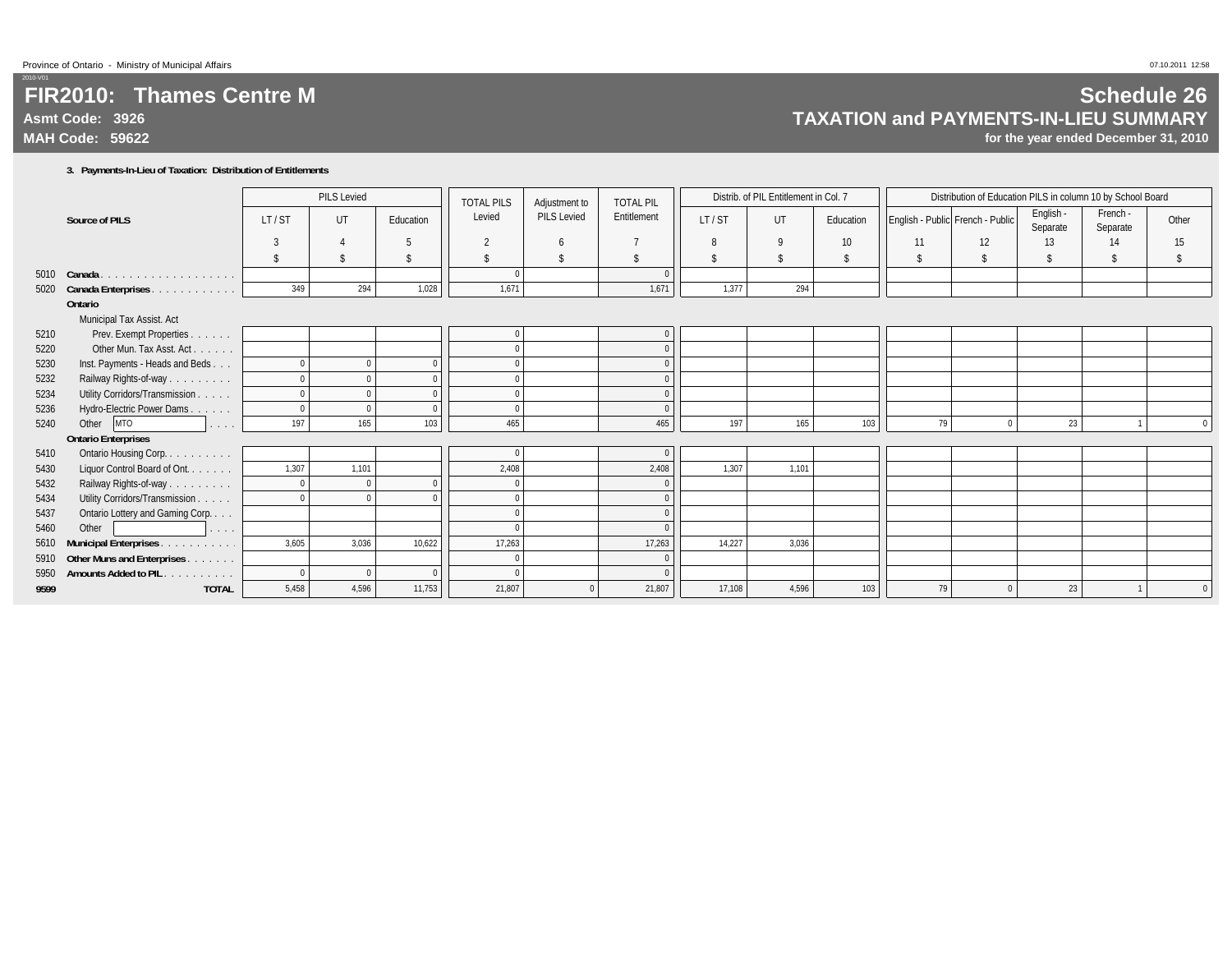# FIR2010: Thames Centre M

**Asmt Code: 3926**

**MAH Code: 59622**

## Schedule 26

## TAXATION and PAYMENTS-IN-LIEU SUMMARY

**for the year ended December 31, 2010**

### 3. Payments-In-Lieu of Taxation: Distribution of Entitlements

| | Source of PILS | PILS Levied | | | TOTAL PILS Levied | Adjustment to PILS Levied | TOTAL PIL Entitlement | Distrib. of PIL Entitlement in Col. 7 | | | Distribution of Education PILS in column 10 by School Board | | | | |
|---|---|---|---|---|---|---|---|---|---|---|---|---|---|---|---|
| | | LT / ST | UT | Education | | | | LT / ST | UT | Education | English - Public | French - Public | English - Separate | French - Separate | Other |
| | | 3 | 4 | 5 | 2 | 6 | 7 | 8 | 9 | 10 | 11 | 12 | 13 | 14 | 15 |
| | | $ | $ | $ | $ | $ | $ | $ | $ | $ | $ | $ | $ | $ | $ |
| 5010 | **Canada** | | | | 0 | | 0 | | | | | | | | |
| 5020 | **Canada Enterprises** | 349 | 294 | 1,028 | 1,671 | | 1,671 | 1,377 | 294 | | | | | | |
| | **Ontario** | | | | | | | | | | | | | | |
| | Municipal Tax Assist. Act | | | | | | | | | | | | | | |
| 5210 | Prev. Exempt Properties | | | | 0 | | 0 | | | | | | | | |
| 5220 | Other Mun. Tax Asst. Act | | | | 0 | | 0 | | | | | | | | |
| 5230 | Inst. Payments - Heads and Beds | 0 | 0 | 0 | 0 | | 0 | | | | | | | | |
| 5232 | Railway Rights-of-way | 0 | 0 | 0 | 0 | | 0 | | | | | | | | |
| 5234 | Utility Corridors/Transmission | 0 | 0 | 0 | 0 | | 0 | | | | | | | | |
| 5236 | Hydro-Electric Power Dams | 0 | 0 | 0 | 0 | | 0 | | | | | | | | |
| 5240 | Other MTO | 197 | 165 | 103 | 465 | | 465 | 197 | 165 | 103 | 79 | 0 | 23 | 1 | 0 |
| | **Ontario Enterprises** | | | | | | | | | | | | | | |
| 5410 | Ontario Housing Corp. | | | | 0 | | 0 | | | | | | | | |
| 5430 | Liquor Control Board of Ont. | 1,307 | 1,101 | | 2,408 | | 2,408 | 1,307 | 1,101 | | | | | | |
| 5432 | Railway Rights-of-way | 0 | 0 | 0 | 0 | | 0 | | | | | | | | |
| 5434 | Utility Corridors/Transmission | 0 | 0 | 0 | 0 | | 0 | | | | | | | | |
| 5437 | Ontario Lottery and Gaming Corp. | | | | 0 | | 0 | | | | | | | | |
| 5460 | Other | | | | 0 | | 0 | | | | | | | | |
| 5610 | **Municipal Enterprises** | 3,605 | 3,036 | 10,622 | 17,263 | | 17,263 | 14,227 | 3,036 | | | | | | |
| 5910 | **Other Muns and Enterprises** | | | | 0 | | 0 | | | | | | | | |
| 5950 | **Amounts Added to PIL** | 0 | 0 | 0 | 0 | | 0 | | | | | | | | |
| **9599** | **TOTAL** | 5,458 | 4,596 | 11,753 | 21,807 | 0 | 21,807 | 17,108 | 4,596 | 103 | 79 | 0 | 23 | 1 | 0 |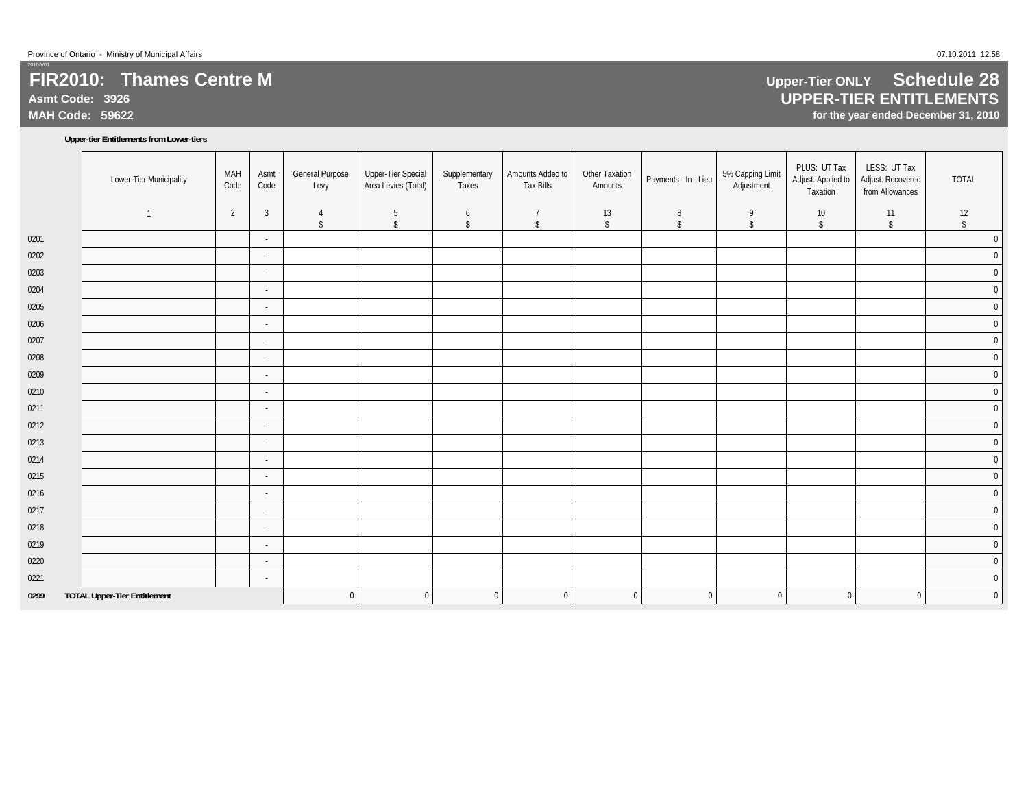Province of Ontario - Ministry of Municipal Affairs

2010-V01

# FIR2010: Thames Centre M

**Asmt Code: 3926**

**MAH Code: 59622**

## Upper-Tier ONLY Schedule 28
## UPPER-TIER ENTITLEMENTS
**for the year ended December 31, 2010**

**Upper-tier Entitlements from Lower-tiers**

| | Lower-Tier Municipality | MAH Code | Asmt Code | General Purpose Levy | Upper-Tier Special Area Levies (Total) | Supplementary Taxes | Amounts Added to Tax Bills | Other Taxation Amounts | Payments - In - Lieu | 5% Capping Limit Adjustment | PLUS: UT Tax Adjust. Applied to Taxation | LESS: UT Tax Adjust. Recovered from Allowances | TOTAL |
|---|---|---|---|---|---|---|---|---|---|---|---|---|---|
| | 1 | 2 | 3 | 4 | 5 | 6 | 7 | 13 | 8 | 9 | 10 | 11 | 12 |
| | | | | $ | $ | $ | $ | $ | $ | $ | $ | $ | $ |
| 0201 | | | - | | | | | | | | | | 0 |
| 0202 | | | - | | | | | | | | | | 0 |
| 0203 | | | - | | | | | | | | | | 0 |
| 0204 | | | - | | | | | | | | | | 0 |
| 0205 | | | - | | | | | | | | | | 0 |
| 0206 | | | - | | | | | | | | | | 0 |
| 0207 | | | - | | | | | | | | | | 0 |
| 0208 | | | - | | | | | | | | | | 0 |
| 0209 | | | - | | | | | | | | | | 0 |
| 0210 | | | - | | | | | | | | | | 0 |
| 0211 | | | - | | | | | | | | | | 0 |
| 0212 | | | - | | | | | | | | | | 0 |
| 0213 | | | - | | | | | | | | | | 0 |
| 0214 | | | - | | | | | | | | | | 0 |
| 0215 | | | - | | | | | | | | | | 0 |
| 0216 | | | - | | | | | | | | | | 0 |
| 0217 | | | - | | | | | | | | | | 0 |
| 0218 | | | - | | | | | | | | | | 0 |
| 0219 | | | - | | | | | | | | | | 0 |
| 0220 | | | - | | | | | | | | | | 0 |
| 0221 | | | - | | | | | | | | | | 0 |
| **0299** | **TOTAL Upper-Tier Entitlement** | | | 0 | 0 | 0 | 0 | 0 | 0 | 0 | 0 | 0 | 0 |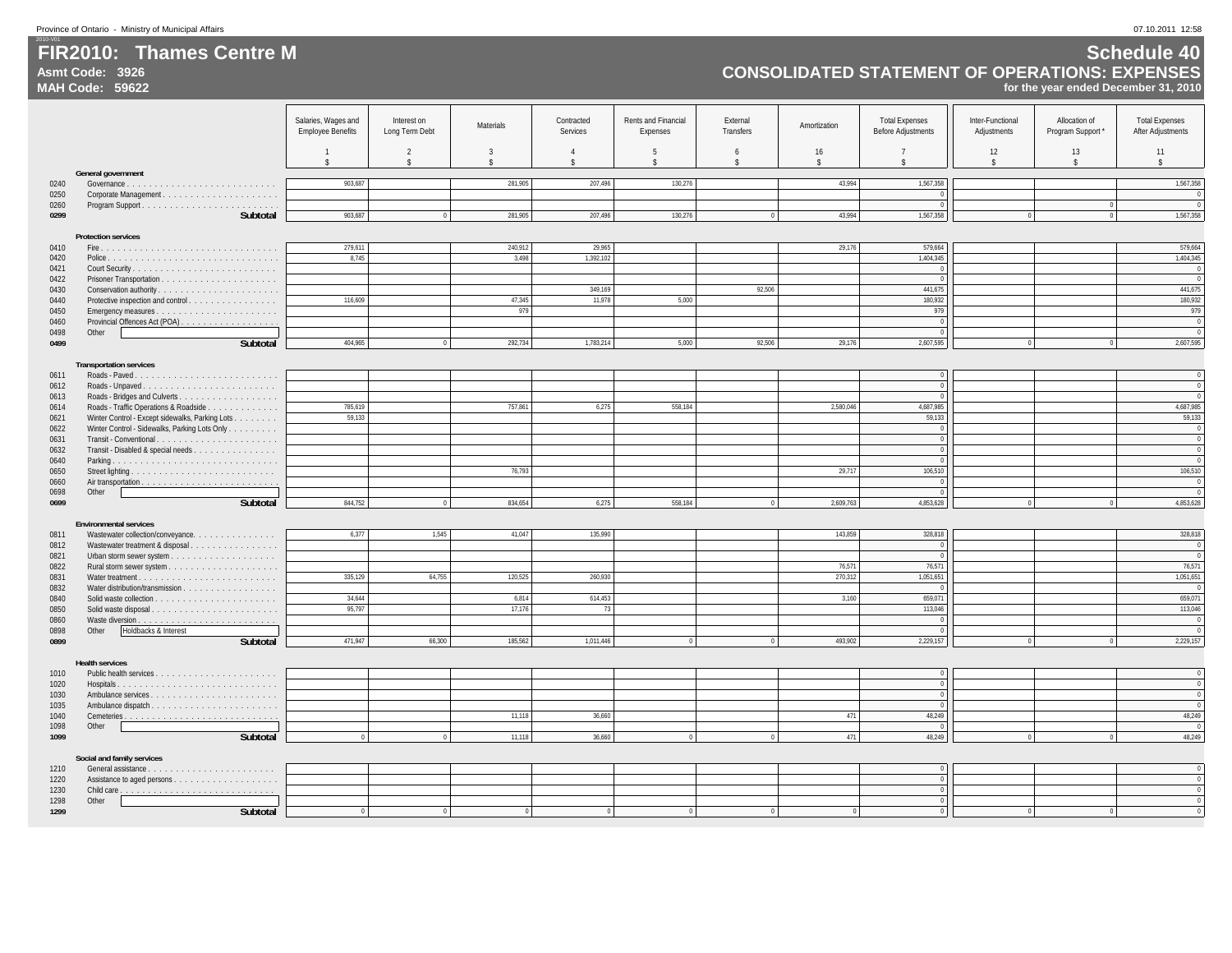Province of Ontario - Ministry of Municipal Affairs

# FIR2010: Thames Centre M

**Asmt Code: 3926**
**MAH Code: 59622**

# Schedule 40
## CONSOLIDATED STATEMENT OF OPERATIONS: EXPENSES
**for the year ended December 31, 2010**

| | | Salaries, Wages and Employee Benefits | Interest on Long Term Debt | Materials | Contracted Services | Rents and Financial Expenses | External Transfers | Amortization | Total Expenses Before Adjustments | Inter-Functional Adjustments | Allocation of Program Support * | Total Expenses After Adjustments |
|---|---|---|---|---|---|---|---|---|---|---|---|---|
| | | 1 | 2 | 3 | 4 | 5 | 6 | 16 | 7 | 12 | 13 | 11 |
| | | $ | $ | $ | $ | $ | $ | $ | $ | $ | $ | $ |
| | **General government** | | | | | | | | | | | |
| 0240 | Governance | 903,687 | | 281,905 | 207,496 | 130,276 | | 43,994 | 1,567,358 | | | 1,567,358 |
| 0250 | Corporate Management | | | | | | | | 0 | | | 0 |
| 0260 | Program Support | | | | | | | | 0 | | 0 | 0 |
| **0299** | **Subtotal** | 903,687 | 0 | 281,905 | 207,496 | 130,276 | 0 | 43,994 | 1,567,358 | 0 | 0 | 1,567,358 |
| | **Protection services** | | | | | | | | | | | |
| 0410 | Fire | 279,611 | | 240,912 | 29,965 | | | 29,176 | 579,664 | | | 579,664 |
| 0420 | Police | 8,745 | | 3,498 | 1,392,102 | | | | 1,404,345 | | | 1,404,345 |
| 0421 | Court Security | | | | | | | | 0 | | | 0 |
| 0422 | Prisoner Transportation | | | | | | | | 0 | | | 0 |
| 0430 | Conservation authority | | | | 349,169 | | 92,506 | | 441,675 | | | 441,675 |
| 0440 | Protective inspection and control | 116,609 | | 47,345 | 11,978 | 5,000 | | | 180,932 | | | 180,932 |
| 0450 | Emergency measures | | | 979 | | | | | 979 | | | 979 |
| 0460 | Provincial Offences Act (POA) | | | | | | | | 0 | | | 0 |
| 0498 | Other | | | | | | | | 0 | | | 0 |
| **0499** | **Subtotal** | 404,965 | 0 | 292,734 | 1,783,214 | 5,000 | 92,506 | 29,176 | 2,607,595 | 0 | 0 | 2,607,595 |
| | **Transportation services** | | | | | | | | | | | |
| 0611 | Roads - Paved | | | | | | | | 0 | | | 0 |
| 0612 | Roads - Unpaved | | | | | | | | 0 | | | 0 |
| 0613 | Roads - Bridges and Culverts | | | | | | | | 0 | | | 0 |
| 0614 | Roads - Traffic Operations & Roadside | 785,619 | | 757,861 | 6,275 | 558,184 | | 2,580,046 | 4,687,985 | | | 4,687,985 |
| 0621 | Winter Control - Except sidewalks, Parking Lots | 59,133 | | | | | | | 59,133 | | | 59,133 |
| 0622 | Winter Control - Sidewalks, Parking Lots Only | | | | | | | | 0 | | | 0 |
| 0631 | Transit - Conventional | | | | | | | | 0 | | | 0 |
| 0632 | Transit - Disabled & special needs | | | | | | | | 0 | | | 0 |
| 0640 | Parking | | | | | | | | 0 | | | 0 |
| 0650 | Street lighting | | | 76,793 | | | | 29,717 | 106,510 | | | 106,510 |
| 0660 | Air transportation | | | | | | | | 0 | | | 0 |
| 0698 | Other | | | | | | | | 0 | | | 0 |
| **0699** | **Subtotal** | 844,752 | 0 | 834,654 | 6,275 | 558,184 | 0 | 2,609,763 | 4,853,628 | 0 | 0 | 4,853,628 |
| | **Environmental services** | | | | | | | | | | | |
| 0811 | Wastewater collection/conveyance | 6,377 | 1,545 | 41,047 | 135,990 | | | 143,859 | 328,818 | | | 328,818 |
| 0812 | Wastewater treatment & disposal | | | | | | | | 0 | | | 0 |
| 0821 | Urban storm sewer system | | | | | | | | 0 | | | 0 |
| 0822 | Rural storm sewer system | | | | | | | 76,571 | 76,571 | | | 76,571 |
| 0831 | Water treatment | 335,129 | 64,755 | 120,525 | 260,930 | | | 270,312 | 1,051,651 | | | 1,051,651 |
| 0832 | Water distribution/transmission | | | | | | | | 0 | | | 0 |
| 0840 | Solid waste collection | 34,644 | | 6,814 | 614,453 | | | 3,160 | 659,071 | | | 659,071 |
| 0850 | Solid waste disposal | 95,797 | | 17,176 | 73 | | | | 113,046 | | | 113,046 |
| 0860 | Waste diversion | | | | | | | | 0 | | | 0 |
| 0898 | Other Holdbacks & Interest | | | | | | | | 0 | | | 0 |
| **0899** | **Subtotal** | 471,947 | 66,300 | 185,562 | 1,011,446 | 0 | 0 | 493,902 | 2,229,157 | 0 | 0 | 2,229,157 |
| | **Health services** | | | | | | | | | | | |
| 1010 | Public health services | | | | | | | | 0 | | | 0 |
| 1020 | Hospitals | | | | | | | | 0 | | | 0 |
| 1030 | Ambulance services | | | | | | | | 0 | | | 0 |
| 1035 | Ambulance dispatch | | | | | | | | 0 | | | 0 |
| 1040 | Cemeteries | | | 11,118 | 36,660 | | | 471 | 48,249 | | | 48,249 |
| 1098 | Other | | | | | | | | 0 | | | 0 |
| **1099** | **Subtotal** | 0 | 0 | 11,118 | 36,660 | 0 | 0 | 471 | 48,249 | 0 | 0 | 48,249 |
| | **Social and family services** | | | | | | | | | | | |
| 1210 | General assistance | | | | | | | | 0 | | | 0 |
| 1220 | Assistance to aged persons | | | | | | | | 0 | | | 0 |
| 1230 | Child care | | | | | | | | 0 | | | 0 |
| 1298 | Other | | | | | | | | 0 | | | 0 |
| **1299** | **Subtotal** | 0 | 0 | 0 | 0 | 0 | 0 | 0 | 0 | 0 | 0 | 0 |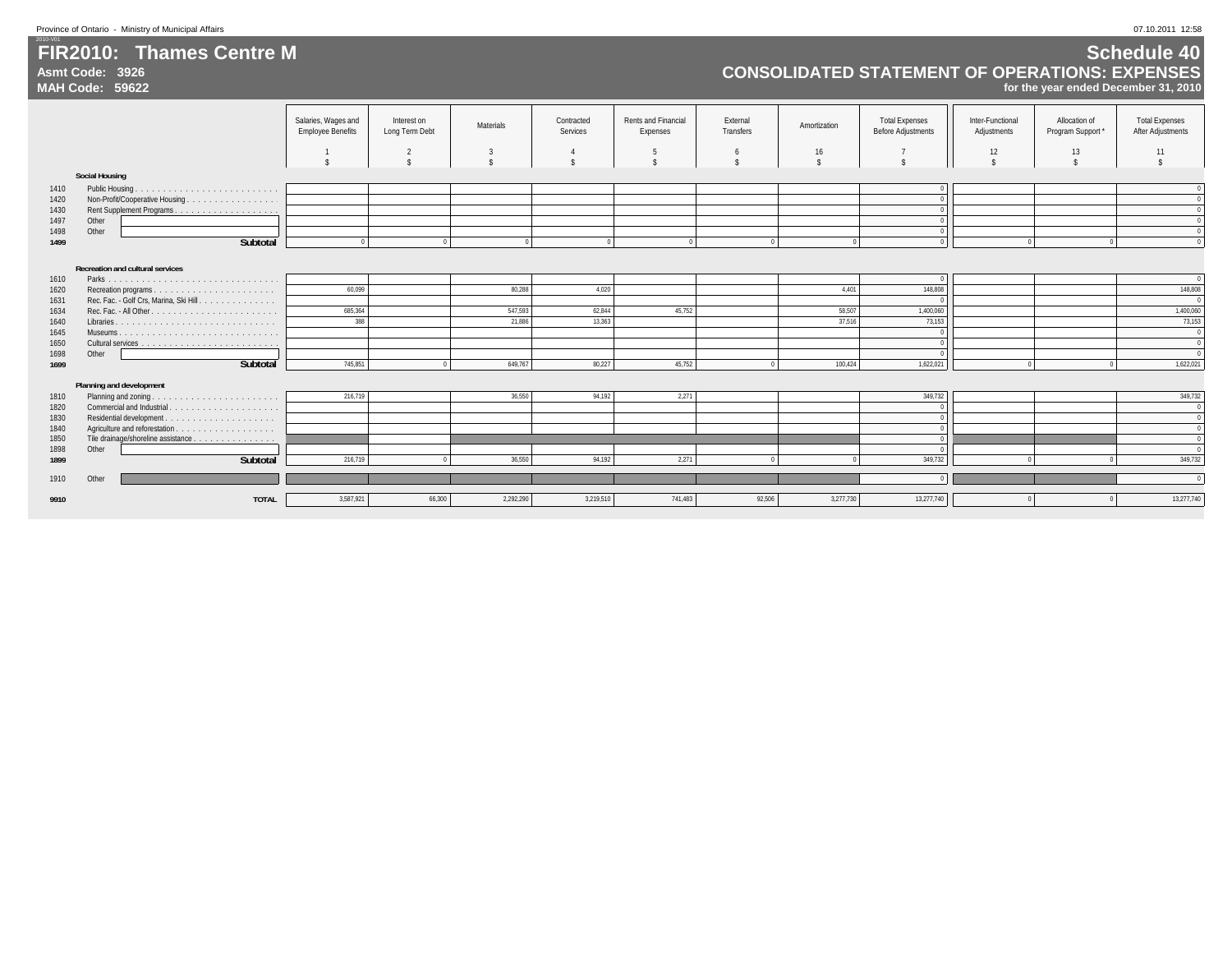Province of Ontario - Ministry of Municipal Affairs

# FIR2010: Thames Centre M

**Asmt Code: 3926**
**MAH Code: 59622**

# Schedule 40
## CONSOLIDATED STATEMENT OF OPERATIONS: EXPENSES
**for the year ended December 31, 2010**

| | | Salaries, Wages and Employee Benefits | Interest on Long Term Debt | Materials | Contracted Services | Rents and Financial Expenses | External Transfers | Amortization | Total Expenses Before Adjustments | Inter-Functional Adjustments | Allocation of Program Support * | Total Expenses After Adjustments |
|---|---|---|---|---|---|---|---|---|---|---|---|---|
| | | 1 | 2 | 3 | 4 | 5 | 6 | 16 | 7 | 12 | 13 | 11 |
| | | $ | $ | $ | $ | $ | $ | $ | $ | $ | $ | $ |
| | **Social Housing** | | | | | | | | | | | |
| 1410 | Public Housing | | | | | | | | 0 | | | 0 |
| 1420 | Non-Profit/Cooperative Housing | | | | | | | | 0 | | | 0 |
| 1430 | Rent Supplement Programs | | | | | | | | 0 | | | 0 |
| 1497 | Other | | | | | | | | 0 | | | 0 |
| 1498 | Other | | | | | | | | 0 | | | 0 |
| **1499** | **Subtotal** | 0 | 0 | 0 | 0 | 0 | 0 | 0 | 0 | 0 | 0 | 0 |
| | **Recreation and cultural services** | | | | | | | | | | | |
| 1610 | Parks | | | | | | | | 0 | | | 0 |
| 1620 | Recreation programs | 60,099 | | 80,288 | 4,020 | | | 4,401 | 148,808 | | | 148,808 |
| 1631 | Rec. Fac. - Golf Crs, Marina, Ski Hill | | | | | | | | 0 | | | 0 |
| 1634 | Rec. Fac. - All Other | 685,364 | | 547,593 | 62,844 | 45,752 | | 58,507 | 1,400,060 | | | 1,400,060 |
| 1640 | Libraries | 388 | | 21,886 | 13,363 | | | 37,516 | 73,153 | | | 73,153 |
| 1645 | Museums | | | | | | | | 0 | | | 0 |
| 1650 | Cultural services | | | | | | | | 0 | | | 0 |
| 1698 | Other | | | | | | | | 0 | | | 0 |
| **1699** | **Subtotal** | 745,851 | 0 | 649,767 | 80,227 | 45,752 | 0 | 100,424 | 1,622,021 | 0 | 0 | 1,622,021 |
| | **Planning and development** | | | | | | | | | | | |
| 1810 | Planning and zoning | 216,719 | | 36,550 | 94,192 | 2,271 | | | 349,732 | | | 349,732 |
| 1820 | Commercial and Industrial | | | | | | | | 0 | | | 0 |
| 1830 | Residential development | | | | | | | | 0 | | | 0 |
| 1840 | Agriculture and reforestation | | | | | | | | 0 | | | 0 |
| 1850 | Tile drainage/shoreline assistance | | | | | | | | 0 | | | 0 |
| 1898 | Other | | | | | | | | 0 | | | 0 |
| **1899** | **Subtotal** | 216,719 | 0 | 36,550 | 94,192 | 2,271 | 0 | 0 | 349,732 | 0 | 0 | 349,732 |
| 1910 | Other | | | | | | | | 0 | | | 0 |
| **9910** | **TOTAL** | 3,587,921 | 66,300 | 2,292,290 | 3,219,510 | 741,483 | 92,506 | 3,277,730 | 13,277,740 | 0 | 0 | 13,277,740 |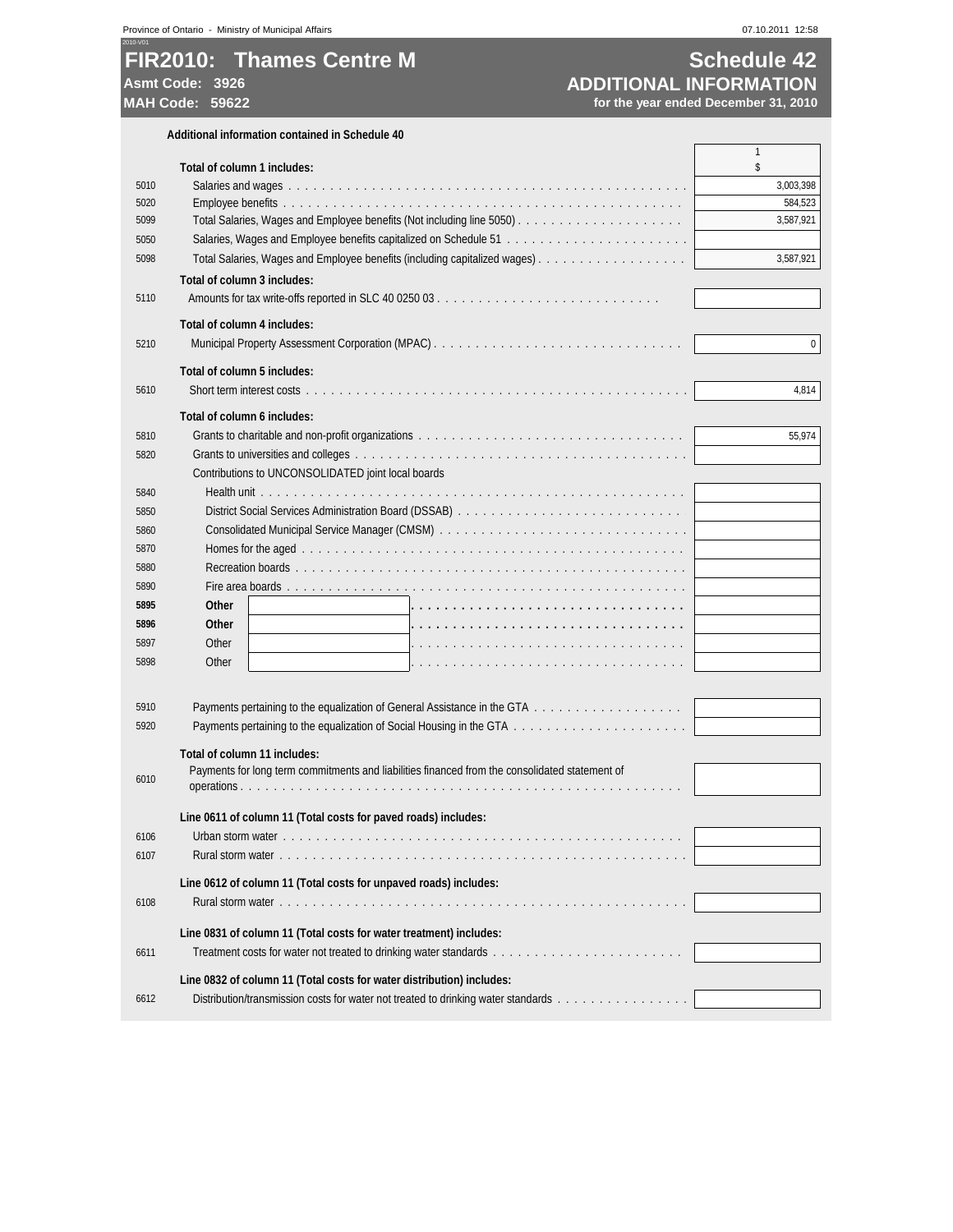# FIR2010: Thames Centre M

**Asmt Code: 3926**
**MAH Code: 59622**

## Schedule 42
## ADDITIONAL INFORMATION
**for the year ended December 31, 2010**

**Additional information contained in Schedule 40**

| Line | Description | 1 $ |
|---|---|---|
| | **Total of column 1 includes:** | |
| 5010 | Salaries and wages | 3,003,398 |
| 5020 | Employee benefits | 584,523 |
| 5099 | Total Salaries, Wages and Employee benefits (Not including line 5050) | 3,587,921 |
| 5050 | Salaries, Wages and Employee benefits capitalized on Schedule 51 | |
| 5098 | Total Salaries, Wages and Employee benefits (including capitalized wages) | 3,587,921 |
| | **Total of column 3 includes:** | |
| 5110 | Amounts for tax write-offs reported in SLC 40 0250 03 | |
| | **Total of column 4 includes:** | |
| 5210 | Municipal Property Assessment Corporation (MPAC) | 0 |
| | **Total of column 5 includes:** | |
| 5610 | Short term interest costs | 4,814 |
| | **Total of column 6 includes:** | |
| 5810 | Grants to charitable and non-profit organizations | 55,974 |
| 5820 | Grants to universities and colleges | |
| | Contributions to UNCONSOLIDATED joint local boards | |
| 5840 | Health unit | |
| 5850 | District Social Services Administration Board (DSSAB) | |
| 5860 | Consolidated Municipal Service Manager (CMSM) | |
| 5870 | Homes for the aged | |
| 5880 | Recreation boards | |
| 5890 | Fire area boards | |
| **5895** | **Other** | |
| **5896** | **Other** | |
| 5897 | Other | |
| 5898 | Other | |
| 5910 | Payments pertaining to the equalization of General Assistance in the GTA | |
| 5920 | Payments pertaining to the equalization of Social Housing in the GTA | |
| | **Total of column 11 includes:** | |
| 6010 | Payments for long term commitments and liabilities financed from the consolidated statement of operations | |
| | **Line 0611 of column 11 (Total costs for paved roads) includes:** | |
| 6106 | Urban storm water | |
| 6107 | Rural storm water | |
| | **Line 0612 of column 11 (Total costs for unpaved roads) includes:** | |
| 6108 | Rural storm water | |
| | **Line 0831 of column 11 (Total costs for water treatment) includes:** | |
| 6611 | Treatment costs for water not treated to drinking water standards | |
| | **Line 0832 of column 11 (Total costs for water distribution) includes:** | |
| 6612 | Distribution/transmission costs for water not treated to drinking water standards | |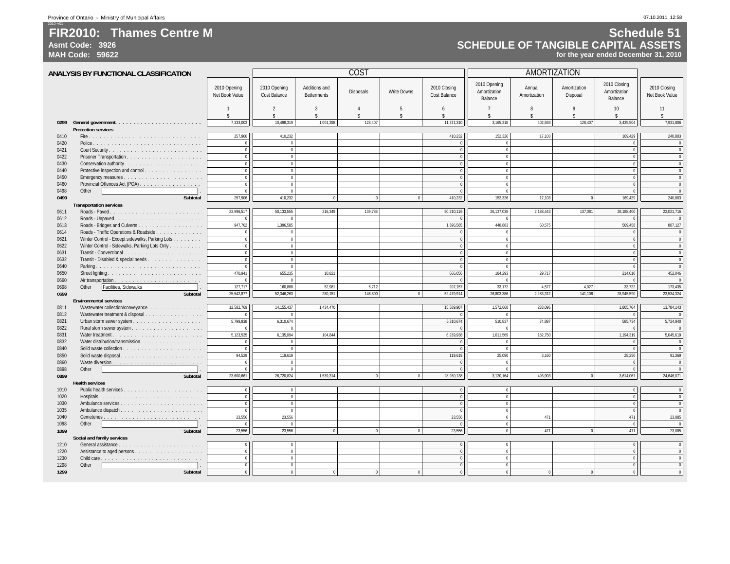# FIR2010: Thames Centre M

**Asmt Code: 3926**
**MAH Code: 59622**

## Schedule 51
## SCHEDULE OF TANGIBLE CAPITAL ASSETS
**for the year ended December 31, 2010**

### ANALYSIS BY FUNCTIONAL CLASSIFICATION

| | | | COST | | | | | AMORTIZATION | | | | |
|---|---|---|---|---|---|---|---|---|---|---|---|---|
| | | 2010 Opening Net Book Value | 2010 Opening Cost Balance | Additions and Betterments | Disposals | Write Downs | 2010 Closing Cost Balance | 2010 Opening Amortization Balance | Annual Amortization | Amortization Disposal | 2010 Closing Amortization Balance | 2010 Closing Net Book Value |
| | | 1 | 2 | 3 | 4 | 5 | 6 | 7 | 8 | 9 | 10 | 11 |
| | | $ | $ | $ | $ | $ | $ | $ | $ | $ | $ | $ |
| **0299** | **General government** | 7,333,003 | 10,498,319 | 1,001,398 | 128,407 | | 11,371,310 | 3,165,318 | 402,593 | 128,407 | 3,439,504 | 7,931,806 |
| | **Protection services** | | | | | | | | | | | |
| 0410 | Fire | 257,906 | 410,232 | | | | 410,232 | 152,326 | 17,103 | | 169,429 | 240,803 |
| 0420 | Police | 0 | 0 | | | | 0 | 0 | | | 0 | 0 |
| 0421 | Court Security | 0 | 0 | | | | 0 | 0 | | | 0 | 0 |
| 0422 | Prisoner Transportation | 0 | 0 | | | | 0 | 0 | | | 0 | 0 |
| 0430 | Conservation authority | 0 | 0 | | | | 0 | 0 | | | 0 | 0 |
| 0440 | Protective inspection and control | 0 | 0 | | | | 0 | 0 | | | 0 | 0 |
| 0450 | Emergency measures | 0 | 0 | | | | 0 | 0 | | | 0 | 0 |
| 0460 | Provincial Offences Act (POA) | 0 | 0 | | | | 0 | 0 | | | 0 | 0 |
| 0498 | Other | 0 | 0 | | | | 0 | 0 | | | 0 | 0 |
| **0499** | **Subtotal** | 257,906 | 410,232 | 0 | 0 | 0 | 410,232 | 152,326 | 17,103 | 0 | 169,429 | 240,803 |
| | **Transportation services** | | | | | | | | | | | |
| 0611 | Roads - Paved | 23,996,517 | 50,133,555 | 216,349 | 139,788 | | 50,210,116 | 26,137,038 | 2,188,443 | 137,081 | 28,188,400 | 22,021,716 |
| 0612 | Roads - Unpaved | 0 | 0 | | | | 0 | 0 | | | 0 | 0 |
| 0613 | Roads - Bridges and Culverts | 947,702 | 1,396,585 | | | | 1,396,585 | 448,883 | 60,575 | | 509,458 | 887,127 |
| 0614 | Roads - Traffic Operations & Roadside | 0 | 0 | | | | 0 | 0 | | | 0 | 0 |
| 0621 | Winter Control - Except sidewalks, Parking Lots | 0 | 0 | | | | 0 | 0 | | | 0 | 0 |
| 0622 | Winter Control - Sidewalks, Parking Lots Only | 0 | 0 | | | | 0 | 0 | | | 0 | 0 |
| 0631 | Transit - Conventional | 0 | 0 | | | | 0 | 0 | | | 0 | 0 |
| 0632 | Transit - Disabled & special needs | 0 | 0 | | | | 0 | 0 | | | 0 | 0 |
| 0640 | Parking | 0 | 0 | | | | 0 | 0 | | | 0 | 0 |
| 0650 | Street lighting | 470,941 | 655,235 | 10,821 | | | 666,056 | 184,293 | 29,717 | | 214,010 | 452,046 |
| 0660 | Air transportation | 0 | 0 | | | | 0 | 0 | | | 0 | 0 |
| 0698 | Other Facilities, Sidewalks | 127,717 | 160,888 | 52,981 | 6,712 | | 207,157 | 33,172 | 4,577 | 4,027 | 33,722 | 173,435 |
| **0699** | **Subtotal** | 25,542,877 | 52,346,263 | 280,151 | 146,500 | 0 | 52,479,914 | 26,803,386 | 2,283,312 | 141,108 | 28,945,590 | 23,534,324 |
| | **Environmental services** | | | | | | | | | | | |
| 0811 | Wastewater collection/conveyance | 12,582,769 | 14,155,437 | 1,434,470 | | | 15,589,907 | 1,572,668 | 233,096 | | 1,805,764 | 13,784,143 |
| 0812 | Wastewater treatment & disposal | 0 | 0 | | | | 0 | 0 | | | 0 | 0 |
| 0821 | Urban storm sewer system | 5,799,838 | 6,310,674 | | | | 6,310,674 | 510,837 | 74,897 | | 585,734 | 5,724,940 |
| 0822 | Rural storm sewer system | 0 | 0 | | | | 0 | 0 | | | 0 | 0 |
| 0831 | Water treatment | 5,123,525 | 6,135,094 | 104,844 | | | 6,239,938 | 1,011,569 | 182,750 | | 1,194,319 | 5,045,619 |
| 0832 | Water distribution/transmission | 0 | 0 | | | | 0 | 0 | | | 0 | 0 |
| 0840 | Solid waste collection | 0 | 0 | | | | 0 | 0 | | | 0 | 0 |
| 0850 | Solid waste disposal | 94,529 | 119,619 | | | | 119,619 | 25,090 | 3,160 | | 28,250 | 91,369 |
| 0860 | Waste diversion | 0 | 0 | | | | 0 | 0 | | | 0 | 0 |
| 0898 | Other | 0 | 0 | | | | 0 | 0 | | | 0 | 0 |
| **0899** | **Subtotal** | 23,600,661 | 26,720,824 | 1,539,314 | 0 | 0 | 28,260,138 | 3,120,164 | 493,903 | 0 | 3,614,067 | 24,646,071 |
| | **Health services** | | | | | | | | | | | |
| 1010 | Public health services | 0 | 0 | | | | 0 | 0 | | | 0 | 0 |
| 1020 | Hospitals | 0 | 0 | | | | 0 | 0 | | | 0 | 0 |
| 1030 | Ambulance services | 0 | 0 | | | | 0 | 0 | | | 0 | 0 |
| 1035 | Ambulance dispatch | 0 | 0 | | | | 0 | 0 | | | 0 | 0 |
| 1040 | Cemeteries | 23,556 | 23,556 | | | | 23,556 | 0 | 471 | | 471 | 23,085 |
| 1098 | Other | 0 | 0 | | | | 0 | 0 | | | 0 | 0 |
| **1099** | **Subtotal** | 23,556 | 23,556 | 0 | 0 | 0 | 23,556 | 0 | 471 | 0 | 471 | 23,085 |
| | **Social and family services** | | | | | | | | | | | |
| 1210 | General assistance | 0 | 0 | | | | 0 | 0 | | | 0 | 0 |
| 1220 | Assistance to aged persons | 0 | 0 | | | | 0 | 0 | | | 0 | 0 |
| 1230 | Child care | 0 | 0 | | | | 0 | 0 | | | 0 | 0 |
| 1298 | Other | 0 | 0 | | | | 0 | 0 | | | 0 | 0 |
| **1299** | **Subtotal** | 0 | 0 | 0 | 0 | 0 | 0 | 0 | 0 | 0 | 0 | 0 |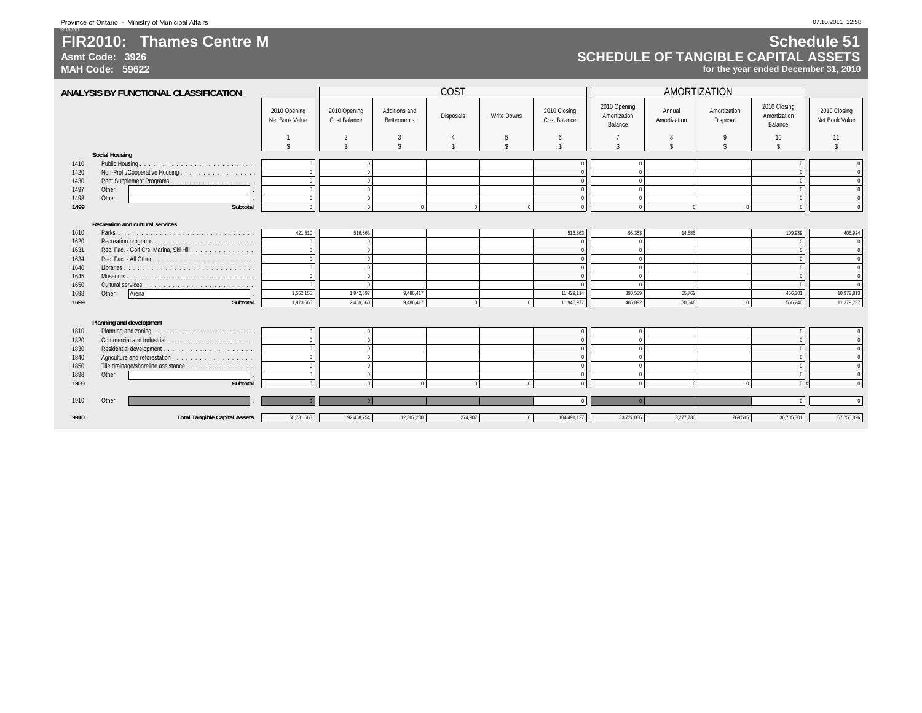# FIR2010: Thames Centre M

**Asmt Code: 3926**
**MAH Code: 59622**

## Schedule 51
## SCHEDULE OF TANGIBLE CAPITAL ASSETS
**for the year ended December 31, 2010**

### ANALYSIS BY FUNCTIONAL CLASSIFICATION

| | | | COST | | | | | AMORTIZATION | | | | |
|---|---|---|---|---|---|---|---|---|---|---|---|---|
| | | 2010 Opening Net Book Value | 2010 Opening Cost Balance | Additions and Betterments | Disposals | Write Downs | 2010 Closing Cost Balance | 2010 Opening Amortization Balance | Annual Amortization | Amortization Disposal | 2010 Closing Amortization Balance | 2010 Closing Net Book Value |
| | | 1 | 2 | 3 | 4 | 5 | 6 | 7 | 8 | 9 | 10 | 11 |
| | | $ | $ | $ | $ | $ | $ | $ | $ | $ | $ | $ |
| | **Social Housing** | | | | | | | | | | | |
| 1410 | Public Housing | 0 | 0 | | | | 0 | 0 | | | 0 | 0 |
| 1420 | Non-Profit/Cooperative Housing | 0 | 0 | | | | 0 | 0 | | | 0 | 0 |
| 1430 | Rent Supplement Programs | 0 | 0 | | | | 0 | 0 | | | 0 | 0 |
| 1497 | Other | 0 | 0 | | | | 0 | 0 | | | 0 | 0 |
| 1498 | Other | 0 | 0 | | | | 0 | 0 | | | 0 | 0 |
| **1499** | **Subtotal** | 0 | 0 | 0 | 0 | 0 | 0 | 0 | 0 | 0 | 0 | 0 |
| | **Recreation and cultural services** | | | | | | | | | | | |
| 1610 | Parks | 421,510 | 516,863 | | | | 516,863 | 95,353 | 14,586 | | 109,939 | 406,924 |
| 1620 | Recreation programs | 0 | 0 | | | | 0 | 0 | | | 0 | 0 |
| 1631 | Rec. Fac. - Golf Crs, Marina, Ski Hill | 0 | 0 | | | | 0 | 0 | | | 0 | 0 |
| 1634 | Rec. Fac. - All Other | 0 | 0 | | | | 0 | 0 | | | 0 | 0 |
| 1640 | Libraries | 0 | 0 | | | | 0 | 0 | | | 0 | 0 |
| 1645 | Museums | 0 | 0 | | | | 0 | 0 | | | 0 | 0 |
| 1650 | Cultural services | 0 | 0 | | | | 0 | 0 | | | 0 | 0 |
| 1698 | Other Arena | 1,552,155 | 1,942,697 | 9,486,417 | | | 11,429,114 | 390,539 | 65,762 | | 456,301 | 10,972,813 |
| **1699** | **Subtotal** | 1,973,665 | 2,459,560 | 9,486,417 | 0 | 0 | 11,945,977 | 485,892 | 80,348 | 0 | 566,240 | 11,379,737 |
| | **Planning and development** | | | | | | | | | | | |
| 1810 | Planning and zoning | 0 | 0 | | | | 0 | 0 | | | 0 | 0 |
| 1820 | Commercial and Industrial | 0 | 0 | | | | 0 | 0 | | | 0 | 0 |
| 1830 | Residential development | 0 | 0 | | | | 0 | 0 | | | 0 | 0 |
| 1840 | Agriculture and reforestation | 0 | 0 | | | | 0 | 0 | | | 0 | 0 |
| 1850 | Tile drainage/shoreline assistance | 0 | 0 | | | | 0 | 0 | | | 0 | 0 |
| 1898 | Other | 0 | 0 | | | | 0 | 0 | | | 0 | 0 |
| **1899** | **Subtotal** | 0 | 0 | 0 | 0 | 0 | 0 | 0 | 0 | 0 | 0 | 0 |
| 1910 | Other | 0 | 0 | | | | 0 | 0 | | | 0 | 0 |
| **9910** | **Total Tangible Capital Assets** | 58,731,668 | 92,458,754 | 12,307,280 | 274,907 | 0 | 104,491,127 | 33,727,086 | 3,277,730 | 269,515 | 36,735,301 | 67,755,826 |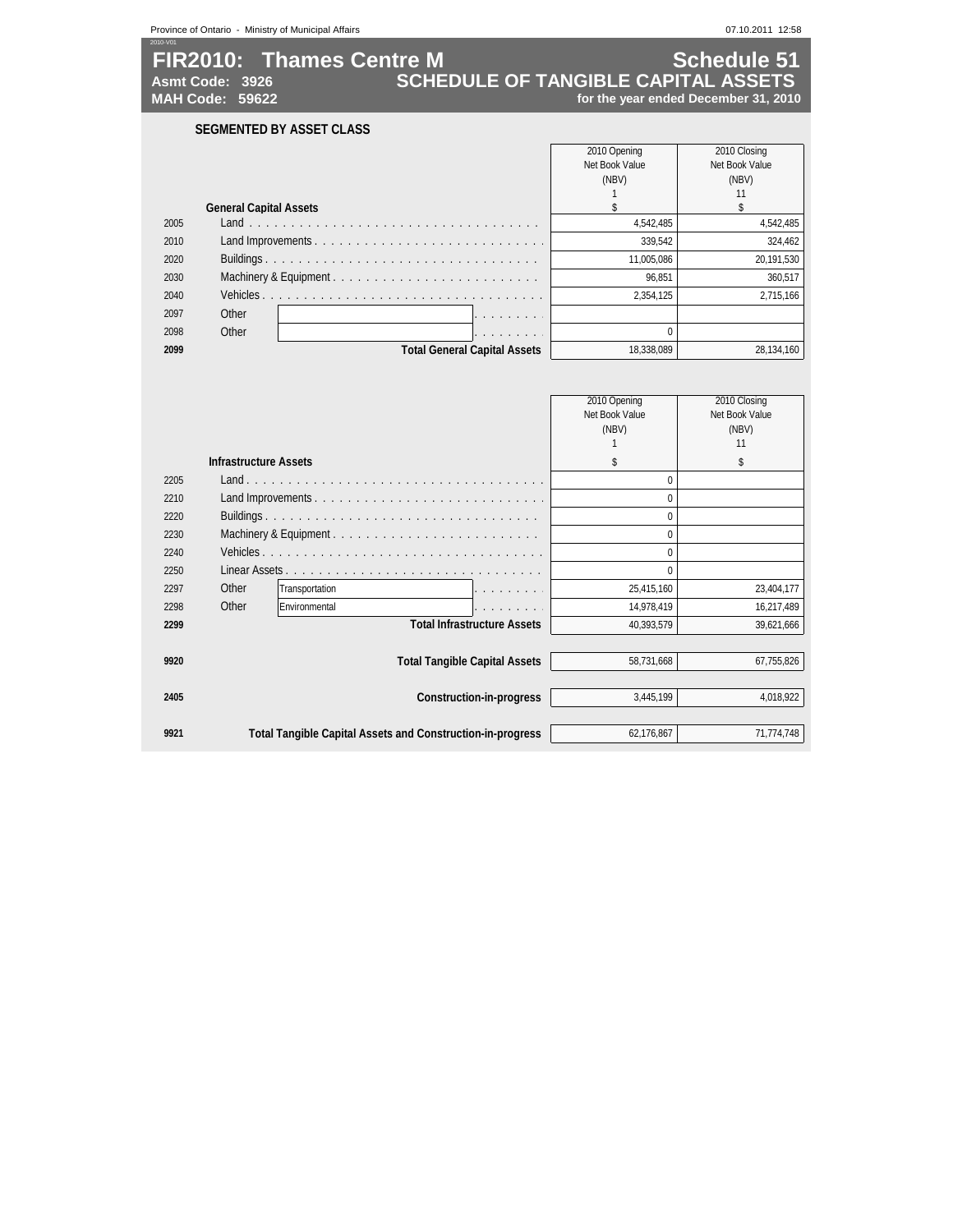# FIR2010: Thames Centre M

**Asmt Code: 3926**
**MAH Code: 59622**

## Schedule 51
## SCHEDULE OF TANGIBLE CAPITAL ASSETS
**for the year ended December 31, 2010**

### SEGMENTED BY ASSET CLASS

| | General Capital Assets | 2010 Opening Net Book Value (NBV) 1 $ | 2010 Closing Net Book Value (NBV) 11 $ |
|---|---|---|---|
| 2005 | Land | 4,542,485 | 4,542,485 |
| 2010 | Land Improvements | 339,542 | 324,462 |
| 2020 | Buildings | 11,005,086 | 20,191,530 |
| 2030 | Machinery & Equipment | 96,851 | 360,517 |
| 2040 | Vehicles | 2,354,125 | 2,715,166 |
| 2097 | Other | | |
| 2098 | Other | 0 | |
| **2099** | **Total General Capital Assets** | 18,338,089 | 28,134,160 |

| | Infrastructure Assets | 2010 Opening Net Book Value (NBV) 1 $ | 2010 Closing Net Book Value (NBV) 11 $ |
|---|---|---|---|
| 2205 | Land | 0 | |
| 2210 | Land Improvements | 0 | |
| 2220 | Buildings | 0 | |
| 2230 | Machinery & Equipment | 0 | |
| 2240 | Vehicles | 0 | |
| 2250 | Linear Assets | 0 | |
| 2297 | Other Transportation | 25,415,160 | 23,404,177 |
| 2298 | Other Environmental | 14,978,419 | 16,217,489 |
| **2299** | **Total Infrastructure Assets** | 40,393,579 | 39,621,666 |
| **9920** | **Total Tangible Capital Assets** | 58,731,668 | 67,755,826 |
| **2405** | **Construction-in-progress** | 3,445,199 | 4,018,922 |
| **9921** | **Total Tangible Capital Assets and Construction-in-progress** | 62,176,867 | 71,774,748 |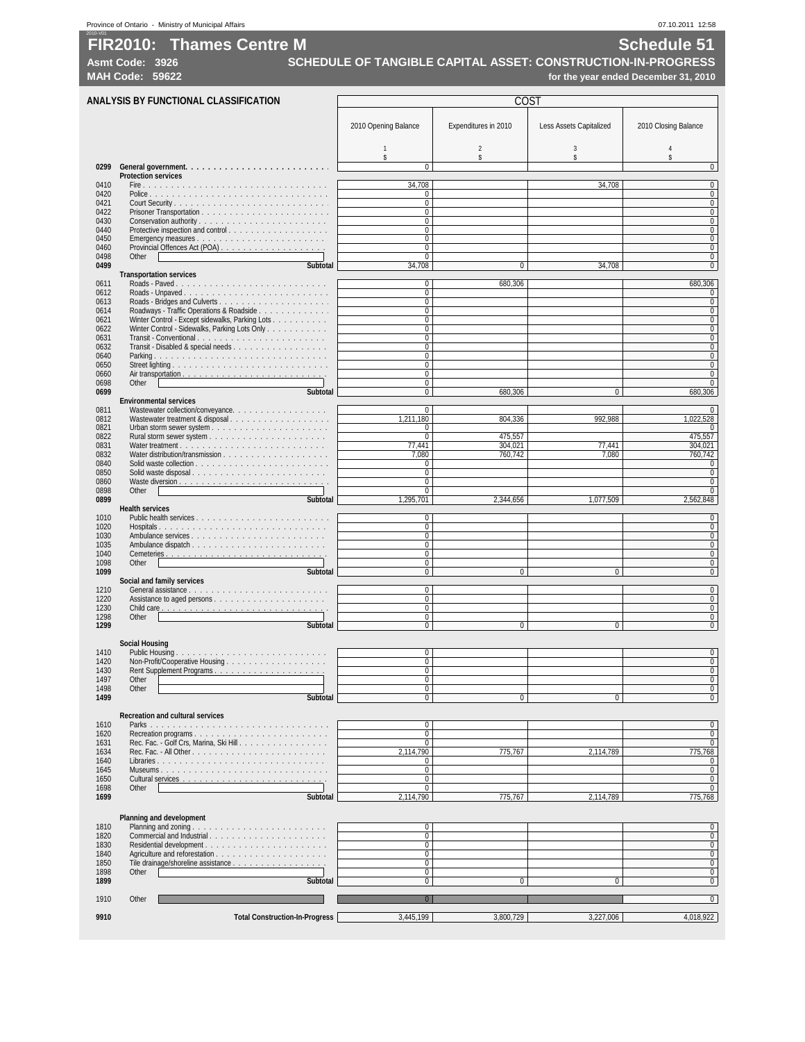Province of Ontario - Ministry of Municipal Affairs 07.10.2011 12:58

# FIR2010: Thames Centre M

## Schedule 51

**Asmt Code: 3926**

**SCHEDULE OF TANGIBLE CAPITAL ASSET: CONSTRUCTION-IN-PROGRESS**

**MAH Code: 59622**

**for the year ended December 31, 2010**

| | ANALYSIS BY FUNCTIONAL CLASSIFICATION | COST | | | |
|---|---|---|---|---|---|
| | | 2010 Opening Balance | Expenditures in 2010 | Less Assets Capitalized | 2010 Closing Balance |
| | | 1 | 2 | 3 | 4 |
| | | $ | $ | $ | $ |
| **0299** | **General government** | 0 | | | 0 |
| | **Protection services** | | | | |
| 0410 | Fire | 34,708 | | 34,708 | 0 |
| 0420 | Police | 0 | | | 0 |
| 0421 | Court Security | 0 | | | 0 |
| 0422 | Prisoner Transportation | 0 | | | 0 |
| 0430 | Conservation authority | 0 | | | 0 |
| 0440 | Protective inspection and control | 0 | | | 0 |
| 0450 | Emergency measures | 0 | | | 0 |
| 0460 | Provincial Offences Act (POA) | 0 | | | 0 |
| 0498 | Other | 0 | | | 0 |
| **0499** | **Subtotal** | 34,708 | 0 | 34,708 | 0 |
| | **Transportation services** | | | | |
| 0611 | Roads - Paved | 0 | 680,306 | | 680,306 |
| 0612 | Roads - Unpaved | 0 | | | 0 |
| 0613 | Roads - Bridges and Culverts | 0 | | | 0 |
| 0614 | Roadways - Traffic Operations & Roadside | 0 | | | 0 |
| 0621 | Winter Control - Except sidewalks, Parking Lots | 0 | | | 0 |
| 0622 | Winter Control - Sidewalks, Parking Lots Only | 0 | | | 0 |
| 0631 | Transit - Conventional | 0 | | | 0 |
| 0632 | Transit - Disabled & special needs | 0 | | | 0 |
| 0640 | Parking | 0 | | | 0 |
| 0650 | Street lighting | 0 | | | 0 |
| 0660 | Air transportation | 0 | | | 0 |
| 0698 | Other | 0 | | | 0 |
| **0699** | **Subtotal** | 0 | 680,306 | 0 | 680,306 |
| | **Environmental services** | | | | |
| 0811 | Wastewater collection/conveyance | 0 | | | 0 |
| 0812 | Wastewater treatment & disposal | 1,211,180 | 804,336 | 992,988 | 1,022,528 |
| 0821 | Urban storm sewer system | 0 | | | 0 |
| 0822 | Rural storm sewer system | 0 | 475,557 | | 475,557 |
| 0831 | Water treatment | 77,441 | 304,021 | 77,441 | 304,021 |
| 0832 | Water distribution/transmission | 7,080 | 760,742 | 7,080 | 760,742 |
| 0840 | Solid waste collection | 0 | | | 0 |
| 0850 | Solid waste disposal | 0 | | | 0 |
| 0860 | Waste diversion | 0 | | | 0 |
| 0898 | Other | 0 | | | 0 |
| **0899** | **Subtotal** | 1,295,701 | 2,344,656 | 1,077,509 | 2,562,848 |
| | **Health services** | | | | |
| 1010 | Public health services | 0 | | | 0 |
| 1020 | Hospitals | 0 | | | 0 |
| 1030 | Ambulance services | 0 | | | 0 |
| 1035 | Ambulance dispatch | 0 | | | 0 |
| 1040 | Cemeteries | 0 | | | 0 |
| 1098 | Other | 0 | | | 0 |
| **1099** | **Subtotal** | 0 | 0 | 0 | 0 |
| | **Social and family services** | | | | |
| 1210 | General assistance | 0 | | | 0 |
| 1220 | Assistance to aged persons | 0 | | | 0 |
| 1230 | Child care | 0 | | | 0 |
| 1298 | Other | 0 | | | 0 |
| **1299** | **Subtotal** | 0 | 0 | 0 | 0 |
| | **Social Housing** | | | | |
| 1410 | Public Housing | 0 | | | 0 |
| 1420 | Non-Profit/Cooperative Housing | 0 | | | 0 |
| 1430 | Rent Supplement Programs | 0 | | | 0 |
| 1497 | Other | 0 | | | 0 |
| 1498 | Other | 0 | | | 0 |
| **1499** | **Subtotal** | 0 | 0 | 0 | 0 |
| | **Recreation and cultural services** | | | | |
| 1610 | Parks | 0 | | | 0 |
| 1620 | Recreation programs | 0 | | | 0 |
| 1631 | Rec. Fac. - Golf Crs, Marina, Ski Hill | 0 | | | 0 |
| 1634 | Rec. Fac. - All Other | 2,114,790 | 775,767 | 2,114,789 | 775,768 |
| 1640 | Libraries | 0 | | | 0 |
| 1645 | Museums | 0 | | | 0 |
| 1650 | Cultural services | 0 | | | 0 |
| 1698 | Other | 0 | | | 0 |
| **1699** | **Subtotal** | 2,114,790 | 775,767 | 2,114,789 | 775,768 |
| | **Planning and development** | | | | |
| 1810 | Planning and zoning | 0 | | | 0 |
| 1820 | Commercial and Industrial | 0 | | | 0 |
| 1830 | Residential development | 0 | | | 0 |
| 1840 | Agriculture and reforestation | 0 | | | 0 |
| 1850 | Tile drainage/shoreline assistance | 0 | | | 0 |
| 1898 | Other | 0 | | | 0 |
| **1899** | **Subtotal** | 0 | 0 | 0 | 0 |
| 1910 | Other | 0 | | | 0 |
| **9910** | **Total Construction-In-Progress** | 3,445,199 | 3,800,729 | 3,227,006 | 4,018,922 |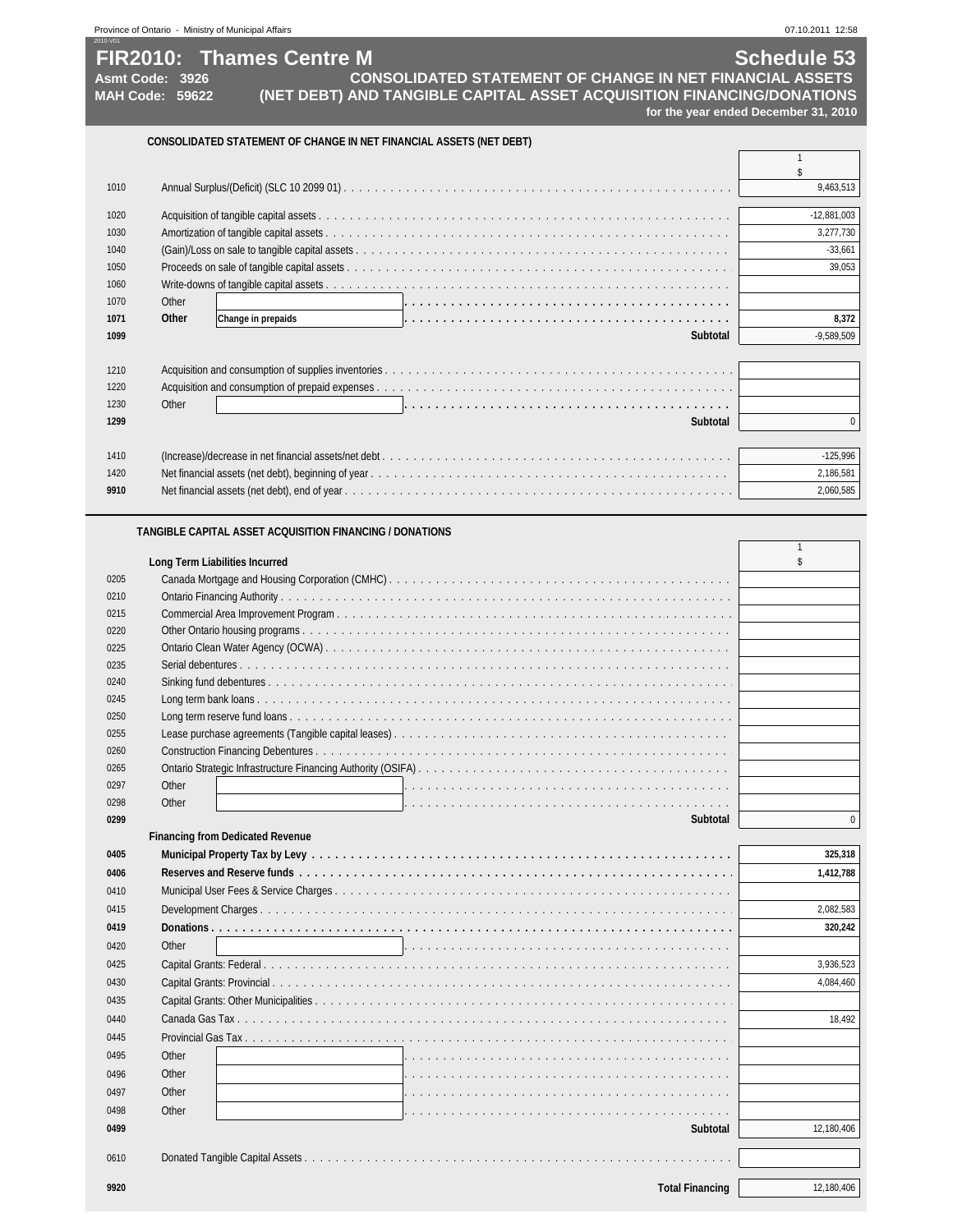# FIR2010: Thames Centre M

**Schedule 53**

**Asmt Code: 3926**
**MAH Code: 59622**

## CONSOLIDATED STATEMENT OF CHANGE IN NET FINANCIAL ASSETS (NET DEBT) AND TANGIBLE CAPITAL ASSET ACQUISITION FINANCING/DONATIONS

**for the year ended December 31, 2010**

### CONSOLIDATED STATEMENT OF CHANGE IN NET FINANCIAL ASSETS (NET DEBT)

| Line | Description | 1 $ |
|---|---|---|
| 1010 | Annual Surplus/(Deficit) (SLC 10 2099 01) | 9,463,513 |
| 1020 | Acquisition of tangible capital assets | -12,881,003 |
| 1030 | Amortization of tangible capital assets | 3,277,730 |
| 1040 | (Gain)/Loss on sale to tangible capital assets | -33,661 |
| 1050 | Proceeds on sale of tangible capital assets | 39,053 |
| 1060 | Write-downs of tangible capital assets | |
| 1070 | Other | |
| **1071** | **Other** Change in prepaids | **8,372** |
| **1099** | **Subtotal** | -9,589,509 |
| 1210 | Acquisition and consumption of supplies inventories | |
| 1220 | Acquisition and consumption of prepaid expenses | |
| 1230 | Other | |
| **1299** | **Subtotal** | 0 |
| 1410 | (Increase)/decrease in net financial assets/net debt | -125,996 |
| 1420 | Net financial assets (net debt), beginning of year | 2,186,581 |
| **9910** | Net financial assets (net debt), end of year | 2,060,585 |

### TANGIBLE CAPITAL ASSET ACQUISITION FINANCING / DONATIONS

| Line | Description | 1 $ |
|---|---|---|
| | **Long Term Liabilities Incurred** | |
| 0205 | Canada Mortgage and Housing Corporation (CMHC) | |
| 0210 | Ontario Financing Authority | |
| 0215 | Commercial Area Improvement Program | |
| 0220 | Other Ontario housing programs | |
| 0225 | Ontario Clean Water Agency (OCWA) | |
| 0235 | Serial debentures | |
| 0240 | Sinking fund debentures | |
| 0245 | Long term bank loans | |
| 0250 | Long term reserve fund loans | |
| 0255 | Lease purchase agreements (Tangible capital leases) | |
| 0260 | Construction Financing Debentures | |
| 0265 | Ontario Strategic Infrastructure Financing Authority (OSIFA) | |
| 0297 | Other | |
| 0298 | Other | |
| **0299** | **Subtotal** | 0 |
| | **Financing from Dedicated Revenue** | |
| **0405** | **Municipal Property Tax by Levy** | **325,318** |
| **0406** | **Reserves and Reserve funds** | **1,412,788** |
| 0410 | Municipal User Fees & Service Charges | |
| 0415 | Development Charges | 2,082,583 |
| **0419** | **Donations** | **320,242** |
| 0420 | Other | |
| 0425 | Capital Grants: Federal | 3,936,523 |
| 0430 | Capital Grants: Provincial | 4,084,460 |
| 0435 | Capital Grants: Other Municipalities | |
| 0440 | Canada Gas Tax | 18,492 |
| 0445 | Provincial Gas Tax | |
| 0495 | Other | |
| 0496 | Other | |
| 0497 | Other | |
| 0498 | Other | |
| **0499** | **Subtotal** | 12,180,406 |
| 0610 | Donated Tangible Capital Assets | |
| **9920** | **Total Financing** | 12,180,406 |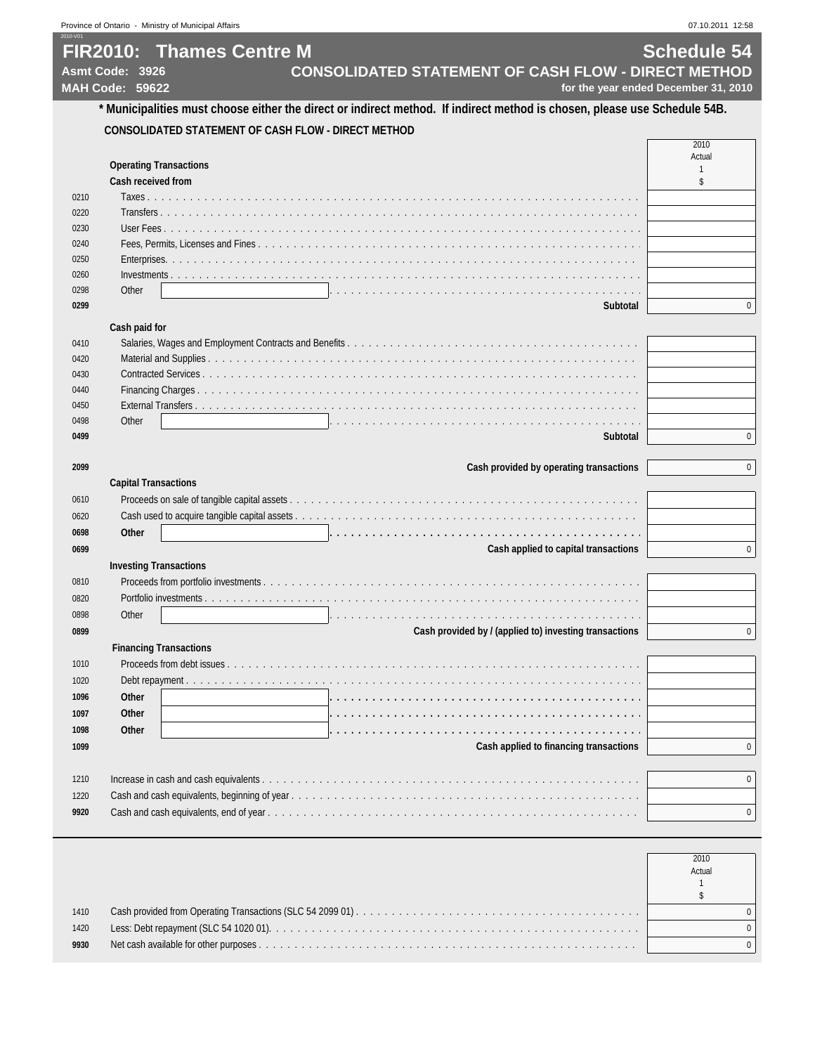# FIR2010: Thames Centre M

**Asmt Code: 3926**
**MAH Code: 59622**

## Schedule 54
## CONSOLIDATED STATEMENT OF CASH FLOW - DIRECT METHOD

**for the year ended December 31, 2010**

**\* Municipalities must choose either the direct or indirect method. If indirect method is chosen, please use Schedule 54B.**

**CONSOLIDATED STATEMENT OF CASH FLOW - DIRECT METHOD**

| | | 2010 Actual 1 $ |
|---|---|---|
| | **Operating Transactions** | |
| | **Cash received from** | |
| 0210 | Taxes | |
| 0220 | Transfers | |
| 0230 | User Fees | |
| 0240 | Fees, Permits, Licenses and Fines | |
| 0250 | Enterprises | |
| 0260 | Investments | |
| 0298 | Other | |
| **0299** | **Subtotal** | 0 |
| | **Cash paid for** | |
| 0410 | Salaries, Wages and Employment Contracts and Benefits | |
| 0420 | Material and Supplies | |
| 0430 | Contracted Services | |
| 0440 | Financing Charges | |
| 0450 | External Transfers | |
| 0498 | Other | |
| **0499** | **Subtotal** | 0 |
| **2099** | **Cash provided by operating transactions** | 0 |
| | **Capital Transactions** | |
| 0610 | Proceeds on sale of tangible capital assets | |
| 0620 | Cash used to acquire tangible capital assets | |
| **0698** | **Other** | |
| **0699** | **Cash applied to capital transactions** | 0 |
| | **Investing Transactions** | |
| 0810 | Proceeds from portfolio investments | |
| 0820 | Portfolio investments | |
| 0898 | Other | |
| **0899** | **Cash provided by / (applied to) investing transactions** | 0 |
| | **Financing Transactions** | |
| 1010 | Proceeds from debt issues | |
| 1020 | Debt repayment | |
| **1096** | **Other** | |
| **1097** | **Other** | |
| **1098** | **Other** | |
| **1099** | **Cash applied to financing transactions** | 0 |
| 1210 | Increase in cash and cash equivalents | 0 |
| 1220 | Cash and cash equivalents, beginning of year | |
| **9920** | Cash and cash equivalents, end of year | 0 |

| | | 2010 Actual 1 $ |
|---|---|---|
| 1410 | Cash provided from Operating Transactions (SLC 54 2099 01) | 0 |
| 1420 | Less: Debt repayment (SLC 54 1020 01). | 0 |
| **9930** | Net cash available for other purposes | 0 |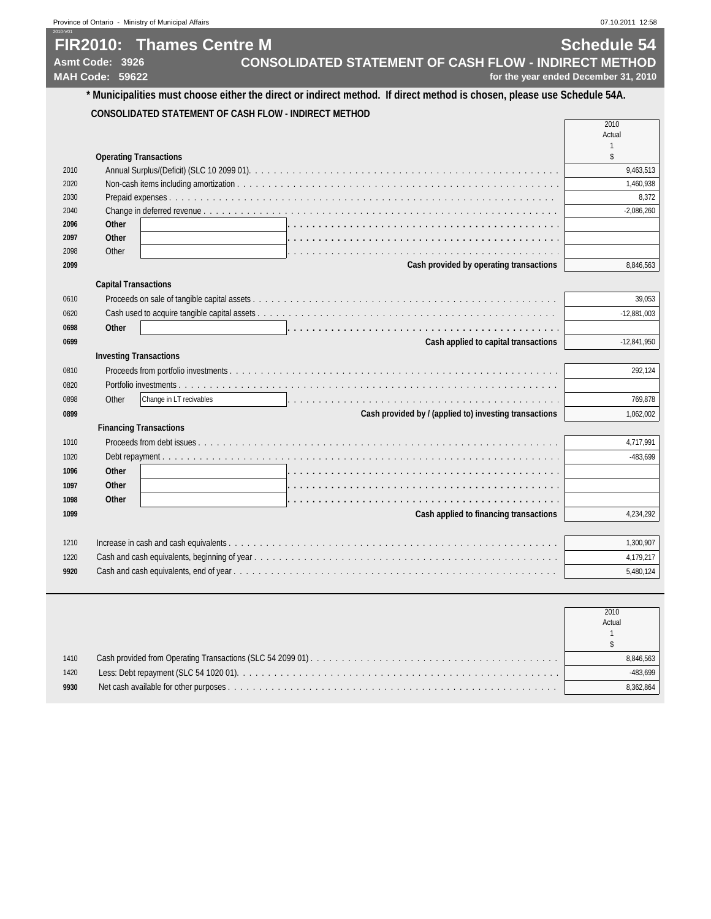# FIR2010: Thames Centre M

**Schedule 54**

**Asmt Code: 3926**

**CONSOLIDATED STATEMENT OF CASH FLOW - INDIRECT METHOD**

**MAH Code: 59622**

**for the year ended December 31, 2010**

**\* Municipalities must choose either the direct or indirect method. If direct method is chosen, please use Schedule 54A.**

**CONSOLIDATED STATEMENT OF CASH FLOW - INDIRECT METHOD**

| Line | Description | 2010 Actual 1 $ |
|---|---|---|
| | **Operating Transactions** | |
| 2010 | Annual Surplus/(Deficit) (SLC 10 2099 01) | 9,463,513 |
| 2020 | Non-cash items including amortization | 1,460,938 |
| 2030 | Prepaid expenses | 8,372 |
| 2040 | Change in deferred revenue | -2,086,260 |
| **2096** | **Other** | |
| **2097** | **Other** | |
| 2098 | Other | |
| **2099** | **Cash provided by operating transactions** | 8,846,563 |
| | **Capital Transactions** | |
| 0610 | Proceeds on sale of tangible capital assets | 39,053 |
| 0620 | Cash used to acquire tangible capital assets | -12,881,003 |
| **0698** | **Other** | |
| **0699** | **Cash applied to capital transactions** | -12,841,950 |
| | **Investing Transactions** | |
| 0810 | Proceeds from portfolio investments | 292,124 |
| 0820 | Portfolio investments | |
| 0898 | Other: Change in LT recivables | 769,878 |
| **0899** | **Cash provided by / (applied to) investing transactions** | 1,062,002 |
| | **Financing Transactions** | |
| 1010 | Proceeds from debt issues | 4,717,991 |
| 1020 | Debt repayment | -483,699 |
| **1096** | **Other** | |
| **1097** | **Other** | |
| **1098** | **Other** | |
| **1099** | **Cash applied to financing transactions** | 4,234,292 |
| 1210 | Increase in cash and cash equivalents | 1,300,907 |
| 1220 | Cash and cash equivalents, beginning of year | 4,179,217 |
| **9920** | Cash and cash equivalents, end of year | 5,480,124 |

| Line | Description | 2010 Actual 1 $ |
|---|---|---|
| 1410 | Cash provided from Operating Transactions (SLC 54 2099 01) | 8,846,563 |
| 1420 | Less: Debt repayment (SLC 54 1020 01) | -483,699 |
| **9930** | Net cash available for other purposes | 8,362,864 |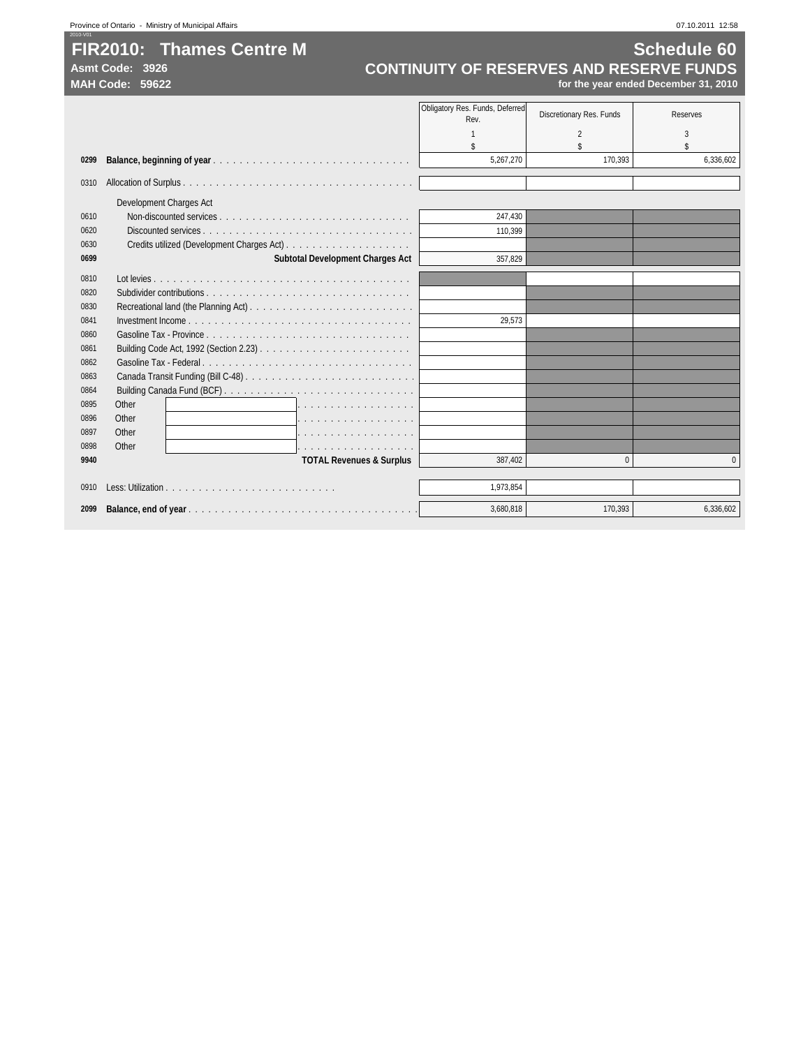# FIR2010: Thames Centre M

**Asmt Code: 3926**
**MAH Code: 59622**

## Schedule 60
## CONTINUITY OF RESERVES AND RESERVE FUNDS

**for the year ended December 31, 2010**

| | | Obligatory Res. Funds, Deferred Rev. | Discretionary Res. Funds | Reserves |
|---|---|---|---|---|
| | | 1 | 2 | 3 |
| | | $ | $ | $ |
| **0299** | **Balance, beginning of year** | 5,267,270 | 170,393 | 6,336,602 |
| 0310 | Allocation of Surplus | | | |
| | Development Charges Act | | | |
| 0610 | Non-discounted services | 247,430 | | |
| 0620 | Discounted services | 110,399 | | |
| 0630 | Credits utilized (Development Charges Act) | | | |
| **0699** | **Subtotal Development Charges Act** | 357,829 | | |
| 0810 | Lot levies | | | |
| 0820 | Subdivider contributions | | | |
| 0830 | Recreational land (the Planning Act) | | | |
| 0841 | Investment Income | 29,573 | | |
| 0860 | Gasoline Tax - Province | | | |
| 0861 | Building Code Act, 1992 (Section 2.23) | | | |
| 0862 | Gasoline Tax - Federal | | | |
| 0863 | Canada Transit Funding (Bill C-48) | | | |
| 0864 | Building Canada Fund (BCF) | | | |
| 0895 | Other | | | |
| 0896 | Other | | | |
| 0897 | Other | | | |
| 0898 | Other | | | |
| **9940** | **TOTAL Revenues & Surplus** | 387,402 | 0 | 0 |
| 0910 | Less: Utilization | 1,973,854 | | |
| **2099** | **Balance, end of year** | 3,680,818 | 170,393 | 6,336,602 |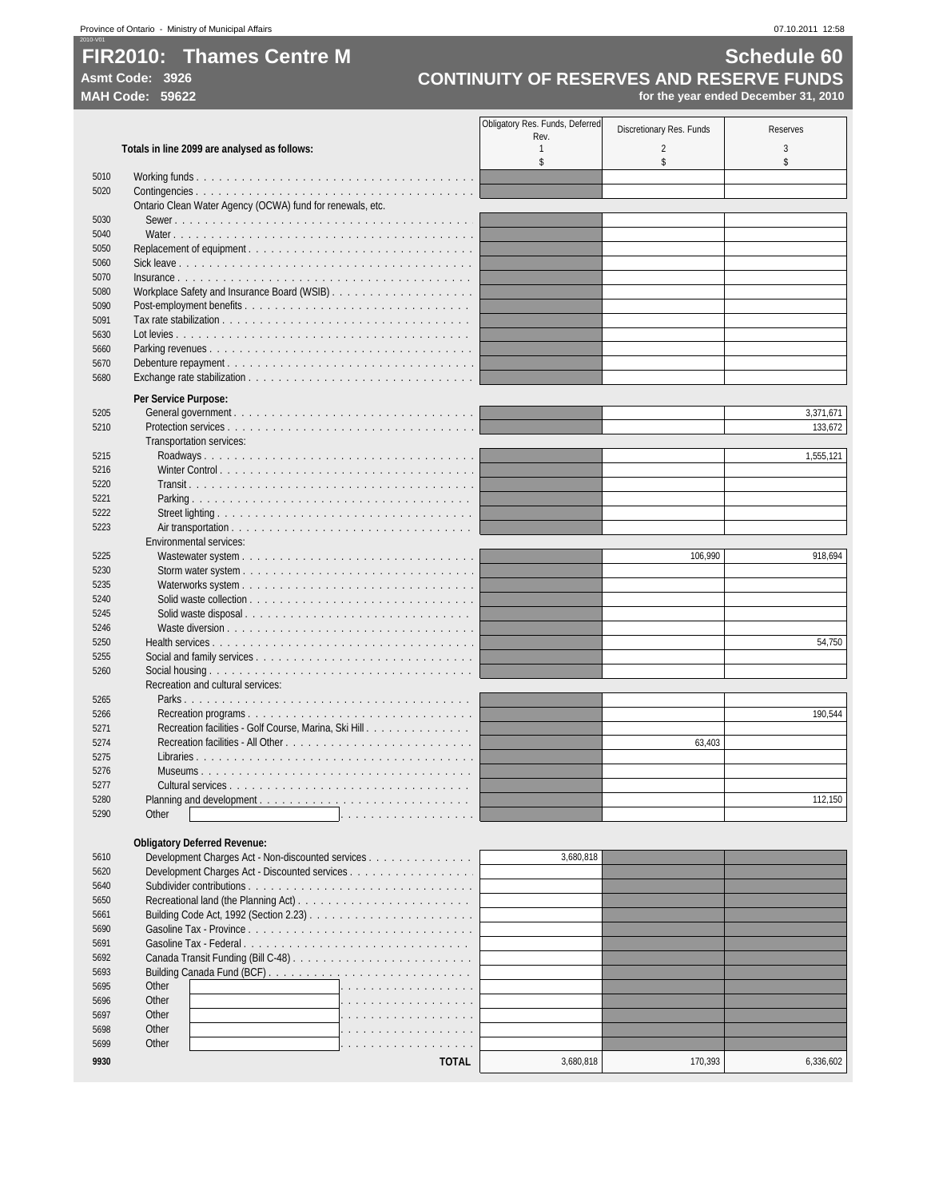# FIR2010: Thames Centre M

**Asmt Code: 3926**

**MAH Code: 59622**

## Schedule 60

## CONTINUITY OF RESERVES AND RESERVE FUNDS

**for the year ended December 31, 2010**

| | Totals in line 2099 are analysed as follows: | Obligatory Res. Funds, Deferred Rev. 1 $ | Discretionary Res. Funds 2 $ | Reserves 3 $ |
|---|---|---|---|---|
| 5010 | Working funds | | | |
| 5020 | Contingencies | | | |
| | Ontario Clean Water Agency (OCWA) fund for renewals, etc. | | | |
| 5030 | Sewer | | | |
| 5040 | Water | | | |
| 5050 | Replacement of equipment | | | |
| 5060 | Sick leave | | | |
| 5070 | Insurance | | | |
| 5080 | Workplace Safety and Insurance Board (WSIB) | | | |
| 5090 | Post-employment benefits | | | |
| 5091 | Tax rate stabilization | | | |
| 5630 | Lot levies | | | |
| 5660 | Parking revenues | | | |
| 5670 | Debenture repayment | | | |
| 5680 | Exchange rate stabilization | | | |
| | **Per Service Purpose:** | | | |
| 5205 | General government | | | 3,371,671 |
| 5210 | Protection services | | | 133,672 |
| | Transportation services: | | | |
| 5215 | Roadways | | | 1,555,121 |
| 5216 | Winter Control | | | |
| 5220 | Transit | | | |
| 5221 | Parking | | | |
| 5222 | Street lighting | | | |
| 5223 | Air transportation | | | |
| | Environmental services: | | | |
| 5225 | Wastewater system | | 106,990 | 918,694 |
| 5230 | Storm water system | | | |
| 5235 | Waterworks system | | | |
| 5240 | Solid waste collection | | | |
| 5245 | Solid waste disposal | | | |
| 5246 | Waste diversion | | | |
| 5250 | Health services | | | 54,750 |
| 5255 | Social and family services | | | |
| 5260 | Social housing | | | |
| | Recreation and cultural services: | | | |
| 5265 | Parks | | | |
| 5266 | Recreation programs | | | 190,544 |
| 5271 | Recreation facilities - Golf Course, Marina, Ski Hill | | | |
| 5274 | Recreation facilities - All Other | | 63,403 | |
| 5275 | Libraries | | | |
| 5276 | Museums | | | |
| 5277 | Cultural services | | | |
| 5280 | Planning and development | | | 112,150 |
| 5290 | Other | | | |
| | **Obligatory Deferred Revenue:** | | | |
| 5610 | Development Charges Act - Non-discounted services | 3,680,818 | | |
| 5620 | Development Charges Act - Discounted services | | | |
| 5640 | Subdivider contributions | | | |
| 5650 | Recreational land (the Planning Act) | | | |
| 5661 | Building Code Act, 1992 (Section 2.23) | | | |
| 5690 | Gasoline Tax - Province | | | |
| 5691 | Gasoline Tax - Federal | | | |
| 5692 | Canada Transit Funding (Bill C-48) | | | |
| 5693 | Building Canada Fund (BCF) | | | |
| 5695 | Other | | | |
| 5696 | Other | | | |
| 5697 | Other | | | |
| 5698 | Other | | | |
| 5699 | Other | | | |
| **9930** | **TOTAL** | 3,680,818 | 170,393 | 6,336,602 |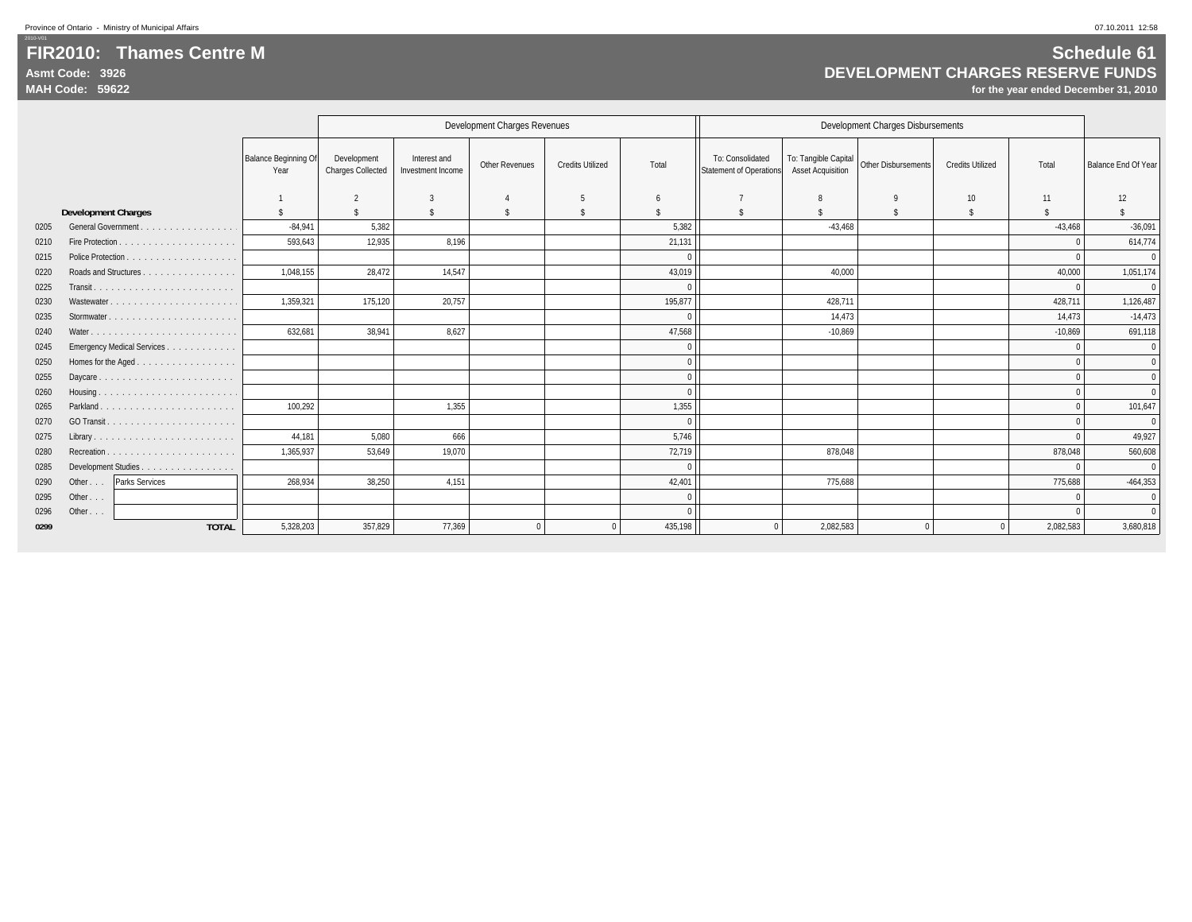# FIR2010: Thames Centre M

**Asmt Code: 3926**

**MAH Code: 59622**

## Schedule 61
## DEVELOPMENT CHARGES RESERVE FUNDS

**for the year ended December 31, 2010**

| | | Balance Beginning Of Year | Development Charges Revenues | | | | | Development Charges Disbursements | | | | | Balance End Of Year |
|---|---|---|---|---|---|---|---|---|---|---|---|---|---|
| | | | Development Charges Collected | Interest and Investment Income | Other Revenues | Credits Utilized | Total | To: Consolidated Statement of Operations | To: Tangible Capital Asset Acquisition | Other Disbursements | Credits Utilized | Total | |
| | | 1 | 2 | 3 | 4 | 5 | 6 | 7 | 8 | 9 | 10 | 11 | 12 |
| | **Development Charges** | $ | $ | $ | $ | $ | $ | $ | $ | $ | $ | $ | $ |
| 0205 | General Government | -84,941 | 5,382 | | | | 5,382 | | -43,468 | | | -43,468 | -36,091 |
| 0210 | Fire Protection | 593,643 | 12,935 | 8,196 | | | 21,131 | | | | | 0 | 614,774 |
| 0215 | Police Protection | | | | | | 0 | | | | | 0 | 0 |
| 0220 | Roads and Structures | 1,048,155 | 28,472 | 14,547 | | | 43,019 | | 40,000 | | | 40,000 | 1,051,174 |
| 0225 | Transit | | | | | | 0 | | | | | 0 | 0 |
| 0230 | Wastewater | 1,359,321 | 175,120 | 20,757 | | | 195,877 | | 428,711 | | | 428,711 | 1,126,487 |
| 0235 | Stormwater | | | | | | 0 | | 14,473 | | | 14,473 | -14,473 |
| 0240 | Water | 632,681 | 38,941 | 8,627 | | | 47,568 | | -10,869 | | | -10,869 | 691,118 |
| 0245 | Emergency Medical Services | | | | | | 0 | | | | | 0 | 0 |
| 0250 | Homes for the Aged | | | | | | 0 | | | | | 0 | 0 |
| 0255 | Daycare | | | | | | 0 | | | | | 0 | 0 |
| 0260 | Housing | | | | | | 0 | | | | | 0 | 0 |
| 0265 | Parkland | 100,292 | | 1,355 | | | 1,355 | | | | | 0 | 101,647 |
| 0270 | GO Transit | | | | | | 0 | | | | | 0 | 0 |
| 0275 | Library | 44,181 | 5,080 | 666 | | | 5,746 | | | | | 0 | 49,927 |
| 0280 | Recreation | 1,365,937 | 53,649 | 19,070 | | | 72,719 | | 878,048 | | | 878,048 | 560,608 |
| 0285 | Development Studies | | | | | | 0 | | | | | 0 | 0 |
| 0290 | Other . . . Parks Services | 268,934 | 38,250 | 4,151 | | | 42,401 | | 775,688 | | | 775,688 | -464,353 |
| 0295 | Other . . . | | | | | | 0 | | | | | 0 | 0 |
| 0296 | Other . . . | | | | | | 0 | | | | | 0 | 0 |
| **0299** | **TOTAL** | 5,328,203 | 357,829 | 77,369 | 0 | 0 | 435,198 | 0 | 2,082,583 | 0 | 0 | 2,082,583 | 3,680,818 |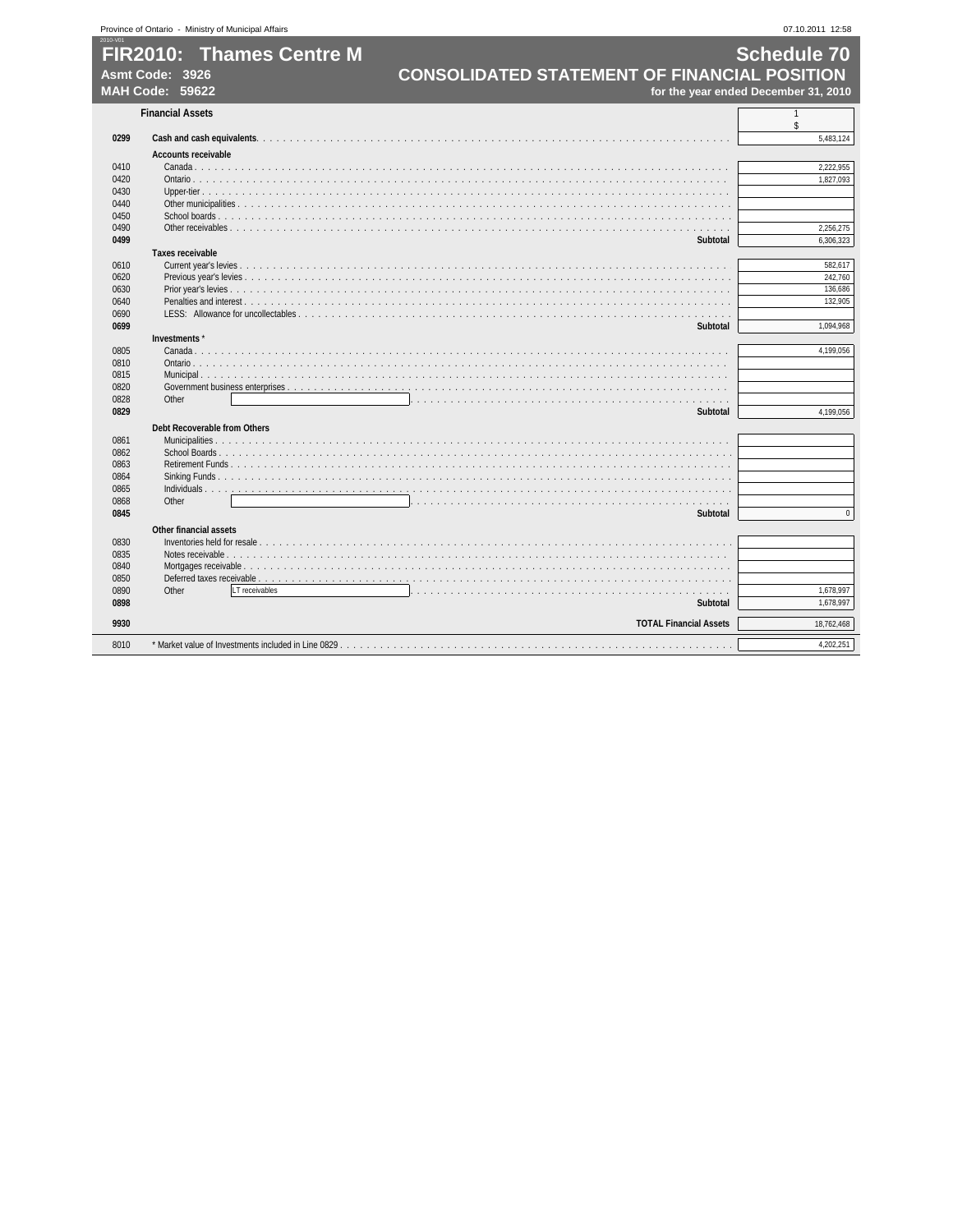# FIR2010: Thames Centre M

**Asmt Code: 3926**
**MAH Code: 59622**

## Schedule 70
## CONSOLIDATED STATEMENT OF FINANCIAL POSITION
**for the year ended December 31, 2010**

| | Financial Assets | 1 $ |
|---|---|---|
| **0299** | **Cash and cash equivalents** | 5,483,124 |
| | **Accounts receivable** | |
| 0410 | Canada | 2,222,955 |
| 0420 | Ontario | 1,827,093 |
| 0430 | Upper-tier | |
| 0440 | Other municipalities | |
| 0450 | School boards | |
| 0490 | Other receivables | 2,256,275 |
| **0499** | **Subtotal** | 6,306,323 |
| | **Taxes receivable** | |
| 0610 | Current year's levies | 582,617 |
| 0620 | Previous year's levies | 242,760 |
| 0630 | Prior year's levies | 136,686 |
| 0640 | Penalties and interest | 132,905 |
| 0690 | LESS: Allowance for uncollectables | |
| **0699** | **Subtotal** | 1,094,968 |
| | **Investments** * | |
| 0805 | Canada | 4,199,056 |
| 0810 | Ontario | |
| 0815 | Municipal | |
| 0820 | Government business enterprises | |
| 0828 | Other | |
| **0829** | **Subtotal** | 4,199,056 |
| | **Debt Recoverable from Others** | |
| 0861 | Municipalities | |
| 0862 | School Boards | |
| 0863 | Retirement Funds | |
| 0864 | Sinking Funds | |
| 0865 | Individuals | |
| 0868 | Other | |
| **0845** | **Subtotal** | 0 |
| | **Other financial assets** | |
| 0830 | Inventories held for resale | |
| 0835 | Notes receivable | |
| 0840 | Mortgages receivable | |
| 0850 | Deferred taxes receivable | |
| 0890 | Other — LT receivables | 1,678,997 |
| **0898** | **Subtotal** | 1,678,997 |
| **9930** | **TOTAL Financial Assets** | 18,762,468 |
| 8010 | * Market value of Investments included in Line 0829 | 4,202,251 |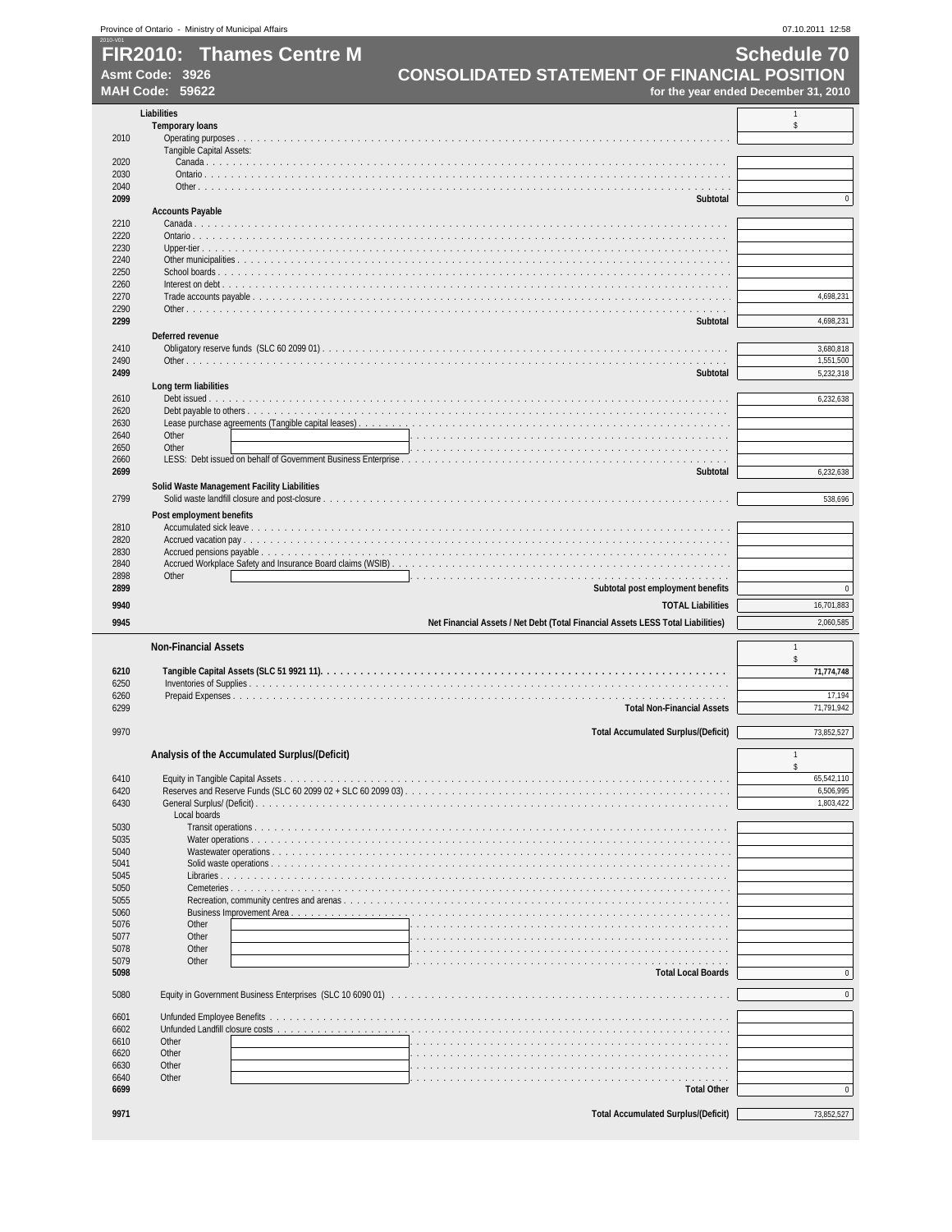# FIR2010: Thames Centre M

**Asmt Code: 3926**
**MAH Code: 59622**

## Schedule 70
## CONSOLIDATED STATEMENT OF FINANCIAL POSITION
**for the year ended December 31, 2010**

| Code | Liabilities | 1 $ |
|---|---|---|
| | **Temporary loans** | |
| 2010 | Operating purposes | |
| | Tangible Capital Assets: | |
| 2020 | Canada | |
| 2030 | Ontario | |
| 2040 | Other | |
| **2099** | **Subtotal** | 0 |
| | **Accounts Payable** | |
| 2210 | Canada | |
| 2220 | Ontario | |
| 2230 | Upper-tier | |
| 2240 | Other municipalities | |
| 2250 | School boards | |
| 2260 | Interest on debt | |
| 2270 | Trade accounts payable | 4,698,231 |
| 2290 | Other | |
| **2299** | **Subtotal** | 4,698,231 |
| | **Deferred revenue** | |
| 2410 | Obligatory reserve funds (SLC 60 2099 01) | 3,680,818 |
| 2490 | Other | 1,551,500 |
| **2499** | **Subtotal** | 5,232,318 |
| | **Long term liabilities** | |
| 2610 | Debt issued | 6,232,638 |
| 2620 | Debt payable to others | |
| 2630 | Lease purchase agreements (Tangible capital leases) | |
| 2640 | Other | |
| 2650 | Other | |
| 2660 | LESS: Debt issued on behalf of Government Business Enterprise | |
| **2699** | **Subtotal** | 6,232,638 |
| | **Solid Waste Management Facility Liabilities** | |
| 2799 | Solid waste landfill closure and post-closure | 538,696 |
| | **Post employment benefits** | |
| 2810 | Accumulated sick leave | |
| 2820 | Accrued vacation pay | |
| 2830 | Accrued pensions payable | |
| 2840 | Accrued Workplace Safety and Insurance Board claims (WSIB) | |
| 2898 | Other | |
| **2899** | **Subtotal post employment benefits** | 0 |
| **9940** | **TOTAL Liabilities** | 16,701,883 |
| **9945** | **Net Financial Assets / Net Debt (Total Financial Assets LESS Total Liabilities)** | 2,060,585 |

| Code | Non-Financial Assets | 1 $ |
|---|---|---|
| **6210** | **Tangible Capital Assets (SLC 51 9921 11)** | **71,774,748** |
| 6250 | Inventories of Supplies | |
| 6260 | Prepaid Expenses | 17,194 |
| 6299 | **Total Non-Financial Assets** | 71,791,942 |
| 9970 | **Total Accumulated Surplus/(Deficit)** | 73,852,527 |

| Code | Analysis of the Accumulated Surplus/(Deficit) | 1 $ |
|---|---|---|
| 6410 | Equity in Tangible Capital Assets | 65,542,110 |
| 6420 | Reserves and Reserve Funds (SLC 60 2099 02 + SLC 60 2099 03) | 6,506,995 |
| 6430 | General Surplus/ (Deficit) | 1,803,422 |
| | Local boards | |
| 5030 | Transit operations | |
| 5035 | Water operations | |
| 5040 | Wastewater operations | |
| 5041 | Solid waste operations | |
| 5045 | Libraries | |
| 5050 | Cemeteries | |
| 5055 | Recreation, community centres and arenas | |
| 5060 | Business Improvement Area | |
| 5076 | Other | |
| 5077 | Other | |
| 5078 | Other | |
| 5079 | Other | |
| **5098** | **Total Local Boards** | 0 |
| 5080 | Equity in Government Business Enterprises (SLC 10 6090 01) | 0 |
| 6601 | Unfunded Employee Benefits | |
| 6602 | Unfunded Landfill closure costs | |
| 6610 | Other | |
| 6620 | Other | |
| 6630 | Other | |
| 6640 | Other | |
| **6699** | **Total Other** | 0 |
| **9971** | **Total Accumulated Surplus/(Deficit)** | 73,852,527 |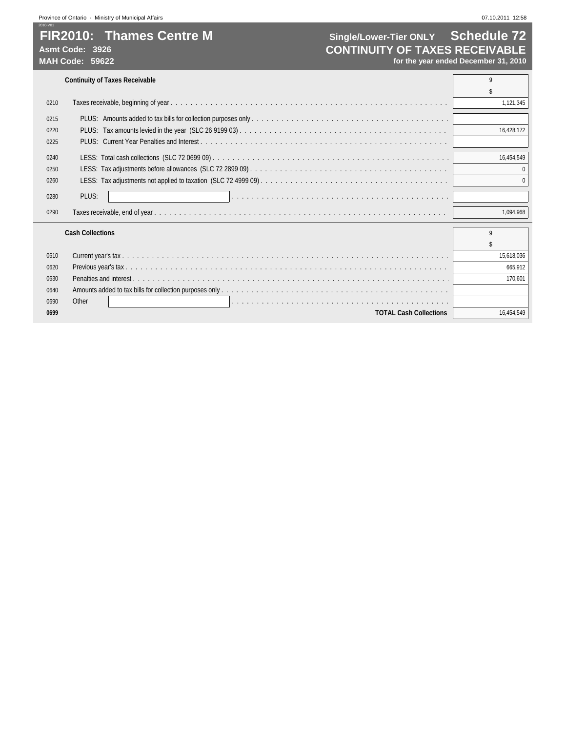# FIR2010: Thames Centre M

**Asmt Code: 3926**
**MAH Code: 59622**

## Single/Lower-Tier ONLY Schedule 72
## CONTINUITY OF TAXES RECEIVABLE
**for the year ended December 31, 2010**

### Continuity of Taxes Receivable

| | | 9 |
|---|---|---|
| | | $ |
| 0210 | Taxes receivable, beginning of year | 1,121,345 |
| 0215 | PLUS: Amounts added to tax bills for collection purposes only | |
| 0220 | PLUS: Tax amounts levied in the year (SLC 26 9199 03) | 16,428,172 |
| 0225 | PLUS: Current Year Penalties and Interest | |
| 0240 | LESS: Total cash collections (SLC 72 0699 09) | 16,454,549 |
| 0250 | LESS: Tax adjustments before allowances (SLC 72 2899 09) | 0 |
| 0260 | LESS: Tax adjustments not applied to taxation (SLC 72 4999 09) | 0 |
| 0280 | PLUS: | |
| 0290 | Taxes receivable, end of year | 1,094,968 |

### Cash Collections

| | | 9 |
|---|---|---|
| | | $ |
| 0610 | Current year's tax | 15,618,036 |
| 0620 | Previous year's tax | 665,912 |
| 0630 | Penalties and interest | 170,601 |
| 0640 | Amounts added to tax bills for collection purposes only | |
| 0690 | Other | |
| **0699** | **TOTAL Cash Collections** | 16,454,549 |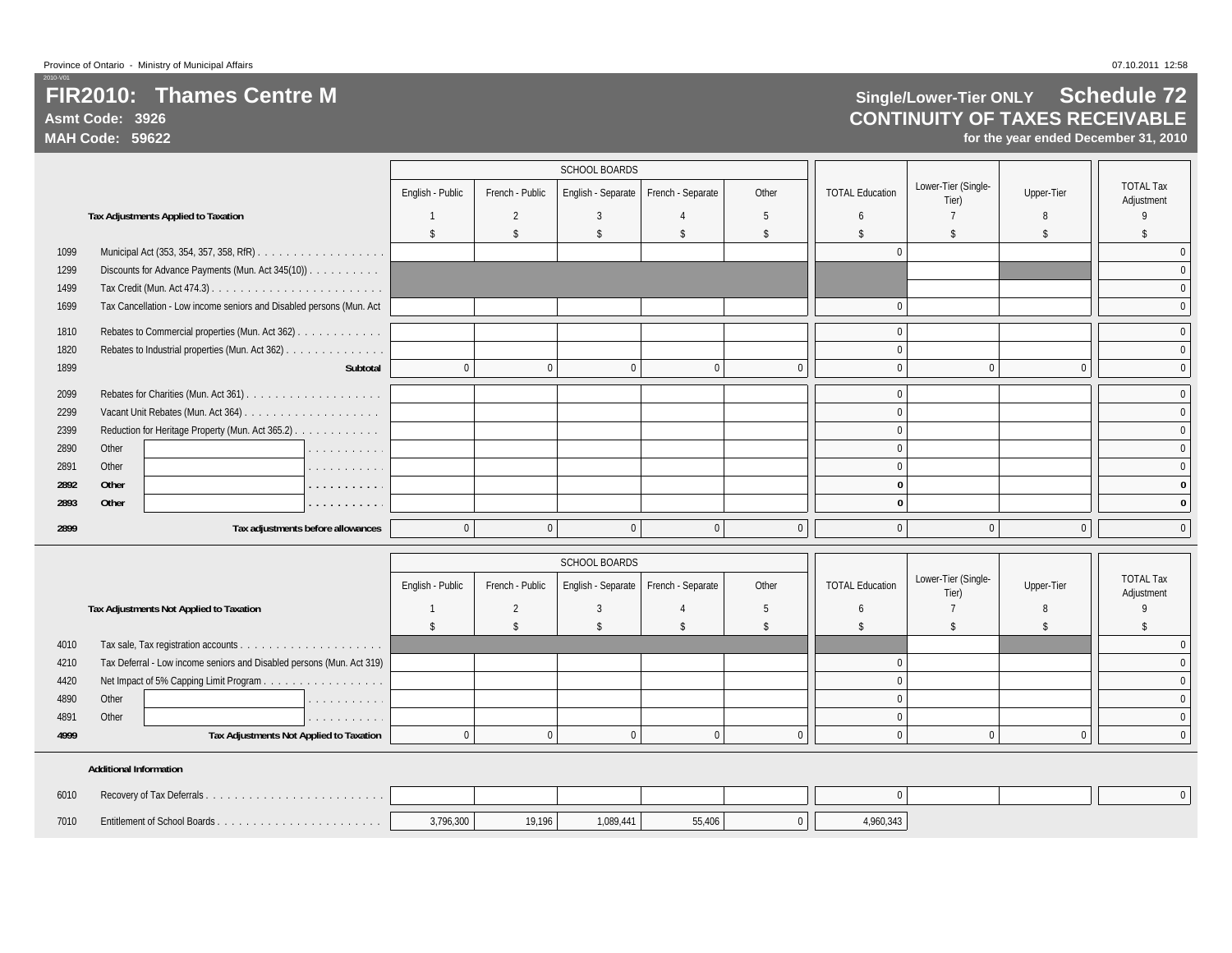Province of Ontario - Ministry of Municipal Affairs

# FIR2010: Thames Centre M

**Asmt Code: 3926**

**MAH Code: 59622**

## Single/Lower-Tier ONLY Schedule 72

## CONTINUITY OF TAXES RECEIVABLE

**for the year ended December 31, 2010**

| | Tax Adjustments Applied to Taxation | SCHOOL BOARDS | | | | | | | | |
|---|---|---|---|---|---|---|---|---|---|---|
| | | English - Public | French - Public | English - Separate | French - Separate | Other | TOTAL Education | Lower-Tier (Single-Tier) | Upper-Tier | TOTAL Tax Adjustment |
| | | 1 | 2 | 3 | 4 | 5 | 6 | 7 | 8 | 9 |
| | | $ | $ | $ | $ | $ | $ | $ | $ | $ |
| 1099 | Municipal Act (353, 354, 357, 358, RfR) | | | | | | 0 | | | 0 |
| 1299 | Discounts for Advance Payments (Mun. Act 345(10)) | | | | | | | | | 0 |
| 1499 | Tax Credit (Mun. Act 474.3) | | | | | | | | | 0 |
| 1699 | Tax Cancellation - Low income seniors and Disabled persons (Mun. Act | | | | | | 0 | | | 0 |
| 1810 | Rebates to Commercial properties (Mun. Act 362) | | | | | | 0 | | | 0 |
| 1820 | Rebates to Industrial properties (Mun. Act 362) | | | | | | 0 | | | 0 |
| 1899 | **Subtotal** | 0 | 0 | 0 | 0 | 0 | 0 | 0 | 0 | 0 |
| 2099 | Rebates for Charities (Mun. Act 361) | | | | | | 0 | | | 0 |
| 2299 | Vacant Unit Rebates (Mun. Act 364) | | | | | | 0 | | | 0 |
| 2399 | Reduction for Heritage Property (Mun. Act 365.2) | | | | | | 0 | | | 0 |
| 2890 | Other | | | | | | 0 | | | 0 |
| 2891 | Other | | | | | | 0 | | | 0 |
| **2892** | **Other** | | | | | | **0** | | | **0** |
| **2893** | **Other** | | | | | | **0** | | | **0** |
| **2899** | **Tax adjustments before allowances** | 0 | 0 | 0 | 0 | 0 | 0 | 0 | 0 | 0 |

| | Tax Adjustments Not Applied to Taxation | SCHOOL BOARDS | | | | | | | | |
|---|---|---|---|---|---|---|---|---|---|---|
| | | English - Public | French - Public | English - Separate | French - Separate | Other | TOTAL Education | Lower-Tier (Single-Tier) | Upper-Tier | TOTAL Tax Adjustment |
| | | 1 | 2 | 3 | 4 | 5 | 6 | 7 | 8 | 9 |
| | | $ | $ | $ | $ | $ | $ | $ | $ | $ |
| 4010 | Tax sale, Tax registration accounts | | | | | | | | | 0 |
| 4210 | Tax Deferral - Low income seniors and Disabled persons (Mun. Act 319) | | | | | | 0 | | | 0 |
| 4420 | Net Impact of 5% Capping Limit Program | | | | | | 0 | | | 0 |
| 4890 | Other | | | | | | 0 | | | 0 |
| 4891 | Other | | | | | | 0 | | | 0 |
| **4999** | **Tax Adjustments Not Applied to Taxation** | 0 | 0 | 0 | 0 | 0 | 0 | 0 | 0 | 0 |

**Additional Information**

| | | English - Public | French - Public | English - Separate | French - Separate | Other | TOTAL Education | Lower-Tier (Single-Tier) | Upper-Tier | TOTAL Tax Adjustment |
|---|---|---|---|---|---|---|---|---|---|---|
| 6010 | Recovery of Tax Deferrals | | | | | | 0 | | | 0 |
| 7010 | Entitlement of School Boards | 3,796,300 | 19,196 | 1,089,441 | 55,406 | 0 | 4,960,343 | | | |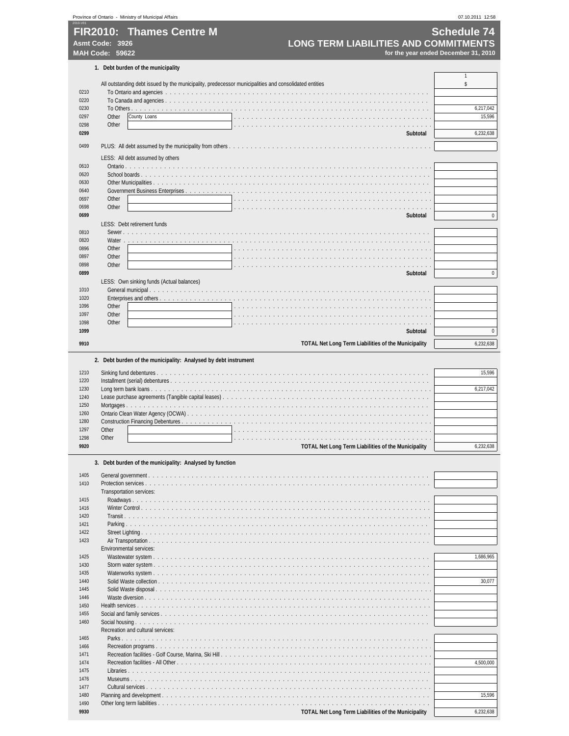# FIR2010: Thames Centre M

**Asmt Code: 3926**
**MAH Code: 59622**

## Schedule 74
## LONG TERM LIABILITIES AND COMMITMENTS
**for the year ended December 31, 2010**

### 1. Debt burden of the municipality

| | | 1 |
|---|---|---|
| | All outstanding debt issued by the municipality, predecessor municipalities and consolidated entities | $ |
| 0210 | To Ontario and agencies | |
| 0220 | To Canada and agencies | |
| 0230 | To Others | 6,217,042 |
| 0297 | Other: County Loans | 15,596 |
| 0298 | Other | |
| **0299** | **Subtotal** | 6,232,638 |
| 0499 | PLUS: All debt assumed by the municipality from others | |
| | LESS: All debt assumed by others | |
| 0610 | Ontario | |
| 0620 | School boards | |
| 0630 | Other Municipalities | |
| 0640 | Government Business Enterprises | |
| 0697 | Other | |
| 0698 | Other | |
| **0699** | **Subtotal** | 0 |
| | LESS: Debt retirement funds | |
| 0810 | Sewer | |
| 0820 | Water | |
| 0896 | Other | |
| 0897 | Other | |
| 0898 | Other | |
| **0899** | **Subtotal** | 0 |
| | LESS: Own sinking funds (Actual balances) | |
| 1010 | General municipal | |
| 1020 | Enterprises and others | |
| 1096 | Other | |
| 1097 | Other | |
| 1098 | Other | |
| **1099** | **Subtotal** | 0 |
| **9910** | **TOTAL Net Long Term Liabilities of the Municipality** | 6,232,638 |

### 2. Debt burden of the municipality: Analysed by debt instrument

| | | |
|---|---|---|
| 1210 | Sinking fund debentures | 15,596 |
| 1220 | Installment (serial) debentures | |
| 1230 | Long term bank loans | 6,217,042 |
| 1240 | Lease purchase agreements (Tangible capital leases) | |
| 1250 | Mortgages | |
| 1260 | Ontario Clean Water Agency (OCWA) | |
| 1280 | Construction Financing Debentures | |
| 1297 | Other | |
| 1298 | Other | |
| **9920** | **TOTAL Net Long Term Liabilities of the Municipality** | 6,232,638 |

### 3. Debt burden of the municipality: Analysed by function

| | | |
|---|---|---|
| 1405 | General government | |
| 1410 | Protection services | |
| | Transportation services: | |
| 1415 | Roadways | |
| 1416 | Winter Control | |
| 1420 | Transit | |
| 1421 | Parking | |
| 1422 | Street Lighting | |
| 1423 | Air Transportation | |
| | Environmental services: | |
| 1425 | Wastewater system | 1,686,965 |
| 1430 | Storm water system | |
| 1435 | Waterworks system | |
| 1440 | Solid Waste collection | 30,077 |
| 1445 | Solid Waste disposal | |
| 1446 | Waste diversion | |
| 1450 | Health services | |
| 1455 | Social and family services | |
| 1460 | Social housing | |
| | Recreation and cultural services: | |
| 1465 | Parks | |
| 1466 | Recreation programs | |
| 1471 | Recreation facilities - Golf Course, Marina, Ski Hill | |
| 1474 | Recreation facilities - All Other | 4,500,000 |
| 1475 | Libraries | |
| 1476 | Museums | |
| 1477 | Cultural services | |
| 1480 | Planning and development | 15,596 |
| 1490 | Other long term liabilities | |
| **9930** | **TOTAL Net Long Term Liabilities of the Municipality** | 6,232,638 |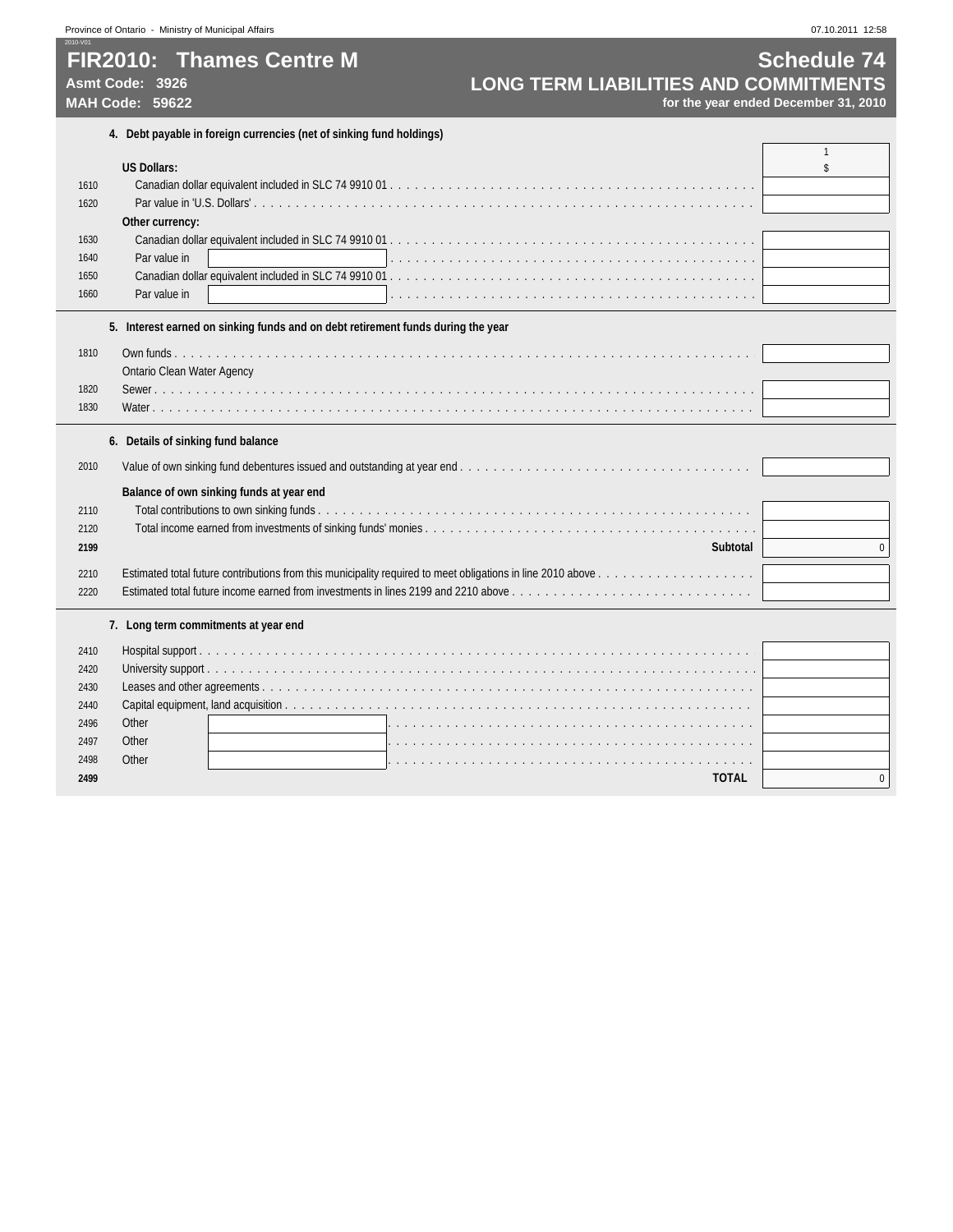# FIR2010: Thames Centre M

**Asmt Code: 3926**

**MAH Code: 59622**

## Schedule 74

## LONG TERM LIABILITIES AND COMMITMENTS

**for the year ended December 31, 2010**

### 4. Debt payable in foreign currencies (net of sinking fund holdings)

| Line | Description | 1 $ |
|---|---|---|
| | **US Dollars:** | |
| 1610 | Canadian dollar equivalent included in SLC 74 9910 01 | |
| 1620 | Par value in 'U.S. Dollars' | |
| | **Other currency:** | |
| 1630 | Canadian dollar equivalent included in SLC 74 9910 01 | |
| 1640 | Par value in | |
| 1650 | Canadian dollar equivalent included in SLC 74 9910 01 | |
| 1660 | Par value in | |

### 5. Interest earned on sinking funds and on debt retirement funds during the year

| Line | Description | |
|---|---|---|
| 1810 | Own funds | |
| | Ontario Clean Water Agency | |
| 1820 | Sewer | |
| 1830 | Water | |

### 6. Details of sinking fund balance

| Line | Description | |
|---|---|---|
| 2010 | Value of own sinking fund debentures issued and outstanding at year end | |
| | **Balance of own sinking funds at year end** | |
| 2110 | Total contributions to own sinking funds | |
| 2120 | Total income earned from investments of sinking funds' monies | |
| **2199** | **Subtotal** | 0 |
| 2210 | Estimated total future contributions from this municipality required to meet obligations in line 2010 above | |
| 2220 | Estimated total future income earned from investments in lines 2199 and 2210 above | |

### 7. Long term commitments at year end

| Line | Description | |
|---|---|---|
| 2410 | Hospital support | |
| 2420 | University support | |
| 2430 | Leases and other agreements | |
| 2440 | Capital equipment, land acquisition | |
| 2496 | Other | |
| 2497 | Other | |
| 2498 | Other | |
| **2499** | **TOTAL** | 0 |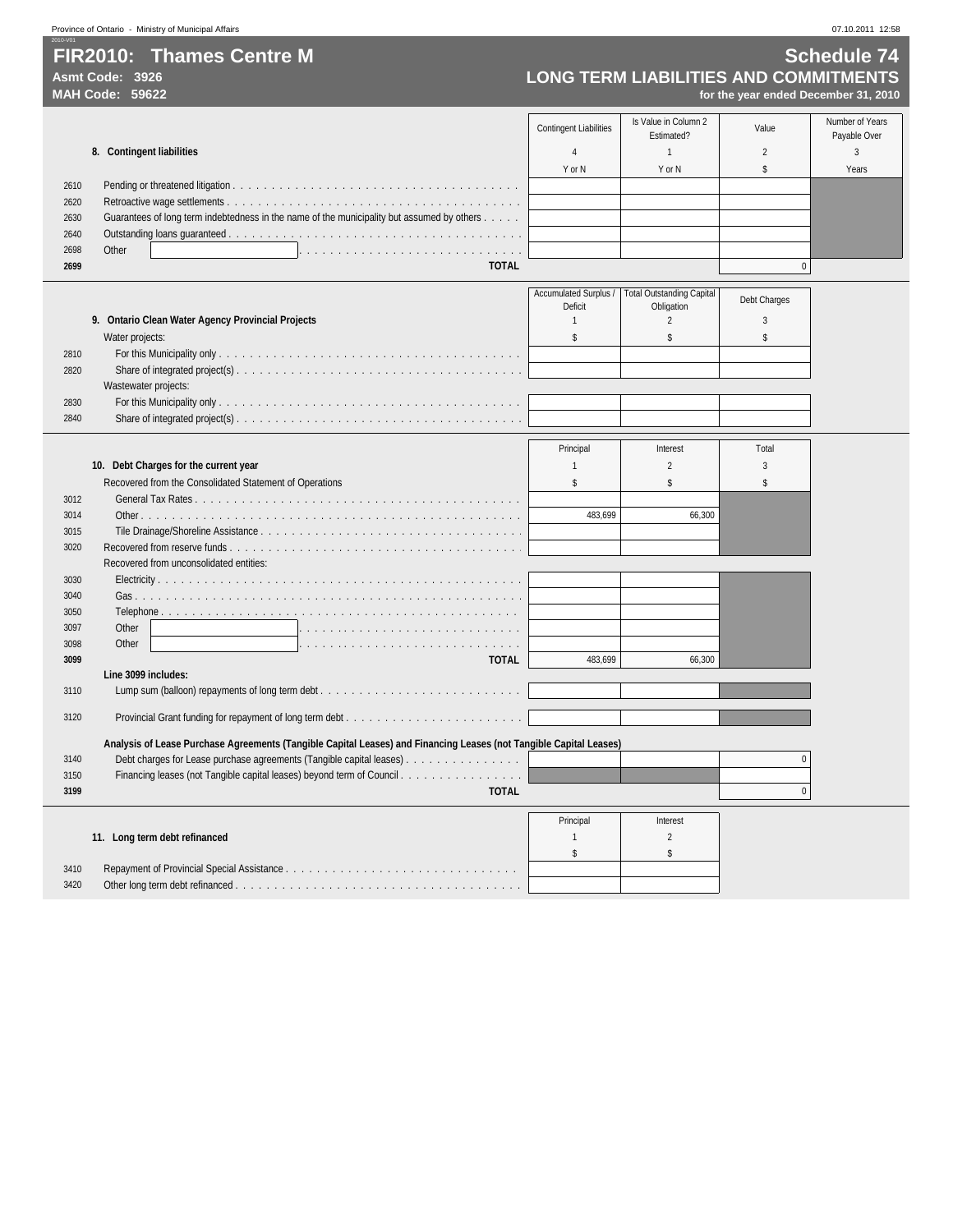# FIR2010: Thames Centre M

**Asmt Code: 3926**
**MAH Code: 59622**

## Schedule 74
## LONG TERM LIABILITIES AND COMMITMENTS
**for the year ended December 31, 2010**

| | **8. Contingent liabilities** | Contingent Liabilities<br>4<br>Y or N | Is Value in Column 2 Estimated?<br>1<br>Y or N | Value<br>2<br>$ | Number of Years Payable Over<br>3<br>Years |
|---|---|---|---|---|---|
| 2610 | Pending or threatened litigation | | | | |
| 2620 | Retroactive wage settlements | | | | |
| 2630 | Guarantees of long term indebtedness in the name of the municipality but assumed by others | | | | |
| 2640 | Outstanding loans guaranteed | | | | |
| 2698 | Other | | | | |
| **2699** | **TOTAL** | | | 0 | |

| | **9. Ontario Clean Water Agency Provincial Projects** | Accumulated Surplus / Deficit<br>1<br>$ | Total Outstanding Capital Obligation<br>2<br>$ | Debt Charges<br>3<br>$ |
|---|---|---|---|---|
| | Water projects: | | | |
| 2810 | For this Municipality only | | | |
| 2820 | Share of integrated project(s) | | | |
| | Wastewater projects: | | | |
| 2830 | For this Municipality only | | | |
| 2840 | Share of integrated project(s) | | | |

| | **10. Debt Charges for the current year** | Principal<br>1<br>$ | Interest<br>2<br>$ | Total<br>3<br>$ |
|---|---|---|---|---|
| | Recovered from the Consolidated Statement of Operations | | | |
| 3012 | General Tax Rates | | | |
| 3014 | Other | 483,699 | 66,300 | |
| 3015 | Tile Drainage/Shoreline Assistance | | | |
| 3020 | Recovered from reserve funds | | | |
| | Recovered from unconsolidated entities: | | | |
| 3030 | Electricity | | | |
| 3040 | Gas | | | |
| 3050 | Telephone | | | |
| 3097 | Other | | | |
| 3098 | Other | | | |
| **3099** | **TOTAL** | 483,699 | 66,300 | |
| | **Line 3099 includes:** | | | |
| 3110 | Lump sum (balloon) repayments of long term debt | | | |
| 3120 | Provincial Grant funding for repayment of long term debt | | | |
| | **Analysis of Lease Purchase Agreements (Tangible Capital Leases) and Financing Leases (not Tangible Capital Leases)** | | | |
| 3140 | Debt charges for Lease purchase agreements (Tangible capital leases) | | | 0 |
| 3150 | Financing leases (not Tangible capital leases) beyond term of Council | | | |
| **3199** | **TOTAL** | | | 0 |

| | **11. Long term debt refinanced** | Principal<br>1<br>$ | Interest<br>2<br>$ |
|---|---|---|---|
| 3410 | Repayment of Provincial Special Assistance | | |
| 3420 | Other long term debt refinanced | | |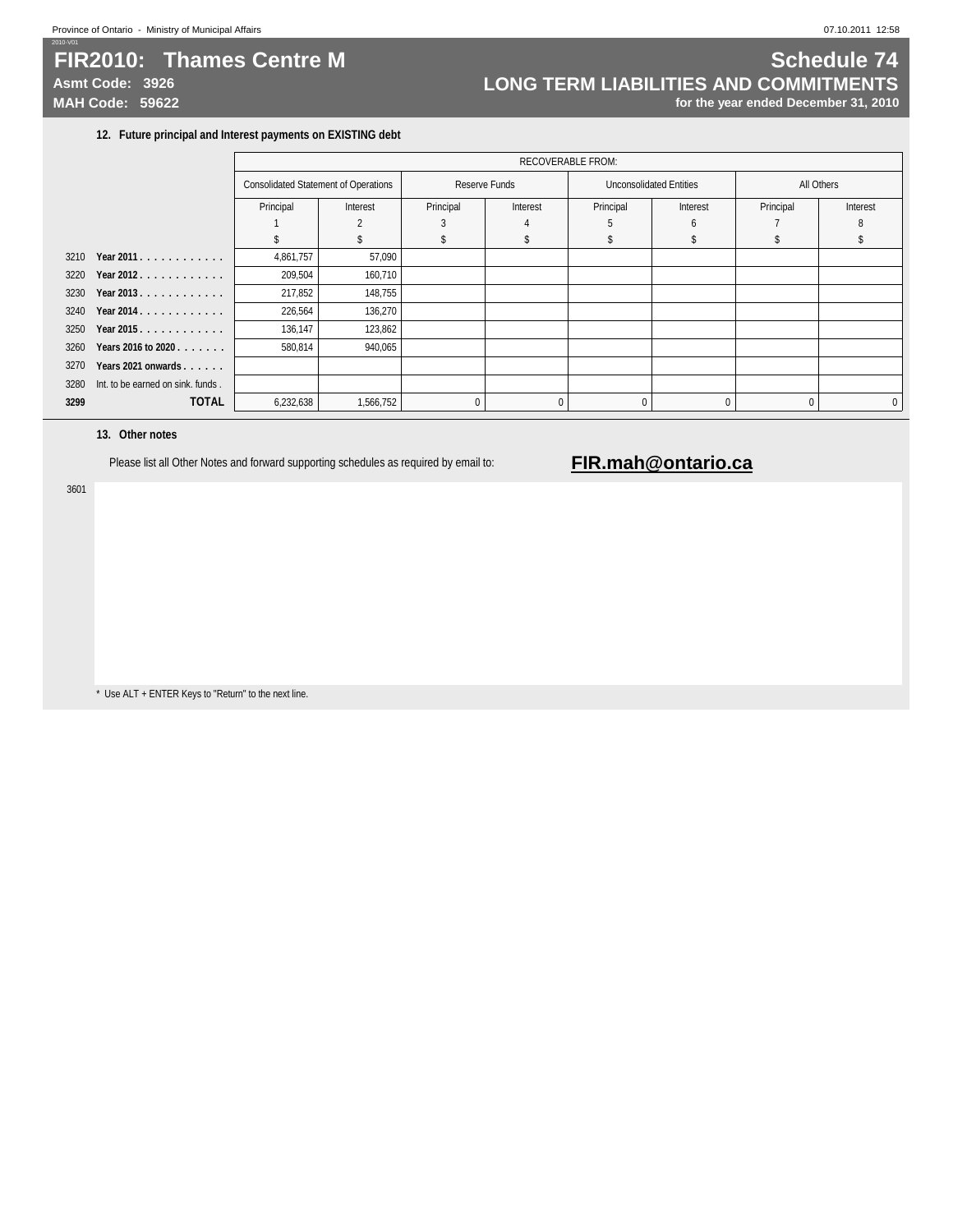# FIR2010: Thames Centre M

**Asmt Code: 3926**
**MAH Code: 59622**

## Schedule 74
## LONG TERM LIABILITIES AND COMMITMENTS
**for the year ended December 31, 2010**

### 12. Future principal and Interest payments on EXISTING debt

| | | RECOVERABLE FROM: | | | | | | | |
|---|---|---|---|---|---|---|---|---|---|
| | | Consolidated Statement of Operations | | Reserve Funds | | Unconsolidated Entities | | All Others | |
| | | Principal | Interest | Principal | Interest | Principal | Interest | Principal | Interest |
| | | 1 | 2 | 3 | 4 | 5 | 6 | 7 | 8 |
| | | $ | $ | $ | $ | $ | $ | $ | $ |
| 3210 | **Year 2011** | 4,861,757 | 57,090 | | | | | | |
| 3220 | **Year 2012** | 209,504 | 160,710 | | | | | | |
| 3230 | **Year 2013** | 217,852 | 148,755 | | | | | | |
| 3240 | **Year 2014** | 226,564 | 136,270 | | | | | | |
| 3250 | **Year 2015** | 136,147 | 123,862 | | | | | | |
| 3260 | **Years 2016 to 2020** | 580,814 | 940,065 | | | | | | |
| 3270 | **Years 2021 onwards** | | | | | | | | |
| 3280 | Int. to be earned on sink. funds | | | | | | | | |
| **3299** | **TOTAL** | 6,232,638 | 1,566,752 | 0 | 0 | 0 | 0 | 0 | 0 |

### 13. Other notes

Please list all Other Notes and forward supporting schedules as required by email to: **FIR.mah@ontario.ca**

3601

\* Use ALT + ENTER Keys to "Return" to the next line.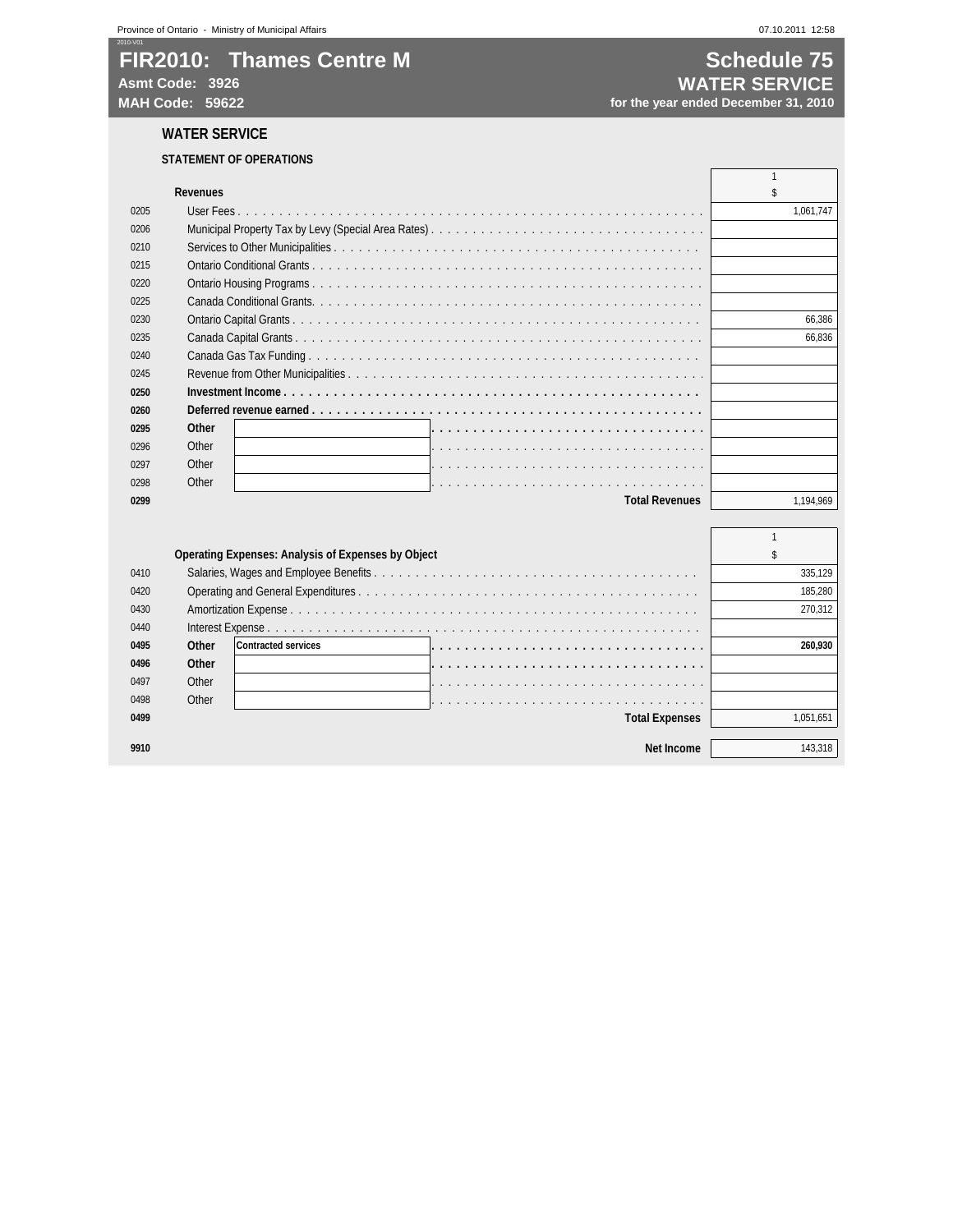# FIR2010: Thames Centre M

**Asmt Code: 3926**
**MAH Code: 59622**

## Schedule 75
## WATER SERVICE
**for the year ended December 31, 2010**

### WATER SERVICE

#### STATEMENT OF OPERATIONS

| | Revenues | 1 $ |
|---|---|---|
| 0205 | User Fees | 1,061,747 |
| 0206 | Municipal Property Tax by Levy (Special Area Rates) | |
| 0210 | Services to Other Municipalities | |
| 0215 | Ontario Conditional Grants | |
| 0220 | Ontario Housing Programs | |
| 0225 | Canada Conditional Grants. | |
| 0230 | Ontario Capital Grants | 66,386 |
| 0235 | Canada Capital Grants | 66,836 |
| 0240 | Canada Gas Tax Funding | |
| 0245 | Revenue from Other Municipalities | |
| **0250** | **Investment Income** | |
| **0260** | **Deferred revenue earned** | |
| **0295** | **Other** | |
| 0296 | Other | |
| 0297 | Other | |
| 0298 | Other | |
| **0299** | **Total Revenues** | 1,194,969 |

| | Operating Expenses: Analysis of Expenses by Object | 1 $ |
|---|---|---|
| 0410 | Salaries, Wages and Employee Benefits | 335,129 |
| 0420 | Operating and General Expenditures | 185,280 |
| 0430 | Amortization Expense | 270,312 |
| 0440 | Interest Expense | |
| **0495** | **Other** Contracted services | **260,930** |
| **0496** | **Other** | |
| 0497 | Other | |
| 0498 | Other | |
| **0499** | **Total Expenses** | 1,051,651 |
| **9910** | **Net Income** | 143,318 |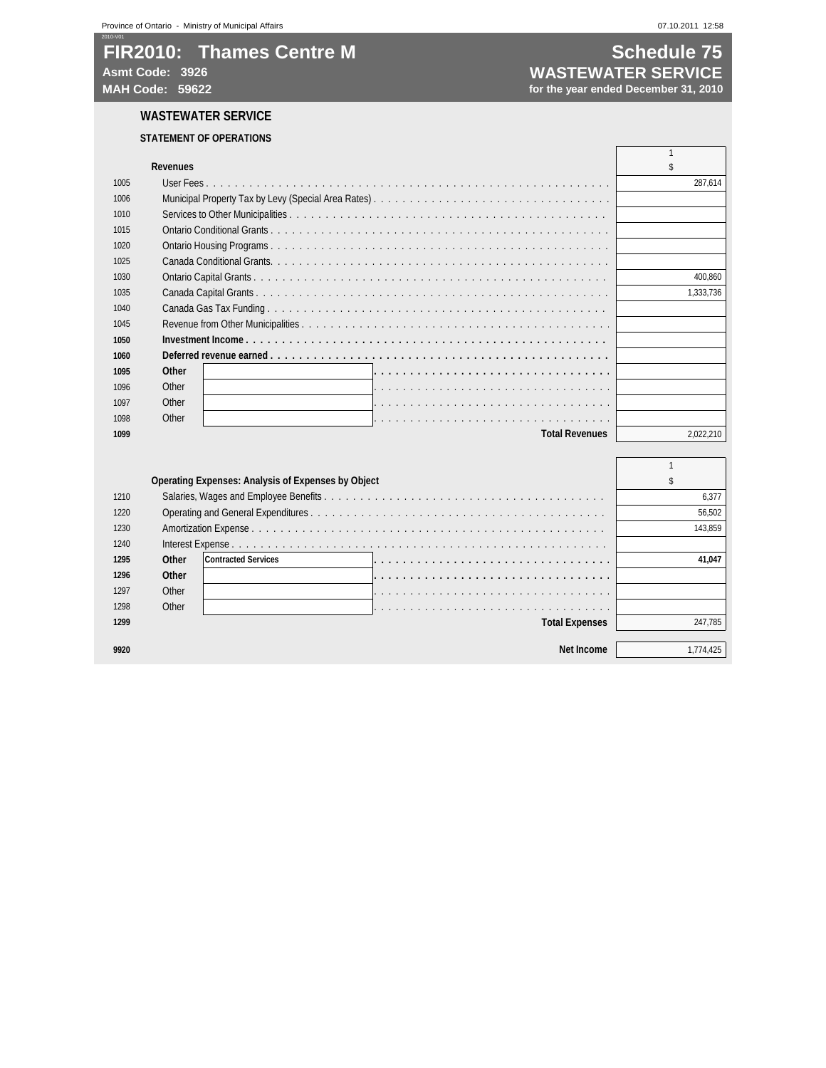# FIR2010: Thames Centre M

**Asmt Code: 3926**
**MAH Code: 59622**

## Schedule 75
## WASTEWATER SERVICE
**for the year ended December 31, 2010**

### WASTEWATER SERVICE

#### STATEMENT OF OPERATIONS

| | Revenues | 1 $ |
|---|---|---|
| 1005 | User Fees | 287,614 |
| 1006 | Municipal Property Tax by Levy (Special Area Rates) | |
| 1010 | Services to Other Municipalities | |
| 1015 | Ontario Conditional Grants | |
| 1020 | Ontario Housing Programs | |
| 1025 | Canada Conditional Grants | |
| 1030 | Ontario Capital Grants | 400,860 |
| 1035 | Canada Capital Grants | 1,333,736 |
| 1040 | Canada Gas Tax Funding | |
| 1045 | Revenue from Other Municipalities | |
| **1050** | **Investment Income** | |
| **1060** | **Deferred revenue earned** | |
| **1095** | **Other** | |
| 1096 | Other | |
| 1097 | Other | |
| 1098 | Other | |
| **1099** | **Total Revenues** | 2,022,210 |

| | Operating Expenses: Analysis of Expenses by Object | 1 $ |
|---|---|---|
| 1210 | Salaries, Wages and Employee Benefits | 6,377 |
| 1220 | Operating and General Expenditures | 56,502 |
| 1230 | Amortization Expense | 143,859 |
| 1240 | Interest Expense | |
| **1295** | **Other** Contracted Services | **41,047** |
| **1296** | **Other** | |
| 1297 | Other | |
| 1298 | Other | |
| **1299** | **Total Expenses** | 247,785 |
| **9920** | **Net Income** | 1,774,425 |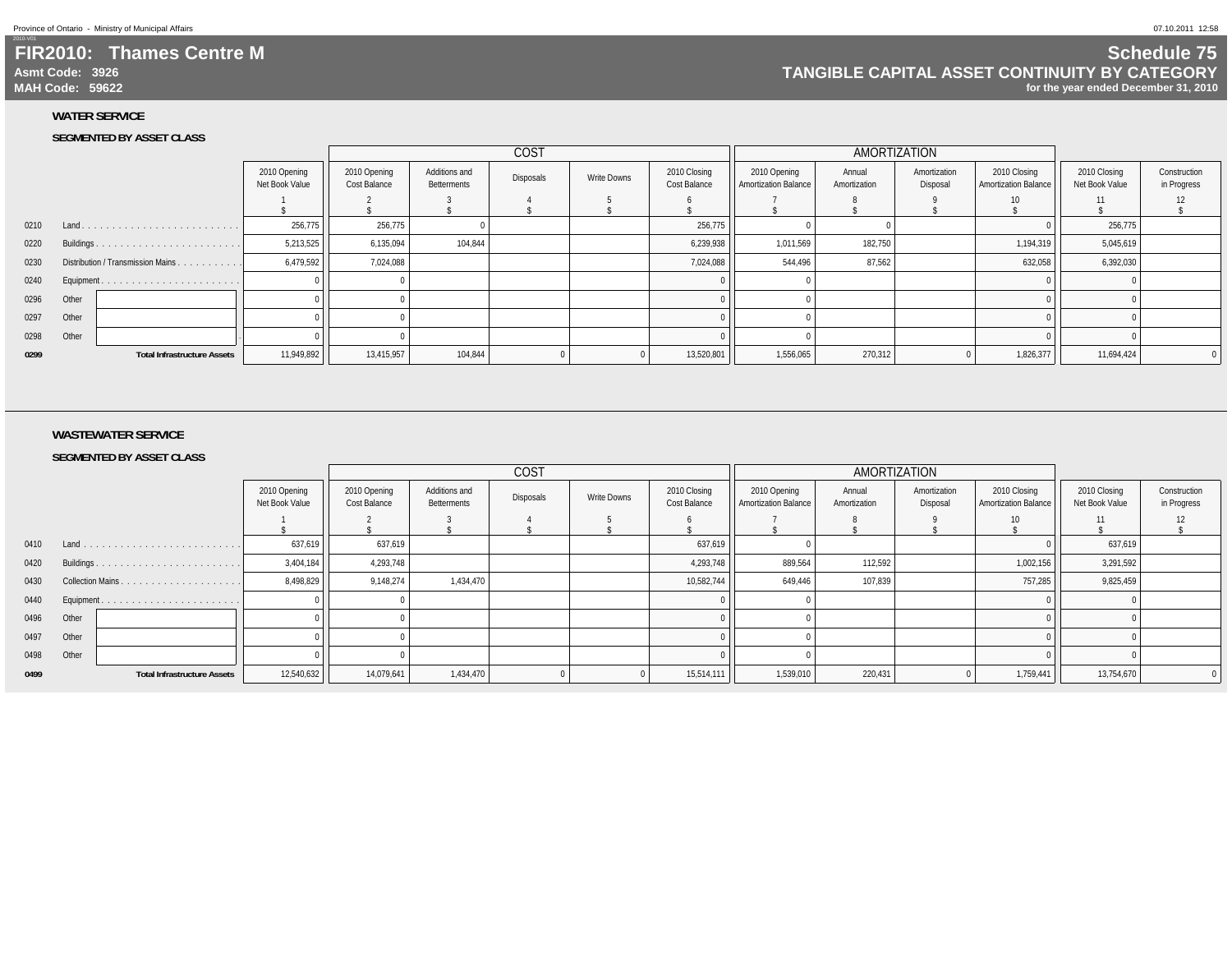Province of Ontario - Ministry of Municipal Affairs

# FIR2010: Thames Centre M

**Asmt Code: 3926**
**MAH Code: 59622**

## Schedule 75
## TANGIBLE CAPITAL ASSET CONTINUITY BY CATEGORY
**for the year ended December 31, 2010**

### WATER SERVICE

**SEGMENTED BY ASSET CLASS**

| | | | COST | | | | | AMORTIZATION | | | | | |
|---|---|---|---|---|---|---|---|---|---|---|---|---|---|
| | | 2010 Opening Net Book Value | 2010 Opening Cost Balance | Additions and Betterments | Disposals | Write Downs | 2010 Closing Cost Balance | 2010 Opening Amortization Balance | Annual Amortization | Amortization Disposal | 2010 Closing Amortization Balance | 2010 Closing Net Book Value | Construction in Progress |
| | | 1 $ | 2 $ | 3 $ | 4 $ | 5 $ | 6 $ | 7 $ | 8 $ | 9 $ | 10 $ | 11 $ | 12 $ |
| 0210 | Land | 256,775 | 256,775 | 0 | | | 256,775 | 0 | 0 | | 0 | 256,775 | |
| 0220 | Buildings | 5,213,525 | 6,135,094 | 104,844 | | | 6,239,938 | 1,011,569 | 182,750 | | 1,194,319 | 5,045,619 | |
| 0230 | Distribution / Transmission Mains | 6,479,592 | 7,024,088 | | | | 7,024,088 | 544,496 | 87,562 | | 632,058 | 6,392,030 | |
| 0240 | Equipment | 0 | 0 | | | | 0 | 0 | | | 0 | 0 | |
| 0296 | Other | 0 | 0 | | | | 0 | 0 | | | 0 | 0 | |
| 0297 | Other | 0 | 0 | | | | 0 | 0 | | | 0 | 0 | |
| 0298 | Other | 0 | 0 | | | | 0 | 0 | | | 0 | 0 | |
| **0299** | **Total Infrastructure Assets** | 11,949,892 | 13,415,957 | 104,844 | 0 | 0 | 13,520,801 | 1,556,065 | 270,312 | 0 | 1,826,377 | 11,694,424 | 0 |

### WASTEWATER SERVICE

**SEGMENTED BY ASSET CLASS**

| | | | COST | | | | | AMORTIZATION | | | | | |
|---|---|---|---|---|---|---|---|---|---|---|---|---|---|
| | | 2010 Opening Net Book Value | 2010 Opening Cost Balance | Additions and Betterments | Disposals | Write Downs | 2010 Closing Cost Balance | 2010 Opening Amortization Balance | Annual Amortization | Amortization Disposal | 2010 Closing Amortization Balance | 2010 Closing Net Book Value | Construction in Progress |
| | | 1 $ | 2 $ | 3 $ | 4 $ | 5 $ | 6 $ | 7 $ | 8 $ | 9 $ | 10 $ | 11 $ | 12 $ |
| 0410 | Land | 637,619 | 637,619 | | | | 637,619 | 0 | | | 0 | 637,619 | |
| 0420 | Buildings | 3,404,184 | 4,293,748 | | | | 4,293,748 | 889,564 | 112,592 | | 1,002,156 | 3,291,592 | |
| 0430 | Collection Mains | 8,498,829 | 9,148,274 | 1,434,470 | | | 10,582,744 | 649,446 | 107,839 | | 757,285 | 9,825,459 | |
| 0440 | Equipment | 0 | 0 | | | | 0 | 0 | | | 0 | 0 | |
| 0496 | Other | 0 | 0 | | | | 0 | 0 | | | 0 | 0 | |
| 0497 | Other | 0 | 0 | | | | 0 | 0 | | | 0 | 0 | |
| 0498 | Other | 0 | 0 | | | | 0 | 0 | | | 0 | 0 | |
| **0499** | **Total Infrastructure Assets** | 12,540,632 | 14,079,641 | 1,434,470 | 0 | 0 | 15,514,111 | 1,539,010 | 220,431 | 0 | 1,759,441 | 13,754,670 | 0 |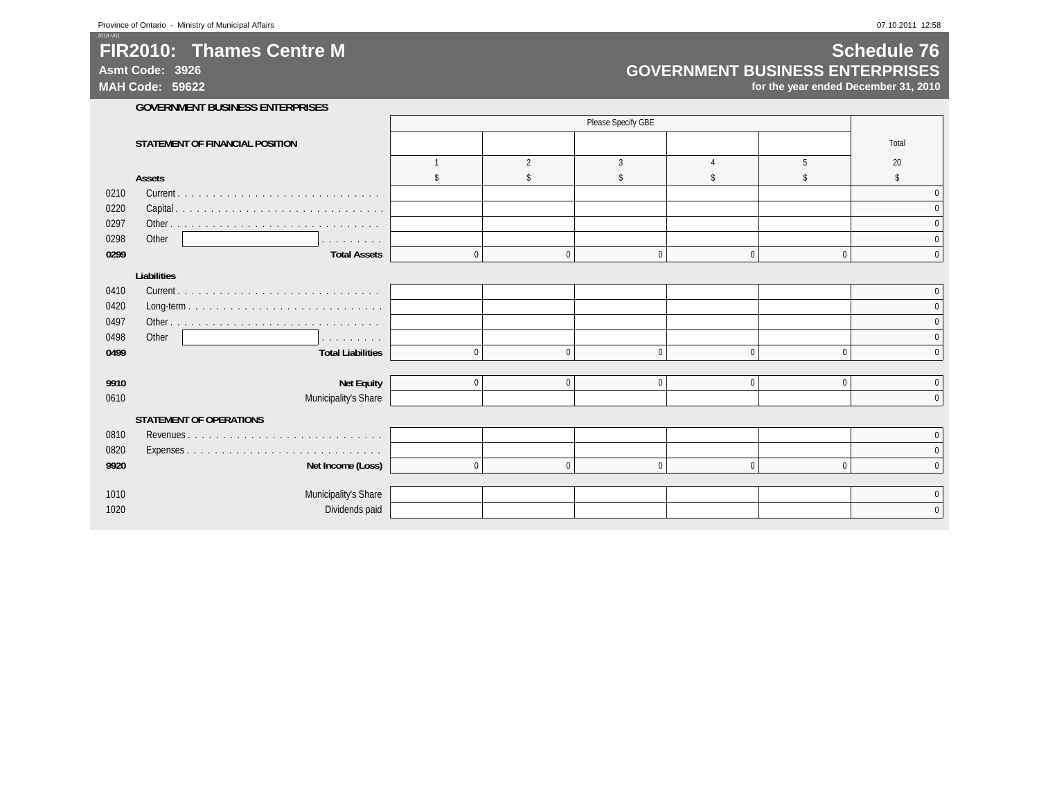# FIR2010: Thames Centre M

**Asmt Code: 3926**

**MAH Code: 59622**

## Schedule 76
## GOVERNMENT BUSINESS ENTERPRISES

**for the year ended December 31, 2010**

**GOVERNMENT BUSINESS ENTERPRISES**

| | | Please Specify GBE | | | | | |
|---|---|---|---|---|---|---|---|
| | **STATEMENT OF FINANCIAL POSITION** | | | | | | Total |
| | | 1 | 2 | 3 | 4 | 5 | 20 |
| | **Assets** | $ | $ | $ | $ | $ | $ |
| 0210 | Current | | | | | | 0 |
| 0220 | Capital | | | | | | 0 |
| 0297 | Other | | | | | | 0 |
| 0298 | Other | | | | | | 0 |
| **0299** | **Total Assets** | 0 | 0 | 0 | 0 | 0 | 0 |
| | **Liabilities** | | | | | | |
| 0410 | Current | | | | | | 0 |
| 0420 | Long-term | | | | | | 0 |
| 0497 | Other | | | | | | 0 |
| 0498 | Other | | | | | | 0 |
| **0499** | **Total Liabilities** | 0 | 0 | 0 | 0 | 0 | 0 |
| **9910** | **Net Equity** | 0 | 0 | 0 | 0 | 0 | 0 |
| 0610 | Municipality's Share | | | | | | 0 |
| | **STATEMENT OF OPERATIONS** | | | | | | |
| 0810 | Revenues | | | | | | 0 |
| 0820 | Expenses | | | | | | 0 |
| **9920** | **Net Income (Loss)** | 0 | 0 | 0 | 0 | 0 | 0 |
| 1010 | Municipality's Share | | | | | | 0 |
| 1020 | Dividends paid | | | | | | 0 |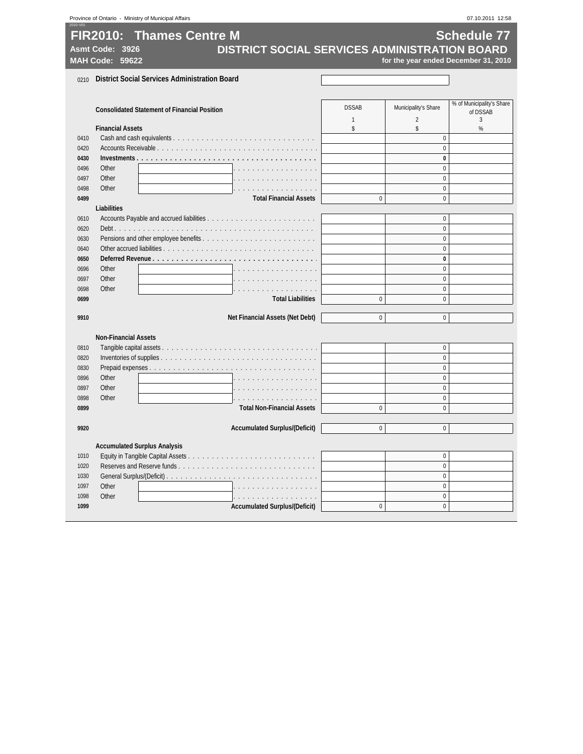# FIR2010: Thames Centre M

**Asmt Code: 3926**
**MAH Code: 59622**

## Schedule 77
## DISTRICT SOCIAL SERVICES ADMINISTRATION BOARD

**for the year ended December 31, 2010**

0210 **District Social Services Administration Board**

| | Consolidated Statement of Financial Position | DSSAB | Municipality's Share | % of Municipality's Share of DSSAB |
|---|---|---|---|---|
| | | 1 | 2 | 3 |
| | **Financial Assets** | $ | $ | % |
| 0410 | Cash and cash equivalents | | 0 | |
| 0420 | Accounts Receivable | | 0 | |
| **0430** | **Investments** | | **0** | |
| 0496 | Other | | 0 | |
| 0497 | Other | | 0 | |
| 0498 | Other | | 0 | |
| **0499** | **Total Financial Assets** | 0 | 0 | |
| | **Liabilities** | | | |
| 0610 | Accounts Payable and accrued liabilities | | 0 | |
| 0620 | Debt | | 0 | |
| 0630 | Pensions and other employee benefits | | 0 | |
| 0640 | Other accrued liabilities | | 0 | |
| **0650** | **Deferred Revenue** | | **0** | |
| 0696 | Other | | 0 | |
| 0697 | Other | | 0 | |
| 0698 | Other | | 0 | |
| **0699** | **Total Liabilities** | 0 | 0 | |
| **9910** | **Net Financial Assets (Net Debt)** | 0 | 0 | |
| | **Non-Financial Assets** | | | |
| 0810 | Tangible capital assets | | 0 | |
| 0820 | Inventories of supplies | | 0 | |
| 0830 | Prepaid expenses | | 0 | |
| 0896 | Other | | 0 | |
| 0897 | Other | | 0 | |
| 0898 | Other | | 0 | |
| **0899** | **Total Non-Financial Assets** | 0 | 0 | |
| **9920** | **Accumulated Surplus/(Deficit)** | 0 | 0 | |
| | **Accumulated Surplus Analysis** | | | |
| 1010 | Equity in Tangible Capital Assets | | 0 | |
| 1020 | Reserves and Reserve funds | | 0 | |
| 1030 | General Surplus/(Deficit) | | 0 | |
| 1097 | Other | | 0 | |
| 1098 | Other | | 0 | |
| **1099** | **Accumulated Surplus/(Deficit)** | 0 | 0 | |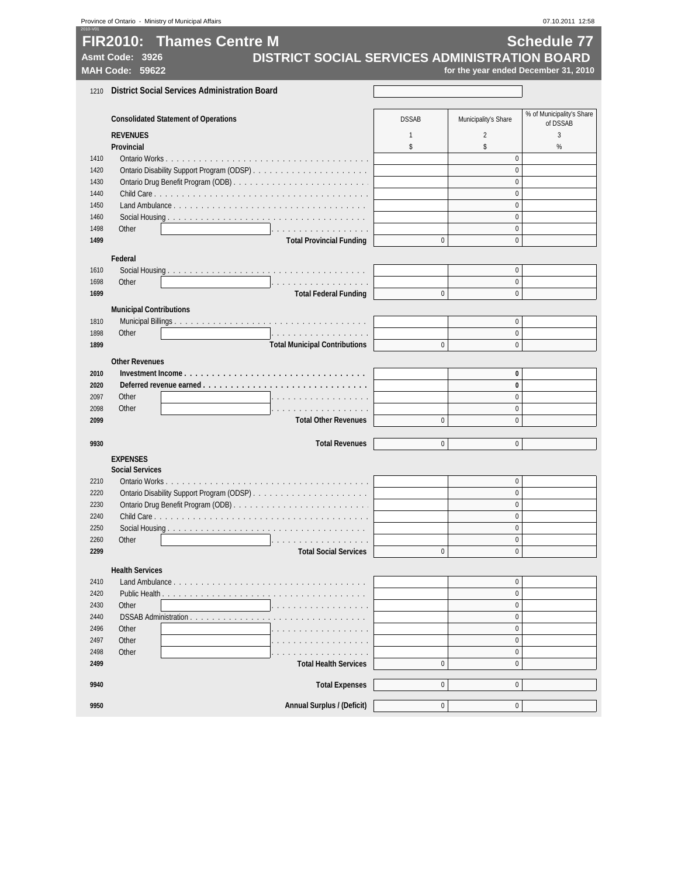Province of Ontario - Ministry of Municipal Affairs

# FIR2010: Thames Centre M

**Schedule 77**

**Asmt Code: 3926**

**MAH Code: 59622**

## DISTRICT SOCIAL SERVICES ADMINISTRATION BOARD

for the year ended December 31, 2010

1210 **District Social Services Administration Board**

| | Consolidated Statement of Operations | DSSAB | Municipality's Share | % of Municipality's Share of DSSAB |
|---|---|---|---|---|
| | **REVENUES** | 1 | 2 | 3 |
| | **Provincial** | $ | $ | % |
| 1410 | Ontario Works | | 0 | |
| 1420 | Ontario Disability Support Program (ODSP) | | 0 | |
| 1430 | Ontario Drug Benefit Program (ODB) | | 0 | |
| 1440 | Child Care | | 0 | |
| 1450 | Land Ambulance | | 0 | |
| 1460 | Social Housing | | 0 | |
| 1498 | Other | | 0 | |
| **1499** | **Total Provincial Funding** | 0 | 0 | |
| | **Federal** | | | |
| 1610 | Social Housing | | 0 | |
| 1698 | Other | | 0 | |
| **1699** | **Total Federal Funding** | 0 | 0 | |
| | **Municipal Contributions** | | | |
| 1810 | Municipal Billings | | 0 | |
| 1898 | Other | | 0 | |
| **1899** | **Total Municipal Contributions** | 0 | 0 | |
| | **Other Revenues** | | | |
| **2010** | **Investment Income** | | **0** | |
| **2020** | **Deferred revenue earned** | | **0** | |
| 2097 | Other | | 0 | |
| 2098 | Other | | 0 | |
| **2099** | **Total Other Revenues** | 0 | 0 | |
| **9930** | **Total Revenues** | 0 | 0 | |
| | **EXPENSES** | | | |
| | **Social Services** | | | |
| 2210 | Ontario Works | | 0 | |
| 2220 | Ontario Disability Support Program (ODSP) | | 0 | |
| 2230 | Ontario Drug Benefit Program (ODB) | | 0 | |
| 2240 | Child Care | | 0 | |
| 2250 | Social Housing | | 0 | |
| 2260 | Other | | 0 | |
| **2299** | **Total Social Services** | 0 | 0 | |
| | **Health Services** | | | |
| 2410 | Land Ambulance | | 0 | |
| 2420 | Public Health | | 0 | |
| 2430 | Other | | 0 | |
| 2440 | DSSAB Administration | | 0 | |
| 2496 | Other | | 0 | |
| 2497 | Other | | 0 | |
| 2498 | Other | | 0 | |
| **2499** | **Total Health Services** | 0 | 0 | |
| **9940** | **Total Expenses** | 0 | 0 | |
| **9950** | **Annual Surplus / (Deficit)** | 0 | 0 | |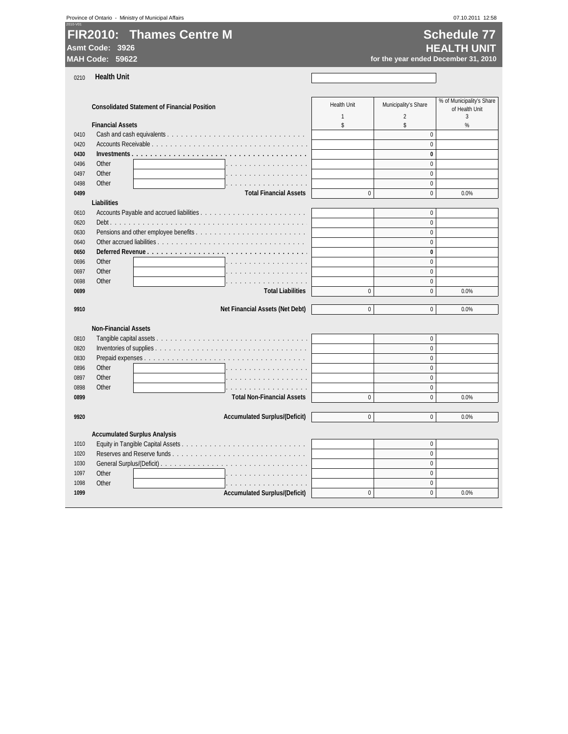# FIR2010: Thames Centre M

**Asmt Code: 3926**
**MAH Code: 59622**

## Schedule 77
## HEALTH UNIT
**for the year ended December 31, 2010**

0210 **Health Unit**

| | Consolidated Statement of Financial Position | Health Unit | Municipality's Share | % of Municipality's Share of Health Unit |
|---|---|---|---|---|
| | | 1 | 2 | 3 |
| | **Financial Assets** | $ | $ | % |
| 0410 | Cash and cash equivalents | | 0 | |
| 0420 | Accounts Receivable | | 0 | |
| **0430** | **Investments** | | **0** | |
| 0496 | Other | | 0 | |
| 0497 | Other | | 0 | |
| 0498 | Other | | 0 | |
| **0499** | **Total Financial Assets** | 0 | 0 | 0.0% |
| | **Liabilities** | | | |
| 0610 | Accounts Payable and accrued liabilities | | 0 | |
| 0620 | Debt | | 0 | |
| 0630 | Pensions and other employee benefits | | 0 | |
| 0640 | Other accrued liabilities | | 0 | |
| **0650** | **Deferred Revenue** | | **0** | |
| 0696 | Other | | 0 | |
| 0697 | Other | | 0 | |
| 0698 | Other | | 0 | |
| **0699** | **Total Liabilities** | 0 | 0 | 0.0% |
| **9910** | **Net Financial Assets (Net Debt)** | 0 | 0 | 0.0% |
| | **Non-Financial Assets** | | | |
| 0810 | Tangible capital assets | | 0 | |
| 0820 | Inventories of supplies | | 0 | |
| 0830 | Prepaid expenses | | 0 | |
| 0896 | Other | | 0 | |
| 0897 | Other | | 0 | |
| 0898 | Other | | 0 | |
| **0899** | **Total Non-Financial Assets** | 0 | 0 | 0.0% |
| **9920** | **Accumulated Surplus/(Deficit)** | 0 | 0 | 0.0% |
| | **Accumulated Surplus Analysis** | | | |
| 1010 | Equity in Tangible Capital Assets | | 0 | |
| 1020 | Reserves and Reserve funds | | 0 | |
| 1030 | General Surplus/(Deficit) | | 0 | |
| 1097 | Other | | 0 | |
| 1098 | Other | | 0 | |
| **1099** | **Accumulated Surplus/(Deficit)** | 0 | 0 | 0.0% |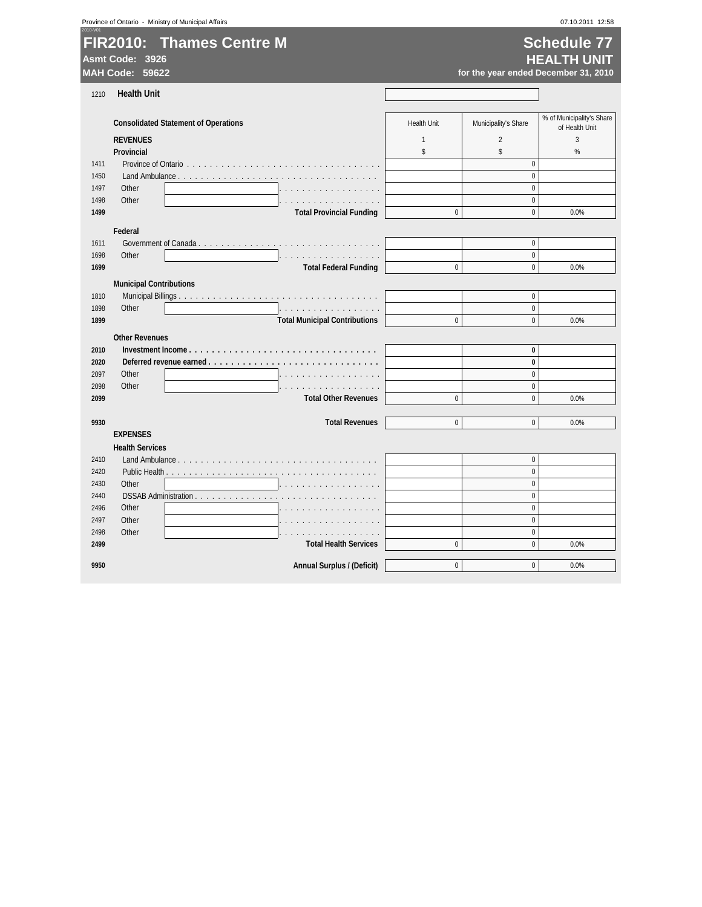# FIR2010: Thames Centre M

**Asmt Code: 3926**

**MAH Code: 59622**

## Schedule 77
## HEALTH UNIT
**for the year ended December 31, 2010**

1210 **Health Unit**

| | **Consolidated Statement of Operations** | Health Unit | Municipality's Share | % of Municipality's Share of Health Unit |
|---|---|---|---|---|
| | | 1 | 2 | 3 |
| | **REVENUES** | $ | $ | % |
| | **Provincial** | | | |
| 1411 | Province of Ontario | | 0 | |
| 1450 | Land Ambulance | | 0 | |
| 1497 | Other | | 0 | |
| 1498 | Other | | 0 | |
| **1499** | **Total Provincial Funding** | 0 | 0 | 0.0% |
| | **Federal** | | | |
| 1611 | Government of Canada | | 0 | |
| 1698 | Other | | 0 | |
| **1699** | **Total Federal Funding** | 0 | 0 | 0.0% |
| | **Municipal Contributions** | | | |
| 1810 | Municipal Billings | | 0 | |
| 1898 | Other | | 0 | |
| **1899** | **Total Municipal Contributions** | 0 | 0 | 0.0% |
| | **Other Revenues** | | | |
| **2010** | **Investment Income** | | **0** | |
| **2020** | **Deferred revenue earned** | | **0** | |
| 2097 | Other | | 0 | |
| 2098 | Other | | 0 | |
| **2099** | **Total Other Revenues** | 0 | 0 | 0.0% |
| **9930** | **Total Revenues** | 0 | 0 | 0.0% |
| | **EXPENSES** | | | |
| | **Health Services** | | | |
| 2410 | Land Ambulance | | 0 | |
| 2420 | Public Health | | 0 | |
| 2430 | Other | | 0 | |
| 2440 | DSSAB Administration | | 0 | |
| 2496 | Other | | 0 | |
| 2497 | Other | | 0 | |
| 2498 | Other | | 0 | |
| **2499** | **Total Health Services** | 0 | 0 | 0.0% |
| **9950** | **Annual Surplus / (Deficit)** | 0 | 0 | 0.0% |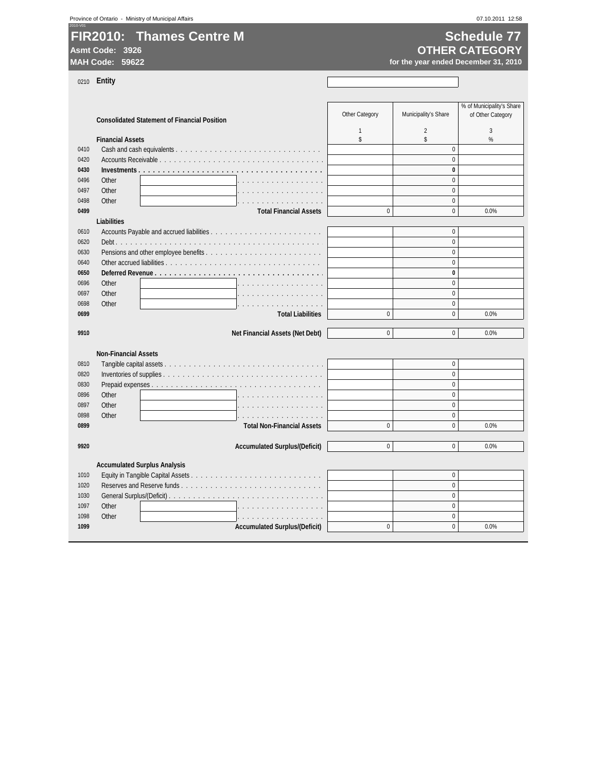# FIR2010: Thames Centre M

**Asmt Code: 3926**

**MAH Code: 59622**

## Schedule 77
## OTHER CATEGORY

**for the year ended December 31, 2010**

0210 **Entity**

| | Consolidated Statement of Financial Position | Other Category | Municipality's Share | % of Municipality's Share of Other Category |
|---|---|---|---|---|
| | | 1 | 2 | 3 |
| | **Financial Assets** | $ | $ | % |
| 0410 | Cash and cash equivalents | | 0 | |
| 0420 | Accounts Receivable | | 0 | |
| **0430** | **Investments** | | **0** | |
| 0496 | Other | | 0 | |
| 0497 | Other | | 0 | |
| 0498 | Other | | 0 | |
| **0499** | **Total Financial Assets** | 0 | 0 | 0.0% |
| | **Liabilities** | | | |
| 0610 | Accounts Payable and accrued liabilities | | 0 | |
| 0620 | Debt | | 0 | |
| 0630 | Pensions and other employee benefits | | 0 | |
| 0640 | Other accrued liabilities | | 0 | |
| **0650** | **Deferred Revenue** | | **0** | |
| 0696 | Other | | 0 | |
| 0697 | Other | | 0 | |
| 0698 | Other | | 0 | |
| **0699** | **Total Liabilities** | 0 | 0 | 0.0% |
| **9910** | **Net Financial Assets (Net Debt)** | 0 | 0 | 0.0% |
| | **Non-Financial Assets** | | | |
| 0810 | Tangible capital assets | | 0 | |
| 0820 | Inventories of supplies | | 0 | |
| 0830 | Prepaid expenses | | 0 | |
| 0896 | Other | | 0 | |
| 0897 | Other | | 0 | |
| 0898 | Other | | 0 | |
| **0899** | **Total Non-Financial Assets** | 0 | 0 | 0.0% |
| **9920** | **Accumulated Surplus/(Deficit)** | 0 | 0 | 0.0% |
| | **Accumulated Surplus Analysis** | | | |
| 1010 | Equity in Tangible Capital Assets | | 0 | |
| 1020 | Reserves and Reserve funds | | 0 | |
| 1030 | General Surplus/(Deficit) | | 0 | |
| 1097 | Other | | 0 | |
| 1098 | Other | | 0 | |
| **1099** | **Accumulated Surplus/(Deficit)** | 0 | 0 | 0.0% |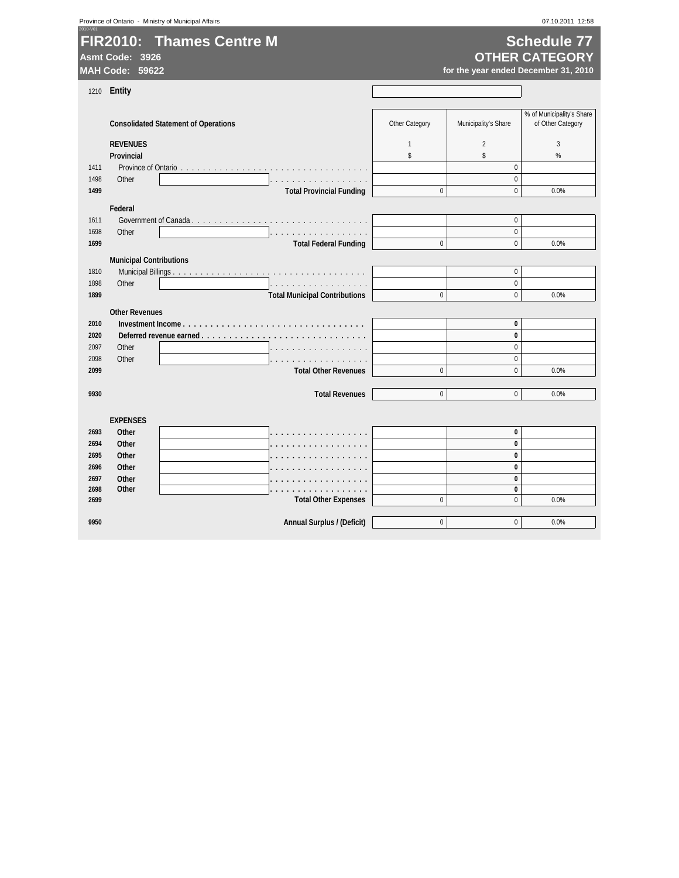# FIR2010: Thames Centre M

**Asmt Code: 3926**
**MAH Code: 59622**

## Schedule 77
## OTHER CATEGORY
**for the year ended December 31, 2010**

1210 **Entity**

| | Consolidated Statement of Operations | Other Category | Municipality's Share | % of Municipality's Share of Other Category |
|---|---|---|---|---|
| | **REVENUES** | 1 | 2 | 3 |
| | **Provincial** | $ | $ | % |
| 1411 | Province of Ontario | | 0 | |
| 1498 | Other | | 0 | |
| **1499** | **Total Provincial Funding** | 0 | 0 | 0.0% |
| | **Federal** | | | |
| 1611 | Government of Canada | | 0 | |
| 1698 | Other | | 0 | |
| **1699** | **Total Federal Funding** | 0 | 0 | 0.0% |
| | **Municipal Contributions** | | | |
| 1810 | Municipal Billings | | 0 | |
| 1898 | Other | | 0 | |
| **1899** | **Total Municipal Contributions** | 0 | 0 | 0.0% |
| | **Other Revenues** | | | |
| **2010** | **Investment Income** | | 0 | |
| **2020** | **Deferred revenue earned** | | 0 | |
| 2097 | Other | | 0 | |
| 2098 | Other | | 0 | |
| **2099** | **Total Other Revenues** | 0 | 0 | 0.0% |
| **9930** | **Total Revenues** | 0 | 0 | 0.0% |
| | **EXPENSES** | | | |
| **2693** | **Other** | | 0 | |
| **2694** | **Other** | | 0 | |
| **2695** | **Other** | | 0 | |
| **2696** | **Other** | | 0 | |
| **2697** | **Other** | | 0 | |
| **2698** | **Other** | | 0 | |
| **2699** | **Total Other Expenses** | 0 | 0 | 0.0% |
| **9950** | **Annual Surplus / (Deficit)** | 0 | 0 | 0.0% |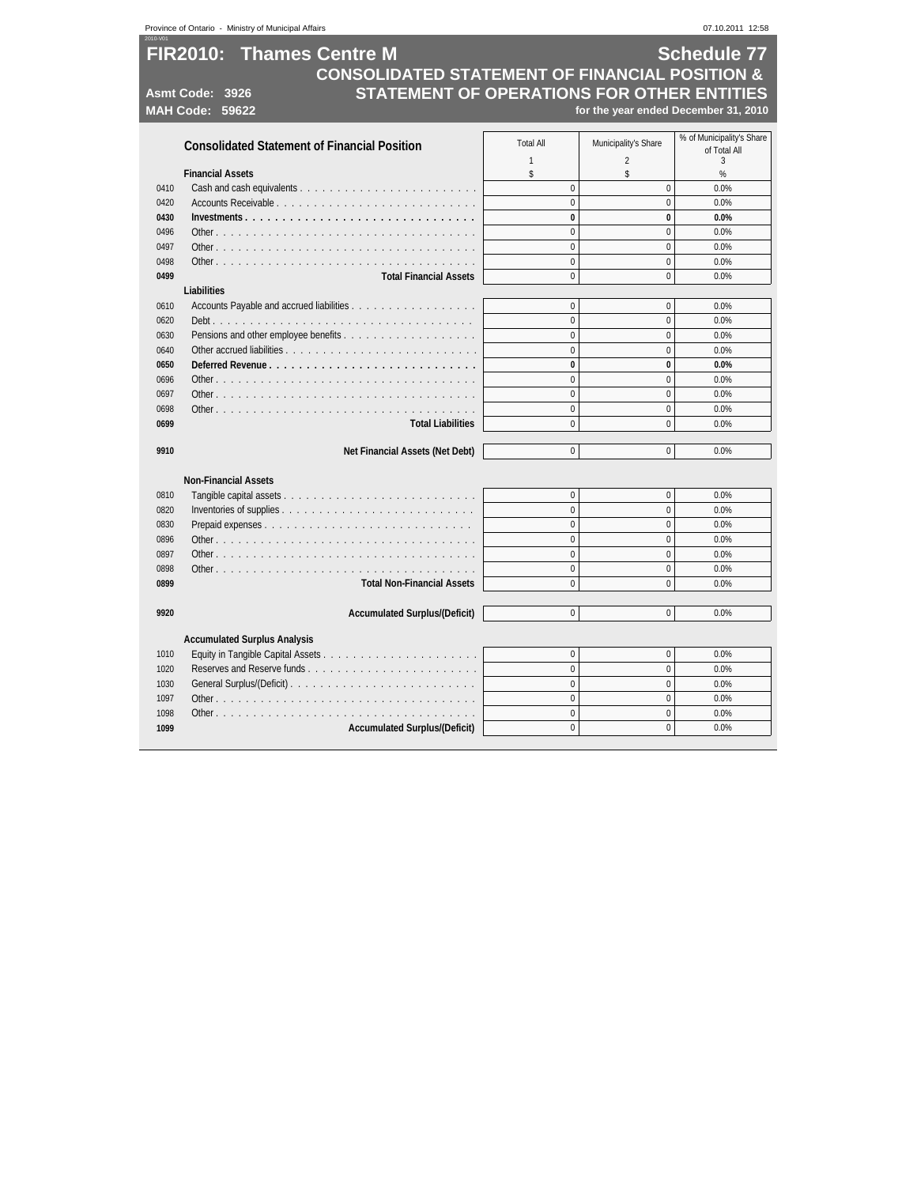# FIR2010: Thames Centre M

## Schedule 77

## CONSOLIDATED STATEMENT OF FINANCIAL POSITION & STATEMENT OF OPERATIONS FOR OTHER ENTITIES

**Asmt Code: 3926**
**MAH Code: 59622**

**for the year ended December 31, 2010**

### Consolidated Statement of Financial Position

| | | Total All | Municipality's Share | % of Municipality's Share of Total All |
|---|---|---|---|---|
| | | 1 | 2 | 3 |
| | **Financial Assets** | $ | $ | % |
| 0410 | Cash and cash equivalents | 0 | 0 | 0.0% |
| 0420 | Accounts Receivable | 0 | 0 | 0.0% |
| **0430** | **Investments** | **0** | **0** | **0.0%** |
| 0496 | Other | 0 | 0 | 0.0% |
| 0497 | Other | 0 | 0 | 0.0% |
| 0498 | Other | 0 | 0 | 0.0% |
| **0499** | **Total Financial Assets** | 0 | 0 | 0.0% |
| | **Liabilities** | | | |
| 0610 | Accounts Payable and accrued liabilities | 0 | 0 | 0.0% |
| 0620 | Debt | 0 | 0 | 0.0% |
| 0630 | Pensions and other employee benefits | 0 | 0 | 0.0% |
| 0640 | Other accrued liabilities | 0 | 0 | 0.0% |
| **0650** | **Deferred Revenue** | **0** | **0** | **0.0%** |
| 0696 | Other | 0 | 0 | 0.0% |
| 0697 | Other | 0 | 0 | 0.0% |
| 0698 | Other | 0 | 0 | 0.0% |
| **0699** | **Total Liabilities** | 0 | 0 | 0.0% |
| | | | | |
| **9910** | **Net Financial Assets (Net Debt)** | 0 | 0 | 0.0% |
| | | | | |
| | **Non-Financial Assets** | | | |
| 0810 | Tangible capital assets | 0 | 0 | 0.0% |
| 0820 | Inventories of supplies | 0 | 0 | 0.0% |
| 0830 | Prepaid expenses | 0 | 0 | 0.0% |
| 0896 | Other | 0 | 0 | 0.0% |
| 0897 | Other | 0 | 0 | 0.0% |
| 0898 | Other | 0 | 0 | 0.0% |
| **0899** | **Total Non-Financial Assets** | 0 | 0 | 0.0% |
| | | | | |
| **9920** | **Accumulated Surplus/(Deficit)** | 0 | 0 | 0.0% |
| | | | | |
| | **Accumulated Surplus Analysis** | | | |
| 1010 | Equity in Tangible Capital Assets | 0 | 0 | 0.0% |
| 1020 | Reserves and Reserve funds | 0 | 0 | 0.0% |
| 1030 | General Surplus/(Deficit) | 0 | 0 | 0.0% |
| 1097 | Other | 0 | 0 | 0.0% |
| 1098 | Other | 0 | 0 | 0.0% |
| **1099** | **Accumulated Surplus/(Deficit)** | 0 | 0 | 0.0% |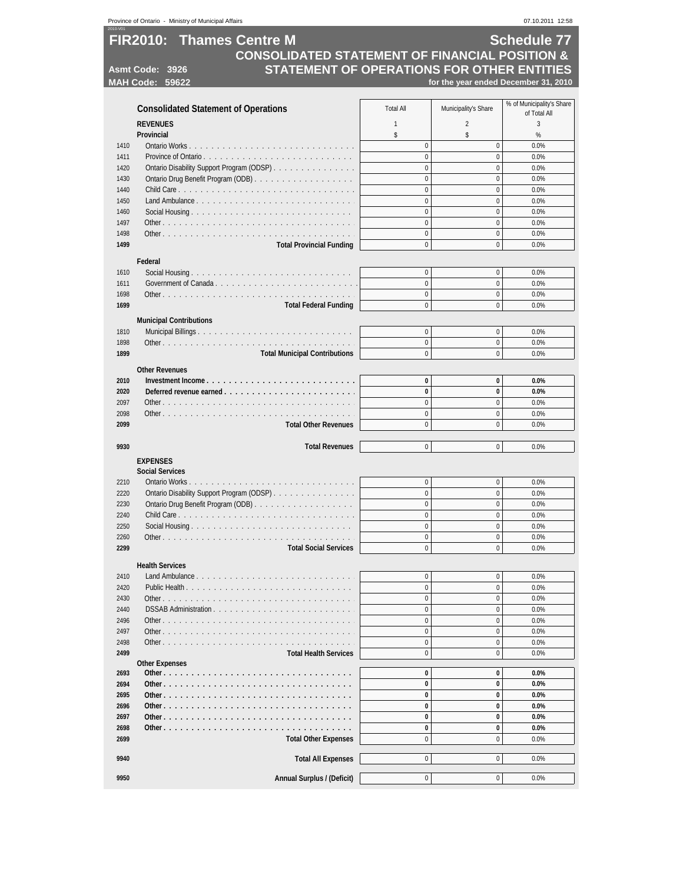# FIR2010: Thames Centre M

## Schedule 77

## CONSOLIDATED STATEMENT OF FINANCIAL POSITION & STATEMENT OF OPERATIONS FOR OTHER ENTITIES

**Asmt Code: 3926**
**MAH Code: 59622**

**for the year ended December 31, 2010**

| | Consolidated Statement of Operations | Total All | Municipality's Share | % of Municipality's Share of Total All |
|---|---|---|---|---|
| | **REVENUES** | 1 | 2 | 3 |
| | **Provincial** | $ | $ | % |
| 1410 | Ontario Works | 0 | 0 | 0.0% |
| 1411 | Province of Ontario | 0 | 0 | 0.0% |
| 1420 | Ontario Disability Support Program (ODSP) | 0 | 0 | 0.0% |
| 1430 | Ontario Drug Benefit Program (ODB) | 0 | 0 | 0.0% |
| 1440 | Child Care | 0 | 0 | 0.0% |
| 1450 | Land Ambulance | 0 | 0 | 0.0% |
| 1460 | Social Housing | 0 | 0 | 0.0% |
| 1497 | Other | 0 | 0 | 0.0% |
| 1498 | Other | 0 | 0 | 0.0% |
| **1499** | **Total Provincial Funding** | 0 | 0 | 0.0% |
| | **Federal** | | | |
| 1610 | Social Housing | 0 | 0 | 0.0% |
| 1611 | Government of Canada | 0 | 0 | 0.0% |
| 1698 | Other | 0 | 0 | 0.0% |
| **1699** | **Total Federal Funding** | 0 | 0 | 0.0% |
| | **Municipal Contributions** | | | |
| 1810 | Municipal Billings | 0 | 0 | 0.0% |
| 1898 | Other | 0 | 0 | 0.0% |
| **1899** | **Total Municipal Contributions** | 0 | 0 | 0.0% |
| | **Other Revenues** | | | |
| **2010** | **Investment Income** | **0** | **0** | **0.0%** |
| **2020** | **Deferred revenue earned** | **0** | **0** | **0.0%** |
| 2097 | Other | 0 | 0 | 0.0% |
| 2098 | Other | 0 | 0 | 0.0% |
| **2099** | **Total Other Revenues** | 0 | 0 | 0.0% |
| **9930** | **Total Revenues** | 0 | 0 | 0.0% |
| | **EXPENSES** | | | |
| | **Social Services** | | | |
| 2210 | Ontario Works | 0 | 0 | 0.0% |
| 2220 | Ontario Disability Support Program (ODSP) | 0 | 0 | 0.0% |
| 2230 | Ontario Drug Benefit Program (ODB) | 0 | 0 | 0.0% |
| 2240 | Child Care | 0 | 0 | 0.0% |
| 2250 | Social Housing | 0 | 0 | 0.0% |
| 2260 | Other | 0 | 0 | 0.0% |
| **2299** | **Total Social Services** | 0 | 0 | 0.0% |
| | **Health Services** | | | |
| 2410 | Land Ambulance | 0 | 0 | 0.0% |
| 2420 | Public Health | 0 | 0 | 0.0% |
| 2430 | Other | 0 | 0 | 0.0% |
| 2440 | DSSAB Administration | 0 | 0 | 0.0% |
| 2496 | Other | 0 | 0 | 0.0% |
| 2497 | Other | 0 | 0 | 0.0% |
| 2498 | Other | 0 | 0 | 0.0% |
| **2499** | **Total Health Services** | 0 | 0 | 0.0% |
| | **Other Expenses** | | | |
| **2693** | **Other** | **0** | **0** | **0.0%** |
| **2694** | **Other** | **0** | **0** | **0.0%** |
| **2695** | **Other** | **0** | **0** | **0.0%** |
| **2696** | **Other** | **0** | **0** | **0.0%** |
| **2697** | **Other** | **0** | **0** | **0.0%** |
| **2698** | **Other** | **0** | **0** | **0.0%** |
| **2699** | **Total Other Expenses** | 0 | 0 | 0.0% |
| **9940** | **Total All Expenses** | 0 | 0 | 0.0% |
| **9950** | **Annual Surplus / (Deficit)** | 0 | 0 | 0.0% |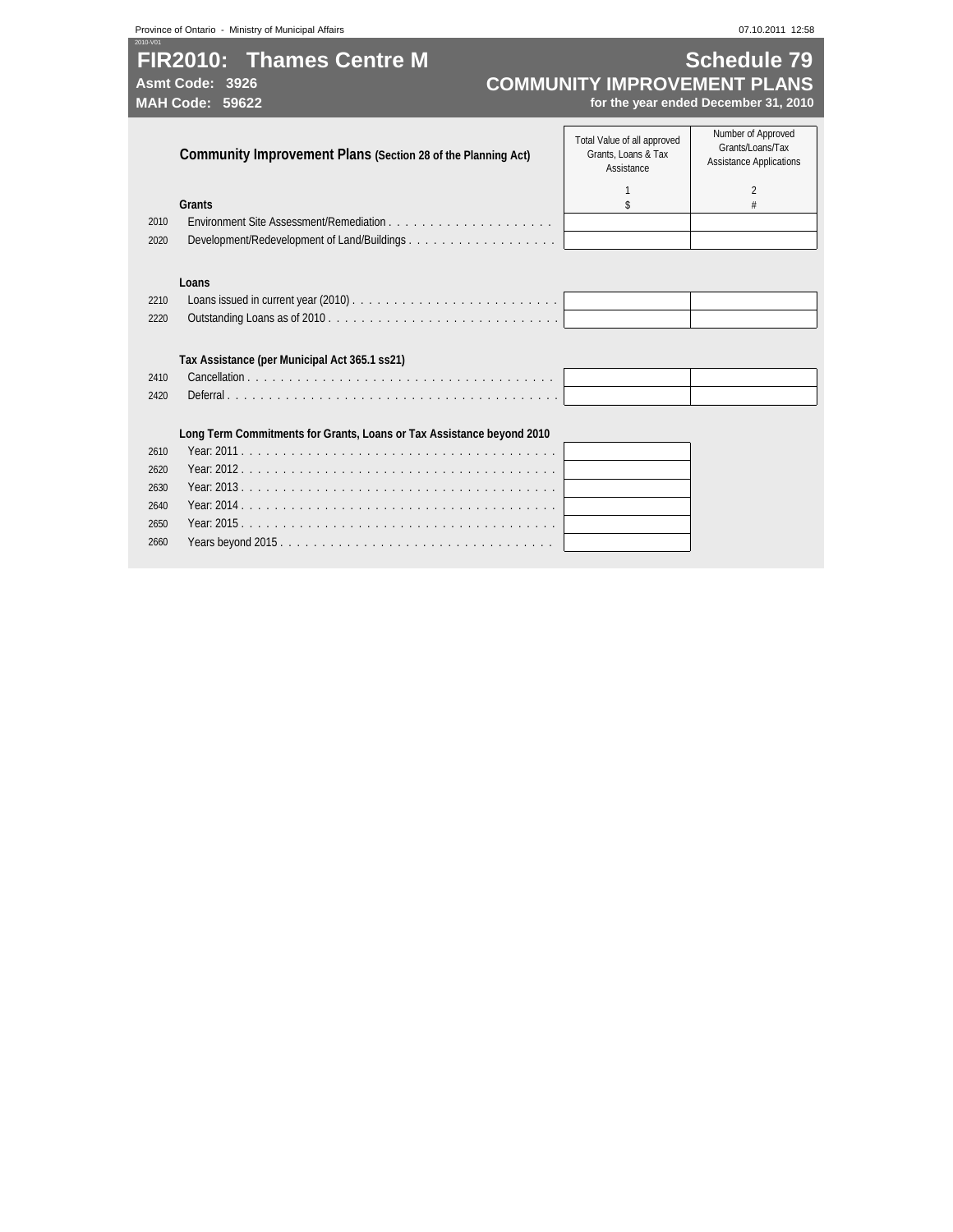# FIR2010: Thames Centre M

**Asmt Code: 3926**
**MAH Code: 59622**

## Schedule 79
## COMMUNITY IMPROVEMENT PLANS
**for the year ended December 31, 2010**

| | **Community Improvement Plans (Section 28 of the Planning Act)** | Total Value of all approved Grants, Loans & Tax Assistance | Number of Approved Grants/Loans/Tax Assistance Applications |
|---|---|---|---|
| | | 1 | 2 |
| | **Grants** | $ | # |
| 2010 | Environment Site Assessment/Remediation | | |
| 2020 | Development/Redevelopment of Land/Buildings | | |
| | **Loans** | | |
| 2210 | Loans issued in current year (2010) | | |
| 2220 | Outstanding Loans as of 2010 | | |
| | **Tax Assistance (per Municipal Act 365.1 ss21)** | | |
| 2410 | Cancellation | | |
| 2420 | Deferral | | |
| | **Long Term Commitments for Grants, Loans or Tax Assistance beyond 2010** | | |
| 2610 | Year: 2011 | | |
| 2620 | Year: 2012 | | |
| 2630 | Year: 2013 | | |
| 2640 | Year: 2014 | | |
| 2650 | Year: 2015 | | |
| 2660 | Years beyond 2015 | | |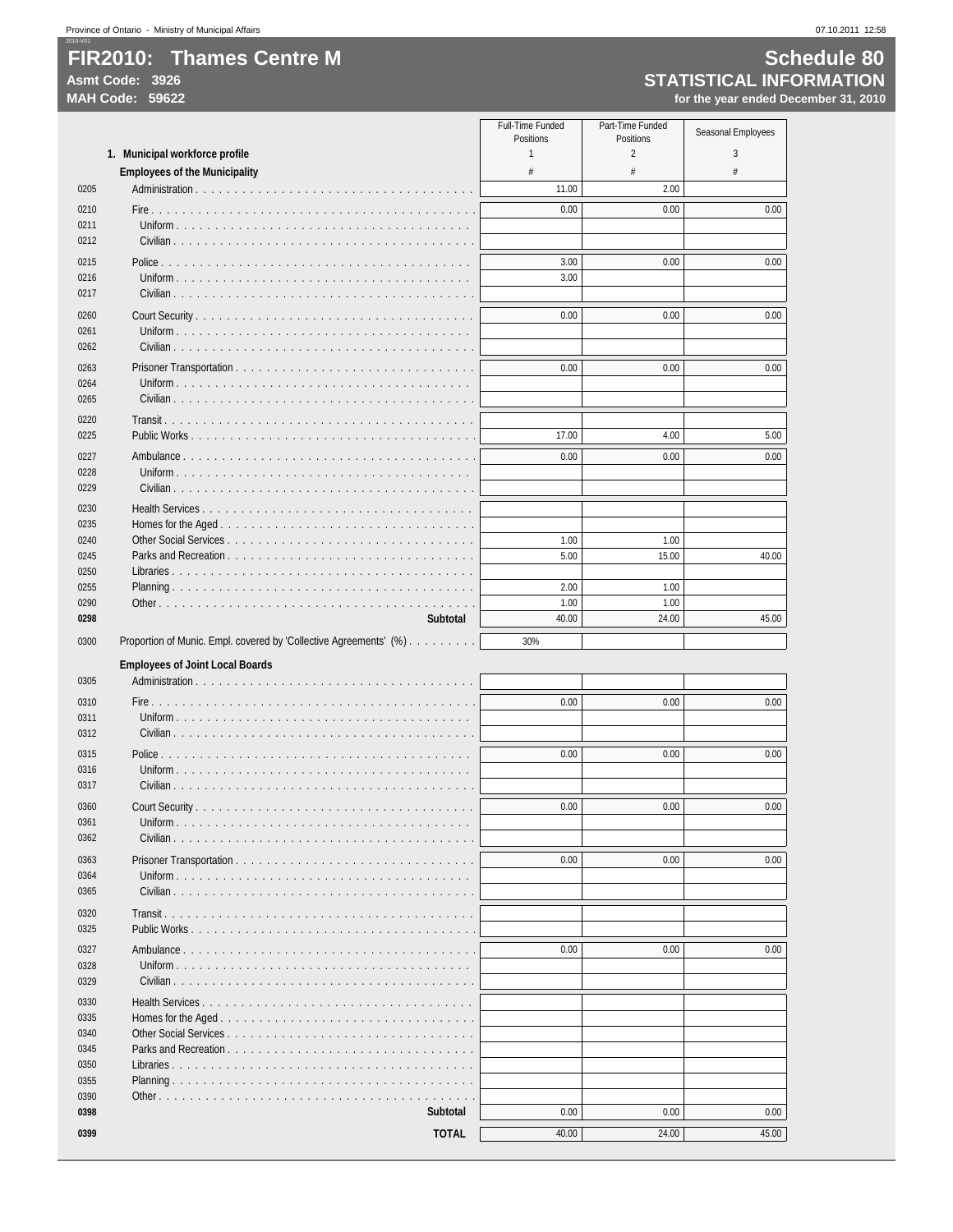# FIR2010: Thames Centre M

**Asmt Code: 3926**
**MAH Code: 59622**

# Schedule 80
## STATISTICAL INFORMATION
**for the year ended December 31, 2010**

| | | Full-Time Funded Positions | Part-Time Funded Positions | Seasonal Employees |
|---|---|---|---|---|
| | **1. Municipal workforce profile** | 1 | 2 | 3 |
| | **Employees of the Municipality** | # | # | # |
| 0205 | Administration | 11.00 | 2.00 | |
| 0210 | Fire | 0.00 | 0.00 | 0.00 |
| 0211 | Uniform | | | |
| 0212 | Civilian | | | |
| 0215 | Police | 3.00 | 0.00 | 0.00 |
| 0216 | Uniform | 3.00 | | |
| 0217 | Civilian | | | |
| 0260 | Court Security | 0.00 | 0.00 | 0.00 |
| 0261 | Uniform | | | |
| 0262 | Civilian | | | |
| 0263 | Prisoner Transportation | 0.00 | 0.00 | 0.00 |
| 0264 | Uniform | | | |
| 0265 | Civilian | | | |
| 0220 | Transit | | | |
| 0225 | Public Works | 17.00 | 4.00 | 5.00 |
| 0227 | Ambulance | 0.00 | 0.00 | 0.00 |
| 0228 | Uniform | | | |
| 0229 | Civilian | | | |
| 0230 | Health Services | | | |
| 0235 | Homes for the Aged | | | |
| 0240 | Other Social Services | 1.00 | 1.00 | |
| 0245 | Parks and Recreation | 5.00 | 15.00 | 40.00 |
| 0250 | Libraries | | | |
| 0255 | Planning | 2.00 | 1.00 | |
| 0290 | Other | 1.00 | 1.00 | |
| **0298** | **Subtotal** | 40.00 | 24.00 | 45.00 |
| 0300 | Proportion of Munic. Empl. covered by 'Collective Agreements' (%) | 30% | | |
| | **Employees of Joint Local Boards** | | | |
| 0305 | Administration | | | |
| 0310 | Fire | 0.00 | 0.00 | 0.00 |
| 0311 | Uniform | | | |
| 0312 | Civilian | | | |
| 0315 | Police | 0.00 | 0.00 | 0.00 |
| 0316 | Uniform | | | |
| 0317 | Civilian | | | |
| 0360 | Court Security | 0.00 | 0.00 | 0.00 |
| 0361 | Uniform | | | |
| 0362 | Civilian | | | |
| 0363 | Prisoner Transportation | 0.00 | 0.00 | 0.00 |
| 0364 | Uniform | | | |
| 0365 | Civilian | | | |
| 0320 | Transit | | | |
| 0325 | Public Works | | | |
| 0327 | Ambulance | 0.00 | 0.00 | 0.00 |
| 0328 | Uniform | | | |
| 0329 | Civilian | | | |
| 0330 | Health Services | | | |
| 0335 | Homes for the Aged | | | |
| 0340 | Other Social Services | | | |
| 0345 | Parks and Recreation | | | |
| 0350 | Libraries | | | |
| 0355 | Planning | | | |
| 0390 | Other | | | |
| **0398** | **Subtotal** | 0.00 | 0.00 | 0.00 |
| **0399** | **TOTAL** | 40.00 | 24.00 | 45.00 |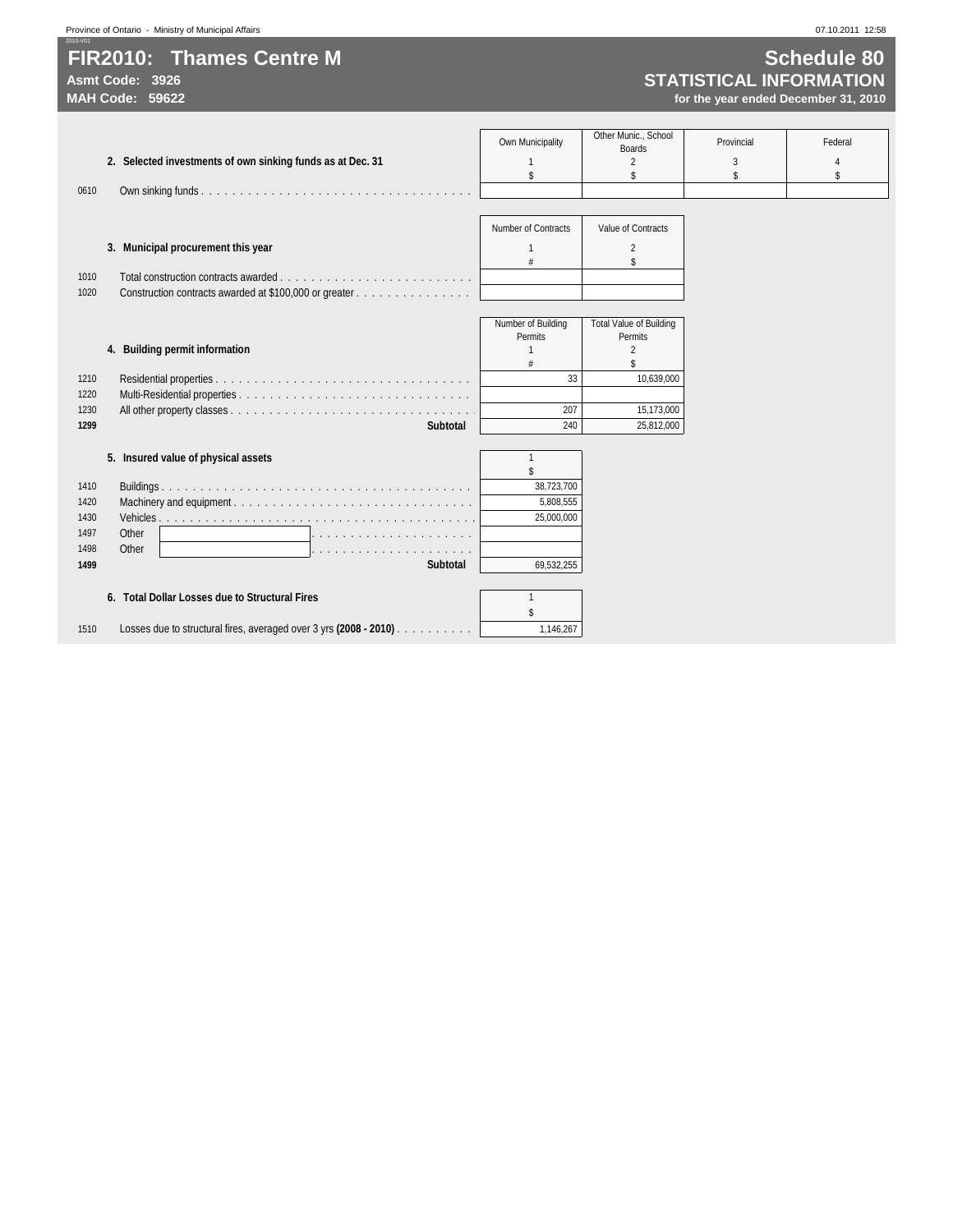# FIR2010: Thames Centre M

**Asmt Code: 3926**
**MAH Code: 59622**

## Schedule 80
## STATISTICAL INFORMATION
**for the year ended December 31, 2010**

| | **2. Selected investments of own sinking funds as at Dec. 31** | Own Municipality<br>1<br>$ | Other Munic., School Boards<br>2<br>$ | Provincial<br>3<br>$ | Federal<br>4<br>$ |
|---|---|---|---|---|---|
| 0610 | Own sinking funds | | | | |

| | **3. Municipal procurement this year** | Number of Contracts<br>1<br># | Value of Contracts<br>2<br>$ |
|---|---|---|---|
| 1010 | Total construction contracts awarded | | |
| 1020 | Construction contracts awarded at $100,000 or greater | | |

| | **4. Building permit information** | Number of Building Permits<br>1<br># | Total Value of Building Permits<br>2<br>$ |
|---|---|---|---|
| 1210 | Residential properties | 33 | 10,639,000 |
| 1220 | Multi-Residential properties | | |
| 1230 | All other property classes | 207 | 15,173,000 |
| **1299** | **Subtotal** | 240 | 25,812,000 |

| | **5. Insured value of physical assets** | 1<br>$ |
|---|---|---|
| 1410 | Buildings | 38,723,700 |
| 1420 | Machinery and equipment | 5,808,555 |
| 1430 | Vehicles | 25,000,000 |
| 1497 | Other | |
| 1498 | Other | |
| **1499** | **Subtotal** | 69,532,255 |

| | **6. Total Dollar Losses due to Structural Fires** | 1<br>$ |
|---|---|---|
| 1510 | Losses due to structural fires, averaged over 3 yrs **(2008 - 2010)** | 1,146,267 |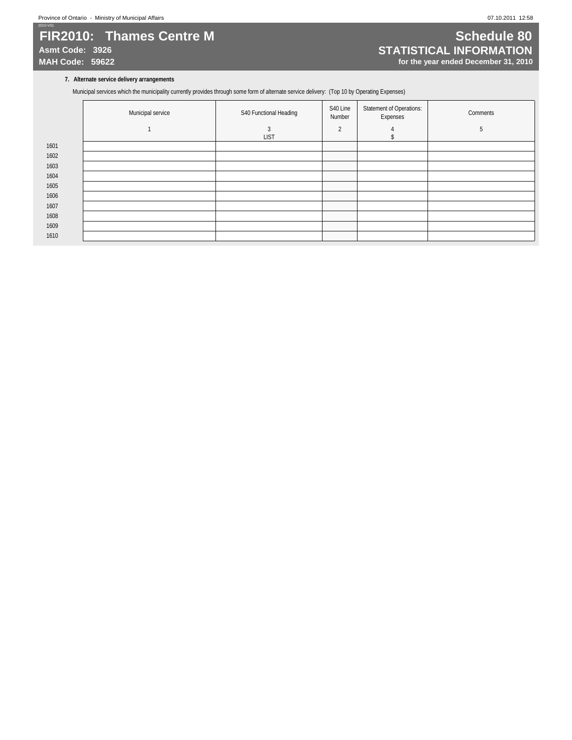# FIR2010: Thames Centre M

**Asmt Code: 3926**
**MAH Code: 59622**

## Schedule 80
## STATISTICAL INFORMATION
**for the year ended December 31, 2010**

### 7. Alternate service delivery arrangements

Municipal services which the municipality currently provides through some form of alternate service delivery: (Top 10 by Operating Expenses)

| | Municipal service | S40 Functional Heading | S40 Line Number | Statement of Operations: Expenses | Comments |
|---|---|---|---|---|---|
| | 1 | 3<br>LIST | 2 | 4<br>$ | 5 |
| 1601 | | | | | |
| 1602 | | | | | |
| 1603 | | | | | |
| 1604 | | | | | |
| 1605 | | | | | |
| 1606 | | | | | |
| 1607 | | | | | |
| 1608 | | | | | |
| 1609 | | | | | |
| 1610 | | | | | |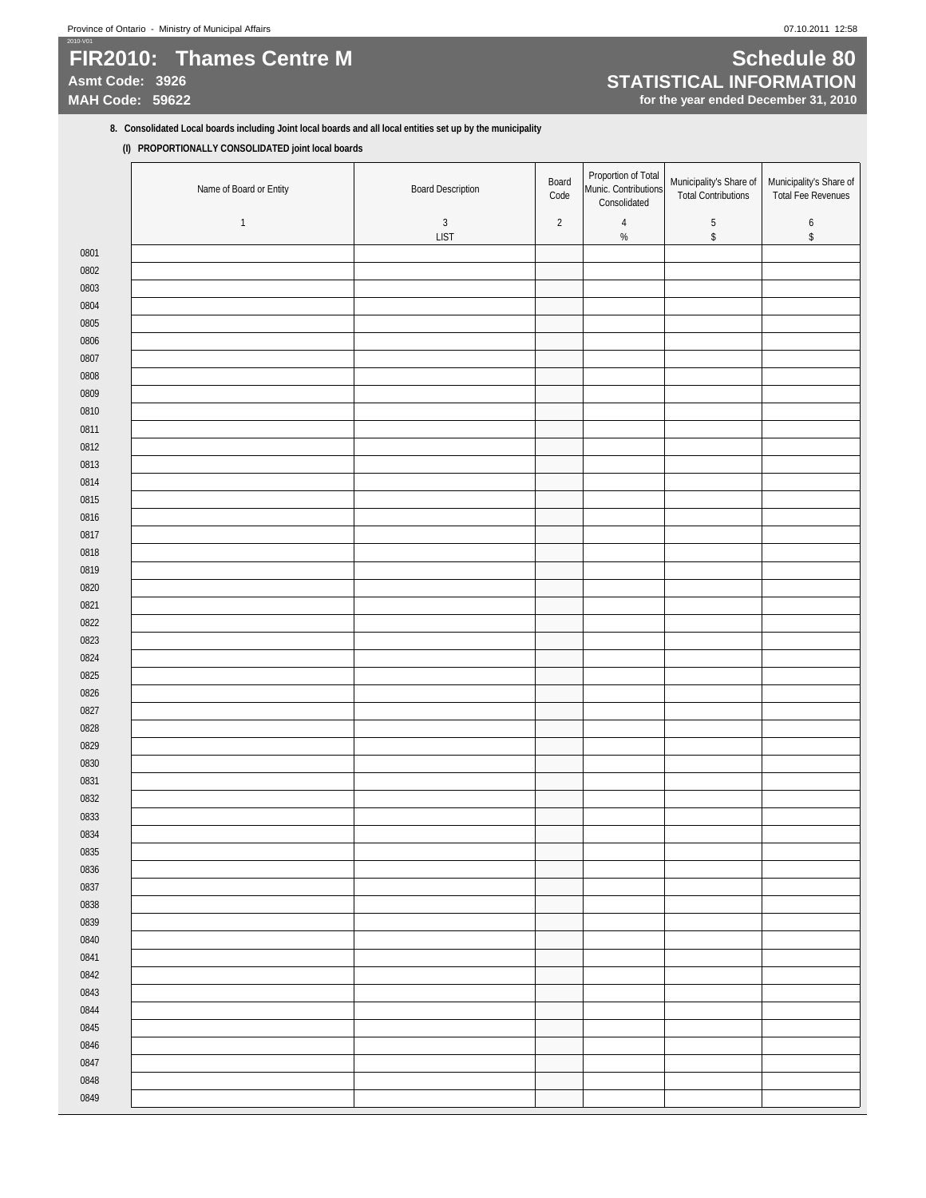# FIR2010: Thames Centre M

**Asmt Code: 3926**
**MAH Code: 59622**

# Schedule 80
## STATISTICAL INFORMATION
**for the year ended December 31, 2010**

**8. Consolidated Local boards including Joint local boards and all local entities set up by the municipality**

**(I) PROPORTIONALLY CONSOLIDATED joint local boards**

| | Name of Board or Entity | Board Description | Board Code | Proportion of Total Munic. Contributions Consolidated | Municipality's Share of Total Contributions | Municipality's Share of Total Fee Revenues |
|---|---|---|---|---|---|---|
| | 1 | 3 | 2 | 4 | 5 | 6 |
| | | LIST | | % | $ | $ |
| 0801 | | | | | | |
| 0802 | | | | | | |
| 0803 | | | | | | |
| 0804 | | | | | | |
| 0805 | | | | | | |
| 0806 | | | | | | |
| 0807 | | | | | | |
| 0808 | | | | | | |
| 0809 | | | | | | |
| 0810 | | | | | | |
| 0811 | | | | | | |
| 0812 | | | | | | |
| 0813 | | | | | | |
| 0814 | | | | | | |
| 0815 | | | | | | |
| 0816 | | | | | | |
| 0817 | | | | | | |
| 0818 | | | | | | |
| 0819 | | | | | | |
| 0820 | | | | | | |
| 0821 | | | | | | |
| 0822 | | | | | | |
| 0823 | | | | | | |
| 0824 | | | | | | |
| 0825 | | | | | | |
| 0826 | | | | | | |
| 0827 | | | | | | |
| 0828 | | | | | | |
| 0829 | | | | | | |
| 0830 | | | | | | |
| 0831 | | | | | | |
| 0832 | | | | | | |
| 0833 | | | | | | |
| 0834 | | | | | | |
| 0835 | | | | | | |
| 0836 | | | | | | |
| 0837 | | | | | | |
| 0838 | | | | | | |
| 0839 | | | | | | |
| 0840 | | | | | | |
| 0841 | | | | | | |
| 0842 | | | | | | |
| 0843 | | | | | | |
| 0844 | | | | | | |
| 0845 | | | | | | |
| 0846 | | | | | | |
| 0847 | | | | | | |
| 0848 | | | | | | |
| 0849 | | | | | | |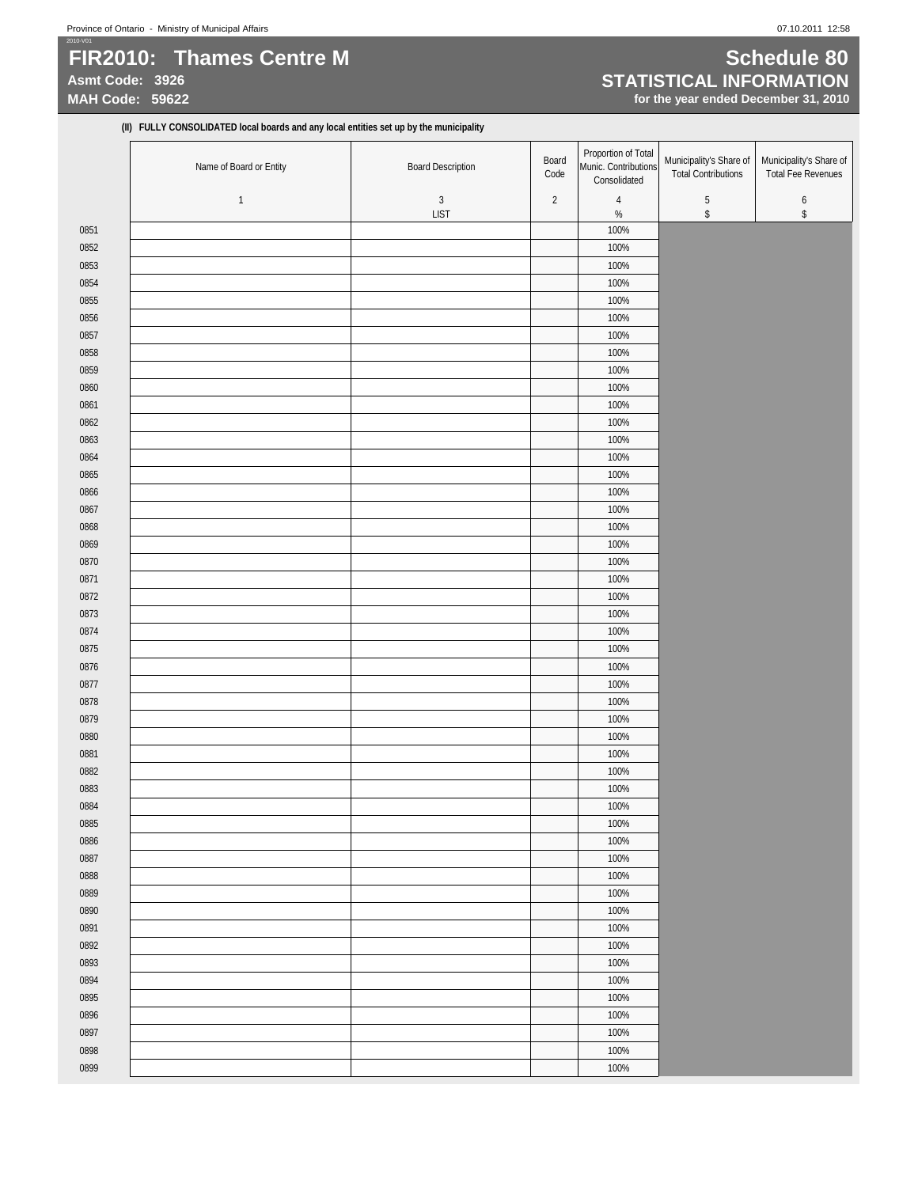# FIR2010: Thames Centre M

**Asmt Code: 3926**
**MAH Code: 59622**

# Schedule 80

## STATISTICAL INFORMATION

**for the year ended December 31, 2010**

**(II) FULLY CONSOLIDATED local boards and any local entities set up by the municipality**

| | Name of Board or Entity | Board Description | Board Code | Proportion of Total Munic. Contributions Consolidated | Municipality's Share of Total Contributions | Municipality's Share of Total Fee Revenues |
|---|---|---|---|---|---|---|
| | 1 | 3 | 2 | 4 | 5 | 6 |
| | | LIST | | % | $ | $ |
| 0851 | | | | 100% | | |
| 0852 | | | | 100% | | |
| 0853 | | | | 100% | | |
| 0854 | | | | 100% | | |
| 0855 | | | | 100% | | |
| 0856 | | | | 100% | | |
| 0857 | | | | 100% | | |
| 0858 | | | | 100% | | |
| 0859 | | | | 100% | | |
| 0860 | | | | 100% | | |
| 0861 | | | | 100% | | |
| 0862 | | | | 100% | | |
| 0863 | | | | 100% | | |
| 0864 | | | | 100% | | |
| 0865 | | | | 100% | | |
| 0866 | | | | 100% | | |
| 0867 | | | | 100% | | |
| 0868 | | | | 100% | | |
| 0869 | | | | 100% | | |
| 0870 | | | | 100% | | |
| 0871 | | | | 100% | | |
| 0872 | | | | 100% | | |
| 0873 | | | | 100% | | |
| 0874 | | | | 100% | | |
| 0875 | | | | 100% | | |
| 0876 | | | | 100% | | |
| 0877 | | | | 100% | | |
| 0878 | | | | 100% | | |
| 0879 | | | | 100% | | |
| 0880 | | | | 100% | | |
| 0881 | | | | 100% | | |
| 0882 | | | | 100% | | |
| 0883 | | | | 100% | | |
| 0884 | | | | 100% | | |
| 0885 | | | | 100% | | |
| 0886 | | | | 100% | | |
| 0887 | | | | 100% | | |
| 0888 | | | | 100% | | |
| 0889 | | | | 100% | | |
| 0890 | | | | 100% | | |
| 0891 | | | | 100% | | |
| 0892 | | | | 100% | | |
| 0893 | | | | 100% | | |
| 0894 | | | | 100% | | |
| 0895 | | | | 100% | | |
| 0896 | | | | 100% | | |
| 0897 | | | | 100% | | |
| 0898 | | | | 100% | | |
| 0899 | | | | 100% | | |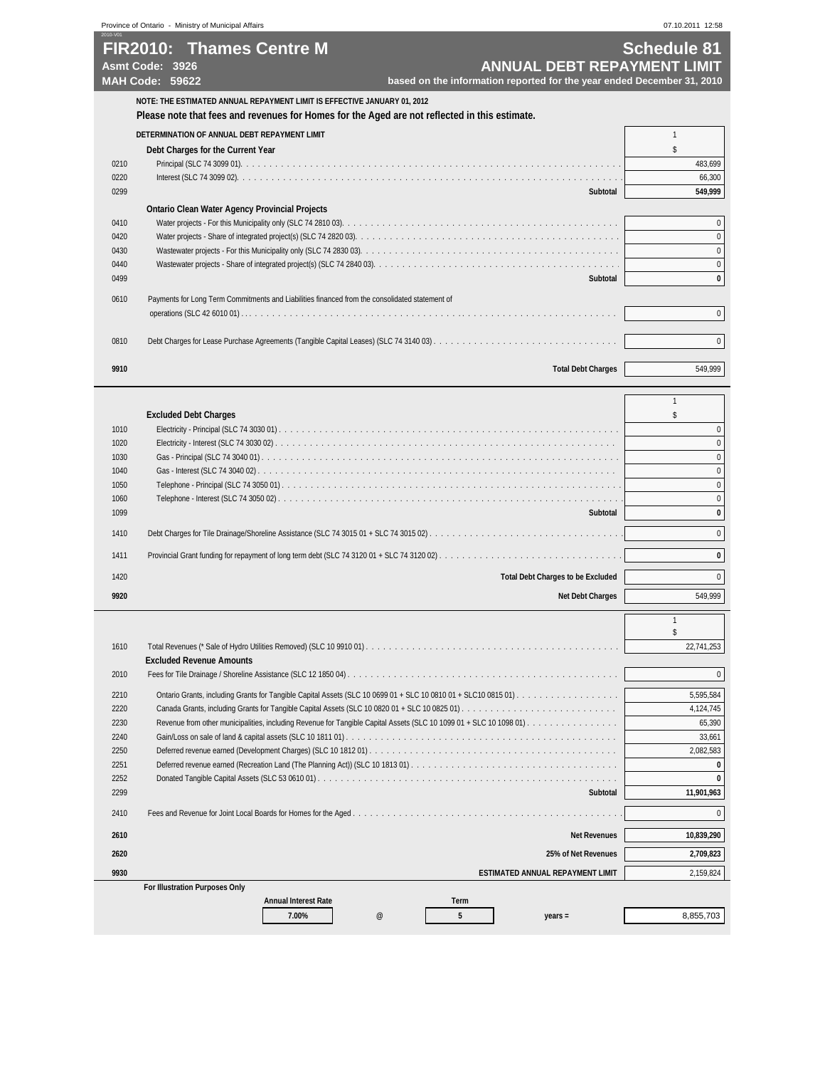# FIR2010: Thames Centre M

**Asmt Code: 3926**
**MAH Code: 59622**

## Schedule 81
## ANNUAL DEBT REPAYMENT LIMIT

**based on the information reported for the year ended December 31, 2010**

**NOTE: THE ESTIMATED ANNUAL REPAYMENT LIMIT IS EFFECTIVE JANUARY 01, 2012**

**Please note that fees and revenues for Homes for the Aged are not reflected in this estimate.**

| | **DETERMINATION OF ANNUAL DEBT REPAYMENT LIMIT** | 1 |
|---|---|---|
| | **Debt Charges for the Current Year** | $ |
| 0210 | Principal (SLC 74 3099 01) | 483,699 |
| 0220 | Interest (SLC 74 3099 02) | 66,300 |
| 0299 | **Subtotal** | **549,999** |
| | **Ontario Clean Water Agency Provincial Projects** | |
| 0410 | Water projects - For this Municipality only (SLC 74 2810 03) | 0 |
| 0420 | Water projects - Share of integrated project(s) (SLC 74 2820 03) | 0 |
| 0430 | Wastewater projects - For this Municipality only (SLC 74 2830 03) | 0 |
| 0440 | Wastewater projects - Share of integrated project(s) (SLC 74 2840 03) | 0 |
| 0499 | **Subtotal** | **0** |
| 0610 | Payments for Long Term Commitments and Liabilities financed from the consolidated statement of operations (SLC 42 6010 01) | 0 |
| 0810 | Debt Charges for Lease Purchase Agreements (Tangible Capital Leases) (SLC 74 3140 03) | 0 |
| **9910** | **Total Debt Charges** | 549,999 |

| | | 1 |
|---|---|---|
| | **Excluded Debt Charges** | $ |
| 1010 | Electricity - Principal (SLC 74 3030 01) | 0 |
| 1020 | Electricity - Interest (SLC 74 3030 02) | 0 |
| 1030 | Gas - Principal (SLC 74 3040 01) | 0 |
| 1040 | Gas - Interest (SLC 74 3040 02) | 0 |
| 1050 | Telephone - Principal (SLC 74 3050 01) | 0 |
| 1060 | Telephone - Interest (SLC 74 3050 02) | 0 |
| 1099 | **Subtotal** | **0** |
| 1410 | Debt Charges for Tile Drainage/Shoreline Assistance (SLC 74 3015 01 + SLC 74 3015 02) | 0 |
| 1411 | Provincial Grant funding for repayment of long term debt (SLC 74 3120 01 + SLC 74 3120 02) | **0** |
| 1420 | **Total Debt Charges to be Excluded** | 0 |
| **9920** | **Net Debt Charges** | 549,999 |

| | | 1 |
|---|---|---|
| | | $ |
| 1610 | Total Revenues (* Sale of Hydro Utilities Removed) (SLC 10 9910 01) | 22,741,253 |
| | **Excluded Revenue Amounts** | |
| 2010 | Fees for Tile Drainage / Shoreline Assistance (SLC 12 1850 04) | 0 |
| 2210 | Ontario Grants, including Grants for Tangible Capital Assets (SLC 10 0699 01 + SLC 10 0810 01 + SLC10 0815 01) | 5,595,584 |
| 2220 | Canada Grants, including Grants for Tangible Capital Assets (SLC 10 0820 01 + SLC 10 0825 01) | 4,124,745 |
| 2230 | Revenue from other municipalities, including Revenue for Tangible Capital Assets (SLC 10 1099 01 + SLC 10 1098 01) | 65,390 |
| 2240 | Gain/Loss on sale of land & capital assets (SLC 10 1811 01) | 33,661 |
| 2250 | Deferred revenue earned (Development Charges) (SLC 10 1812 01) | 2,082,583 |
| 2251 | Deferred revenue earned (Recreation Land (The Planning Act)) (SLC 10 1813 01) | **0** |
| 2252 | Donated Tangible Capital Assets (SLC 53 0610 01) | **0** |
| 2299 | **Subtotal** | **11,901,963** |
| 2410 | Fees and Revenue for Joint Local Boards for Homes for the Aged | 0 |
| **2610** | **Net Revenues** | **10,839,290** |
| **2620** | **25% of Net Revenues** | **2,709,823** |
| **9930** | **ESTIMATED ANNUAL REPAYMENT LIMIT** | 2,159,824 |

**For Illustration Purposes Only**

| **Annual Interest Rate** | | **Term** | | |
|---|---|---|---|---|
| **7.00%** | @ | **5** | years = | 8,855,703 |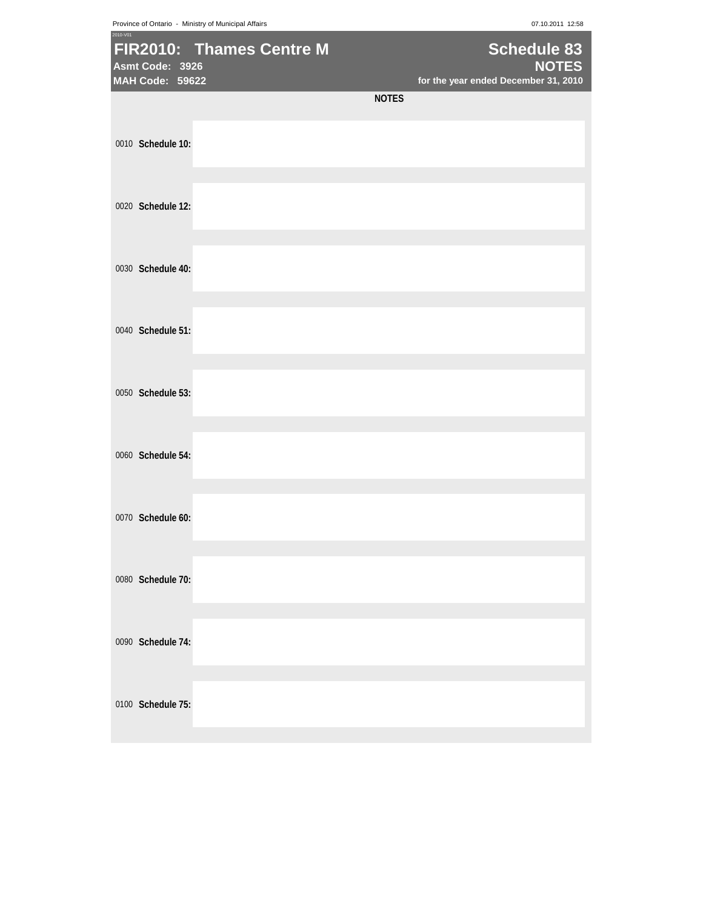# FIR2010: Thames Centre M

**Asmt Code: 3926**

**MAH Code: 59622**

## Schedule 83

## NOTES

**for the year ended December 31, 2010**

**NOTES**

| | |
|---|---|
| 0010 **Schedule 10:** | |
| 0020 **Schedule 12:** | |
| 0030 **Schedule 40:** | |
| 0040 **Schedule 51:** | |
| 0050 **Schedule 53:** | |
| 0060 **Schedule 54:** | |
| 0070 **Schedule 60:** | |
| 0080 **Schedule 70:** | |
| 0090 **Schedule 74:** | |
| 0100 **Schedule 75:** | |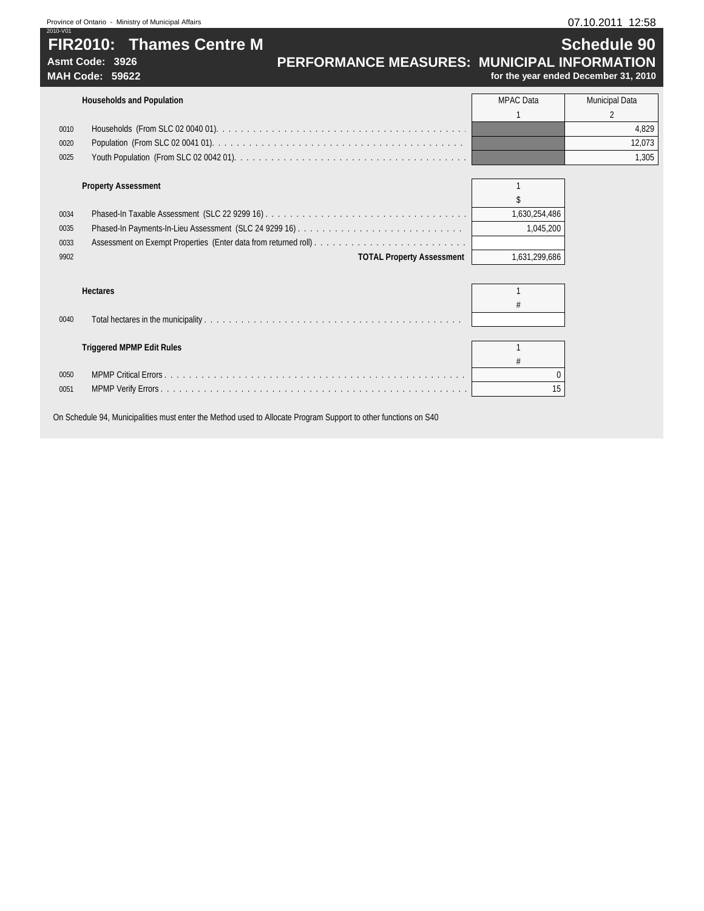# FIR2010: Thames Centre M

**Asmt Code: 3926**
**MAH Code: 59622**

## Schedule 90
## PERFORMANCE MEASURES: MUNICIPAL INFORMATION
**for the year ended December 31, 2010**

### Households and Population

| | | MPAC Data | Municipal Data |
|---|---|---|---|
| | | 1 | 2 |
| 0010 | Households (From SLC 02 0040 01) | | 4,829 |
| 0020 | Population (From SLC 02 0041 01) | | 12,073 |
| 0025 | Youth Population (From SLC 02 0042 01) | | 1,305 |

### Property Assessment

| | | 1 |
|---|---|---|
| | | $ |
| 0034 | Phased-In Taxable Assessment (SLC 22 9299 16) | 1,630,254,486 |
| 0035 | Phased-In Payments-In-Lieu Assessment (SLC 24 9299 16) | 1,045,200 |
| 0033 | Assessment on Exempt Properties (Enter data from returned roll) | |
| 9902 | **TOTAL Property Assessment** | 1,631,299,686 |

### Hectares

| | | 1 |
|---|---|---|
| | | # |
| 0040 | Total hectares in the municipality | |

### Triggered MPMP Edit Rules

| | | 1 |
|---|---|---|
| | | # |
| 0050 | MPMP Critical Errors | 0 |
| 0051 | MPMP Verify Errors | 15 |

On Schedule 94, Municipalities must enter the Method used to Allocate Program Support to other functions on S40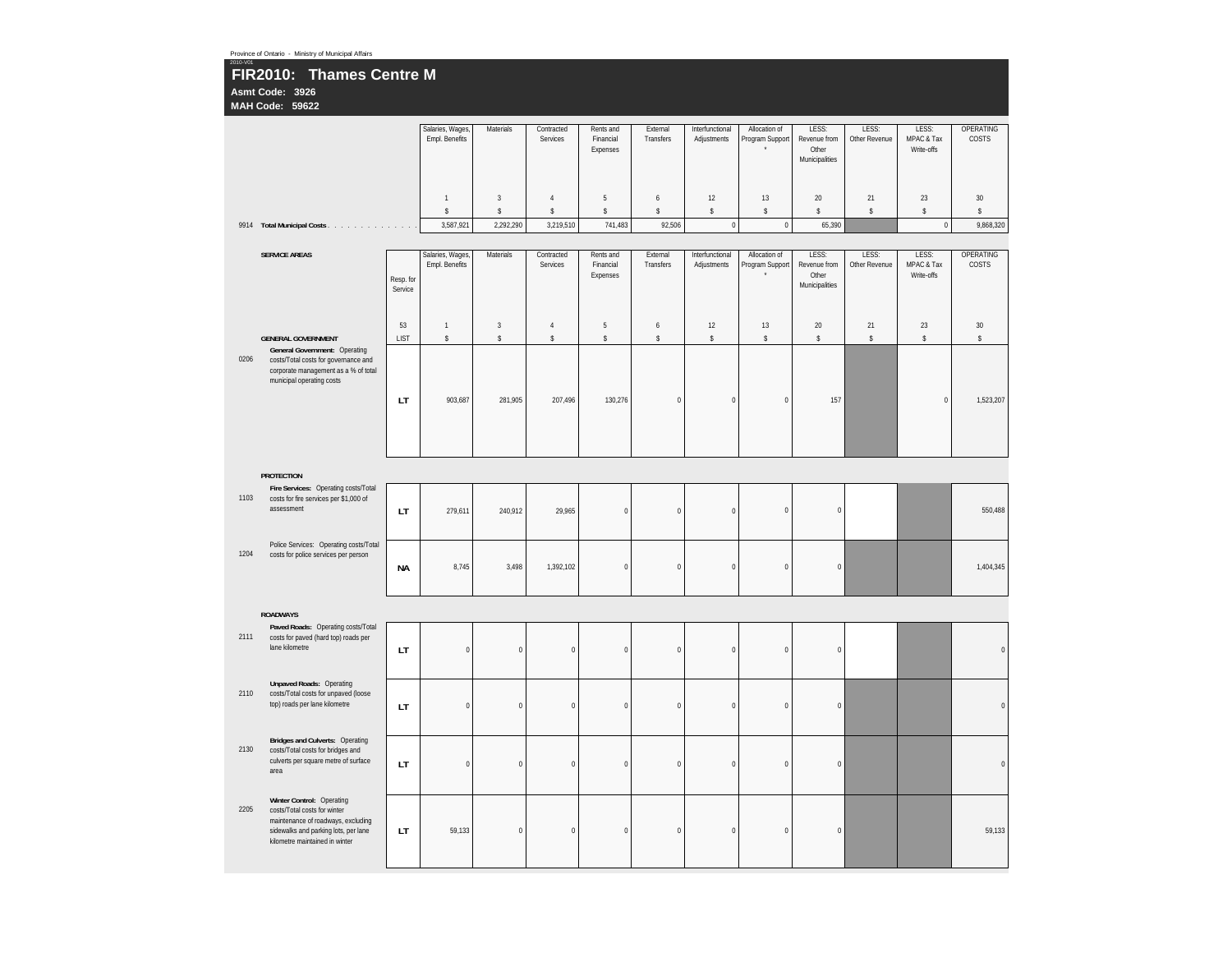Province of Ontario - Ministry of Municipal Affairs

2010-V01

# FIR2010: Thames Centre M

**Asmt Code: 3926**

**MAH Code: 59622**

| | | Salaries, Wages, Empl. Benefits | Materials | Contracted Services | Rents and Financial Expenses | External Transfers | Interfunctional Adjustments | Allocation of Program Support * | LESS: Revenue from Other Municipalities | LESS: Other Revenue | LESS: MPAC & Tax Write-offs | OPERATING COSTS |
|---|---|---|---|---|---|---|---|---|---|---|---|---|
| | | 1 | 3 | 4 | 5 | 6 | 12 | 13 | 20 | 21 | 23 | 30 |
| | | $ | $ | $ | $ | $ | $ | $ | $ | $ | $ | $ |
| 9914 | **Total Municipal Costs** | 3,587,921 | 2,292,290 | 3,219,510 | 741,483 | 92,506 | 0 | 0 | 65,390 | | 0 | 9,868,320 |

| | SERVICE AREAS | Resp. for Service | Salaries, Wages, Empl. Benefits | Materials | Contracted Services | Rents and Financial Expenses | External Transfers | Interfunctional Adjustments | Allocation of Program Support * | LESS: Revenue from Other Municipalities | LESS: Other Revenue | LESS: MPAC & Tax Write-offs | OPERATING COSTS |
|---|---|---|---|---|---|---|---|---|---|---|---|---|---|
| | | 53 | 1 | 3 | 4 | 5 | 6 | 12 | 13 | 20 | 21 | 23 | 30 |
| | **GENERAL GOVERNMENT** | LIST | $ | $ | $ | $ | $ | $ | $ | $ | $ | $ | $ |
| 0206 | **General Government:** Operating costs/Total costs for governance and corporate management as a % of total municipal operating costs | LT | 903,687 | 281,905 | 207,496 | 130,276 | 0 | 0 | 0 | 157 | | 0 | 1,523,207 |
| | **PROTECTION** | | | | | | | | | | | | |
| 1103 | **Fire Services:** Operating costs/Total costs for fire services per $1,000 of assessment | LT | 279,611 | 240,912 | 29,965 | 0 | 0 | 0 | 0 | 0 | | | 550,488 |
| 1204 | Police Services: Operating costs/Total costs for police services per person | NA | 8,745 | 3,498 | 1,392,102 | 0 | 0 | 0 | 0 | 0 | | | 1,404,345 |
| | **ROADWAYS** | | | | | | | | | | | | |
| 2111 | **Paved Roads:** Operating costs/Total costs for paved (hard top) roads per lane kilometre | LT | 0 | 0 | 0 | 0 | 0 | 0 | 0 | 0 | | | 0 |
| 2110 | **Unpaved Roads:** Operating costs/Total costs for unpaved (loose top) roads per lane kilometre | LT | 0 | 0 | 0 | 0 | 0 | 0 | 0 | 0 | | | 0 |
| 2130 | **Bridges and Culverts:** Operating costs/Total costs for bridges and culverts per square metre of surface area | LT | 0 | 0 | 0 | 0 | 0 | 0 | 0 | 0 | | | 0 |
| 2205 | **Winter Control:** Operating costs/Total costs for winter maintenance of roadways, excluding sidewalks and parking lots, per lane kilometre maintained in winter | LT | 59,133 | 0 | 0 | 0 | 0 | 0 | 0 | 0 | | | 59,133 |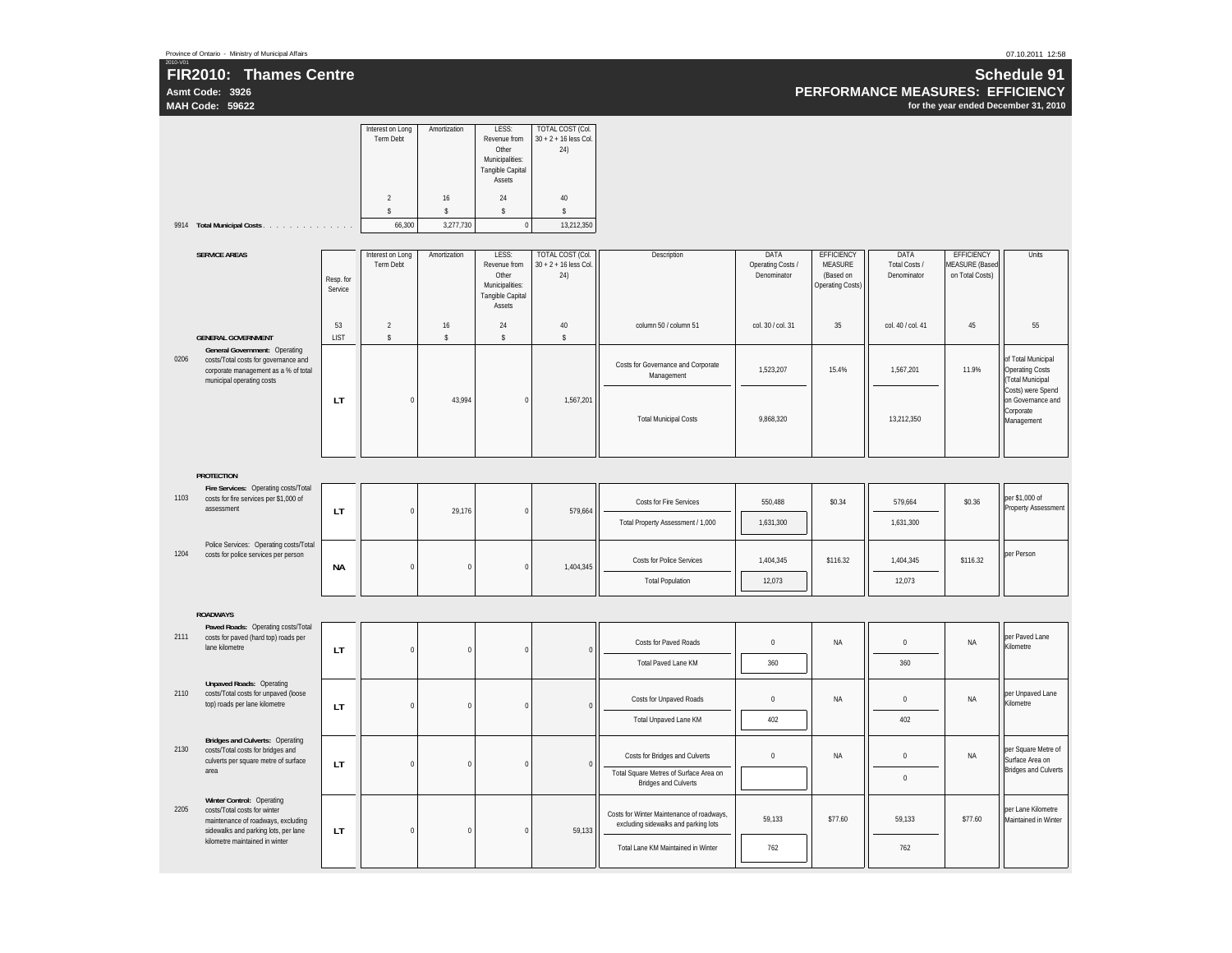Province of Ontario - Ministry of Municipal Affairs

2010-V01

# FIR2010: Thames Centre

**Asmt Code: 3926**
**MAH Code: 59622**

## Schedule 91
## PERFORMANCE MEASURES: EFFICIENCY
**for the year ended December 31, 2010**

| | | Interest on Long Term Debt | Amortization | LESS: Revenue from Other Municipalities: Tangible Capital Assets | TOTAL COST (Col. 30 + 2 + 16 less Col. 24) |
|---|---|---|---|---|---|
| | | 2 | 16 | 24 | 40 |
| | | $ | $ | $ | $ |
| 9914 | Total Municipal Costs | 66,300 | 3,277,730 | 0 | 13,212,350 |

| | SERVICE AREAS | Resp. for Service | Interest on Long Term Debt | Amortization | LESS: Revenue from Other Municipalities: Tangible Capital Assets | TOTAL COST (Col. 30 + 2 + 16 less Col. 24) | Description | DATA Operating Costs / Denominator | EFFICIENCY MEASURE (Based on Operating Costs) | DATA Total Costs / Denominator | EFFICIENCY MEASURE (Based on Total Costs) | Units |
|---|---|---|---|---|---|---|---|---|---|---|---|---|
| | | 53 | 2 | 16 | 24 | 40 | column 50 / column 51 | col. 30 / col. 31 | 35 | col. 40 / col. 41 | 45 | 55 |
| | **GENERAL GOVERNMENT** | LIST | $ | $ | $ | $ | | | | | | |
| 0206 | **General Government:** Operating costs/Total costs for governance and corporate management as a % of total municipal operating costs | LT | 0 | 43,994 | 0 | 1,567,201 | Costs for Governance and Corporate Management | 1,523,207 | 15.4% | 1,567,201 | 11.9% | of Total Municipal Operating Costs (Total Municipal Costs) were Spend on Governance and Corporate Management |
| | | | | | | | Total Municipal Costs | 9,868,320 | | 13,212,350 | | |
| | **PROTECTION** | | | | | | | | | | | |
| 1103 | **Fire Services:** Operating costs/Total costs for fire services per $1,000 of assessment | LT | 0 | 29,176 | 0 | 579,664 | Costs for Fire Services | 550,488 | $0.34 | 579,664 | $0.36 | per $1,000 of Property Assessment |
| | | | | | | | Total Property Assessment / 1,000 | 1,631,300 | | 1,631,300 | | |
| 1204 | Police Services: Operating costs/Total costs for police services per person | NA | 0 | 0 | 0 | 1,404,345 | Costs for Police Services | 1,404,345 | $116.32 | 1,404,345 | $116.32 | per Person |
| | | | | | | | Total Population | 12,073 | | 12,073 | | |
| | **ROADWAYS** | | | | | | | | | | | |
| 2111 | **Paved Roads:** Operating costs/Total costs for paved (hard top) roads per lane kilometre | LT | 0 | 0 | 0 | 0 | Costs for Paved Roads | 0 | NA | 0 | NA | per Paved Lane Kilometre |
| | | | | | | | Total Paved Lane KM | 360 | | 360 | | |
| 2110 | **Unpaved Roads:** Operating costs/Total costs for unpaved (loose top) roads per lane kilometre | LT | 0 | 0 | 0 | 0 | Costs for Unpaved Roads | 0 | NA | 0 | NA | per Unpaved Lane Kilometre |
| | | | | | | | Total Unpaved Lane KM | 402 | | 402 | | |
| 2130 | **Bridges and Culverts:** Operating costs/Total costs for bridges and culverts per square metre of surface area | LT | 0 | 0 | 0 | 0 | Costs for Bridges and Culverts | 0 | NA | 0 | NA | per Square Metre of Surface Area on Bridges and Culverts |
| | | | | | | | Total Square Metres of Surface Area on Bridges and Culverts | | | 0 | | |
| 2205 | **Winter Control:** Operating costs/Total costs for winter maintenance of roadways, excluding sidewalks and parking lots, per lane kilometre maintained in winter | LT | 0 | 0 | 0 | 59,133 | Costs for Winter Maintenance of roadways, excluding sidewalks and parking lots | 59,133 | $77.60 | 59,133 | $77.60 | per Lane Kilometre Maintained in Winter |
| | | | | | | | Total Lane KM Maintained in Winter | 762 | | 762 | | |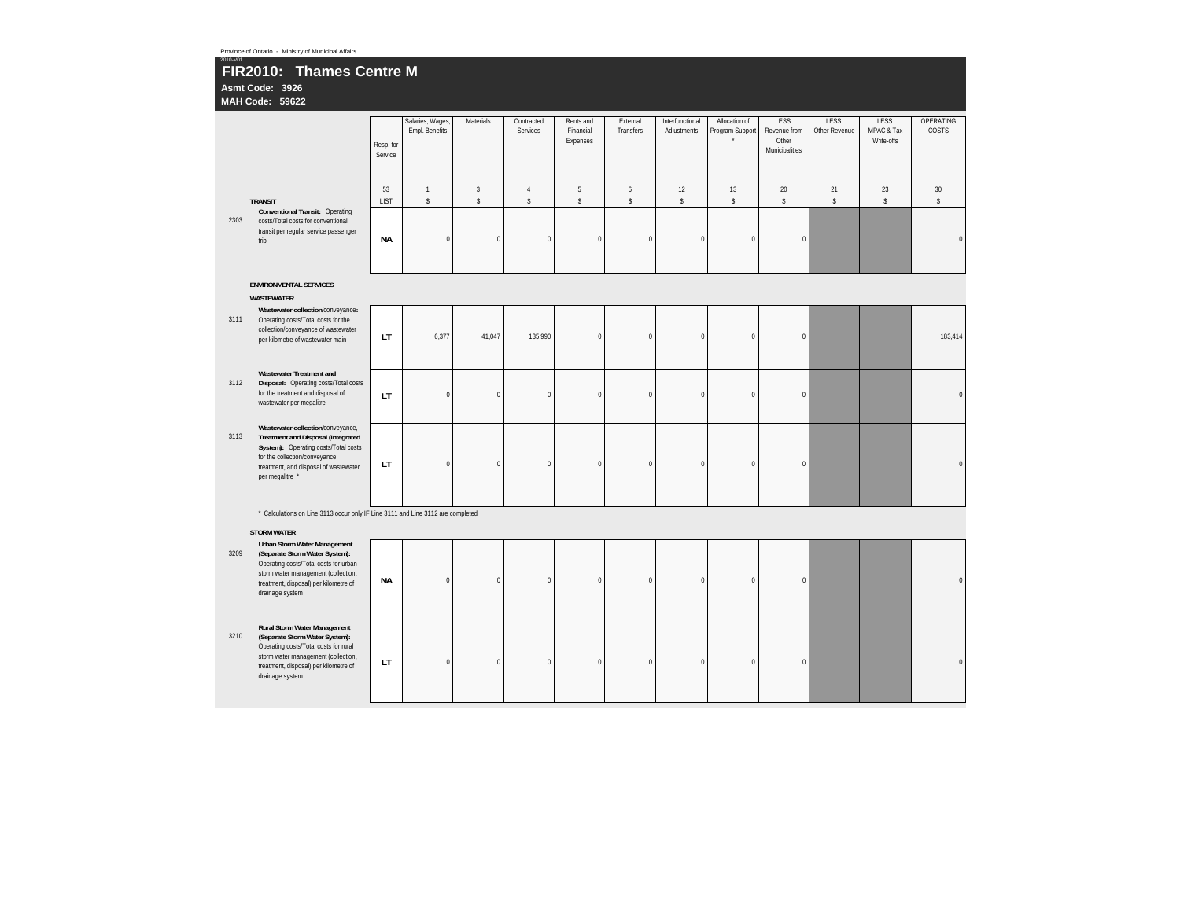Province of Ontario - Ministry of Municipal Affairs

2010-V01

# FIR2010: Thames Centre M

**Asmt Code: 3926**

**MAH Code: 59622**

| | | Resp. for Service | Salaries, Wages, Empl. Benefits | Materials | Contracted Services | Rents and Financial Expenses | External Transfers | Interfunctional Adjustments | Allocation of Program Support * | LESS: Revenue from Other Municipalities | LESS: Other Revenue | LESS: MPAC & Tax Write-offs | OPERATING COSTS |
|---|---|---|---|---|---|---|---|---|---|---|---|---|---|
| | | 53 | 1 | 3 | 4 | 5 | 6 | 12 | 13 | 20 | 21 | 23 | 30 |
| | **TRANSIT** | LIST | $ | $ | $ | $ | $ | $ | $ | $ | $ | $ | $ |
| 2303 | **Conventional Transit:** Operating costs/Total costs for conventional transit per regular service passenger trip | NA | 0 | 0 | 0 | 0 | 0 | 0 | 0 | 0 | | | 0 |
| | **ENVIRONMENTAL SERVICES** | | | | | | | | | | | | |
| | **WASTEWATER** | | | | | | | | | | | | |
| 3111 | **Wastewater collection/**conveyance**:** Operating costs/Total costs for the collection/conveyance of wastewater per kilometre of wastewater main | LT | 6,377 | 41,047 | 135,990 | 0 | 0 | 0 | 0 | 0 | | | 183,414 |
| 3112 | **Wastewater Treatment and Disposal:** Operating costs/Total costs for the treatment and disposal of wastewater per megalitre | LT | 0 | 0 | 0 | 0 | 0 | 0 | 0 | 0 | | | 0 |
| 3113 | **Wastewater collection/**conveyance, **Treatment and Disposal (Integrated System):** Operating costs/Total costs for the collection/conveyance, treatment, and disposal of wastewater per megalitre * | LT | 0 | 0 | 0 | 0 | 0 | 0 | 0 | 0 | | | 0 |
| | * Calculations on Line 3113 occur only IF Line 3111 and Line 3112 are completed | | | | | | | | | | | | |
| | **STORM WATER** | | | | | | | | | | | | |
| 3209 | **Urban Storm Water Management (Separate Storm Water System):** Operating costs/Total costs for urban storm water management (collection, treatment, disposal) per kilometre of drainage system | NA | 0 | 0 | 0 | 0 | 0 | 0 | 0 | 0 | | | 0 |
| 3210 | **Rural Storm Water Management (Separate Storm Water System):** Operating costs/Total costs for rural storm water management (collection, treatment, disposal) per kilometre of drainage system | LT | 0 | 0 | 0 | 0 | 0 | 0 | 0 | 0 | | | 0 |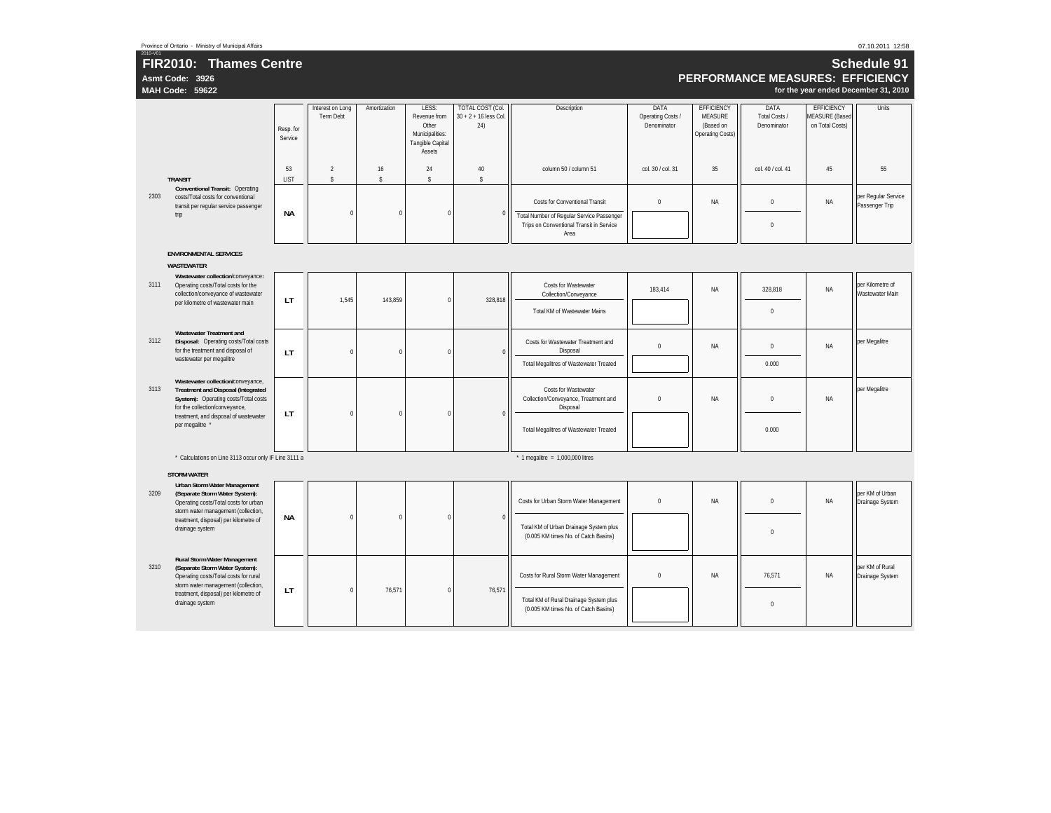Province of Ontario - Ministry of Municipal Affairs

2010-V01

# FIR2010: Thames Centre

**Asmt Code: 3926**

**MAH Code: 59622**

## Schedule 91

### PERFORMANCE MEASURES: EFFICIENCY

**for the year ended December 31, 2010**

| | | Resp. for Service | Interest on Long Term Debt | Amortization | LESS: Revenue from Other Municipalities: Tangible Capital Assets | TOTAL COST (Col. 30 + 2 + 16 less Col. 24) | Description | DATA Operating Costs / Denominator | EFFICIENCY MEASURE (Based on Operating Costs) | DATA Total Costs / Denominator | EFFICIENCY MEASURE (Based on Total Costs) | Units |
|---|---|---|---|---|---|---|---|---|---|---|---|---|
| | | 53 | 2 | 16 | 24 | 40 | column 50 / column 51 | col. 30 / col. 31 | 35 | col. 40 / col. 41 | 45 | 55 |
| | **TRANSIT** | LIST | $ | $ | $ | $ | | | | | | |
| 2303 | **Conventional Transit:** Operating costs/Total costs for conventional transit per regular service passenger trip | **NA** | 0 | 0 | 0 | 0 | Costs for Conventional Transit / Total Number of Regular Service Passenger Trips on Conventional Transit in Service Area | 0 / | NA | 0 / 0 | NA | per Regular Service Passenger Trip |
| | **ENVIRONMENTAL SERVICES** | | | | | | | | | | | |
| | **WASTEWATER** | | | | | | | | | | | |
| 3111 | **Wastewater collection/**conveyance: Operating costs/Total costs for the collection/conveyance of wastewater per kilometre of wastewater main | **LT** | 1,545 | 143,859 | 0 | 328,818 | Costs for Wastewater Collection/Conveyance / Total KM of Wastewater Mains | 183,414 / | NA | 328,818 / 0 | NA | per Kilometre of Wastewater Main |
| 3112 | **Wastewater Treatment and Disposal:** Operating costs/Total costs for the treatment and disposal of wastewater per megalitre | **LT** | 0 | 0 | 0 | 0 | Costs for Wastewater Treatment and Disposal / Total Megalitres of Wastewater Treated | 0 / | NA | 0 / 0.000 | NA | per Megalitre |
| 3113 | **Wastewater collection/**conveyance, **Treatment and Disposal (Integrated System):** Operating costs/Total costs for the collection/conveyance, treatment, and disposal of wastewater per megalitre * | **LT** | 0 | 0 | 0 | 0 | Costs for Wastewater Collection/Conveyance, Treatment and Disposal / Total Megalitres of Wastewater Treated | 0 / | NA | 0 / 0.000 | NA | per Megalitre |
| | * Calculations on Line 3113 occur only IF Line 3111 a | | | | | | * 1 megalitre = 1,000,000 litres | | | | | |
| | **STORMWATER** | | | | | | | | | | | |
| 3209 | **Urban Storm Water Management (Separate Storm Water System):** Operating costs/Total costs for urban storm water management (collection, treatment, disposal) per kilometre of drainage system | **NA** | 0 | 0 | 0 | 0 | Costs for Urban Storm Water Management / Total KM of Urban Drainage System plus (0.005 KM times No. of Catch Basins) | 0 / | NA | 0 / 0 | NA | per KM of Urban Drainage System |
| 3210 | **Rural Storm Water Management (Separate Storm Water System):** Operating costs/Total costs for rural storm water management (collection, treatment, disposal) per kilometre of drainage system | **LT** | 0 | 76,571 | 0 | 76,571 | Costs for Rural Storm Water Management / Total KM of Rural Drainage System plus (0.005 KM times No. of Catch Basins) | 0 / | NA | 76,571 / 0 | NA | per KM of Rural Drainage System |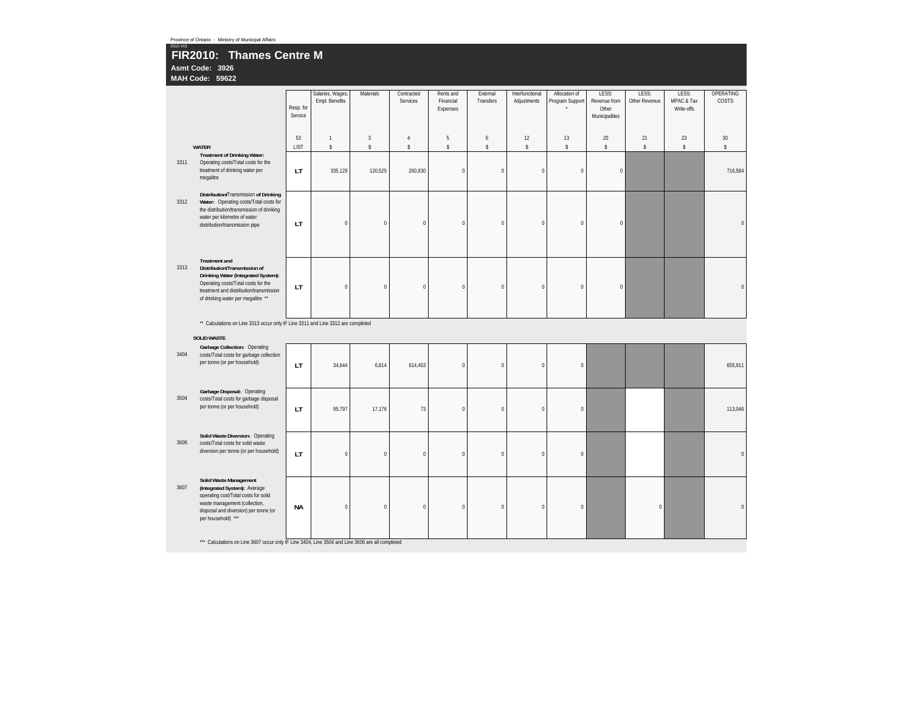Province of Ontario - Ministry of Municipal Affairs

2010-V01

# FIR2010: Thames Centre M

**Asmt Code: 3926**

**MAH Code: 59622**

| | | Resp. for Service | Salaries, Wages, Empl. Benefits | Materials | Contracted Services | Rents and Financial Expenses | External Transfers | Interfunctional Adjustments | Allocation of Program Support * | LESS: Revenue from Other Municipalities | LESS: Other Revenue | LESS: MPAC & Tax Write-offs | OPERATING COSTS |
|---|---|---|---|---|---|---|---|---|---|---|---|---|---|
| | | 53 | 1 | 3 | 4 | 5 | 6 | 12 | 13 | 20 | 21 | 23 | 30 |
| | **WATER** | LIST | $ | $ | $ | $ | $ | $ | $ | $ | $ | $ | $ |
| 3311 | **Treatment of Drinking Water:** Operating costs/Total costs for the treatment of drinking water per megalitre | LT | 335,129 | 120,525 | 260,930 | 0 | 0 | 0 | 0 | 0 | | | 716,584 |
| 3312 | **Distribution/**Transmission **of Drinking Water:** Operating costs/Total costs for the distribution/transmission of drinking water per kilometre of water distribution/transmission pipe | LT | 0 | 0 | 0 | 0 | 0 | 0 | 0 | 0 | | | 0 |
| 3313 | **Treatment and Distribution/Transmission of Drinking Water (Integrated System):** Operating costs/Total costs for the treatment and distribution/transmission of drinking water per megalitre ** | LT | 0 | 0 | 0 | 0 | 0 | 0 | 0 | 0 | | | 0 |

** Calculations on Line 3313 occur only IF Line 3311 and Line 3312 are completed

| | | Resp. for Service | Salaries, Wages, Empl. Benefits | Materials | Contracted Services | Rents and Financial Expenses | External Transfers | Interfunctional Adjustments | Allocation of Program Support * | LESS: Revenue from Other Municipalities | LESS: Other Revenue | LESS: MPAC & Tax Write-offs | OPERATING COSTS |
|---|---|---|---|---|---|---|---|---|---|---|---|---|---|
| | **SOLID WASTE** | | | | | | | | | | | | |
| 3404 | **Garbage Collection:** Operating costs/Total costs for garbage collection per tonne (or per household) | LT | 34,644 | 6,814 | 614,453 | 0 | 0 | 0 | 0 | | | | 655,911 |
| 3504 | **Garbage Disposal:** Operating costs/Total costs for garbage disposal per tonne (or per household) | LT | 95,797 | 17,176 | 73 | 0 | 0 | 0 | 0 | | | | 113,046 |
| 3606 | **Solid Waste Diversion:** Operating costs/Total costs for solid waste diversion per tonne (or per household) | LT | 0 | 0 | 0 | 0 | 0 | 0 | 0 | | | | 0 |
| 3607 | **Solid Waste Management (Integrated System):** Average operating cost/Total costs for solid waste management (collection, disposal and diversion) per tonne (or per household) *** | NA | 0 | 0 | 0 | 0 | 0 | 0 | 0 | | 0 | | 0 |

*** Calculations on Line 3607 occur only IF Line 3404, Line 3504 and Line 3606 are all completed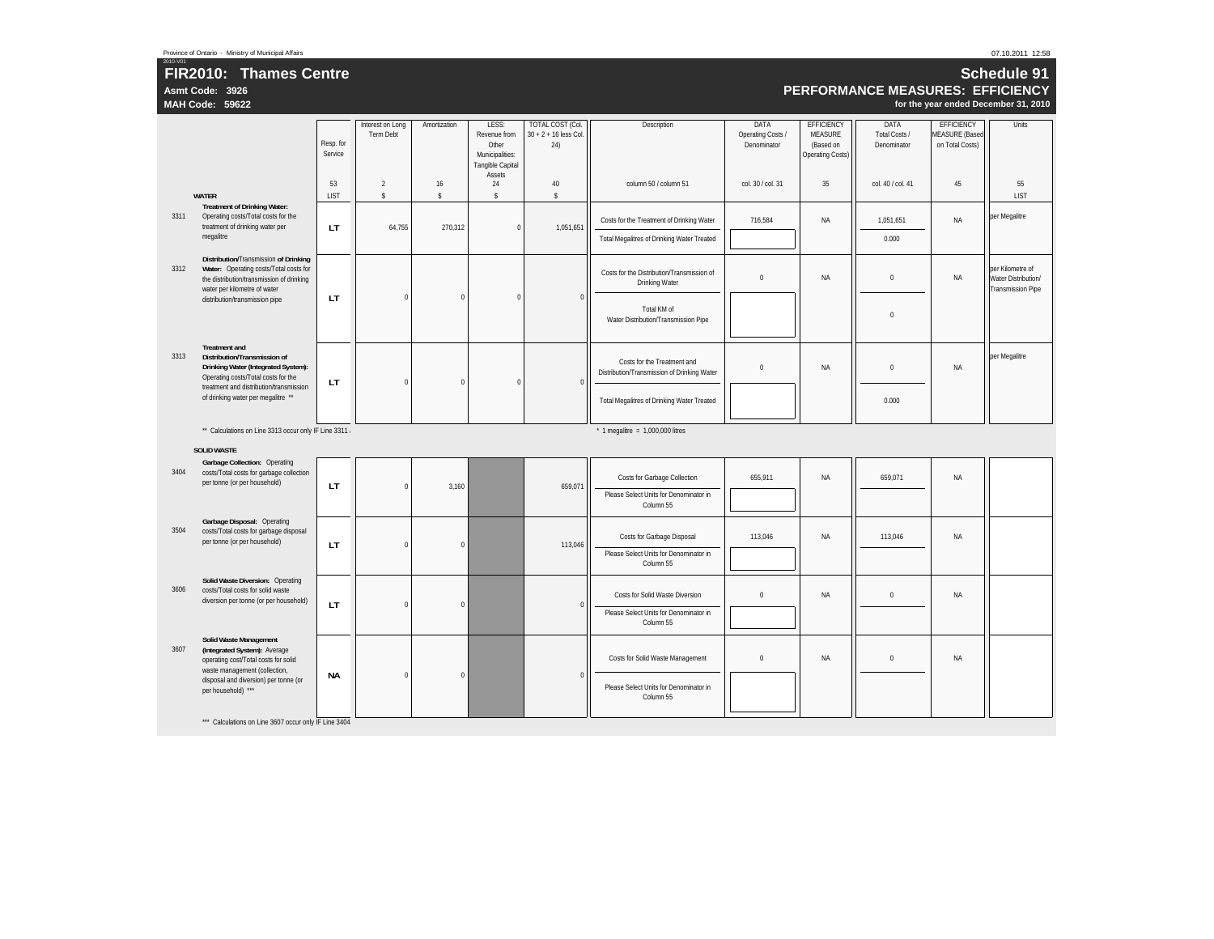Province of Ontario - Ministry of Municipal Affairs

2010-V01

# FIR2010: Thames Centre

**Asmt Code: 3926**

**MAH Code: 59622**

## Schedule 91

### PERFORMANCE MEASURES: EFFICIENCY

**for the year ended December 31, 2010**

| | | Resp. for Service | Interest on Long Term Debt | Amortization | LESS: Revenue from Other Municipalities: Tangible Capital Assets | TOTAL COST (Col. 30 + 2 + 16 less Col. 24) | Description | DATA Operating Costs / Denominator | EFFICIENCY MEASURE (Based on Operating Costs) | DATA Total Costs / Denominator | EFFICIENCY MEASURE (Based on Total Costs) | Units |
|---|---|---|---|---|---|---|---|---|---|---|---|---|
| | | 53 | 2 | 16 | 24 | 40 | column 50 / column 51 | col. 30 / col. 31 | 35 | col. 40 / col. 41 | 45 | 55 |
| | **WATER** | LIST | $ | $ | $ | $ | | | | | | LIST |
| 3311 | **Treatment of Drinking Water:** Operating costs/Total costs for the treatment of drinking water per megalitre | LT | 64,755 | 270,312 | 0 | 1,051,651 | Costs for the Treatment of Drinking Water | 716,584 | NA | 1,051,651 | NA | per Megalitre |
| | | | | | | | Total Megalitres of Drinking Water Treated | | | 0.000 | | |
| 3312 | **Distribution/Transmission of Drinking Water:** Operating costs/Total costs for the distribution/transmission of drinking water per kilometre of water distribution/transmission pipe | LT | 0 | 0 | 0 | 0 | Costs for the Distribution/Transmission of Drinking Water | 0 | NA | 0 | NA | per Kilometre of Water Distribution/ Transmission Pipe |
| | | | | | | | Total KM of Water Distribution/Transmission Pipe | | | 0 | | |
| 3313 | **Treatment and Distribution/Transmission of Drinking Water (Integrated System):** Operating costs/Total costs for the treatment and distribution/transmission of drinking water per megalitre ** | LT | 0 | 0 | 0 | 0 | Costs for the Treatment and Distribution/Transmission of Drinking Water | 0 | NA | 0 | NA | per Megalitre |
| | | | | | | | Total Megalitres of Drinking Water Treated | | | 0.000 | | |

** Calculations on Line 3313 occur only IF Line 3311 a

* 1 megalitre = 1,000,000 litres

| | | Resp. for Service | Interest on Long Term Debt | Amortization | LESS: Revenue from Other Municipalities: Tangible Capital Assets | TOTAL COST (Col. 30 + 2 + 16 less Col. 24) | Description | DATA Operating Costs / Denominator | EFFICIENCY MEASURE (Based on Operating Costs) | DATA Total Costs / Denominator | EFFICIENCY MEASURE (Based on Total Costs) | Units |
|---|---|---|---|---|---|---|---|---|---|---|---|---|
| | **SOLID WASTE** | | | | | | | | | | | |
| 3404 | **Garbage Collection:** Operating costs/Total costs for garbage collection per tonne (or per household) | LT | 0 | 3,160 | | 659,071 | Costs for Garbage Collection | 655,911 | NA | 659,071 | NA | |
| | | | | | | | Please Select Units for Denominator in Column 55 | | | | | |
| 3504 | **Garbage Disposal:** Operating costs/Total costs for garbage disposal per tonne (or per household) | LT | 0 | 0 | | 113,046 | Costs for Garbage Disposal | 113,046 | NA | 113,046 | NA | |
| | | | | | | | Please Select Units for Denominator in Column 55 | | | | | |
| 3606 | **Solid Waste Diversion:** Operating costs/Total costs for solid waste diversion per tonne (or per household) | LT | 0 | 0 | | 0 | Costs for Solid Waste Diversion | 0 | NA | 0 | NA | |
| | | | | | | | Please Select Units for Denominator in Column 55 | | | | | |
| 3607 | **Solid Waste Management (Integrated System):** Average operating cost/Total costs for solid waste management (collection, disposal and diversion) per tonne (or per household) *** | NA | 0 | 0 | | 0 | Costs for Solid Waste Management | 0 | NA | 0 | NA | |
| | | | | | | | Please Select Units for Denominator in Column 55 | | | | | |

*** Calculations on Line 3607 occur only IF Line 3404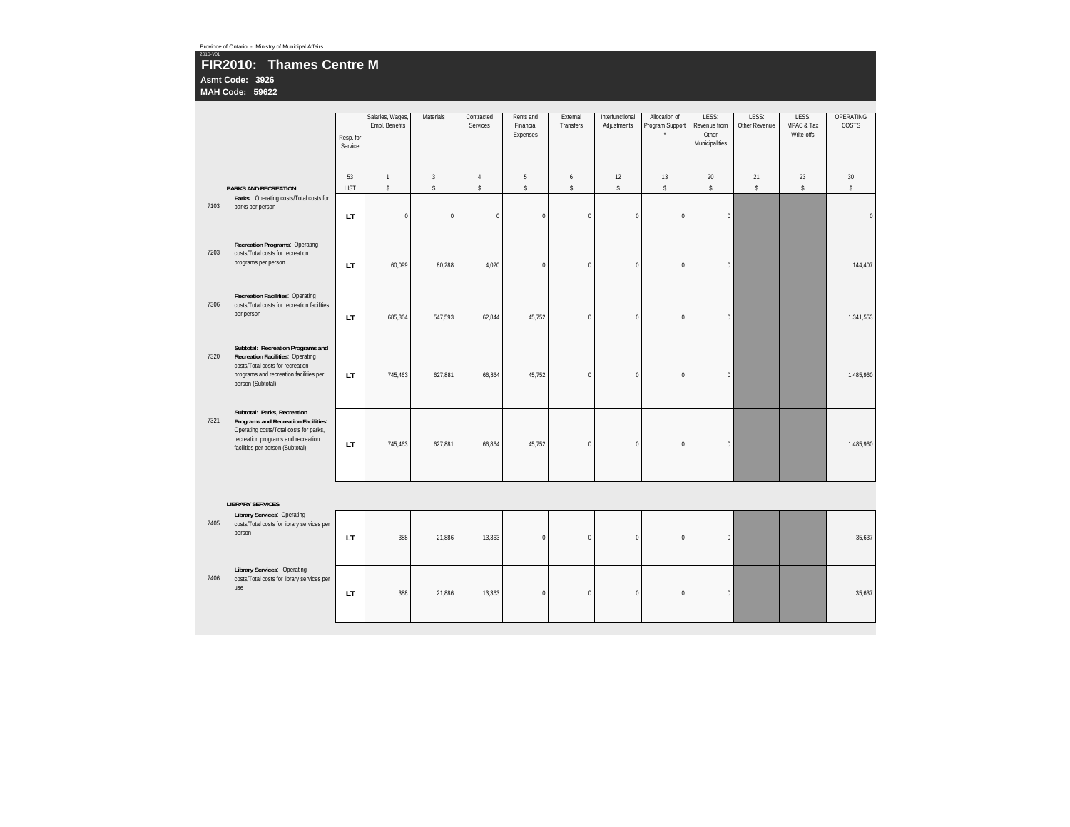Province of Ontario - Ministry of Municipal Affairs

2010-V01

# FIR2010: Thames Centre M

**Asmt Code: 3926**

**MAH Code: 59622**

| | | Resp. for Service | Salaries, Wages, Empl. Benefits | Materials | Contracted Services | Rents and Financial Expenses | External Transfers | Interfunctional Adjustments | Allocation of Program Support * | LESS: Revenue from Other Municipalities | LESS: Other Revenue | LESS: MPAC & Tax Write-offs | OPERATING COSTS |
|---|---|---|---|---|---|---|---|---|---|---|---|---|---|
| | | 53 | 1 | 3 | 4 | 5 | 6 | 12 | 13 | 20 | 21 | 23 | 30 |
| | **PARKS AND RECREATION** | LIST | $ | $ | $ | $ | $ | $ | $ | $ | $ | $ | $ |
| 7103 | **Parks**: Operating costs/Total costs for parks per person | **LT** | 0 | 0 | 0 | 0 | 0 | 0 | 0 | 0 | | | 0 |
| 7203 | **Recreation Programs**: Operating costs/Total costs for recreation programs per person | **LT** | 60,099 | 80,288 | 4,020 | 0 | 0 | 0 | 0 | 0 | | | 144,407 |
| 7306 | **Recreation Facilities**: Operating costs/Total costs for recreation facilities per person | **LT** | 685,364 | 547,593 | 62,844 | 45,752 | 0 | 0 | 0 | 0 | | | 1,341,553 |
| 7320 | **Subtotal: Recreation Programs and Recreation Facilities**: Operating costs/Total costs for recreation programs and recreation facilities per person (Subtotal) | **LT** | 745,463 | 627,881 | 66,864 | 45,752 | 0 | 0 | 0 | 0 | | | 1,485,960 |
| 7321 | **Subtotal: Parks, Recreation Programs and Recreation Facilities**: Operating costs/Total costs for parks, recreation programs and recreation facilities per person (Subtotal) | **LT** | 745,463 | 627,881 | 66,864 | 45,752 | 0 | 0 | 0 | 0 | | | 1,485,960 |
| | **LIBRARY SERVICES** | | | | | | | | | | | | |
| 7405 | **Library Services**: Operating costs/Total costs for library services per person | **LT** | 388 | 21,886 | 13,363 | 0 | 0 | 0 | 0 | 0 | | | 35,637 |
| 7406 | **Library Services**: Operating costs/Total costs for library services per use | **LT** | 388 | 21,886 | 13,363 | 0 | 0 | 0 | 0 | 0 | | | 35,637 |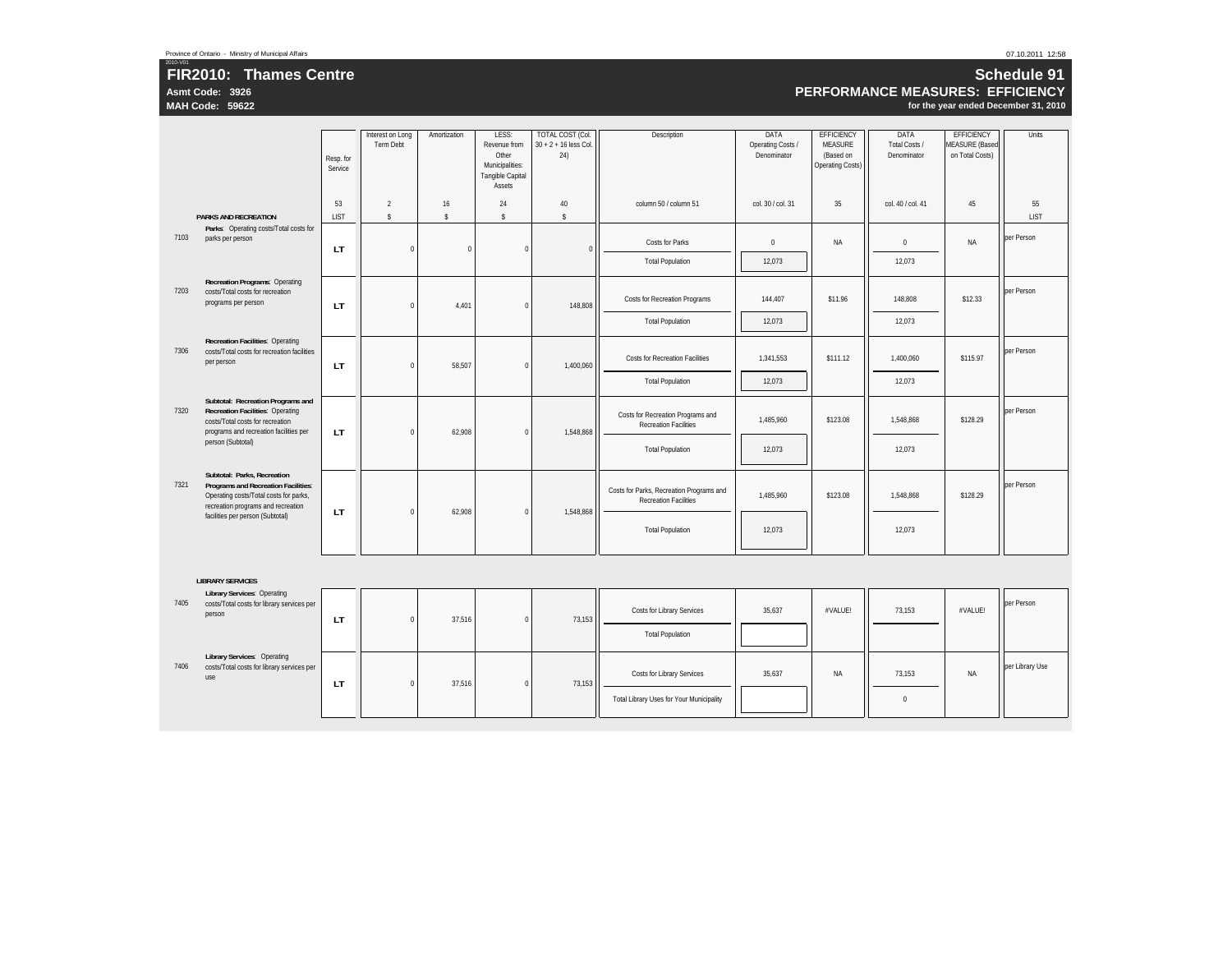Province of Ontario - Ministry of Municipal Affairs

2010-V01

# FIR2010: Thames Centre

**Asmt Code: 3926**

**MAH Code: 59622**

## Schedule 91

### PERFORMANCE MEASURES: EFFICIENCY

**for the year ended December 31, 2010**

| | | Resp. for Service | Interest on Long Term Debt | Amortization | LESS: Revenue from Other Municipalities: Tangible Capital Assets | TOTAL COST (Col. 30 + 2 + 16 less Col. 24) | Description | DATA Operating Costs / Denominator | EFFICIENCY MEASURE (Based on Operating Costs) | DATA Total Costs / Denominator | EFFICIENCY MEASURE (Based on Total Costs) | Units |
|---|---|---|---|---|---|---|---|---|---|---|---|---|
| | | 53 | 2 | 16 | 24 | 40 | column 50 / column 51 | col. 30 / col. 31 | 35 | col. 40 / col. 41 | 45 | 55 |
| | **PARKS AND RECREATION** | LIST | $ | $ | $ | $ | | | | | | LIST |
| 7103 | **Parks**: Operating costs/Total costs for parks per person | LT | 0 | 0 | 0 | 0 | Costs for Parks | 0 | NA | 0 | NA | per Person |
| | | | | | | | Total Population | 12,073 | | 12,073 | | |
| 7203 | **Recreation Programs**: Operating costs/Total costs for recreation programs per person | LT | 0 | 4,401 | 0 | 148,808 | Costs for Recreation Programs | 144,407 | $11.96 | 148,808 | $12.33 | per Person |
| | | | | | | | Total Population | 12,073 | | 12,073 | | |
| 7306 | **Recreation Facilities**: Operating costs/Total costs for recreation facilities per person | LT | 0 | 58,507 | 0 | 1,400,060 | Costs for Recreation Facilities | 1,341,553 | $111.12 | 1,400,060 | $115.97 | per Person |
| | | | | | | | Total Population | 12,073 | | 12,073 | | |
| 7320 | **Subtotal: Recreation Programs and Recreation Facilities**: Operating costs/Total costs for recreation programs and recreation facilities per person (Subtotal) | LT | 0 | 62,908 | 0 | 1,548,868 | Costs for Recreation Programs and Recreation Facilities | 1,485,960 | $123.08 | 1,548,868 | $128.29 | per Person |
| | | | | | | | Total Population | 12,073 | | 12,073 | | |
| 7321 | **Subtotal: Parks, Recreation Programs and Recreation Facilities**: Operating costs/Total costs for parks, recreation programs and recreation facilities per person (Subtotal) | LT | 0 | 62,908 | 0 | 1,548,868 | Costs for Parks, Recreation Programs and Recreation Facilities | 1,485,960 | $123.08 | 1,548,868 | $128.29 | per Person |
| | | | | | | | Total Population | 12,073 | | 12,073 | | |
| | **LIBRARY SERVICES** | | | | | | | | | | | |
| 7405 | **Library Services**: Operating costs/Total costs for library services per person | LT | 0 | 37,516 | 0 | 73,153 | Costs for Library Services | 35,637 | #VALUE! | 73,153 | #VALUE! | per Person |
| | | | | | | | Total Population | | | | | |
| 7406 | **Library Services**: Operating costs/Total costs for library services per use | LT | 0 | 37,516 | 0 | 73,153 | Costs for Library Services | 35,637 | NA | 73,153 | NA | per Library Use |
| | | | | | | | Total Library Uses for Your Municipality | | | 0 | | |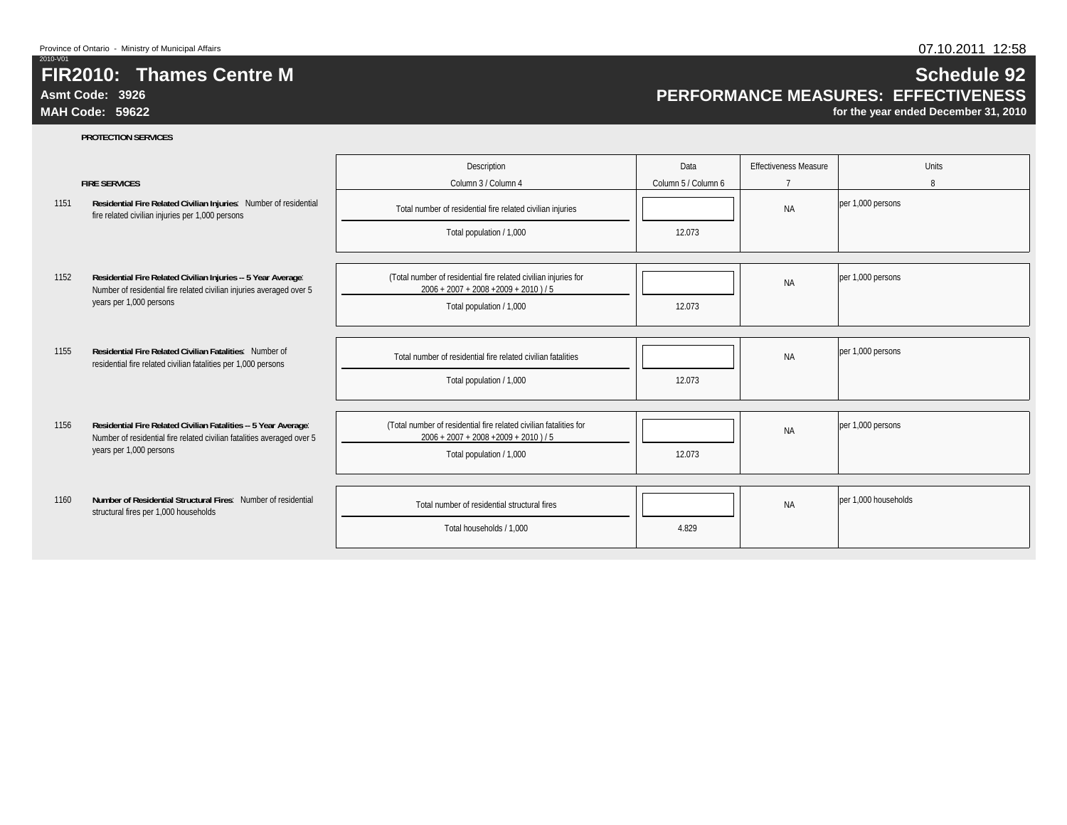Province of Ontario - Ministry of Municipal Affairs

2010-V01

# FIR2010: Thames Centre M

**Asmt Code: 3926**

**MAH Code: 59622**

## Schedule 92

## PERFORMANCE MEASURES: EFFECTIVENESS

**for the year ended December 31, 2010**

**PROTECTION SERVICES**

| | FIRE SERVICES | Description<br>Column 3 / Column 4 | Data<br>Column 5 / Column 6 | Effectiveness Measure<br>7 | Units<br>8 |
|---|---|---|---|---|---|
| 1151 | **Residential Fire Related Civilian Injuries**: Number of residential fire related civilian injuries per 1,000 persons | Total number of residential fire related civilian injuries | | NA | per 1,000 persons |
| | | Total population / 1,000 | 12.073 | | |
| 1152 | **Residential Fire Related Civilian Injuries -- 5 Year Average**: Number of residential fire related civilian injuries averaged over 5 years per 1,000 persons | (Total number of residential fire related civilian injuries for 2006 + 2007 + 2008 +2009 + 2010 ) / 5 | | NA | per 1,000 persons |
| | | Total population / 1,000 | 12.073 | | |
| 1155 | **Residential Fire Related Civilian Fatalities**: Number of residential fire related civilian fatalities per 1,000 persons | Total number of residential fire related civilian fatalities | | NA | per 1,000 persons |
| | | Total population / 1,000 | 12.073 | | |
| 1156 | **Residential Fire Related Civilian Fatalities -- 5 Year Average**: Number of residential fire related civilian fatalities averaged over 5 years per 1,000 persons | (Total number of residential fire related civilian fatalities for 2006 + 2007 + 2008 +2009 + 2010 ) / 5 | | NA | per 1,000 persons |
| | | Total population / 1,000 | 12.073 | | |
| 1160 | **Number of Residential Structural Fires**: Number of residential structural fires per 1,000 households | Total number of residential structural fires | | NA | per 1,000 households |
| | | Total households / 1,000 | 4.829 | | |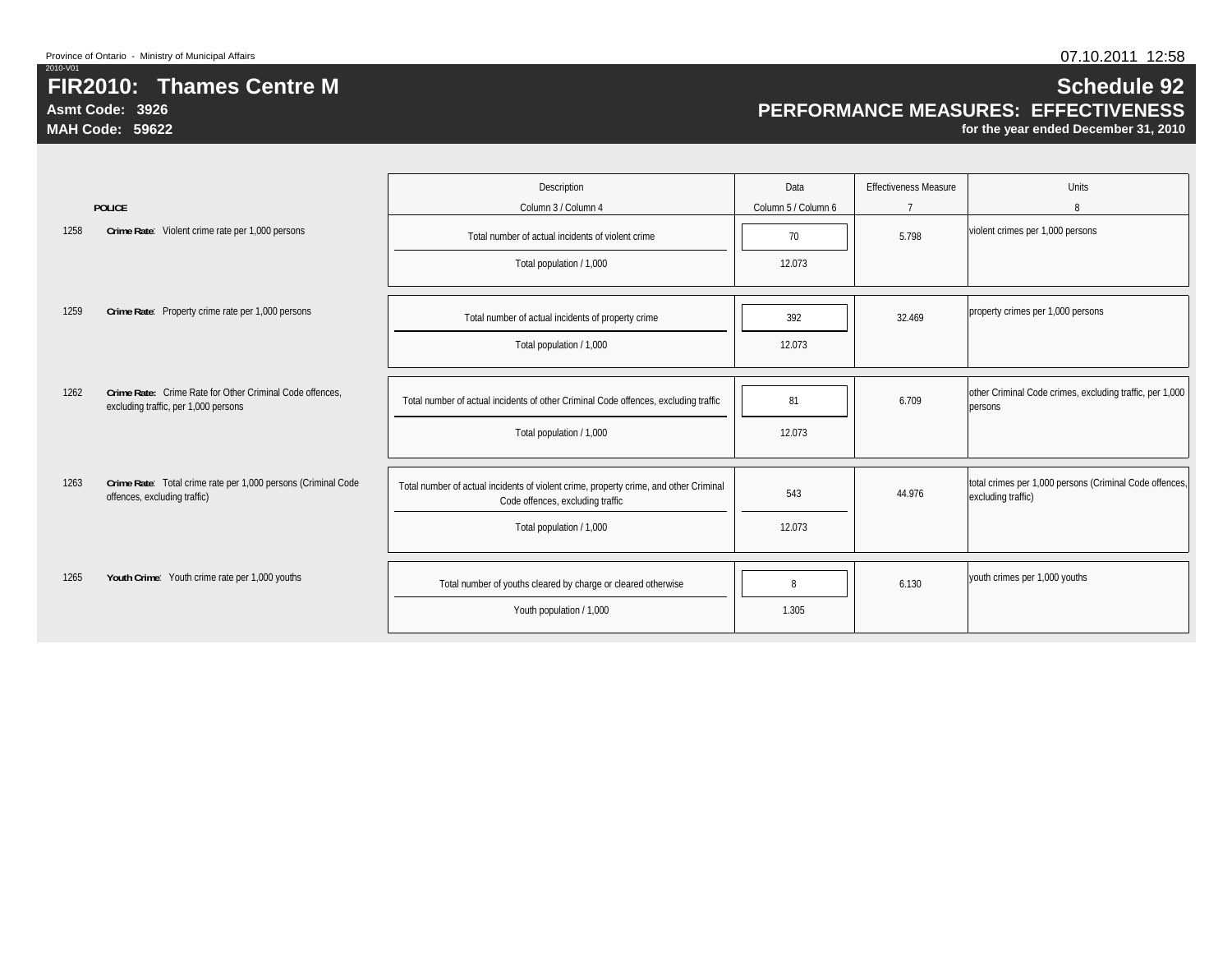Province of Ontario - Ministry of Municipal Affairs

2010-V01

# FIR2010: Thames Centre M

**Asmt Code: 3926**

**MAH Code: 59622**

## Schedule 92

## PERFORMANCE MEASURES: EFFECTIVENESS

**for the year ended December 31, 2010**

| | POLICE | Description<br>Column 3 / Column 4 | Data<br>Column 5 / Column 6 | Effectiveness Measure<br>7 | Units<br>8 |
|---|---|---|---|---|---|
| 1258 | **Crime Rate**: Violent crime rate per 1,000 persons | Total number of actual incidents of violent crime | 70 | 5.798 | violent crimes per 1,000 persons |
| | | Total population / 1,000 | 12.073 | | |
| 1259 | **Crime Rate**: Property crime rate per 1,000 persons | Total number of actual incidents of property crime | 392 | 32.469 | property crimes per 1,000 persons |
| | | Total population / 1,000 | 12.073 | | |
| 1262 | **Crime Rate:** Crime Rate for Other Criminal Code offences, excluding traffic, per 1,000 persons | Total number of actual incidents of other Criminal Code offences, excluding traffic | 81 | 6.709 | other Criminal Code crimes, excluding traffic, per 1,000 persons |
| | | Total population / 1,000 | 12.073 | | |
| 1263 | **Crime Rate**: Total crime rate per 1,000 persons (Criminal Code offences, excluding traffic) | Total number of actual incidents of violent crime, property crime, and other Criminal Code offences, excluding traffic | 543 | 44.976 | total crimes per 1,000 persons (Criminal Code offences, excluding traffic) |
| | | Total population / 1,000 | 12.073 | | |
| 1265 | **Youth Crime**: Youth crime rate per 1,000 youths | Total number of youths cleared by charge or cleared otherwise | 8 | 6.130 | youth crimes per 1,000 youths |
| | | Youth population / 1,000 | 1.305 | | |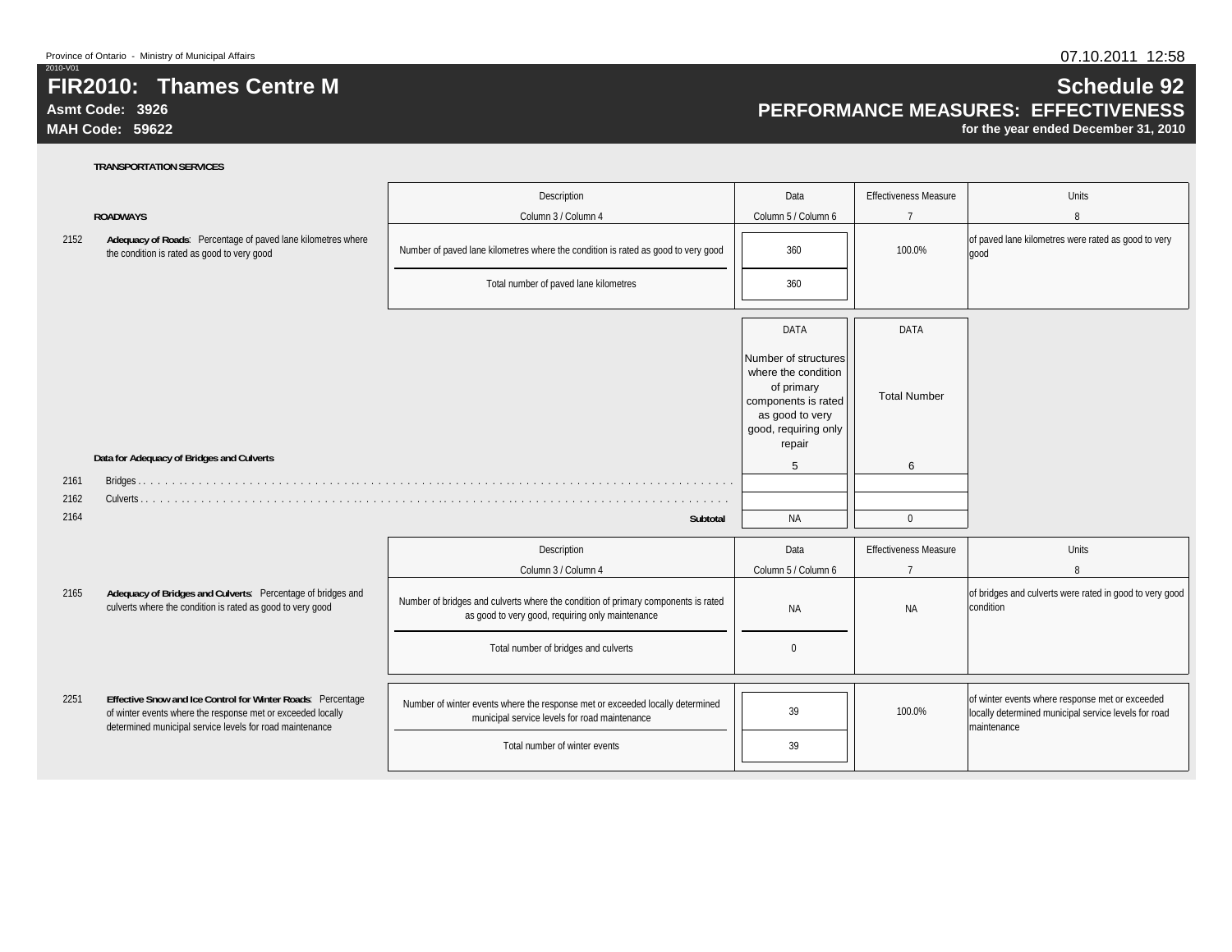Province of Ontario - Ministry of Municipal Affairs

07.10.2011 12:58

2010-V01

# FIR2010: Thames Centre M

**Asmt Code: 3926**

**MAH Code: 59622**

# Schedule 92

## PERFORMANCE MEASURES: EFFECTIVENESS

**for the year ended December 31, 2010**

**TRANSPORTATION SERVICES**

| | **ROADWAYS** | Description<br>Column 3 / Column 4 | Data<br>Column 5 / Column 6 | Effectiveness Measure<br>7 | Units<br>8 |
|---|---|---|---|---|---|
| 2152 | **Adequacy of Roads**: Percentage of paved lane kilometres where the condition is rated as good to very good | Number of paved lane kilometres where the condition is rated as good to very good | 360 | 100.0% | of paved lane kilometres were rated as good to very good |
| | | Total number of paved lane kilometres | 360 | | |

**Data for Adequacy of Bridges and Culverts**

| | | DATA<br>Number of structures where the condition of primary components is rated as good to very good, requiring only repair<br>5 | DATA<br>Total Number<br>6 |
|---|---|---|---|
| 2161 | Bridges | | |
| 2162 | Culverts | | |
| 2164 | **Subtotal** | NA | 0 |

| | | Description<br>Column 3 / Column 4 | Data<br>Column 5 / Column 6 | Effectiveness Measure<br>7 | Units<br>8 |
|---|---|---|---|---|---|
| 2165 | **Adequacy of Bridges and Culverts**: Percentage of bridges and culverts where the condition is rated as good to very good | Number of bridges and culverts where the condition of primary components is rated as good to very good, requiring only maintenance | NA | NA | of bridges and culverts were rated in good to very good condition |
| | | Total number of bridges and culverts | 0 | | |
| 2251 | **Effective Snow and Ice Control for Winter Roads**: Percentage of winter events where the response met or exceeded locally determined municipal service levels for road maintenance | Number of winter events where the response met or exceeded locally determined municipal service levels for road maintenance | 39 | 100.0% | of winter events where response met or exceeded locally determined municipal service levels for road maintenance |
| | | Total number of winter events | 39 | | |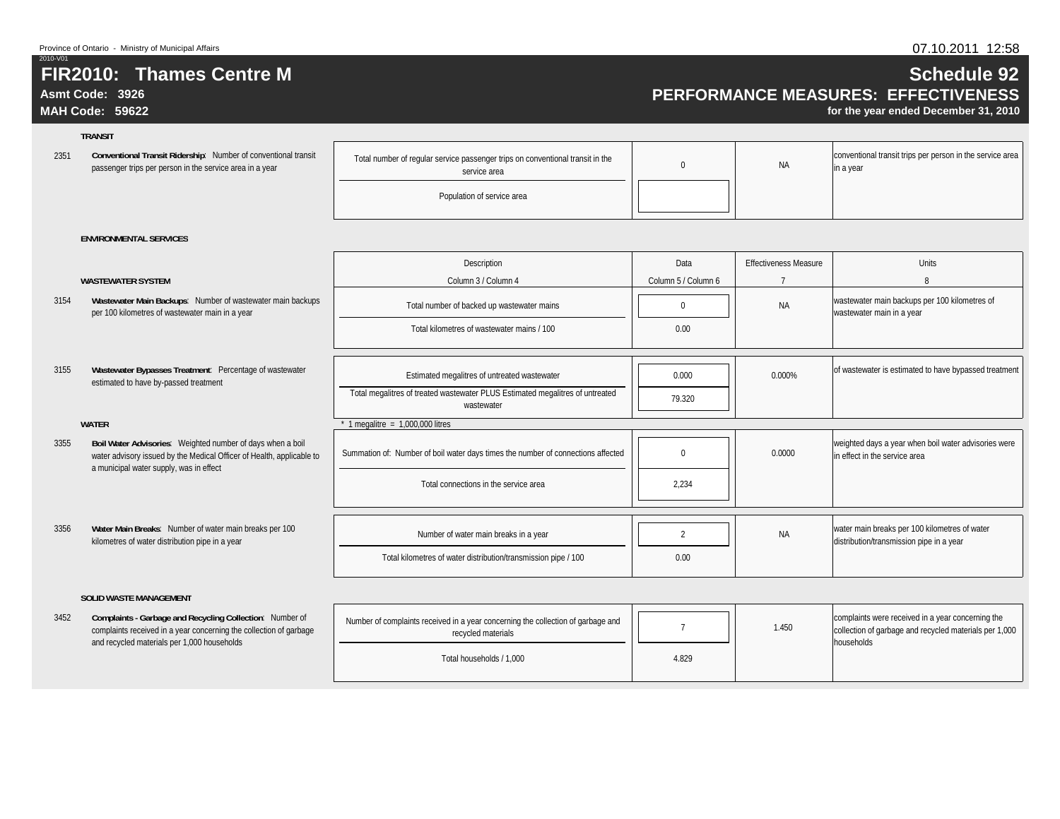Province of Ontario - Ministry of Municipal Affairs
2010-V01

07.10.2011 12:58

# FIR2010: Thames Centre M

**Asmt Code: 3926**
**MAH Code: 59622**

## Schedule 92
## PERFORMANCE MEASURES: EFFECTIVENESS
**for the year ended December 31, 2010**

### TRANSIT

| Line | Measure | Description | Data | Effectiveness Measure | Units |
|---|---|---|---|---|---|
| 2351 | **Conventional Transit Ridership**: Number of conventional transit passenger trips per person in the service area in a year | Total number of regular service passenger trips on conventional transit in the service area | 0 | NA | conventional transit trips per person in the service area in a year |
| | | Population of service area | | | |

### ENVIRONMENTAL SERVICES

| Line | Measure | Description<br>Column 3 / Column 4 | Data<br>Column 5 / Column 6 | Effectiveness Measure<br>7 | Units<br>8 |
|---|---|---|---|---|---|
| | **WASTEWATER SYSTEM** | | | | |
| 3154 | **Wastewater Main Backups**: Number of wastewater main backups per 100 kilometres of wastewater main in a year | Total number of backed up wastewater mains | 0 | NA | wastewater main backups per 100 kilometres of wastewater main in a year |
| | | Total kilometres of wastewater mains / 100 | 0.00 | | |
| 3155 | **Wastewater Bypasses Treatment**: Percentage of wastewater estimated to have by-passed treatment | Estimated megalitres of untreated wastewater | 0.000 | 0.000% | of wastewater is estimated to have bypassed treatment |
| | | Total megalitres of treated wastewater PLUS Estimated megalitres of untreated wastewater | 79.320 | | |
| | **WATER** | * 1 megalitre = 1,000,000 litres | | | |
| 3355 | **Boil Water Advisories**: Weighted number of days when a boil water advisory issued by the Medical Officer of Health, applicable to a municipal water supply, was in effect | Summation of: Number of boil water days times the number of connections affected | 0 | 0.0000 | weighted days a year when boil water advisories were in effect in the service area |
| | | Total connections in the service area | 2,234 | | |
| 3356 | **Water Main Breaks**: Number of water main breaks per 100 kilometres of water distribution pipe in a year | Number of water main breaks in a year | 2 | NA | water main breaks per 100 kilometres of water distribution/transmission pipe in a year |
| | | Total kilometres of water distribution/transmission pipe / 100 | 0.00 | | |

### SOLID WASTE MANAGEMENT

| Line | Measure | Description | Data | Effectiveness Measure | Units |
|---|---|---|---|---|---|
| 3452 | **Complaints - Garbage and Recycling Collection**: Number of complaints received in a year concerning the collection of garbage and recycled materials per 1,000 households | Number of complaints received in a year concerning the collection of garbage and recycled materials | 7 | 1.450 | complaints were received in a year concerning the collection of garbage and recycled materials per 1,000 households |
| | | Total households / 1,000 | 4.829 | | |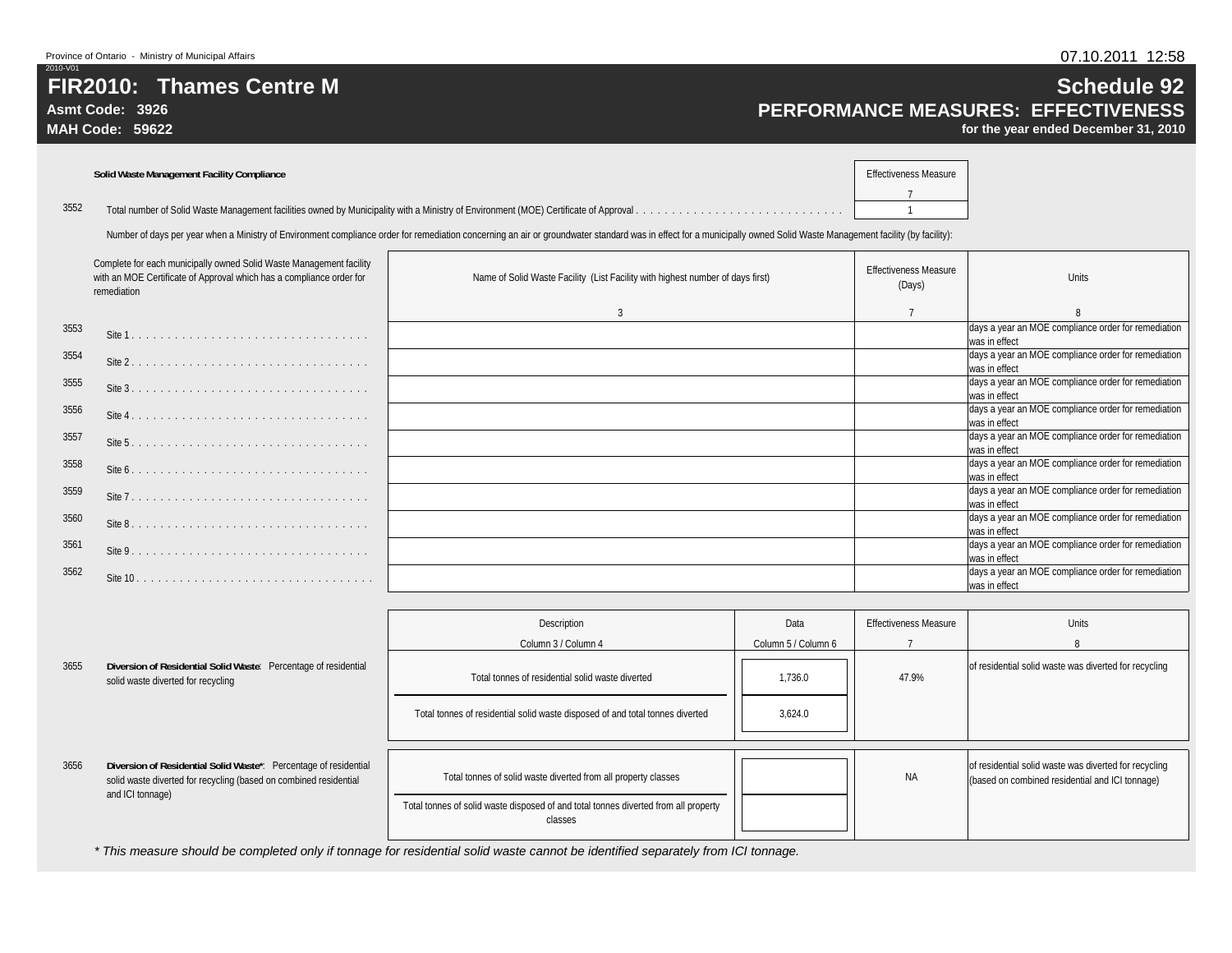Province of Ontario - Ministry of Municipal Affairs

2010-V01

# FIR2010: Thames Centre M

**Asmt Code: 3926**

**MAH Code: 59622**

# Schedule 92

## PERFORMANCE MEASURES: EFFECTIVENESS

**for the year ended December 31, 2010**

**Solid Waste Management Facility Compliance**

| | | Effectiveness Measure |
|---|---|---|
| | | 7 |
| 3552 | Total number of Solid Waste Management facilities owned by Municipality with a Ministry of Environment (MOE) Certificate of Approval | 1 |

Number of days per year when a Ministry of Environment compliance order for remediation concerning an air or groundwater standard was in effect for a municipally owned Solid Waste Management facility (by facility):

| | Complete for each municipally owned Solid Waste Management facility with an MOE Certificate of Approval which has a compliance order for remediation | Name of Solid Waste Facility (List Facility with highest number of days first) | Effectiveness Measure (Days) | Units |
|---|---|---|---|---|
| | | 3 | 7 | 8 |
| 3553 | Site 1 | | | days a year an MOE compliance order for remediation was in effect |
| 3554 | Site 2 | | | days a year an MOE compliance order for remediation was in effect |
| 3555 | Site 3 | | | days a year an MOE compliance order for remediation was in effect |
| 3556 | Site 4 | | | days a year an MOE compliance order for remediation was in effect |
| 3557 | Site 5 | | | days a year an MOE compliance order for remediation was in effect |
| 3558 | Site 6 | | | days a year an MOE compliance order for remediation was in effect |
| 3559 | Site 7 | | | days a year an MOE compliance order for remediation was in effect |
| 3560 | Site 8 | | | days a year an MOE compliance order for remediation was in effect |
| 3561 | Site 9 | | | days a year an MOE compliance order for remediation was in effect |
| 3562 | Site 10 | | | days a year an MOE compliance order for remediation was in effect |

| | | Description | Data | Effectiveness Measure | Units |
|---|---|---|---|---|---|
| | | Column 3 / Column 4 | Column 5 / Column 6 | 7 | 8 |
| 3655 | **Diversion of Residential Solid Waste**: Percentage of residential solid waste diverted for recycling | Total tonnes of residential solid waste diverted | 1,736.0 | 47.9% | of residential solid waste was diverted for recycling |
| | | Total tonnes of residential solid waste disposed of and total tonnes diverted | 3,624.0 | | |
| 3656 | **Diversion of Residential Solid Waste***: Percentage of residential solid waste diverted for recycling (based on combined residential and ICI tonnage) | Total tonnes of solid waste diverted from all property classes | | NA | of residential solid waste was diverted for recycling (based on combined residential and ICI tonnage) |
| | | Total tonnes of solid waste disposed of and total tonnes diverted from all property classes | | | |

*\* This measure should be completed only if tonnage for residential solid waste cannot be identified separately from ICI tonnage.*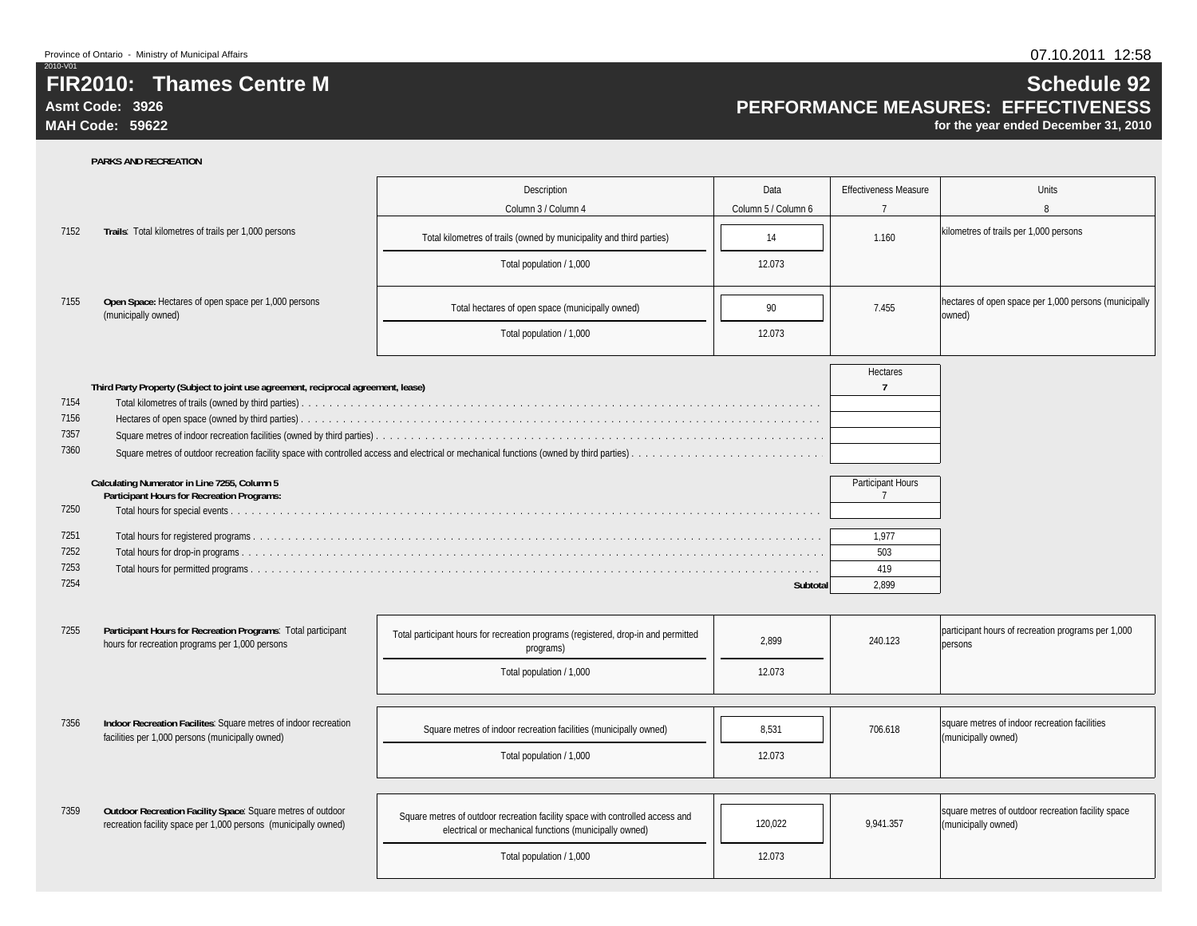Province of Ontario - Ministry of Municipal Affairs

2010-V01

# FIR2010: Thames Centre M

**Asmt Code: 3926**

**MAH Code: 59622**

## Schedule 92

## PERFORMANCE MEASURES: EFFECTIVENESS

**for the year ended December 31, 2010**

### PARKS AND RECREATION

| Line | Measure | Description (Column 3 / Column 4) | Data (Column 5 / Column 6) | Effectiveness Measure (7) | Units (8) |
|---|---|---|---|---|---|
| 7152 | **Trails**: Total kilometres of trails per 1,000 persons | Total kilometres of trails (owned by municipality and third parties) | 14 | 1.160 | kilometres of trails per 1,000 persons |
| | | Total population / 1,000 | 12.073 | | |
| 7155 | **Open Space:** Hectares of open space per 1,000 persons (municipally owned) | Total hectares of open space (municipally owned) | 90 | 7.455 | hectares of open space per 1,000 persons (municipally owned) |
| | | Total population / 1,000 | 12.073 | | |

**Third Party Property (Subject to joint use agreement, reciprocal agreement, lease)**

| Line | Description | Hectares (7) |
|---|---|---|
| 7154 | Total kilometres of trails (owned by third parties) | |
| 7156 | Hectares of open space (owned by third parties) | |
| 7357 | Square metres of indoor recreation facilities (owned by third parties) | |
| 7360 | Square metres of outdoor recreation facility space with controlled access and electrical or mechanical functions (owned by third parties) | |

**Calculating Numerator in Line 7255, Column 5**

**Participant Hours for Recreation Programs:**

| Line | Description | Participant Hours (7) |
|---|---|---|
| 7250 | Total hours for special events | |
| 7251 | Total hours for registered programs | 1,977 |
| 7252 | Total hours for drop-in programs | 503 |
| 7253 | Total hours for permitted programs | 419 |
| 7254 | **Subtotal** | 2,899 |

| Line | Measure | Description (Column 3 / Column 4) | Data (Column 5 / Column 6) | Effectiveness Measure (7) | Units (8) |
|---|---|---|---|---|---|
| 7255 | **Participant Hours for Recreation Programs**: Total participant hours for recreation programs per 1,000 persons | Total participant hours for recreation programs (registered, drop-in and permitted programs) | 2,899 | 240.123 | participant hours of recreation programs per 1,000 persons |
| | | Total population / 1,000 | 12.073 | | |
| 7356 | **Indoor Recreation Facilites**: Square metres of indoor recreation facilities per 1,000 persons (municipally owned) | Square metres of indoor recreation facilities (municipally owned) | 8,531 | 706.618 | square metres of indoor recreation facilities (municipally owned) |
| | | Total population / 1,000 | 12.073 | | |
| 7359 | **Outdoor Recreation Facility Space**: Square metres of outdoor recreation facility space per 1,000 persons (municipally owned) | Square metres of outdoor recreation facility space with controlled access and electrical or mechanical functions (municipally owned) | 120,022 | 9,941.357 | square metres of outdoor recreation facility space (municipally owned) |
| | | Total population / 1,000 | 12.073 | | |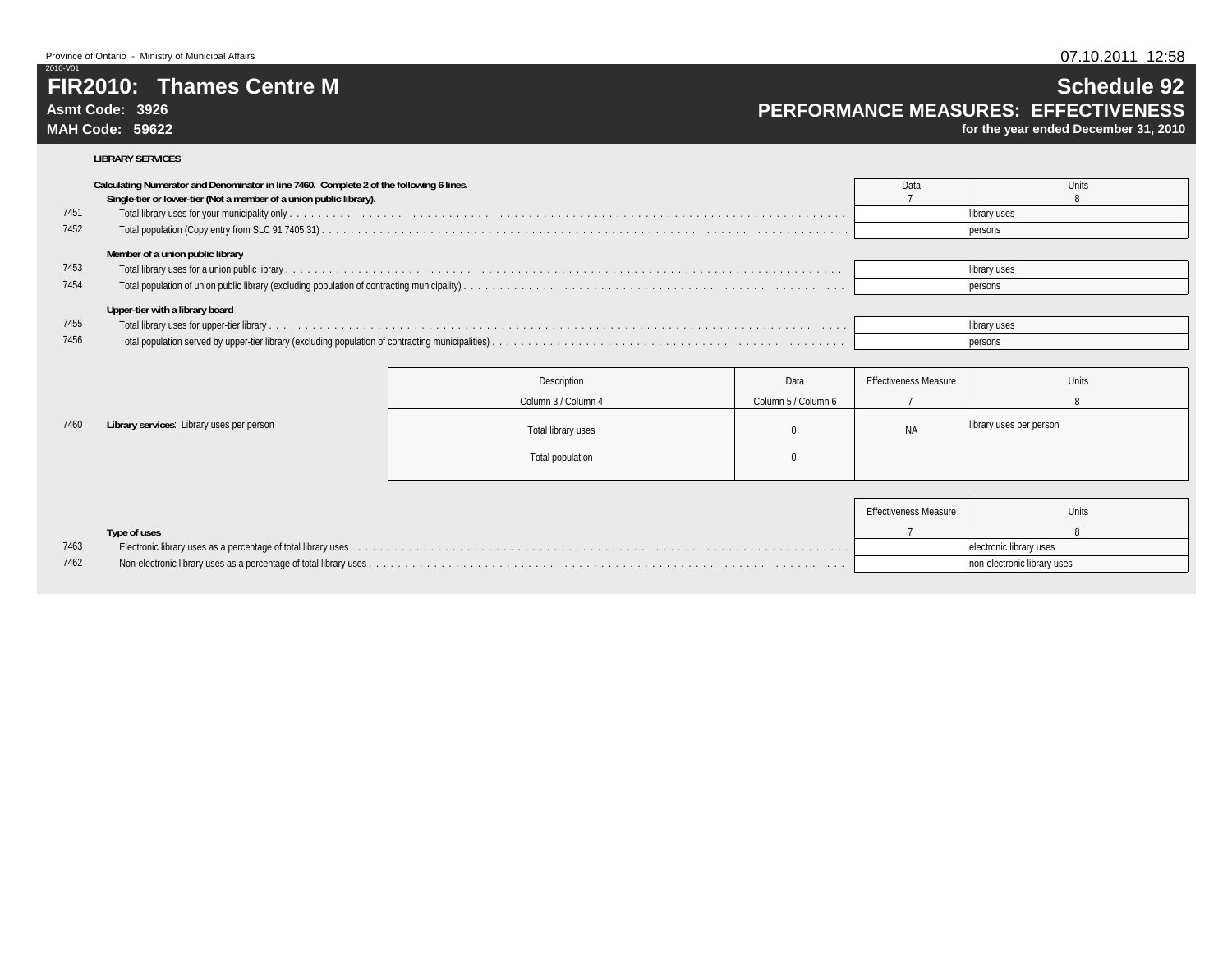Province of Ontario - Ministry of Municipal Affairs

2010-V01

# FIR2010: Thames Centre M

**Asmt Code: 3926**

**MAH Code: 59622**

# Schedule 92

## PERFORMANCE MEASURES: EFFECTIVENESS

**for the year ended December 31, 2010**

**LIBRARY SERVICES**

**Calculating Numerator and Denominator in line 7460. Complete 2 of the following 6 lines.**

| | | Data<br>7 | Units<br>8 |
|---|---|---|---|
| | **Single-tier or lower-tier (Not a member of a union public library).** | | |
| 7451 | Total library uses for your municipality only | | library uses |
| 7452 | Total population (Copy entry from SLC 91 7405 31) | | persons |
| | **Member of a union public library** | | |
| 7453 | Total library uses for a union public library | | library uses |
| 7454 | Total population of union public library (excluding population of contracting municipality) | | persons |
| | **Upper-tier with a library board** | | |
| 7455 | Total library uses for upper-tier library | | library uses |
| 7456 | Total population served by upper-tier library (excluding population of contracting municipalities) | | persons |

| | | Description<br>Column 3 / Column 4 | Data<br>Column 5 / Column 6 | Effectiveness Measure<br>7 | Units<br>8 |
|---|---|---|---|---|---|
| 7460 | **Library services**: Library uses per person | Total library uses | 0 | NA | library uses per person |
| | | Total population | 0 | | |

| | | Effectiveness Measure<br>7 | Units<br>8 |
|---|---|---|---|
| | **Type of uses** | | |
| 7463 | Electronic library uses as a percentage of total library uses | | electronic library uses |
| 7462 | Non-electronic library uses as a percentage of total library uses | | non-electronic library uses |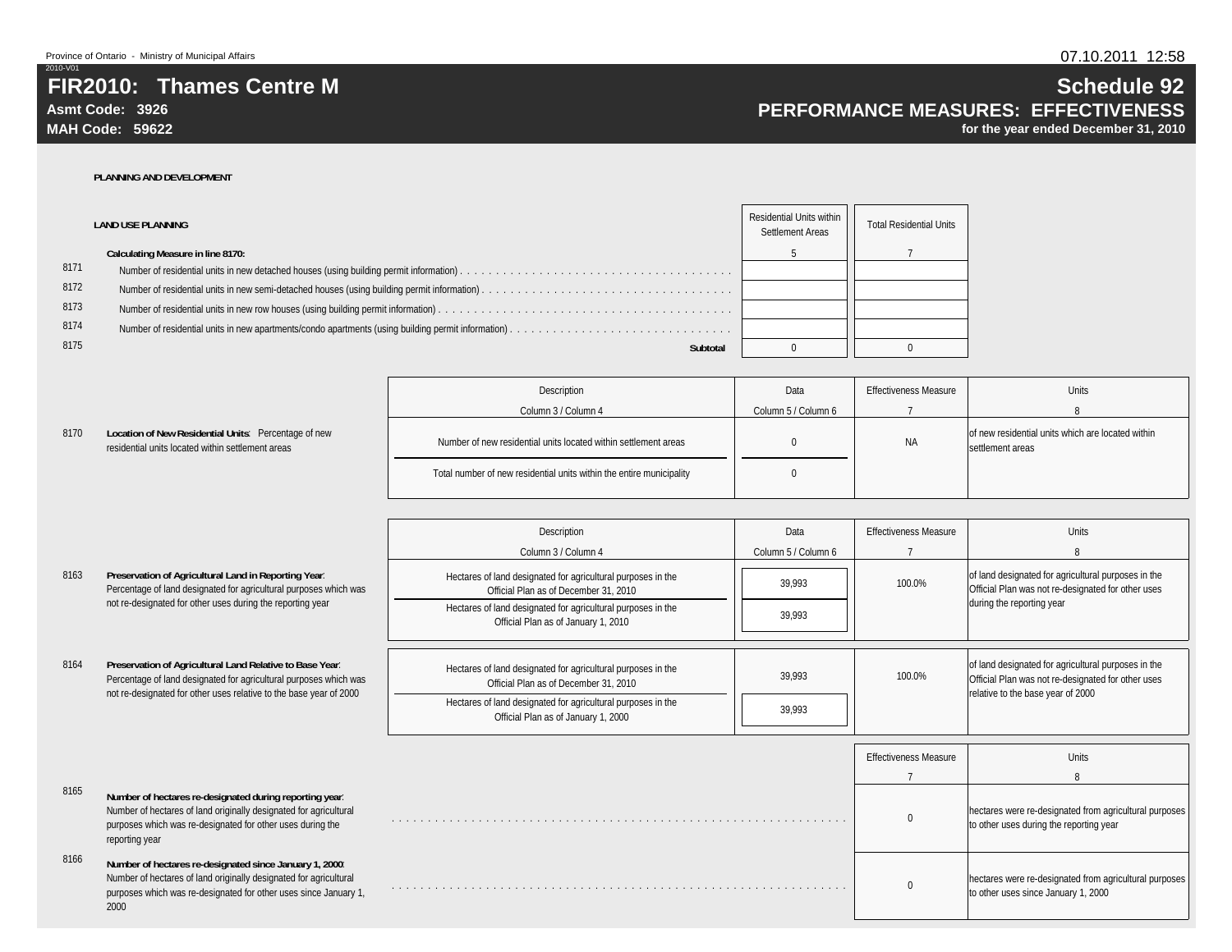Province of Ontario - Ministry of Municipal Affairs

2010-V01

# FIR2010: Thames Centre M

**Asmt Code: 3926**

**MAH Code: 59622**

# Schedule 92

## PERFORMANCE MEASURES: EFFECTIVENESS

**for the year ended December 31, 2010**

07.10.2011 12:58

**PLANNING AND DEVELOPMENT**

**LAND USE PLANNING**

| | | Residential Units within Settlement Areas | Total Residential Units |
|---|---|---|---|
| | **Calculating Measure in line 8170:** | 5 | 7 |
| 8171 | Number of residential units in new detached houses (using building permit information) | | |
| 8172 | Number of residential units in new semi-detached houses (using building permit information) | | |
| 8173 | Number of residential units in new row houses (using building permit information) | | |
| 8174 | Number of residential units in new apartments/condo apartments (using building permit information) | | |
| 8175 | **Subtotal** | 0 | 0 |

| | | Description | Data | Effectiveness Measure | Units |
|---|---|---|---|---|---|
| | | Column 3 / Column 4 | Column 5 / Column 6 | 7 | 8 |
| 8170 | **Location of New Residential Units**: Percentage of new residential units located within settlement areas | Number of new residential units located within settlement areas | 0 | NA | of new residential units which are located within settlement areas |
| | | Total number of new residential units within the entire municipality | 0 | | |

| | | Description | Data | Effectiveness Measure | Units |
|---|---|---|---|---|---|
| | | Column 3 / Column 4 | Column 5 / Column 6 | 7 | 8 |
| 8163 | **Preservation of Agricultural Land in Reporting Year**: Percentage of land designated for agricultural purposes which was not re-designated for other uses during the reporting year | Hectares of land designated for agricultural purposes in the Official Plan as of December 31, 2010 | 39,993 | 100.0% | of land designated for agricultural purposes in the Official Plan was not re-designated for other uses during the reporting year |
| | | Hectares of land designated for agricultural purposes in the Official Plan as of January 1, 2010 | 39,993 | | |
| 8164 | **Preservation of Agricultural Land Relative to Base Year**: Percentage of land designated for agricultural purposes which was not re-designated for other uses relative to the base year of 2000 | Hectares of land designated for agricultural purposes in the Official Plan as of December 31, 2010 | 39,993 | 100.0% | of land designated for agricultural purposes in the Official Plan was not re-designated for other uses relative to the base year of 2000 |
| | | Hectares of land designated for agricultural purposes in the Official Plan as of January 1, 2000 | 39,993 | | |

| | | Effectiveness Measure | Units |
|---|---|---|---|
| | | 7 | 8 |
| 8165 | **Number of hectares re-designated during reporting year**: Number of hectares of land originally designated for agricultural purposes which was re-designated for other uses during the reporting year | 0 | hectares were re-designated from agricultural purposes to other uses during the reporting year |
| 8166 | **Number of hectares re-designated since January 1, 2000**: Number of hectares of land originally designated for agricultural purposes which was re-designated for other uses since January 1, 2000 | 0 | hectares were re-designated from agricultural purposes to other uses since January 1, 2000 |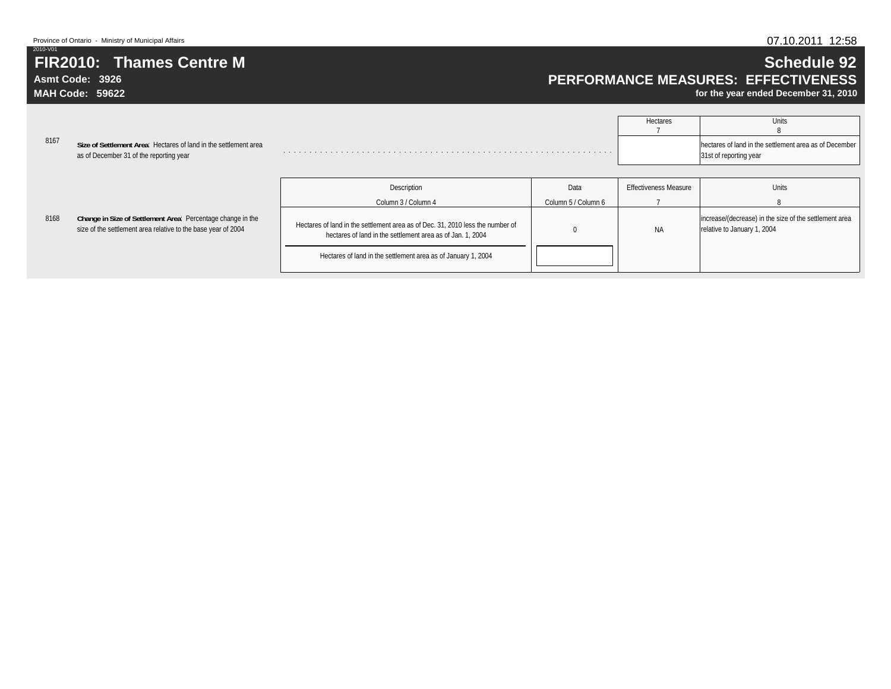Province of Ontario - Ministry of Municipal Affairs

2010-V01

# FIR2010: Thames Centre M

**Asmt Code: 3926**

**MAH Code: 59622**

## Schedule 92

## PERFORMANCE MEASURES: EFFECTIVENESS

**for the year ended December 31, 2010**

| | | Hectares<br>7 | Units<br>8 |
|---|---|---|---|
| 8167 | **Size of Settlement Area**: Hectares of land in the settlement area as of December 31 of the reporting year | | hectares of land in the settlement area as of December 31st of reporting year |

| | | Description<br>Column 3 / Column 4 | Data<br>Column 5 / Column 6 | Effectiveness Measure<br>7 | Units<br>8 |
|---|---|---|---|---|---|
| 8168 | **Change in Size of Settlement Area**: Percentage change in the size of the settlement area relative to the base year of 2004 | Hectares of land in the settlement area as of Dec. 31, 2010 less the number of hectares of land in the settlement area as of Jan. 1, 2004 | 0 | NA | increase/(decrease) in the size of the settlement area relative to January 1, 2004 |
| | | Hectares of land in the settlement area as of January 1, 2004 | | | |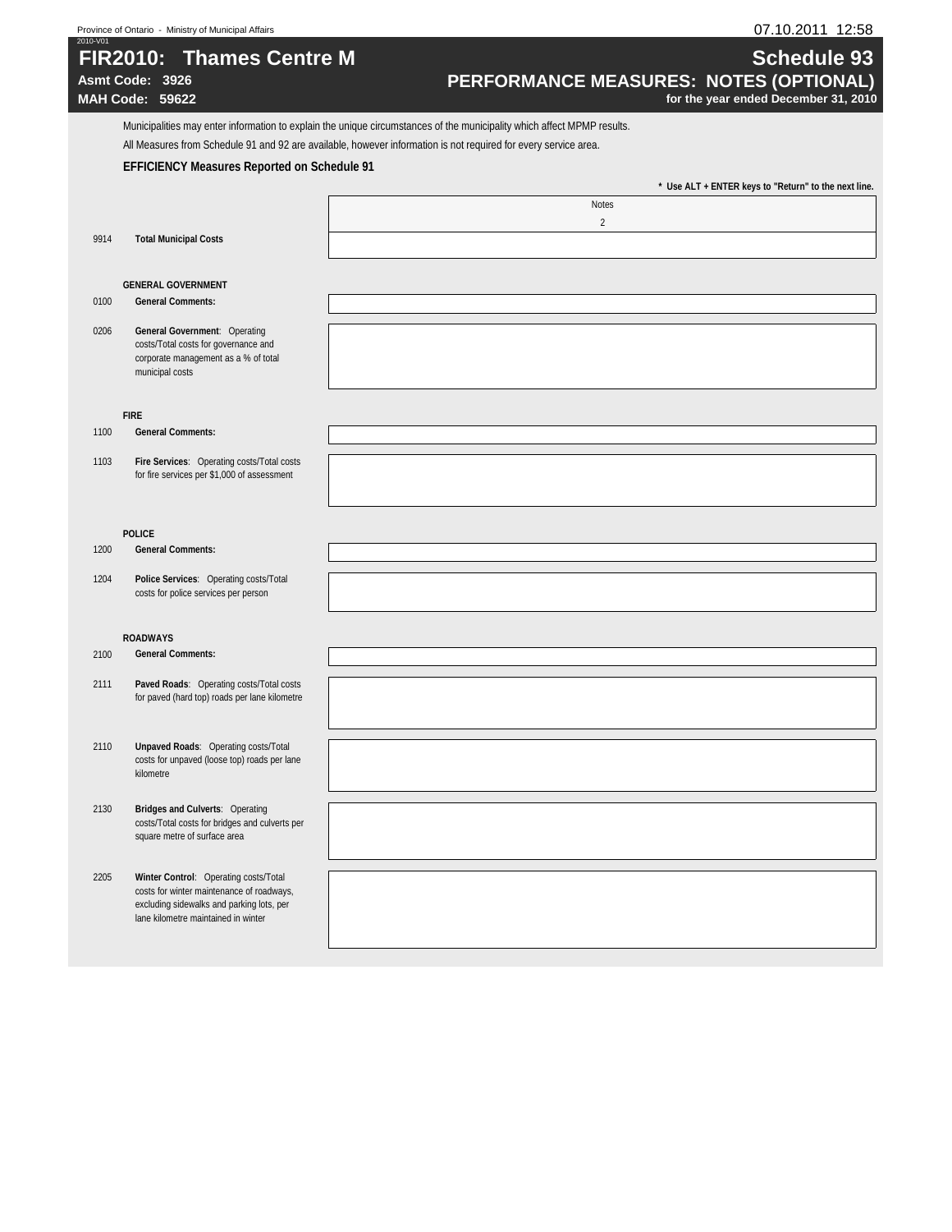# FIR2010: Thames Centre M

**Asmt Code: 3926**

**MAH Code: 59622**

## Schedule 93

## PERFORMANCE MEASURES: NOTES (OPTIONAL)

**for the year ended December 31, 2010**

Municipalities may enter information to explain the unique circumstances of the municipality which affect MPMP results.

All Measures from Schedule 91 and 92 are available, however information is not required for every service area.

### EFFICIENCY Measures Reported on Schedule 91

**\* Use ALT + ENTER keys to "Return" to the next line.**

| Code | Measure | Notes |
|---|---|---|
| | | 2 |
| 9914 | **Total Municipal Costs** | |
| | **GENERAL GOVERNMENT** | |
| 0100 | **General Comments:** | |
| 0206 | **General Government**: Operating costs/Total costs for governance and corporate management as a % of total municipal costs | |
| | **FIRE** | |
| 1100 | **General Comments:** | |
| 1103 | **Fire Services**: Operating costs/Total costs for fire services per $1,000 of assessment | |
| | **POLICE** | |
| 1200 | **General Comments:** | |
| 1204 | **Police Services**: Operating costs/Total costs for police services per person | |
| | **ROADWAYS** | |
| 2100 | **General Comments:** | |
| 2111 | **Paved Roads**: Operating costs/Total costs for paved (hard top) roads per lane kilometre | |
| 2110 | **Unpaved Roads**: Operating costs/Total costs for unpaved (loose top) roads per lane kilometre | |
| 2130 | **Bridges and Culverts**: Operating costs/Total costs for bridges and culverts per square metre of surface area | |
| 2205 | **Winter Control**: Operating costs/Total costs for winter maintenance of roadways, excluding sidewalks and parking lots, per lane kilometre maintained in winter | |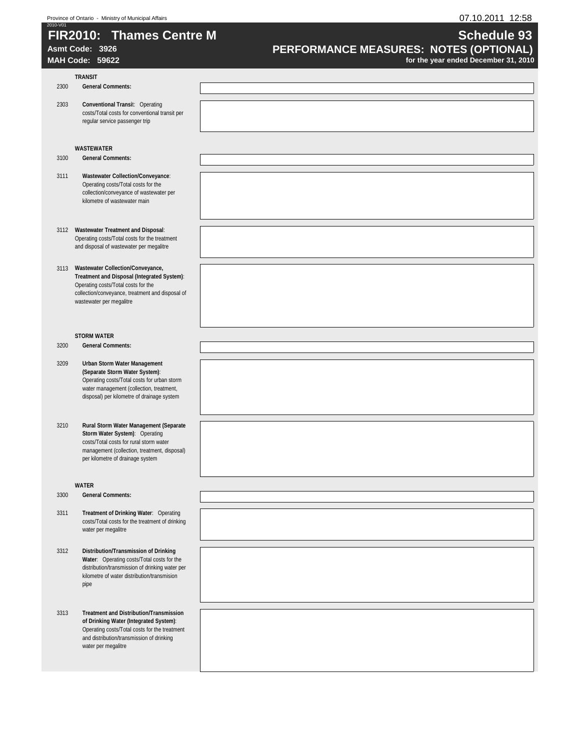# FIR2010: Thames Centre M

**Asmt Code: 3926**
**MAH Code: 59622**

## Schedule 93

## PERFORMANCE MEASURES: NOTES (OPTIONAL)

**for the year ended December 31, 2010**

| Line | Description | Notes |
|---|---|---|
| | **TRANSIT** | |
| 2300 | **General Comments:** | |
| 2303 | **Conventional Transit**: Operating costs/Total costs for conventional transit per regular service passenger trip | |
| | **WASTEWATER** | |
| 3100 | **General Comments:** | |
| 3111 | **Wastewater Collection/Conveyance**: Operating costs/Total costs for the collection/conveyance of wastewater per kilometre of wastewater main | |
| 3112 | **Wastewater Treatment and Disposal**: Operating costs/Total costs for the treatment and disposal of wastewater per megalitre | |
| 3113 | **Wastewater Collection/Conveyance, Treatment and Disposal (Integrated System)**: Operating costs/Total costs for the collection/conveyance, treatment and disposal of wastewater per megalitre | |
| | **STORM WATER** | |
| 3200 | **General Comments:** | |
| 3209 | **Urban Storm Water Management (Separate Storm Water System)**: Operating costs/Total costs for urban storm water management (collection, treatment, disposal) per kilometre of drainage system | |
| 3210 | **Rural Storm Water Management (Separate Storm Water System)**: Operating costs/Total costs for rural storm water management (collection, treatment, disposal) per kilometre of drainage system | |
| | **WATER** | |
| 3300 | **General Comments:** | |
| 3311 | **Treatment of Drinking Water**: Operating costs/Total costs for the treatment of drinking water per megalitre | |
| 3312 | **Distribution/Transmission of Drinking Water**: Operating costs/Total costs for the distribution/transmission of drinking water per kilometre of water distribution/transmision pipe | |
| 3313 | **Treatment and Distribution/Transmission of Drinking Water (Integrated System)**: Operating costs/Total costs for the treatment and distribution/transmission of drinking water per megalitre | |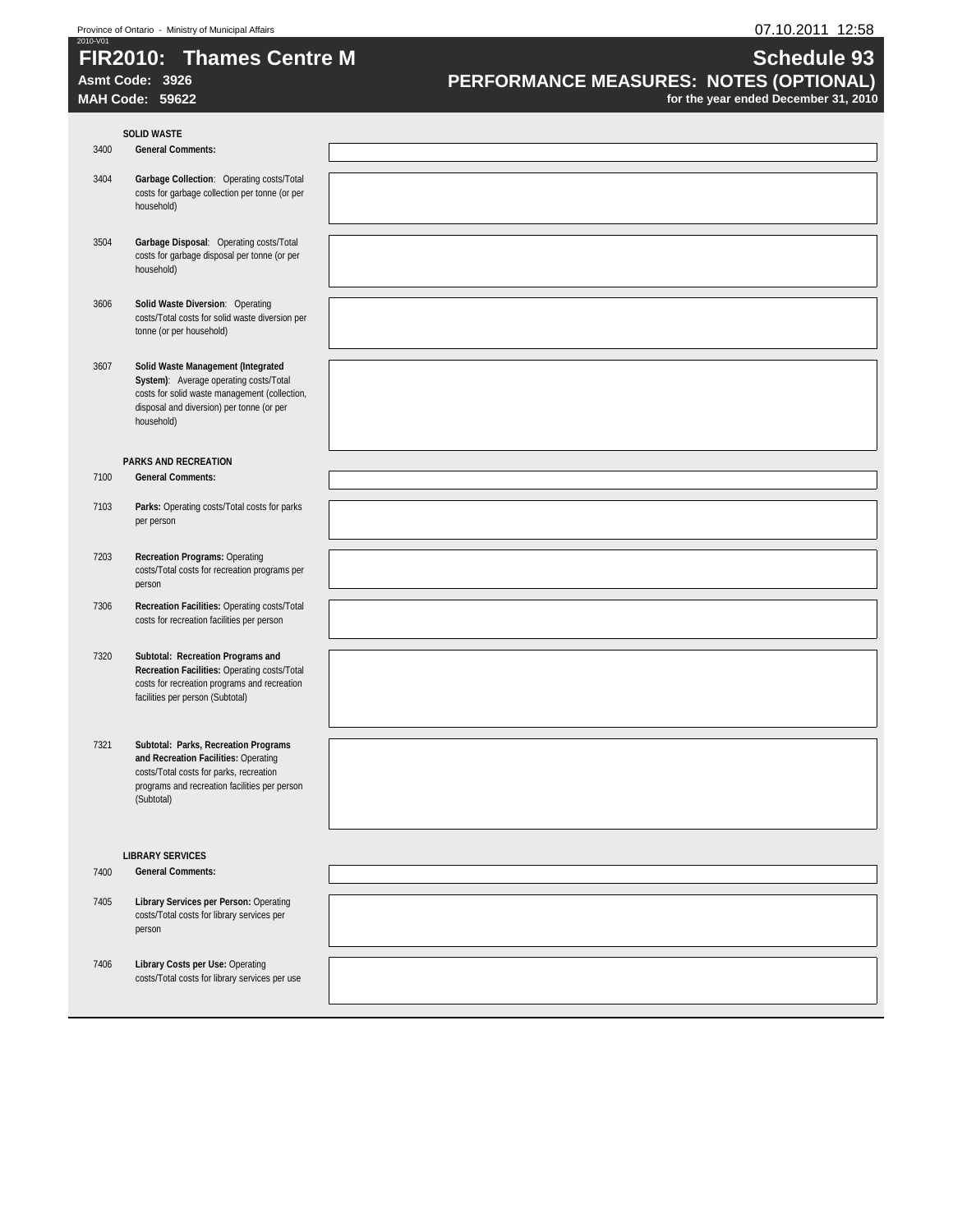# FIR2010: Thames Centre M

**Asmt Code: 3926**
**MAH Code: 59622**

## Schedule 93
## PERFORMANCE MEASURES: NOTES (OPTIONAL)
**for the year ended December 31, 2010**

### SOLID WASTE

| Line | Description | Notes |
|---|---|---|
| 3400 | **General Comments:** | |
| 3404 | **Garbage Collection**: Operating costs/Total costs for garbage collection per tonne (or per household) | |
| 3504 | **Garbage Disposal**: Operating costs/Total costs for garbage disposal per tonne (or per household) | |
| 3606 | **Solid Waste Diversion**: Operating costs/Total costs for solid waste diversion per tonne (or per household) | |
| 3607 | **Solid Waste Management (Integrated System)**: Average operating costs/Total costs for solid waste management (collection, disposal and diversion) per tonne (or per household) | |

### PARKS AND RECREATION

| Line | Description | Notes |
|---|---|---|
| 7100 | **General Comments:** | |
| 7103 | **Parks:** Operating costs/Total costs for parks per person | |
| 7203 | **Recreation Programs:** Operating costs/Total costs for recreation programs per person | |
| 7306 | **Recreation Facilities:** Operating costs/Total costs for recreation facilities per person | |
| 7320 | **Subtotal: Recreation Programs and Recreation Facilities:** Operating costs/Total costs for recreation programs and recreation facilities per person (Subtotal) | |
| 7321 | **Subtotal: Parks, Recreation Programs and Recreation Facilities:** Operating costs/Total costs for parks, recreation programs and recreation facilities per person (Subtotal) | |

### LIBRARY SERVICES

| Line | Description | Notes |
|---|---|---|
| 7400 | **General Comments:** | |
| 7405 | **Library Services per Person:** Operating costs/Total costs for library services per person | |
| 7406 | **Library Costs per Use:** Operating costs/Total costs for library services per use | |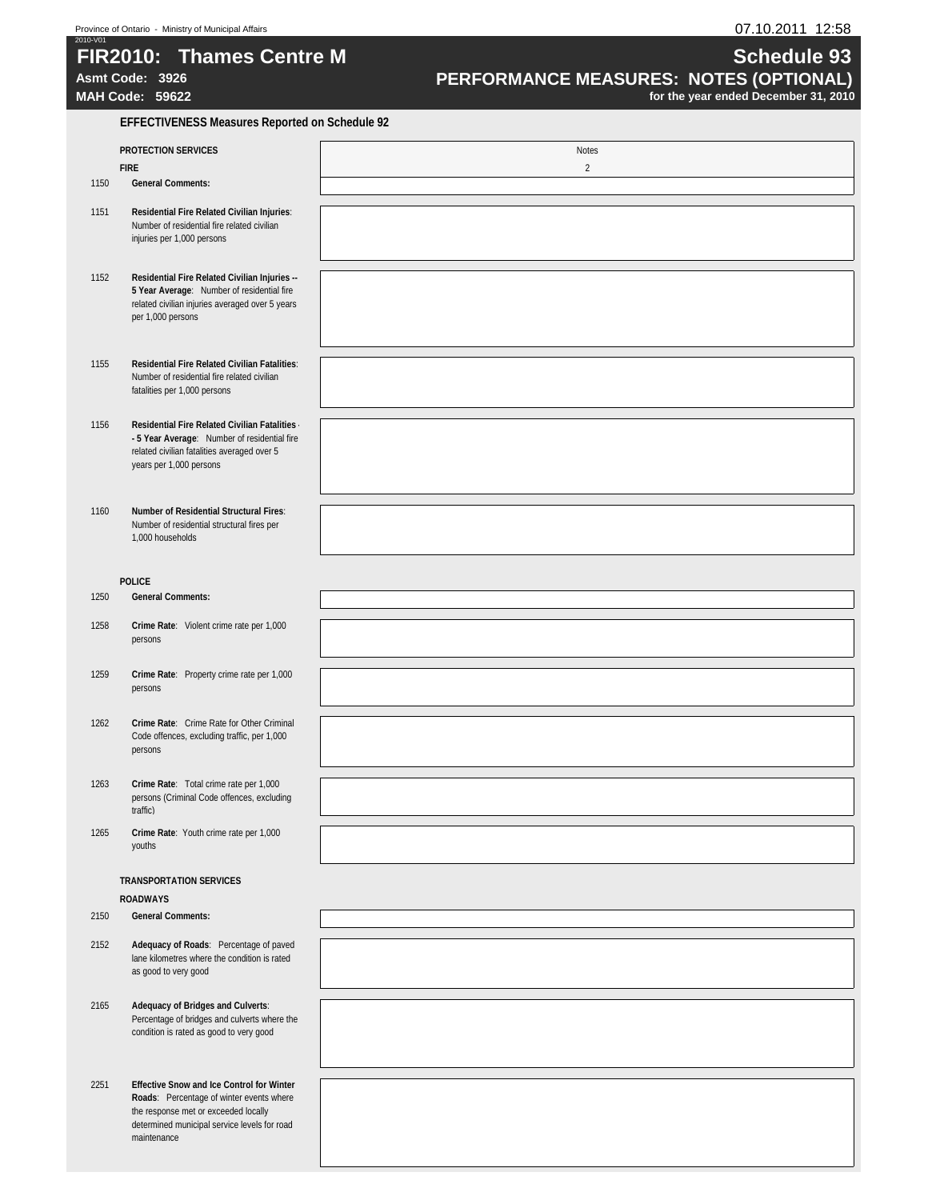Province of Ontario - Ministry of Municipal Affairs

2010-V01

# FIR2010: Thames Centre M

**Asmt Code: 3926**

**MAH Code: 59622**

# Schedule 93

## PERFORMANCE MEASURES: NOTES (OPTIONAL)

**for the year ended December 31, 2010**

### EFFECTIVENESS Measures Reported on Schedule 92

| | | Notes |
|---|---|---|
| | **PROTECTION SERVICES** | |
| | **FIRE** | 2 |
| 1150 | **General Comments:** | |
| 1151 | **Residential Fire Related Civilian Injuries**: Number of residential fire related civilian injuries per 1,000 persons | |
| 1152 | **Residential Fire Related Civilian Injuries -- 5 Year Average**: Number of residential fire related civilian injuries averaged over 5 years per 1,000 persons | |
| 1155 | **Residential Fire Related Civilian Fatalities**: Number of residential fire related civilian fatalities per 1,000 persons | |
| 1156 | **Residential Fire Related Civilian Fatalities -- 5 Year Average**: Number of residential fire related civilian fatalities averaged over 5 years per 1,000 persons | |
| 1160 | **Number of Residential Structural Fires**: Number of residential structural fires per 1,000 households | |
| | **POLICE** | |
| 1250 | **General Comments:** | |
| 1258 | **Crime Rate**: Violent crime rate per 1,000 persons | |
| 1259 | **Crime Rate**: Property crime rate per 1,000 persons | |
| 1262 | **Crime Rate**: Crime Rate for Other Criminal Code offences, excluding traffic, per 1,000 persons | |
| 1263 | **Crime Rate**: Total crime rate per 1,000 persons (Criminal Code offences, excluding traffic) | |
| 1265 | **Crime Rate**: Youth crime rate per 1,000 youths | |
| | **TRANSPORTATION SERVICES** | |
| | **ROADWAYS** | |
| 2150 | **General Comments:** | |
| 2152 | **Adequacy of Roads**: Percentage of paved lane kilometres where the condition is rated as good to very good | |
| 2165 | **Adequacy of Bridges and Culverts**: Percentage of bridges and culverts where the condition is rated as good to very good | |
| 2251 | **Effective Snow and Ice Control for Winter Roads**: Percentage of winter events where the response met or exceeded locally determined municipal service levels for road maintenance | |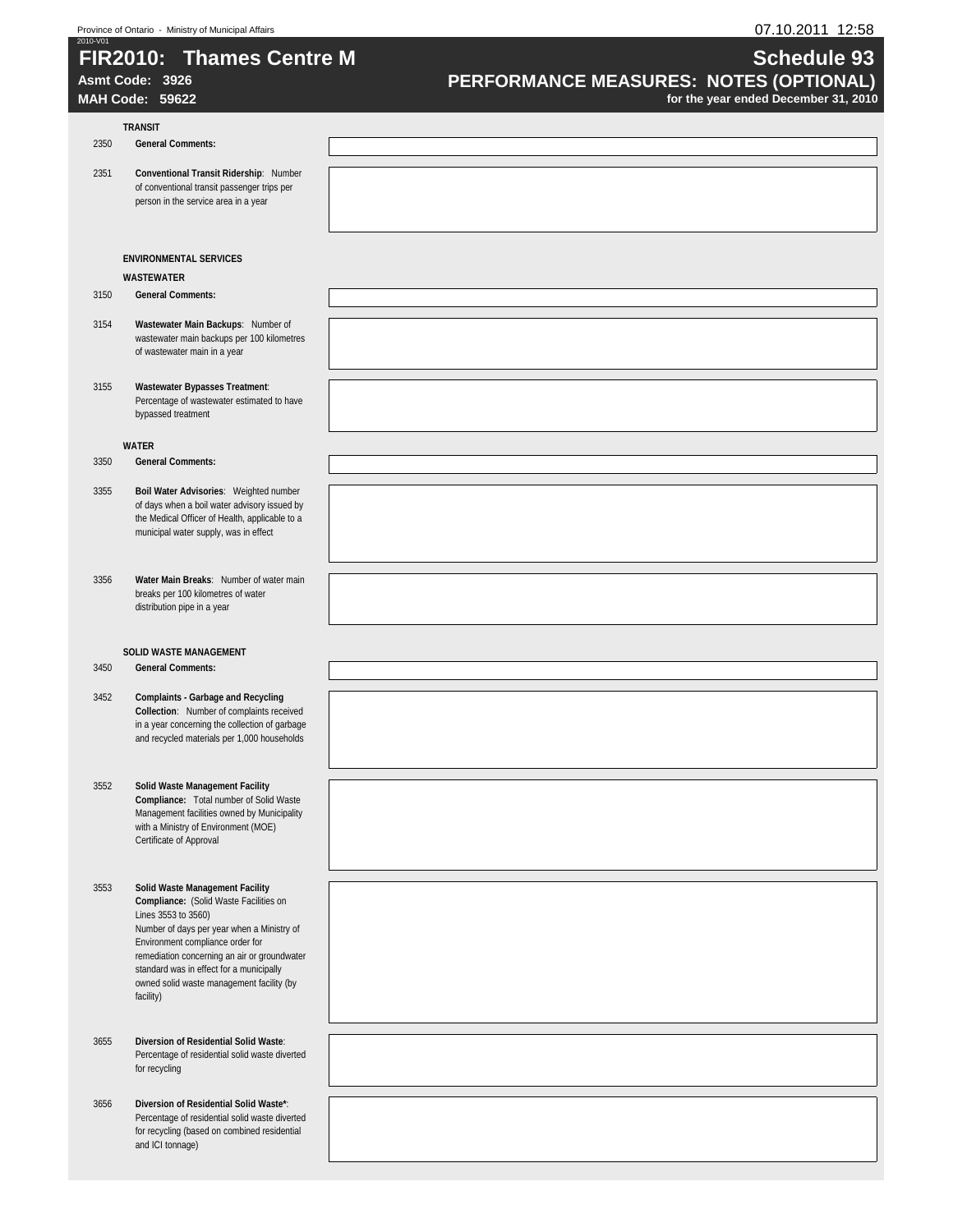Province of Ontario - Ministry of Municipal Affairs

2010-V01

# FIR2010: Thames Centre M

**Asmt Code: 3926**

**MAH Code: 59622**

# Schedule 93

## PERFORMANCE MEASURES: NOTES (OPTIONAL)

**for the year ended December 31, 2010**

**TRANSIT**

| Line | Description | Notes |
|---|---|---|
| 2350 | **General Comments:** | |
| 2351 | **Conventional Transit Ridership**: Number of conventional transit passenger trips per person in the service area in a year | |

**ENVIRONMENTAL SERVICES**

**WASTEWATER**

| Line | Description | Notes |
|---|---|---|
| 3150 | **General Comments:** | |
| 3154 | **Wastewater Main Backups**: Number of wastewater main backups per 100 kilometres of wastewater main in a year | |
| 3155 | **Wastewater Bypasses Treatment**: Percentage of wastewater estimated to have bypassed treatment | |

**WATER**

| Line | Description | Notes |
|---|---|---|
| 3350 | **General Comments:** | |
| 3355 | **Boil Water Advisories**: Weighted number of days when a boil water advisory issued by the Medical Officer of Health, applicable to a municipal water supply, was in effect | |
| 3356 | **Water Main Breaks**: Number of water main breaks per 100 kilometres of water distribution pipe in a year | |

**SOLID WASTE MANAGEMENT**

| Line | Description | Notes |
|---|---|---|
| 3450 | **General Comments:** | |
| 3452 | **Complaints - Garbage and Recycling Collection**: Number of complaints received in a year concerning the collection of garbage and recycled materials per 1,000 households | |
| 3552 | **Solid Waste Management Facility Compliance:** Total number of Solid Waste Management facilities owned by Municipality with a Ministry of Environment (MOE) Certificate of Approval | |
| 3553 | **Solid Waste Management Facility Compliance:** (Solid Waste Facilities on Lines 3553 to 3560) Number of days per year when a Ministry of Environment compliance order for remediation concerning an air or groundwater standard was in effect for a municipally owned solid waste management facility (by facility) | |
| 3655 | **Diversion of Residential Solid Waste**: Percentage of residential solid waste diverted for recycling | |
| 3656 | **Diversion of Residential Solid Waste***: Percentage of residential solid waste diverted for recycling (based on combined residential and ICI tonnage) | |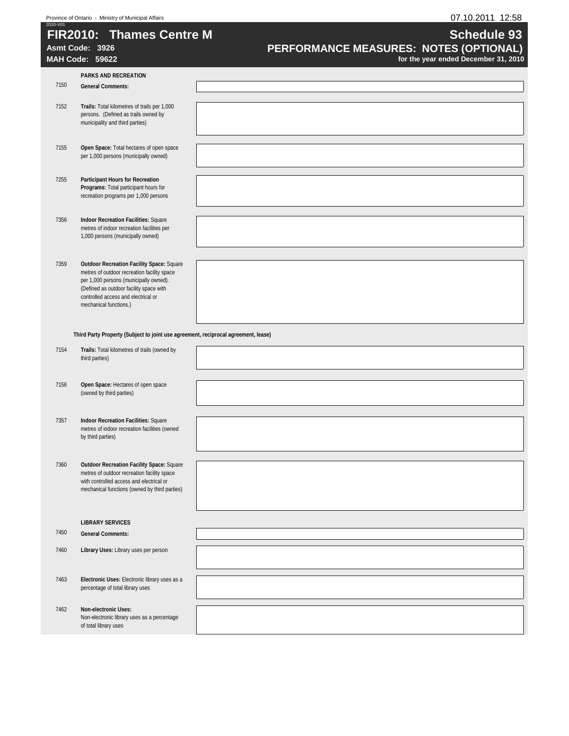2010-V01

# FIR2010: Thames Centre M

**Asmt Code: 3926**
**MAH Code: 59622**

## Schedule 93
## PERFORMANCE MEASURES: NOTES (OPTIONAL)
**for the year ended December 31, 2010**

### PARKS AND RECREATION

| Line | Description | Notes |
|---|---|---|
| 7150 | **General Comments:** | |
| 7152 | **Trails:** Total kilometres of trails per 1,000 persons. (Defined as trails owned by municipality and third parties) | |
| 7155 | **Open Space:** Total hectares of open space per 1,000 persons (municipally owned) | |
| 7255 | **Participant Hours for Recreation Programs:** Total participant hours for recreation programs per 1,000 persons | |
| 7356 | **Indoor Recreation Facilities:** Square metres of indoor recreation facilities per 1,000 persons (municipally owned) | |
| 7359 | **Outdoor Recreation Facility Space:** Square metres of outdoor recreation facility space per 1,000 persons (municipally owned). (Defined as outdoor facility space with controlled access and electrical or mechanical functions.) | |

**Third Party Property (Subject to joint use agreement, reciprocal agreement, lease)**

| Line | Description | Notes |
|---|---|---|
| 7154 | **Trails:** Total kilometres of trails (owned by third parties) | |
| 7156 | **Open Space:** Hectares of open space (owned by third parties) | |
| 7357 | **Indoor Recreation Facilities:** Square metres of indoor recreation facilities (owned by third parties) | |
| 7360 | **Outdoor Recreation Facility Space:** Square metres of outdoor recreation facility space with controlled access and electrical or mechanical functions (owned by third parties) | |

### LIBRARY SERVICES

| Line | Description | Notes |
|---|---|---|
| 7450 | **General Comments:** | |
| 7460 | **Library Uses:** Library uses per person | |
| 7463 | **Electronic Uses:** Electronic library uses as a percentage of total library uses | |
| 7462 | **Non-electronic Uses:** Non-electronic library uses as a percentage of total library uses | |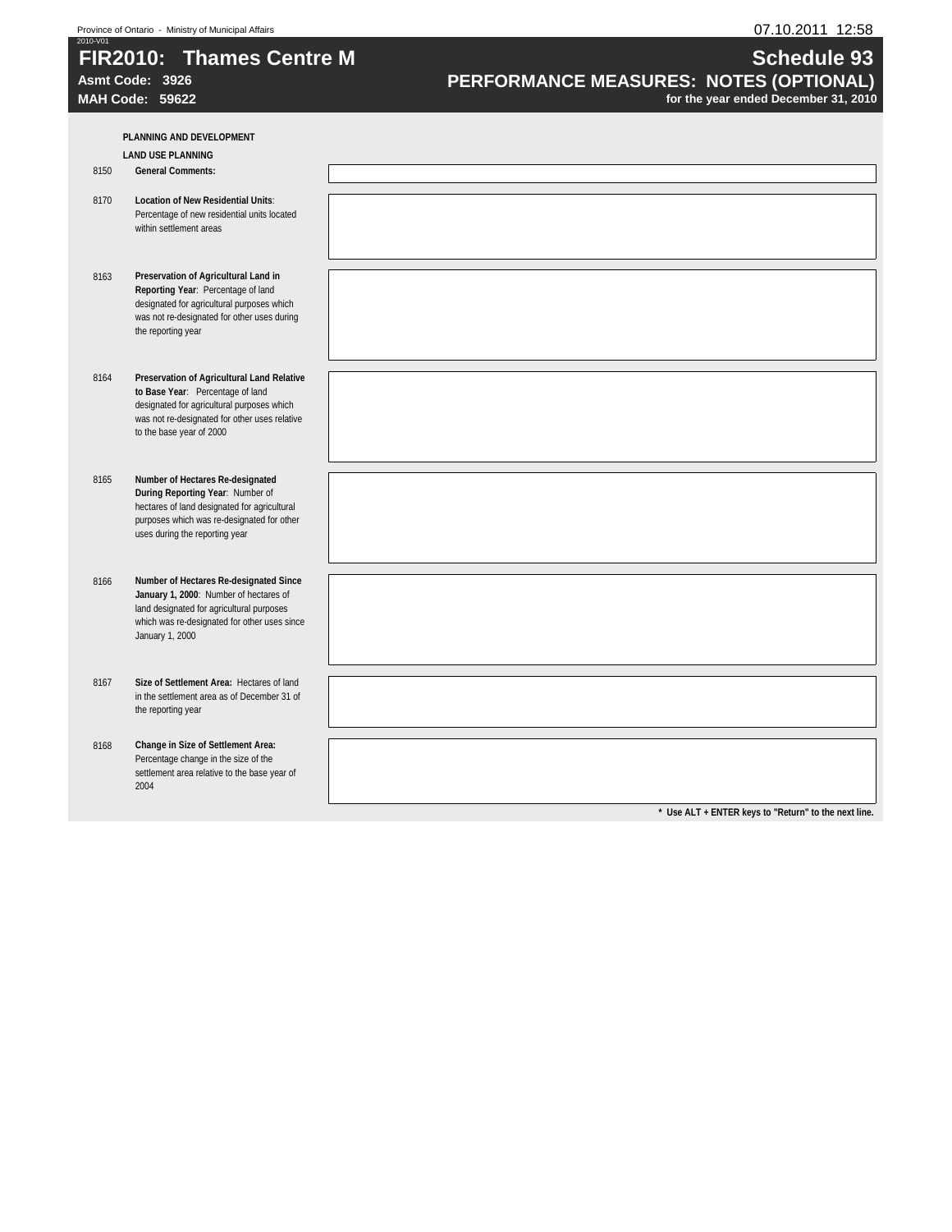Province of Ontario - Ministry of Municipal Affairs

07.10.2011 12:58

2010-V01

# FIR2010: Thames Centre M

**Asmt Code: 3926**

**MAH Code: 59622**

# Schedule 93

## PERFORMANCE MEASURES: NOTES (OPTIONAL)

**for the year ended December 31, 2010**

**PLANNING AND DEVELOPMENT**

**LAND USE PLANNING**

| Line | Description | Notes |
|---|---|---|
| 8150 | **General Comments:** | |
| 8170 | **Location of New Residential Units**: Percentage of new residential units located within settlement areas | |
| 8163 | **Preservation of Agricultural Land in Reporting Year**: Percentage of land designated for agricultural purposes which was not re-designated for other uses during the reporting year | |
| 8164 | **Preservation of Agricultural Land Relative to Base Year**: Percentage of land designated for agricultural purposes which was not re-designated for other uses relative to the base year of 2000 | |
| 8165 | **Number of Hectares Re-designated During Reporting Year**: Number of hectares of land designated for agricultural purposes which was re-designated for other uses during the reporting year | |
| 8166 | **Number of Hectares Re-designated Since January 1, 2000**: Number of hectares of land designated for agricultural purposes which was re-designated for other uses since January 1, 2000 | |
| 8167 | **Size of Settlement Area:** Hectares of land in the settlement area as of December 31 of the reporting year | |
| 8168 | **Change in Size of Settlement Area:** Percentage change in the size of the settlement area relative to the base year of 2004 | |

**\* Use ALT + ENTER keys to "Return" to the next line.**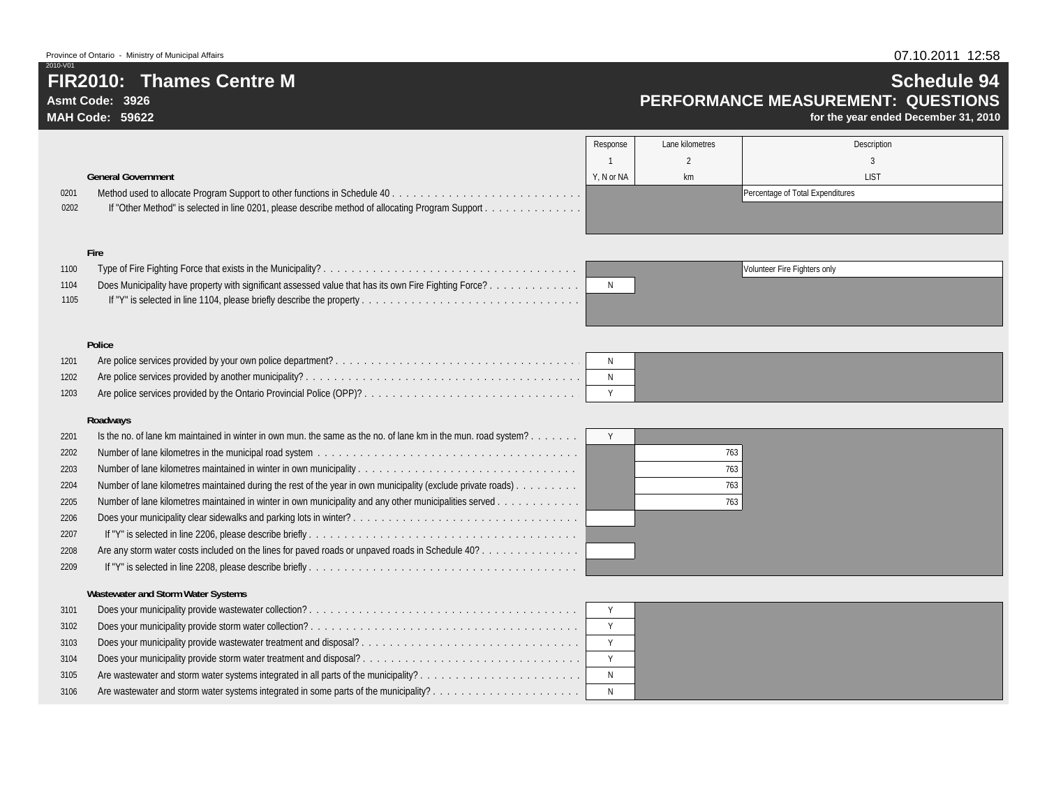Province of Ontario - Ministry of Municipal Affairs

2010-V01

# FIR2010: Thames Centre M

**Asmt Code: 3926**
**MAH Code: 59622**

## Schedule 94
## PERFORMANCE MEASUREMENT: QUESTIONS
**for the year ended December 31, 2010**

| | | Response | Lane kilometres | Description |
|---|---|---|---|---|
| | | 1 | 2 | 3 |
| | **General Government** | Y, N or NA | km | LIST |
| 0201 | Method used to allocate Program Support to other functions in Schedule 40 | | | Percentage of Total Expenditures |
| 0202 | If "Other Method" is selected in line 0201, please describe method of allocating Program Support | | | |
| | **Fire** | | | |
| 1100 | Type of Fire Fighting Force that exists in the Municipality? | | | Volunteer Fire Fighters only |
| 1104 | Does Municipality have property with significant assessed value that has its own Fire Fighting Force? | N | | |
| 1105 | If "Y" is selected in line 1104, please briefly describe the property | | | |
| | **Police** | | | |
| 1201 | Are police services provided by your own police department? | N | | |
| 1202 | Are police services provided by another municipality? | N | | |
| 1203 | Are police services provided by the Ontario Provincial Police (OPP)? | Y | | |
| | **Roadways** | | | |
| 2201 | Is the no. of lane km maintained in winter in own mun. the same as the no. of lane km in the mun. road system? | Y | | |
| 2202 | Number of lane kilometres in the municipal road system | | 763 | |
| 2203 | Number of lane kilometres maintained in winter in own municipality | | 763 | |
| 2204 | Number of lane kilometres maintained during the rest of the year in own municipality (exclude private roads) | | 763 | |
| 2205 | Number of lane kilometres maintained in winter in own municipality and any other municipalities served | | 763 | |
| 2206 | Does your municipality clear sidewalks and parking lots in winter? | | | |
| 2207 | If "Y" is selected in line 2206, please describe briefly | | | |
| 2208 | Are any storm water costs included on the lines for paved roads or unpaved roads in Schedule 40? | | | |
| 2209 | If "Y" is selected in line 2208, please describe briefly | | | |
| | **Wastewater and Storm Water Systems** | | | |
| 3101 | Does your municipality provide wastewater collection? | Y | | |
| 3102 | Does your municipality provide storm water collection? | Y | | |
| 3103 | Does your municipality provide wastewater treatment and disposal? | Y | | |
| 3104 | Does your municipality provide storm water treatment and disposal? | Y | | |
| 3105 | Are wastewater and storm water systems integrated in all parts of the municipality? | N | | |
| 3106 | Are wastewater and storm water systems integrated in some parts of the municipality? | N | | |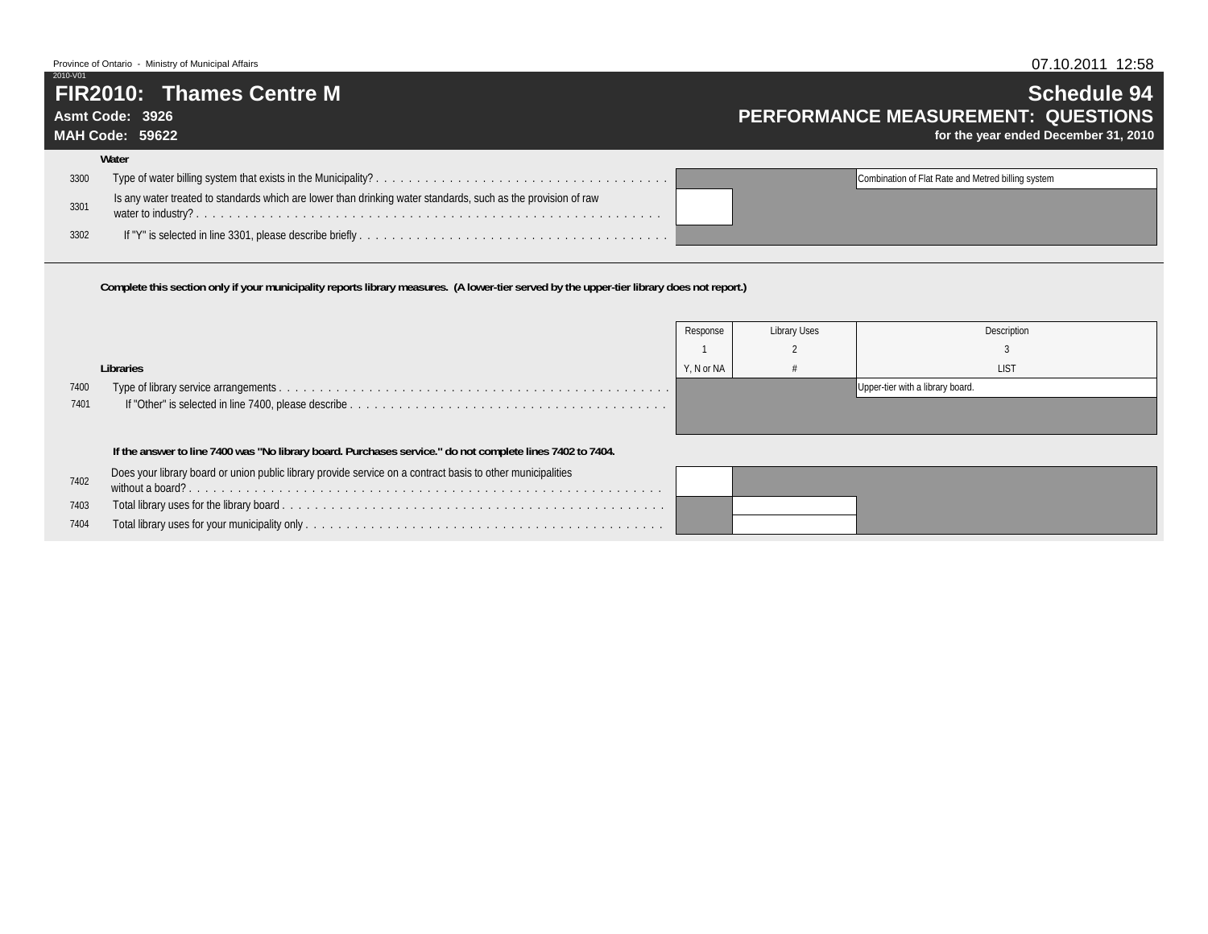Province of Ontario - Ministry of Municipal Affairs

2010-V01

# FIR2010: Thames Centre M

**Asmt Code: 3926**

**MAH Code: 59622**

## Schedule 94

## PERFORMANCE MEASUREMENT: QUESTIONS

**for the year ended December 31, 2010**

07.10.2011 12:58

**Water**

| Line | Question | Response |
|---|---|---|
| 3300 | Type of water billing system that exists in the Municipality? | Combination of Flat Rate and Metred billing system |
| 3301 | Is any water treated to standards which are lower than drinking water standards, such as the provision of raw water to industry? | |
| 3302 | If "Y" is selected in line 3301, please describe briefly | |

**Complete this section only if your municipality reports library measures. (A lower-tier served by the upper-tier library does not report.)**

| Line | Libraries | Response<br>1<br>Y, N or NA | Library Uses<br>2<br># | Description<br>3<br>LIST |
|---|---|---|---|---|
| 7400 | Type of library service arrangements | | | Upper-tier with a library board. |
| 7401 | If "Other" is selected in line 7400, please describe | | | |

**If the answer to line 7400 was "No library board. Purchases service." do not complete lines 7402 to 7404.**

| Line | Libraries | Response<br>1<br>Y, N or NA | Library Uses<br>2<br># | Description<br>3<br>LIST |
|---|---|---|---|---|
| 7402 | Does your library board or union public library provide service on a contract basis to other municipalities without a board? | | | |
| 7403 | Total library uses for the library board | | | |
| 7404 | Total library uses for your municipality only | | | |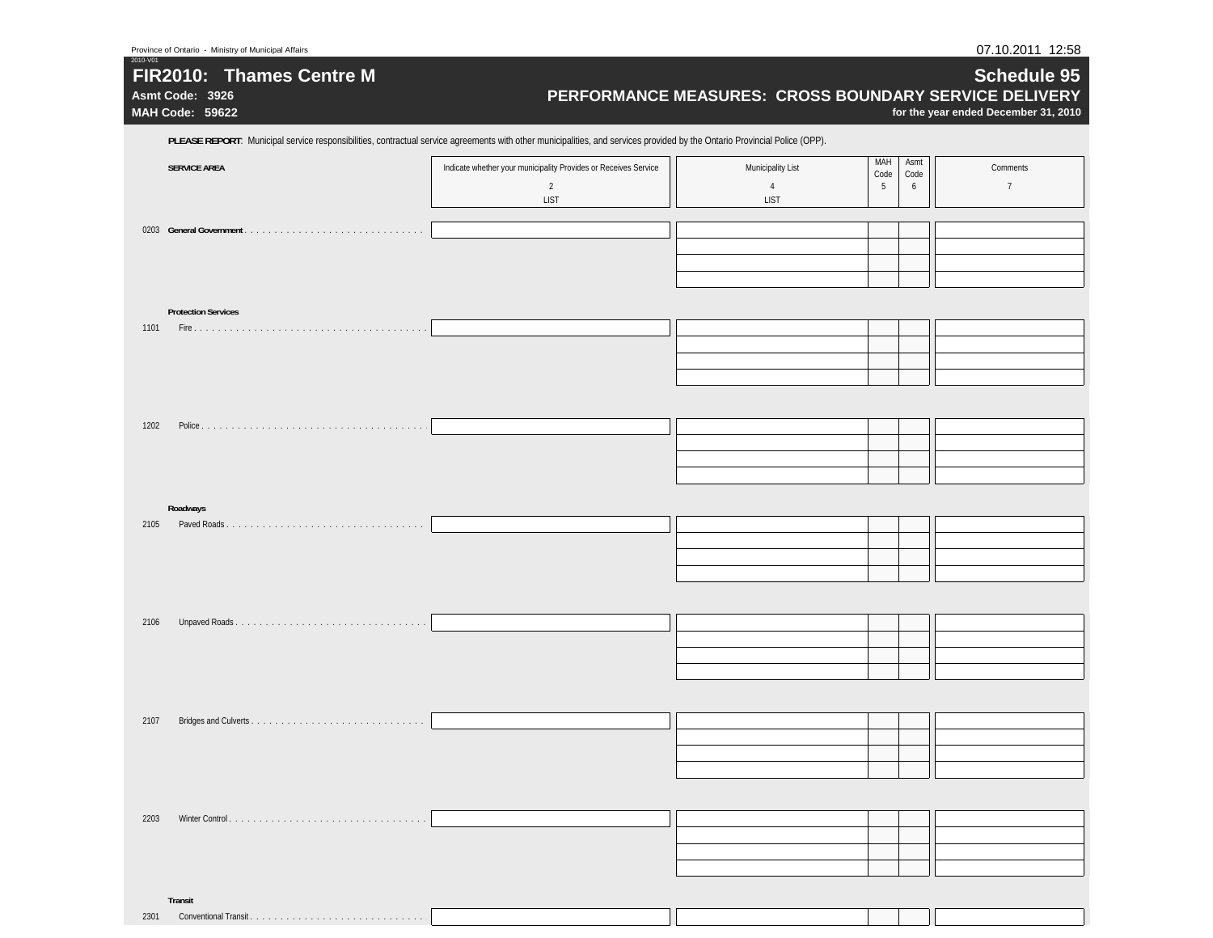Province of Ontario - Ministry of Municipal Affairs

2010-V01

# FIR2010: Thames Centre M

**Asmt Code: 3926**

**MAH Code: 59622**

## Schedule 95

## PERFORMANCE MEASURES: CROSS BOUNDARY SERVICE DELIVERY

**for the year ended December 31, 2010**

**PLEASE REPORT**: Municipal service responsibilities, contractual service agreements with other municipalities, and services provided by the Ontario Provincial Police (OPP).

| | SERVICE AREA | Indicate whether your municipality Provides or Receives Service<br>2<br>LIST | Municipality List<br>4<br>LIST | MAH Code<br>5 | Asmt Code<br>6 | Comments<br>7 |
|---|---|---|---|---|---|---|
| 0203 | **General Government** | | | | | |
| | | | | | | |
| | | | | | | |
| | | | | | | |
| | **Protection Services** | | | | | |
| 1101 | Fire | | | | | |
| | | | | | | |
| | | | | | | |
| | | | | | | |
| 1202 | Police | | | | | |
| | | | | | | |
| | | | | | | |
| | | | | | | |
| | **Roadways** | | | | | |
| 2105 | Paved Roads | | | | | |
| | | | | | | |
| | | | | | | |
| | | | | | | |
| 2106 | Unpaved Roads | | | | | |
| | | | | | | |
| | | | | | | |
| | | | | | | |
| 2107 | Bridges and Culverts | | | | | |
| | | | | | | |
| | | | | | | |
| | | | | | | |
| 2203 | Winter Control | | | | | |
| | | | | | | |
| | | | | | | |
| | | | | | | |
| | **Transit** | | | | | |
| 2301 | Conventional Transit | | | | | |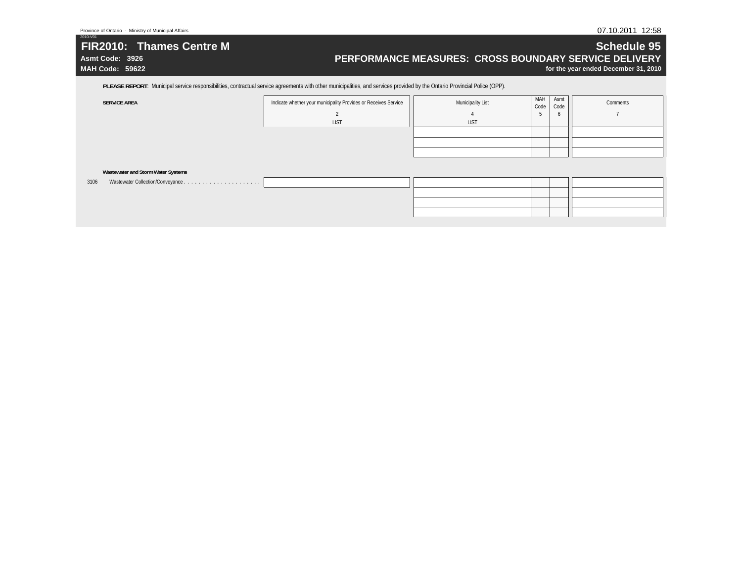Province of Ontario - Ministry of Municipal Affairs

2010-V01

# FIR2010: Thames Centre M

**Asmt Code: 3926**

**MAH Code: 59622**

## Schedule 95

## PERFORMANCE MEASURES: CROSS BOUNDARY SERVICE DELIVERY

**for the year ended December 31, 2010**

**PLEASE REPORT**: Municipal service responsibilities, contractual service agreements with other municipalities, and services provided by the Ontario Provincial Police (OPP).

| | SERVICE AREA | Indicate whether your municipality Provides or Receives Service | Municipality List | MAH Code | Asmt Code | Comments |
|---|---|---|---|---|---|---|
| | | 2 | 4 | 5 | 6 | 7 |
| | | LIST | LIST | | | |
| | | | | | | |
| | | | | | | |
| | | | | | | |
| | **Wastewater and Storm Water Systems** | | | | | |
| 3106 | Wastewater Collection/Conveyance . . . . . . . . . . . . . . . . . . . . . | | | | | |
| | | | | | | |
| | | | | | | |
| | | | | | | |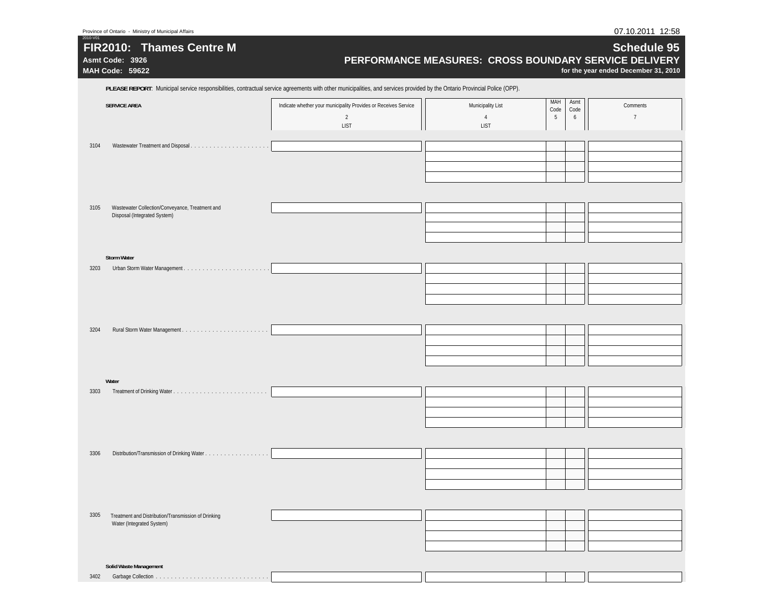Province of Ontario - Ministry of Municipal Affairs

2010-V01

# FIR2010: Thames Centre M

**Asmt Code: 3926**

**MAH Code: 59622**

## Schedule 95

## PERFORMANCE MEASURES: CROSS BOUNDARY SERVICE DELIVERY

**for the year ended December 31, 2010**

**PLEASE REPORT**: Municipal service responsibilities, contractual service agreements with other municipalities, and services provided by the Ontario Provincial Police (OPP).

| | SERVICE AREA | Indicate whether your municipality Provides or Receives Service | Municipality List | MAH Code | Asmt Code | Comments |
|---|---|---|---|---|---|---|
| | | 2 | 4 | 5 | 6 | 7 |
| | | LIST | LIST | | | |
| 3104 | Wastewater Treatment and Disposal | | | | | |
| 3105 | Wastewater Collection/Conveyance, Treatment and Disposal (Integrated System) | | | | | |
| | **Storm Water** | | | | | |
| 3203 | Urban Storm Water Management | | | | | |
| 3204 | Rural Storm Water Management | | | | | |
| | **Water** | | | | | |
| 3303 | Treatment of Drinking Water | | | | | |
| 3306 | Distribution/Transmission of Drinking Water | | | | | |
| 3305 | Treatment and Distribution/Transmission of Drinking Water (Integrated System) | | | | | |
| | **Solid Waste Management** | | | | | |
| 3402 | Garbage Collection | | | | | |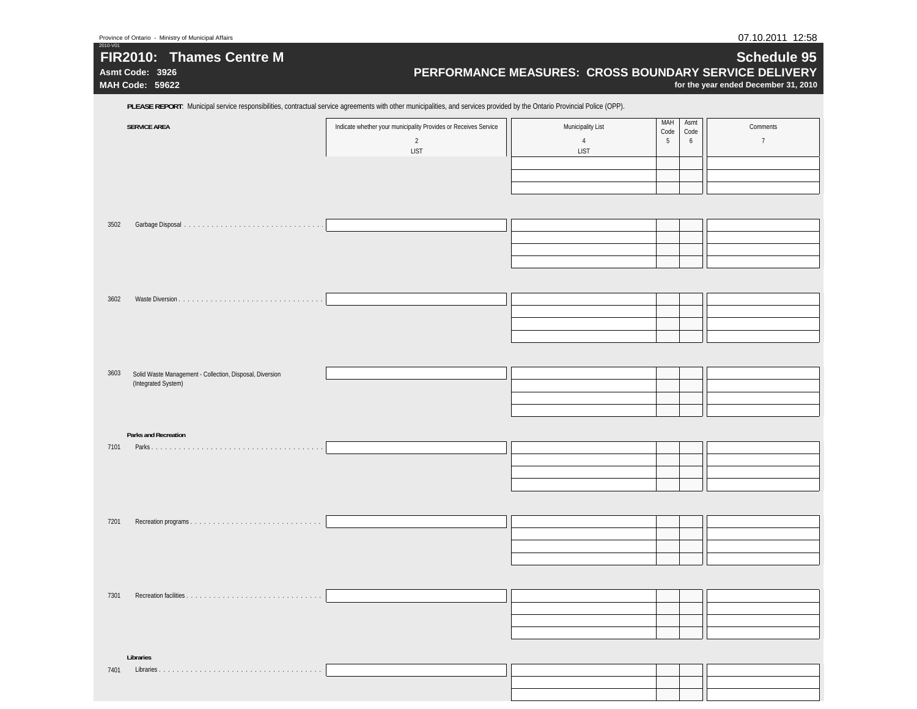Province of Ontario - Ministry of Municipal Affairs

2010-V01

# FIR2010: Thames Centre M

**Asmt Code: 3926**

**MAH Code: 59622**

## Schedule 95

### PERFORMANCE MEASURES: CROSS BOUNDARY SERVICE DELIVERY

**for the year ended December 31, 2010**

07.10.2011 12:58

**PLEASE REPORT**: Municipal service responsibilities, contractual service agreements with other municipalities, and services provided by the Ontario Provincial Police (OPP).

| | SERVICE AREA | Indicate whether your municipality Provides or Receives Service<br>2<br>LIST | Municipality List<br>4<br>LIST | MAH Code<br>5 | Asmt Code<br>6 | Comments<br>7 |
|---|---|---|---|---|---|---|
| | | | | | | |
| | | | | | | |
| | | | | | | |
| 3502 | Garbage Disposal | | | | | |
| | | | | | | |
| | | | | | | |
| | | | | | | |
| 3602 | Waste Diversion | | | | | |
| | | | | | | |
| | | | | | | |
| | | | | | | |
| 3603 | Solid Waste Management - Collection, Disposal, Diversion (Integrated System) | | | | | |
| | | | | | | |
| | | | | | | |
| | | | | | | |
| | **Parks and Recreation** | | | | | |
| 7101 | Parks | | | | | |
| | | | | | | |
| | | | | | | |
| | | | | | | |
| 7201 | Recreation programs | | | | | |
| | | | | | | |
| | | | | | | |
| | | | | | | |
| 7301 | Recreation facilities | | | | | |
| | | | | | | |
| | | | | | | |
| | | | | | | |
| | **Libraries** | | | | | |
| 7401 | Libraries | | | | | |
| | | | | | | |
| | | | | | | |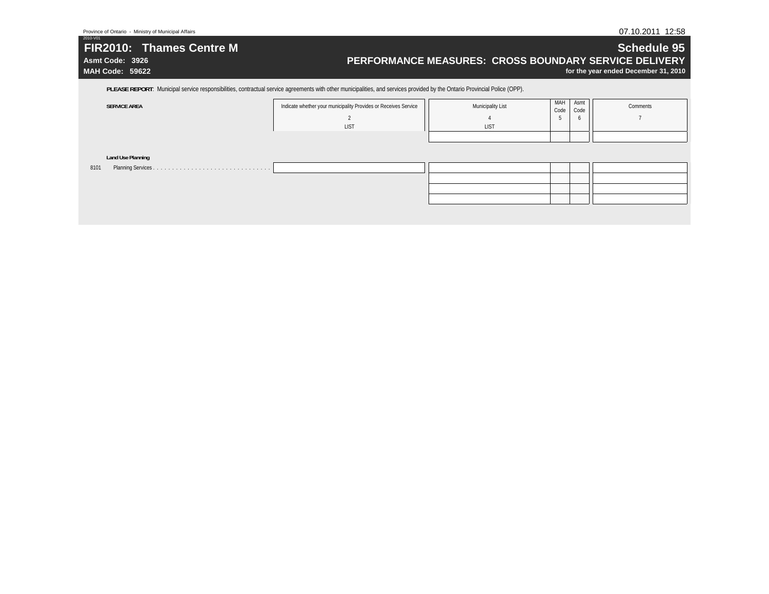Province of Ontario - Ministry of Municipal Affairs

07.10.2011 12:58

2010-V01

# FIR2010: Thames Centre M

**Asmt Code: 3926**

**MAH Code: 59622**

## Schedule 95

## PERFORMANCE MEASURES: CROSS BOUNDARY SERVICE DELIVERY

**for the year ended December 31, 2010**

**PLEASE REPORT**: Municipal service responsibilities, contractual service agreements with other municipalities, and services provided by the Ontario Provincial Police (OPP).

| | SERVICE AREA | Indicate whether your municipality Provides or Receives Service | Municipality List | MAH Code | Asmt Code | Comments |
|---|---|---|---|---|---|---|
| | | 2 | 4 | 5 | 6 | 7 |
| | | LIST | LIST | | | |
| | **Land Use Planning** | | | | | |
| 8101 | Planning Services | | | | | |
| | | | | | | |
| | | | | | | |
| | | | | | | |